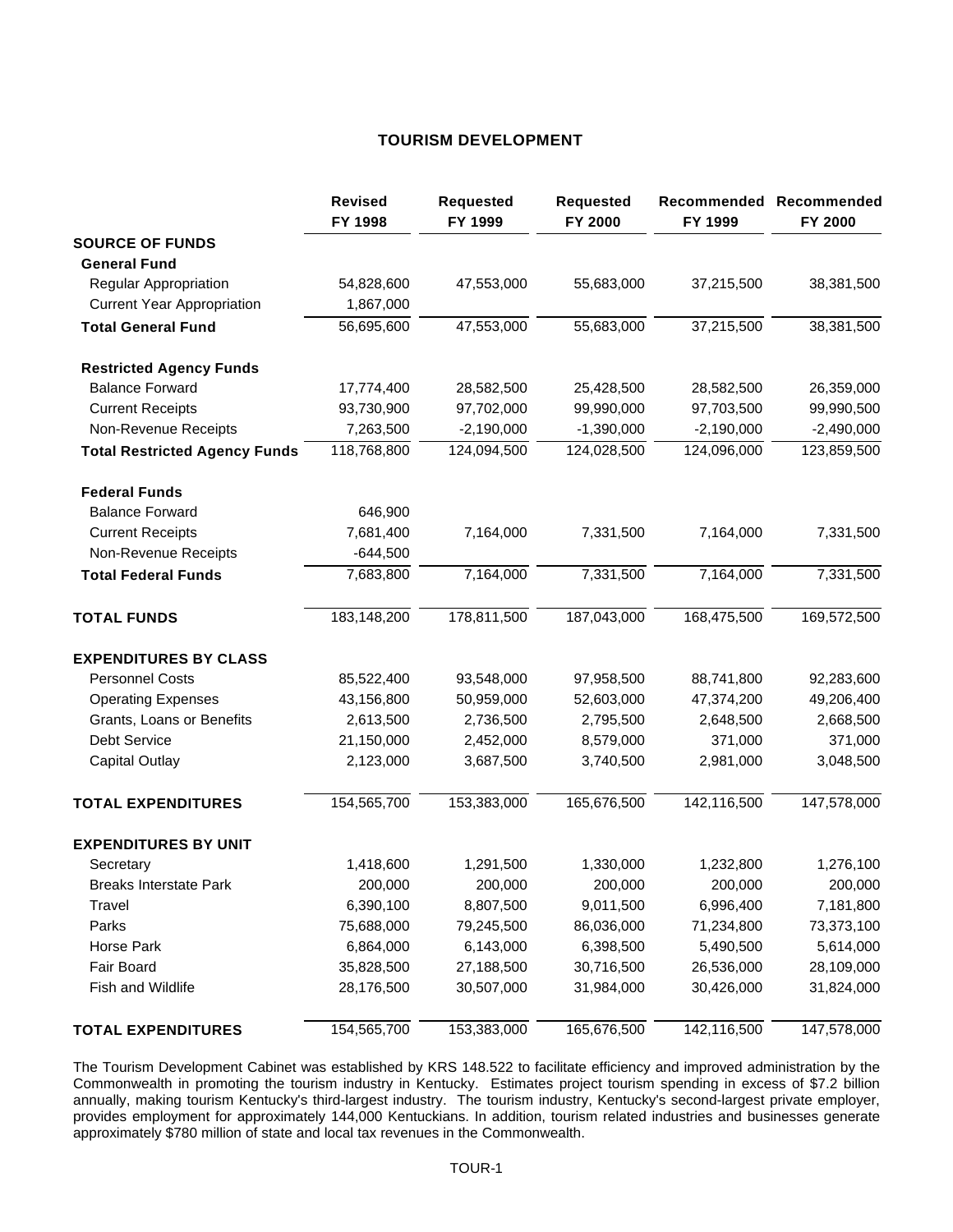## TOURISM DEVELOPMENT

| | Revised FY 1998 | Requested FY 1999 | Requested FY 2000 | Recommended FY 1999 | Recommended FY 2000 |
|---|---|---|---|---|---|
| **SOURCE OF FUNDS** | | | | | |
| **General Fund** | | | | | |
| Regular Appropriation | 54,828,600 | 47,553,000 | 55,683,000 | 37,215,500 | 38,381,500 |
| Current Year Appropriation | 1,867,000 | | | | |
| **Total General Fund** | 56,695,600 | 47,553,000 | 55,683,000 | 37,215,500 | 38,381,500 |
| **Restricted Agency Funds** | | | | | |
| Balance Forward | 17,774,400 | 28,582,500 | 25,428,500 | 28,582,500 | 26,359,000 |
| Current Receipts | 93,730,900 | 97,702,000 | 99,990,000 | 97,703,500 | 99,990,500 |
| Non-Revenue Receipts | 7,263,500 | -2,190,000 | -1,390,000 | -2,190,000 | -2,490,000 |
| **Total Restricted Agency Funds** | 118,768,800 | 124,094,500 | 124,028,500 | 124,096,000 | 123,859,500 |
| **Federal Funds** | | | | | |
| Balance Forward | 646,900 | | | | |
| Current Receipts | 7,681,400 | 7,164,000 | 7,331,500 | 7,164,000 | 7,331,500 |
| Non-Revenue Receipts | -644,500 | | | | |
| **Total Federal Funds** | 7,683,800 | 7,164,000 | 7,331,500 | 7,164,000 | 7,331,500 |
| **TOTAL FUNDS** | 183,148,200 | 178,811,500 | 187,043,000 | 168,475,500 | 169,572,500 |
| **EXPENDITURES BY CLASS** | | | | | |
| Personnel Costs | 85,522,400 | 93,548,000 | 97,958,500 | 88,741,800 | 92,283,600 |
| Operating Expenses | 43,156,800 | 50,959,000 | 52,603,000 | 47,374,200 | 49,206,400 |
| Grants, Loans or Benefits | 2,613,500 | 2,736,500 | 2,795,500 | 2,648,500 | 2,668,500 |
| Debt Service | 21,150,000 | 2,452,000 | 8,579,000 | 371,000 | 371,000 |
| Capital Outlay | 2,123,000 | 3,687,500 | 3,740,500 | 2,981,000 | 3,048,500 |
| **TOTAL EXPENDITURES** | 154,565,700 | 153,383,000 | 165,676,500 | 142,116,500 | 147,578,000 |
| **EXPENDITURES BY UNIT** | | | | | |
| Secretary | 1,418,600 | 1,291,500 | 1,330,000 | 1,232,800 | 1,276,100 |
| Breaks Interstate Park | 200,000 | 200,000 | 200,000 | 200,000 | 200,000 |
| Travel | 6,390,100 | 8,807,500 | 9,011,500 | 6,996,400 | 7,181,800 |
| Parks | 75,688,000 | 79,245,500 | 86,036,000 | 71,234,800 | 73,373,100 |
| Horse Park | 6,864,000 | 6,143,000 | 6,398,500 | 5,490,500 | 5,614,000 |
| Fair Board | 35,828,500 | 27,188,500 | 30,716,500 | 26,536,000 | 28,109,000 |
| Fish and Wildlife | 28,176,500 | 30,507,000 | 31,984,000 | 30,426,000 | 31,824,000 |
| **TOTAL EXPENDITURES** | 154,565,700 | 153,383,000 | 165,676,500 | 142,116,500 | 147,578,000 |

The Tourism Development Cabinet was established by KRS 148.522 to facilitate efficiency and improved administration by the Commonwealth in promoting the tourism industry in Kentucky. Estimates project tourism spending in excess of $7.2 billion annually, making tourism Kentucky's third-largest industry. The tourism industry, Kentucky's second-largest private employer, provides employment for approximately 144,000 Kentuckians. In addition, tourism related industries and businesses generate approximately $780 million of state and local tax revenues in the Commonwealth.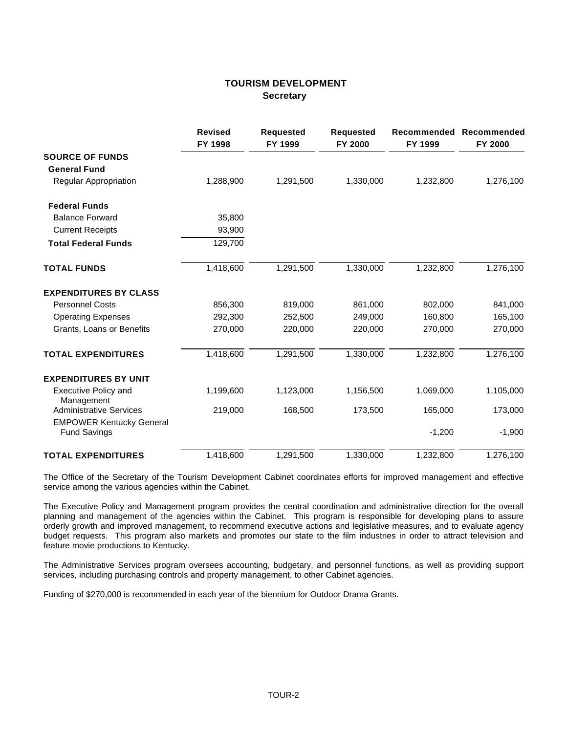# TOURISM DEVELOPMENT
## Secretary

| | Revised FY 1998 | Requested FY 1999 | Requested FY 2000 | Recommended FY 1999 | Recommended FY 2000 |
|---|---|---|---|---|---|
| **SOURCE OF FUNDS** | | | | | |
| **General Fund** | | | | | |
| Regular Appropriation | 1,288,900 | 1,291,500 | 1,330,000 | 1,232,800 | 1,276,100 |
| **Federal Funds** | | | | | |
| Balance Forward | 35,800 | | | | |
| Current Receipts | 93,900 | | | | |
| **Total Federal Funds** | 129,700 | | | | |
| **TOTAL FUNDS** | 1,418,600 | 1,291,500 | 1,330,000 | 1,232,800 | 1,276,100 |
| **EXPENDITURES BY CLASS** | | | | | |
| Personnel Costs | 856,300 | 819,000 | 861,000 | 802,000 | 841,000 |
| Operating Expenses | 292,300 | 252,500 | 249,000 | 160,800 | 165,100 |
| Grants, Loans or Benefits | 270,000 | 220,000 | 220,000 | 270,000 | 270,000 |
| **TOTAL EXPENDITURES** | 1,418,600 | 1,291,500 | 1,330,000 | 1,232,800 | 1,276,100 |
| **EXPENDITURES BY UNIT** | | | | | |
| Executive Policy and Management | 1,199,600 | 1,123,000 | 1,156,500 | 1,069,000 | 1,105,000 |
| Administrative Services | 219,000 | 168,500 | 173,500 | 165,000 | 173,000 |
| EMPOWER Kentucky General Fund Savings | | | | -1,200 | -1,900 |
| **TOTAL EXPENDITURES** | 1,418,600 | 1,291,500 | 1,330,000 | 1,232,800 | 1,276,100 |

The Office of the Secretary of the Tourism Development Cabinet coordinates efforts for improved management and effective service among the various agencies within the Cabinet.

The Executive Policy and Management program provides the central coordination and administrative direction for the overall planning and management of the agencies within the Cabinet. This program is responsible for developing plans to assure orderly growth and improved management, to recommend executive actions and legislative measures, and to evaluate agency budget requests. This program also markets and promotes our state to the film industries in order to attract television and feature movie productions to Kentucky.

The Administrative Services program oversees accounting, budgetary, and personnel functions, as well as providing support services, including purchasing controls and property management, to other Cabinet agencies.

Funding of $270,000 is recommended in each year of the biennium for Outdoor Drama Grants.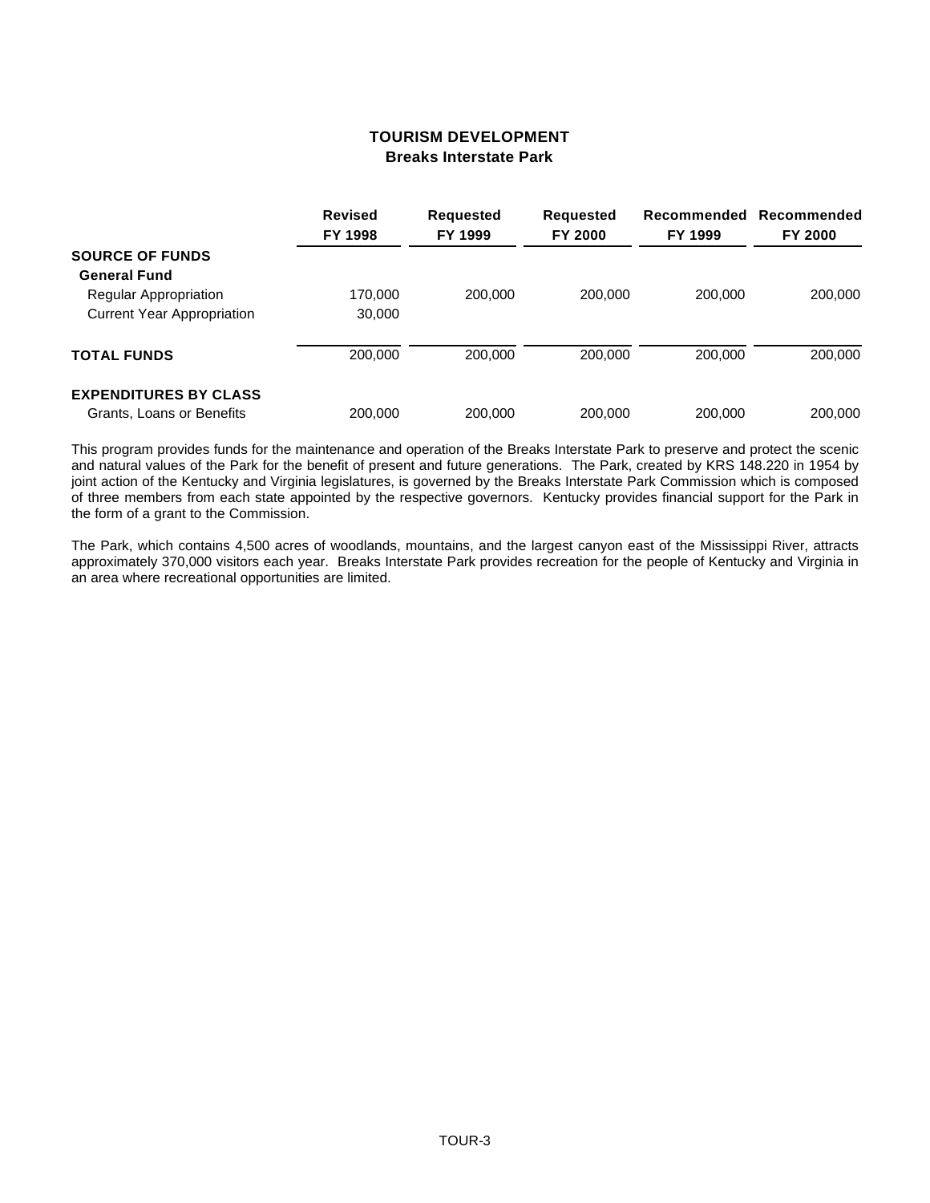# TOURISM DEVELOPMENT
## Breaks Interstate Park

| | Revised FY 1998 | Requested FY 1999 | Requested FY 2000 | Recommended FY 1999 | Recommended FY 2000 |
|---|---|---|---|---|---|
| **SOURCE OF FUNDS** | | | | | |
| **General Fund** | | | | | |
| Regular Appropriation | 170,000 | 200,000 | 200,000 | 200,000 | 200,000 |
| Current Year Appropriation | 30,000 | | | | |
| **TOTAL FUNDS** | 200,000 | 200,000 | 200,000 | 200,000 | 200,000 |
| **EXPENDITURES BY CLASS** | | | | | |
| Grants, Loans or Benefits | 200,000 | 200,000 | 200,000 | 200,000 | 200,000 |

This program provides funds for the maintenance and operation of the Breaks Interstate Park to preserve and protect the scenic and natural values of the Park for the benefit of present and future generations. The Park, created by KRS 148.220 in 1954 by joint action of the Kentucky and Virginia legislatures, is governed by the Breaks Interstate Park Commission which is composed of three members from each state appointed by the respective governors. Kentucky provides financial support for the Park in the form of a grant to the Commission.

The Park, which contains 4,500 acres of woodlands, mountains, and the largest canyon east of the Mississippi River, attracts approximately 370,000 visitors each year. Breaks Interstate Park provides recreation for the people of Kentucky and Virginia in an area where recreational opportunities are limited.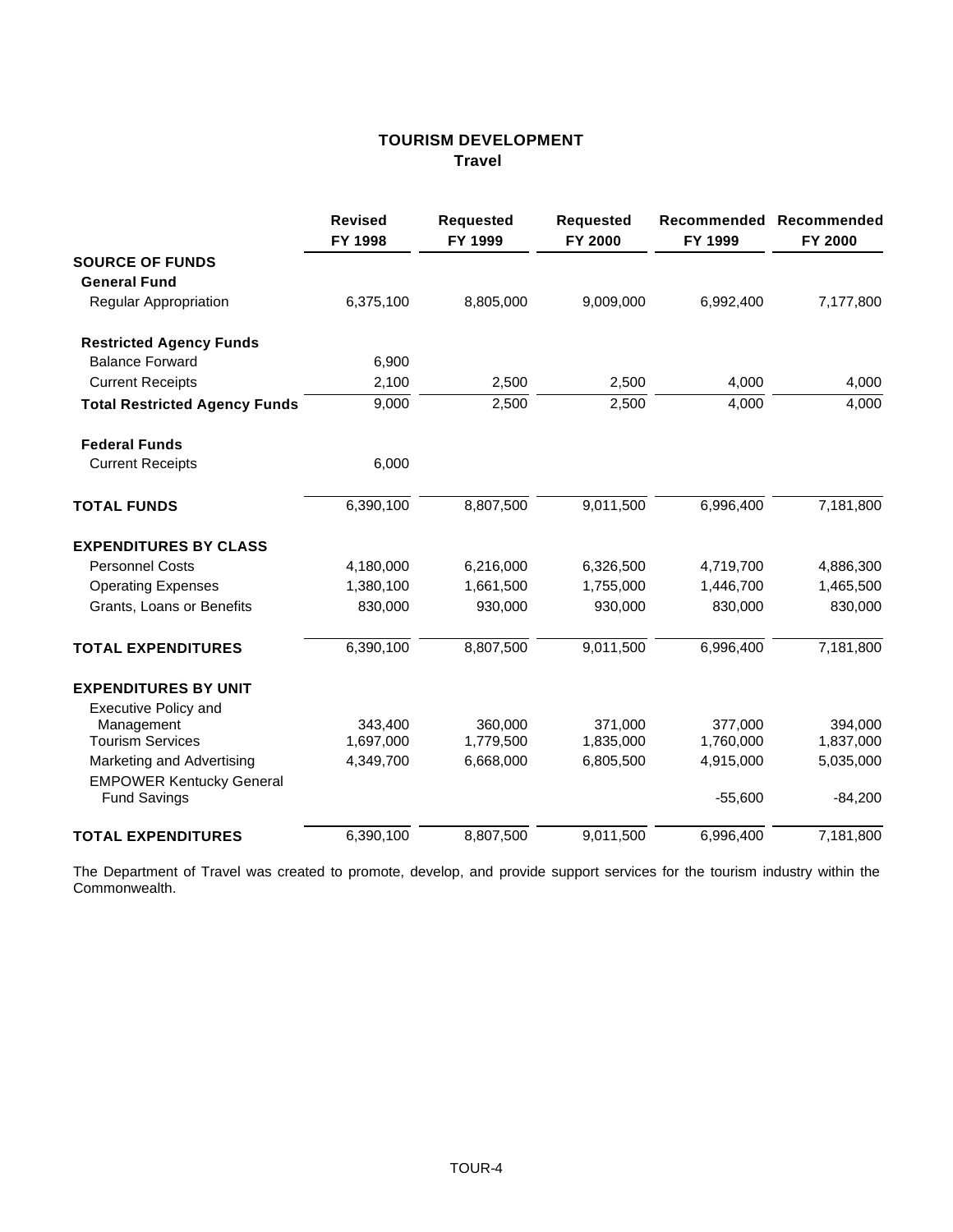# TOURISM DEVELOPMENT
## Travel

| | Revised FY 1998 | Requested FY 1999 | Requested FY 2000 | Recommended FY 1999 | Recommended FY 2000 |
|---|---|---|---|---|---|
| **SOURCE OF FUNDS** | | | | | |
| **General Fund** | | | | | |
| Regular Appropriation | 6,375,100 | 8,805,000 | 9,009,000 | 6,992,400 | 7,177,800 |
| **Restricted Agency Funds** | | | | | |
| Balance Forward | 6,900 | | | | |
| Current Receipts | 2,100 | 2,500 | 2,500 | 4,000 | 4,000 |
| **Total Restricted Agency Funds** | 9,000 | 2,500 | 2,500 | 4,000 | 4,000 |
| **Federal Funds** | | | | | |
| Current Receipts | 6,000 | | | | |
| **TOTAL FUNDS** | 6,390,100 | 8,807,500 | 9,011,500 | 6,996,400 | 7,181,800 |
| **EXPENDITURES BY CLASS** | | | | | |
| Personnel Costs | 4,180,000 | 6,216,000 | 6,326,500 | 4,719,700 | 4,886,300 |
| Operating Expenses | 1,380,100 | 1,661,500 | 1,755,000 | 1,446,700 | 1,465,500 |
| Grants, Loans or Benefits | 830,000 | 930,000 | 930,000 | 830,000 | 830,000 |
| **TOTAL EXPENDITURES** | 6,390,100 | 8,807,500 | 9,011,500 | 6,996,400 | 7,181,800 |
| **EXPENDITURES BY UNIT** | | | | | |
| Executive Policy and Management | 343,400 | 360,000 | 371,000 | 377,000 | 394,000 |
| Tourism Services | 1,697,000 | 1,779,500 | 1,835,000 | 1,760,000 | 1,837,000 |
| Marketing and Advertising | 4,349,700 | 6,668,000 | 6,805,500 | 4,915,000 | 5,035,000 |
| EMPOWER Kentucky General Fund Savings | | | | -55,600 | -84,200 |
| **TOTAL EXPENDITURES** | 6,390,100 | 8,807,500 | 9,011,500 | 6,996,400 | 7,181,800 |

The Department of Travel was created to promote, develop, and provide support services for the tourism industry within the Commonwealth.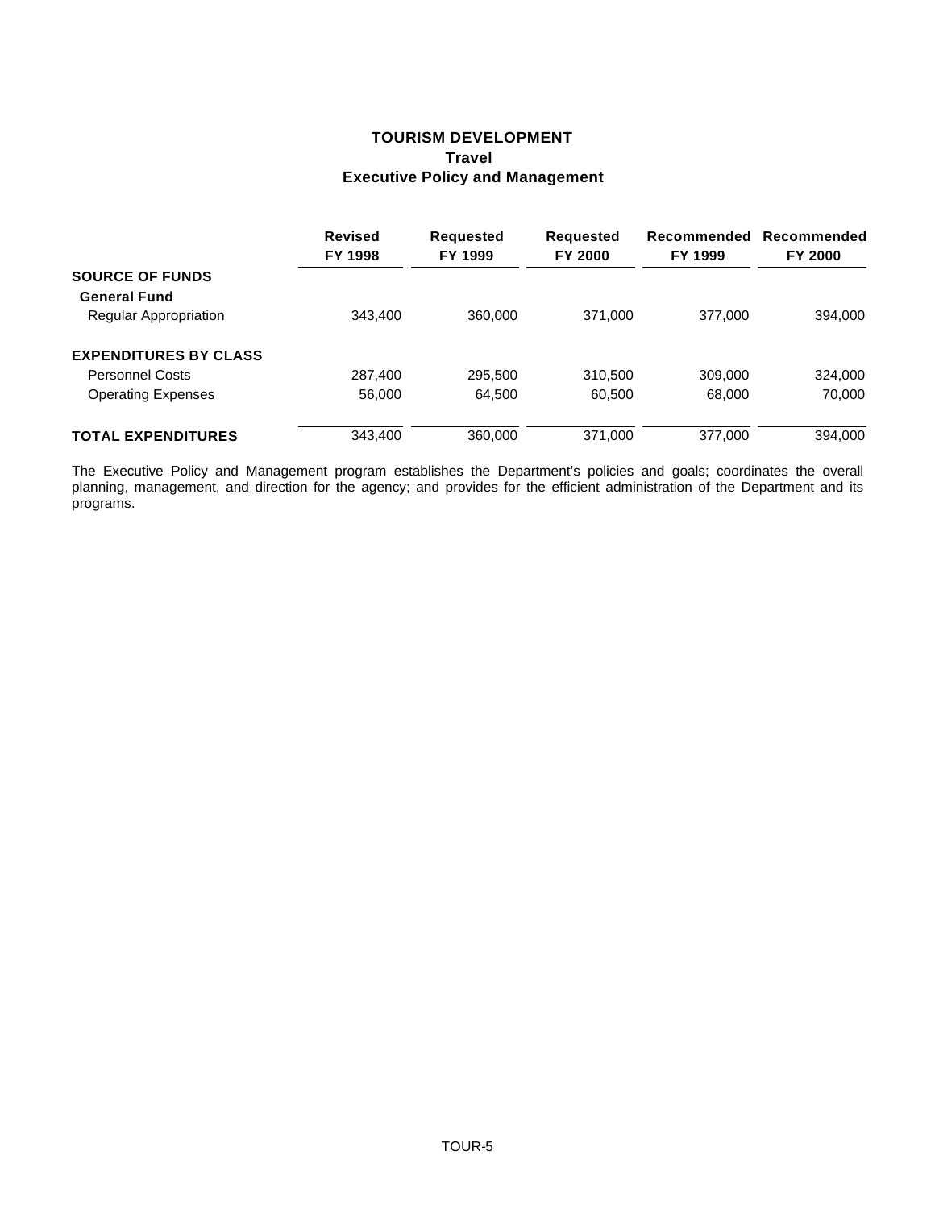# TOURISM DEVELOPMENT

## Travel

### Executive Policy and Management

| | Revised FY 1998 | Requested FY 1999 | Requested FY 2000 | Recommended FY 1999 | Recommended FY 2000 |
|---|---|---|---|---|---|
| **SOURCE OF FUNDS** | | | | | |
| **General Fund** | | | | | |
| Regular Appropriation | 343,400 | 360,000 | 371,000 | 377,000 | 394,000 |
| **EXPENDITURES BY CLASS** | | | | | |
| Personnel Costs | 287,400 | 295,500 | 310,500 | 309,000 | 324,000 |
| Operating Expenses | 56,000 | 64,500 | 60,500 | 68,000 | 70,000 |
| **TOTAL EXPENDITURES** | 343,400 | 360,000 | 371,000 | 377,000 | 394,000 |

The Executive Policy and Management program establishes the Department's policies and goals; coordinates the overall planning, management, and direction for the agency; and provides for the efficient administration of the Department and its programs.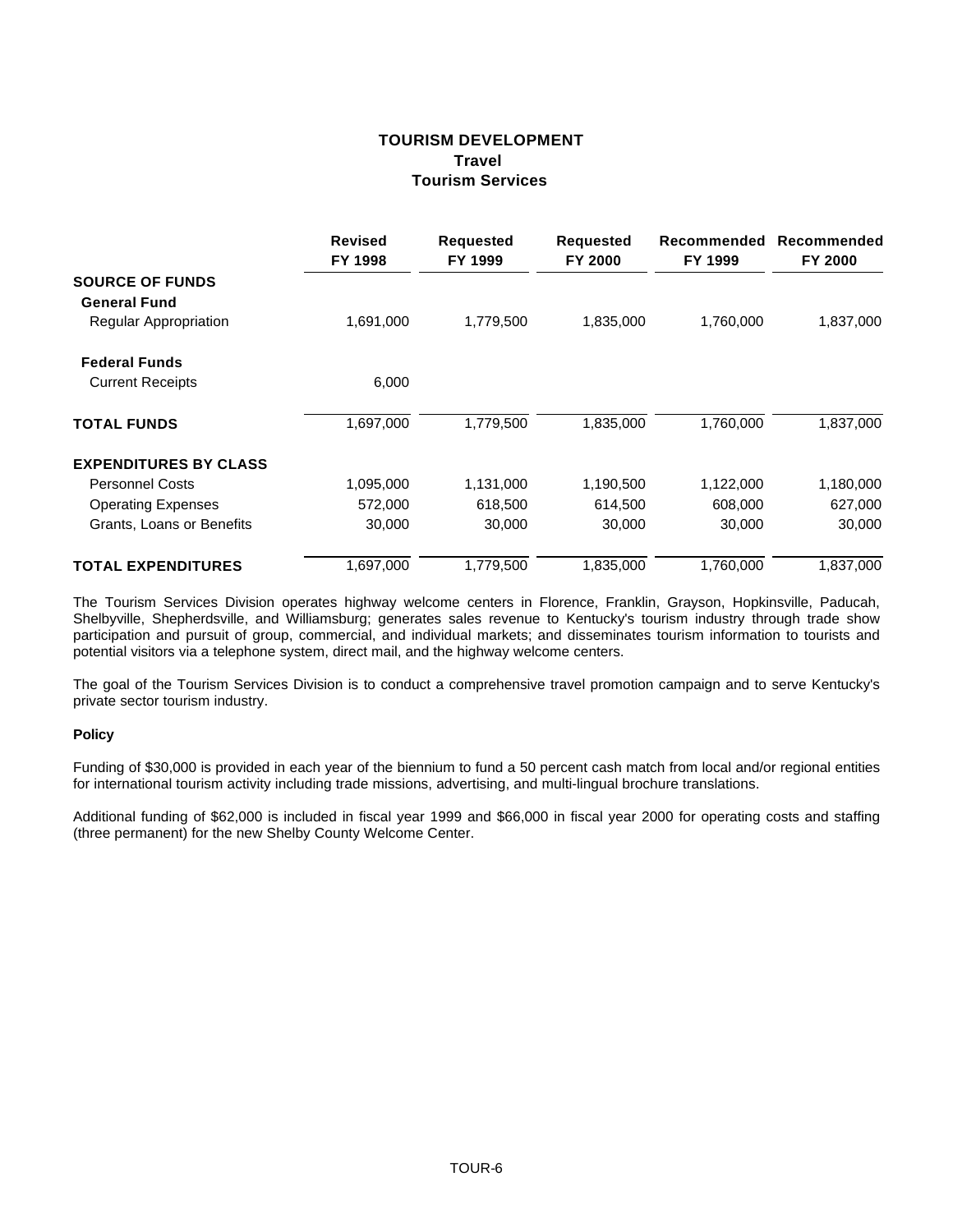# TOURISM DEVELOPMENT
## Travel
## Tourism Services

| | Revised FY 1998 | Requested FY 1999 | Requested FY 2000 | Recommended FY 1999 | Recommended FY 2000 |
|---|---|---|---|---|---|
| **SOURCE OF FUNDS** | | | | | |
| **General Fund** | | | | | |
| Regular Appropriation | 1,691,000 | 1,779,500 | 1,835,000 | 1,760,000 | 1,837,000 |
| **Federal Funds** | | | | | |
| Current Receipts | 6,000 | | | | |
| **TOTAL FUNDS** | 1,697,000 | 1,779,500 | 1,835,000 | 1,760,000 | 1,837,000 |
| **EXPENDITURES BY CLASS** | | | | | |
| Personnel Costs | 1,095,000 | 1,131,000 | 1,190,500 | 1,122,000 | 1,180,000 |
| Operating Expenses | 572,000 | 618,500 | 614,500 | 608,000 | 627,000 |
| Grants, Loans or Benefits | 30,000 | 30,000 | 30,000 | 30,000 | 30,000 |
| **TOTAL EXPENDITURES** | 1,697,000 | 1,779,500 | 1,835,000 | 1,760,000 | 1,837,000 |

The Tourism Services Division operates highway welcome centers in Florence, Franklin, Grayson, Hopkinsville, Paducah, Shelbyville, Shepherdsville, and Williamsburg; generates sales revenue to Kentucky's tourism industry through trade show participation and pursuit of group, commercial, and individual markets; and disseminates tourism information to tourists and potential visitors via a telephone system, direct mail, and the highway welcome centers.

The goal of the Tourism Services Division is to conduct a comprehensive travel promotion campaign and to serve Kentucky's private sector tourism industry.

**Policy**

Funding of $30,000 is provided in each year of the biennium to fund a 50 percent cash match from local and/or regional entities for international tourism activity including trade missions, advertising, and multi-lingual brochure translations.

Additional funding of $62,000 is included in fiscal year 1999 and $66,000 in fiscal year 2000 for operating costs and staffing (three permanent) for the new Shelby County Welcome Center.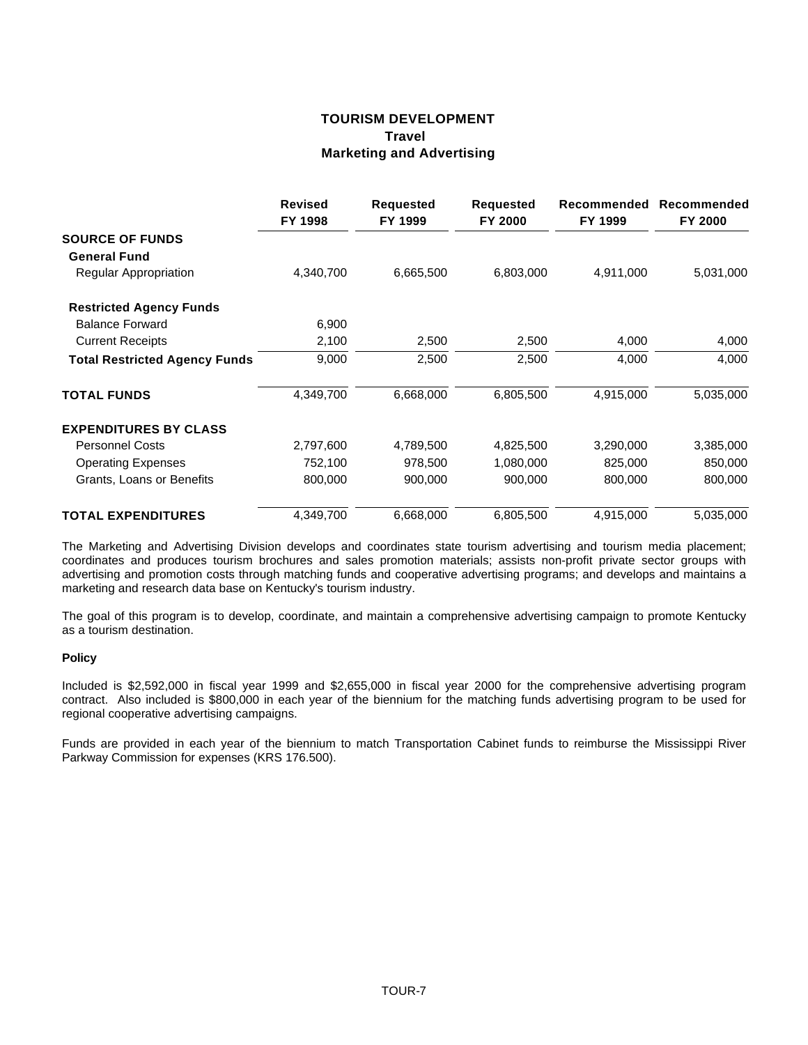# TOURISM DEVELOPMENT
## Travel
## Marketing and Advertising

| | Revised FY 1998 | Requested FY 1999 | Requested FY 2000 | Recommended FY 1999 | Recommended FY 2000 |
|---|---|---|---|---|---|
| **SOURCE OF FUNDS** | | | | | |
| **General Fund** | | | | | |
| Regular Appropriation | 4,340,700 | 6,665,500 | 6,803,000 | 4,911,000 | 5,031,000 |
| **Restricted Agency Funds** | | | | | |
| Balance Forward | 6,900 | | | | |
| Current Receipts | 2,100 | 2,500 | 2,500 | 4,000 | 4,000 |
| **Total Restricted Agency Funds** | 9,000 | 2,500 | 2,500 | 4,000 | 4,000 |
| **TOTAL FUNDS** | 4,349,700 | 6,668,000 | 6,805,500 | 4,915,000 | 5,035,000 |
| **EXPENDITURES BY CLASS** | | | | | |
| Personnel Costs | 2,797,600 | 4,789,500 | 4,825,500 | 3,290,000 | 3,385,000 |
| Operating Expenses | 752,100 | 978,500 | 1,080,000 | 825,000 | 850,000 |
| Grants, Loans or Benefits | 800,000 | 900,000 | 900,000 | 800,000 | 800,000 |
| **TOTAL EXPENDITURES** | 4,349,700 | 6,668,000 | 6,805,500 | 4,915,000 | 5,035,000 |

The Marketing and Advertising Division develops and coordinates state tourism advertising and tourism media placement; coordinates and produces tourism brochures and sales promotion materials; assists non-profit private sector groups with advertising and promotion costs through matching funds and cooperative advertising programs; and develops and maintains a marketing and research data base on Kentucky's tourism industry.

The goal of this program is to develop, coordinate, and maintain a comprehensive advertising campaign to promote Kentucky as a tourism destination.

**Policy**

Included is $2,592,000 in fiscal year 1999 and $2,655,000 in fiscal year 2000 for the comprehensive advertising program contract. Also included is $800,000 in each year of the biennium for the matching funds advertising program to be used for regional cooperative advertising campaigns.

Funds are provided in each year of the biennium to match Transportation Cabinet funds to reimburse the Mississippi River Parkway Commission for expenses (KRS 176.500).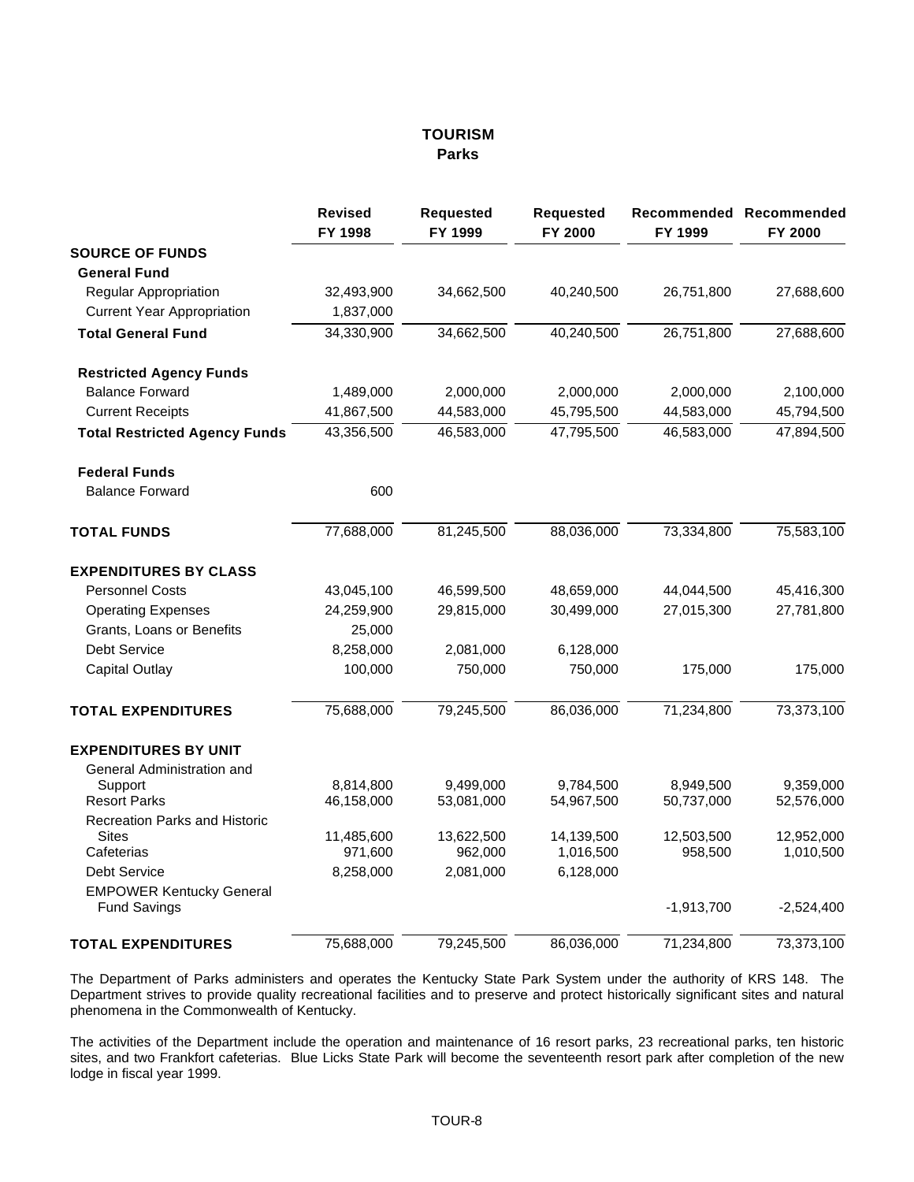# TOURISM
## Parks

| | Revised FY 1998 | Requested FY 1999 | Requested FY 2000 | Recommended FY 1999 | Recommended FY 2000 |
|---|---|---|---|---|---|
| **SOURCE OF FUNDS** | | | | | |
| **General Fund** | | | | | |
| Regular Appropriation | 32,493,900 | 34,662,500 | 40,240,500 | 26,751,800 | 27,688,600 |
| Current Year Appropriation | 1,837,000 | | | | |
| **Total General Fund** | 34,330,900 | 34,662,500 | 40,240,500 | 26,751,800 | 27,688,600 |
| **Restricted Agency Funds** | | | | | |
| Balance Forward | 1,489,000 | 2,000,000 | 2,000,000 | 2,000,000 | 2,100,000 |
| Current Receipts | 41,867,500 | 44,583,000 | 45,795,500 | 44,583,000 | 45,794,500 |
| **Total Restricted Agency Funds** | 43,356,500 | 46,583,000 | 47,795,500 | 46,583,000 | 47,894,500 |
| **Federal Funds** | | | | | |
| Balance Forward | 600 | | | | |
| **TOTAL FUNDS** | 77,688,000 | 81,245,500 | 88,036,000 | 73,334,800 | 75,583,100 |
| **EXPENDITURES BY CLASS** | | | | | |
| Personnel Costs | 43,045,100 | 46,599,500 | 48,659,000 | 44,044,500 | 45,416,300 |
| Operating Expenses | 24,259,900 | 29,815,000 | 30,499,000 | 27,015,300 | 27,781,800 |
| Grants, Loans or Benefits | 25,000 | | | | |
| Debt Service | 8,258,000 | 2,081,000 | 6,128,000 | | |
| Capital Outlay | 100,000 | 750,000 | 750,000 | 175,000 | 175,000 |
| **TOTAL EXPENDITURES** | 75,688,000 | 79,245,500 | 86,036,000 | 71,234,800 | 73,373,100 |
| **EXPENDITURES BY UNIT** | | | | | |
| General Administration and Support | 8,814,800 | 9,499,000 | 9,784,500 | 8,949,500 | 9,359,000 |
| Resort Parks | 46,158,000 | 53,081,000 | 54,967,500 | 50,737,000 | 52,576,000 |
| Recreation Parks and Historic Sites | 11,485,600 | 13,622,500 | 14,139,500 | 12,503,500 | 12,952,000 |
| Cafeterias | 971,600 | 962,000 | 1,016,500 | 958,500 | 1,010,500 |
| Debt Service | 8,258,000 | 2,081,000 | 6,128,000 | | |
| EMPOWER Kentucky General Fund Savings | | | | -1,913,700 | -2,524,400 |
| **TOTAL EXPENDITURES** | 75,688,000 | 79,245,500 | 86,036,000 | 71,234,800 | 73,373,100 |

The Department of Parks administers and operates the Kentucky State Park System under the authority of KRS 148. The Department strives to provide quality recreational facilities and to preserve and protect historically significant sites and natural phenomena in the Commonwealth of Kentucky.

The activities of the Department include the operation and maintenance of 16 resort parks, 23 recreational parks, ten historic sites, and two Frankfort cafeterias. Blue Licks State Park will become the seventeenth resort park after completion of the new lodge in fiscal year 1999.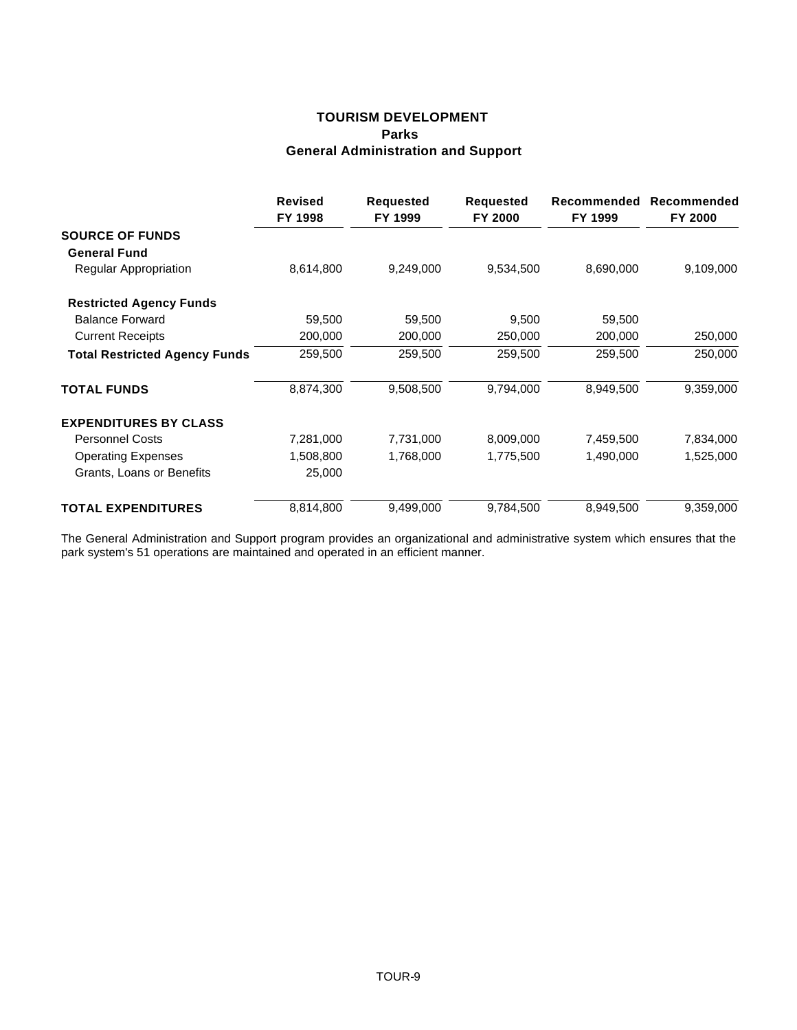# TOURISM DEVELOPMENT
## Parks
## General Administration and Support

| | Revised FY 1998 | Requested FY 1999 | Requested FY 2000 | Recommended FY 1999 | Recommended FY 2000 |
|---|---|---|---|---|---|
| **SOURCE OF FUNDS** | | | | | |
| **General Fund** | | | | | |
| Regular Appropriation | 8,614,800 | 9,249,000 | 9,534,500 | 8,690,000 | 9,109,000 |
| **Restricted Agency Funds** | | | | | |
| Balance Forward | 59,500 | 59,500 | 9,500 | 59,500 | |
| Current Receipts | 200,000 | 200,000 | 250,000 | 200,000 | 250,000 |
| **Total Restricted Agency Funds** | 259,500 | 259,500 | 259,500 | 259,500 | 250,000 |
| **TOTAL FUNDS** | 8,874,300 | 9,508,500 | 9,794,000 | 8,949,500 | 9,359,000 |
| **EXPENDITURES BY CLASS** | | | | | |
| Personnel Costs | 7,281,000 | 7,731,000 | 8,009,000 | 7,459,500 | 7,834,000 |
| Operating Expenses | 1,508,800 | 1,768,000 | 1,775,500 | 1,490,000 | 1,525,000 |
| Grants, Loans or Benefits | 25,000 | | | | |
| **TOTAL EXPENDITURES** | 8,814,800 | 9,499,000 | 9,784,500 | 8,949,500 | 9,359,000 |

The General Administration and Support program provides an organizational and administrative system which ensures that the park system's 51 operations are maintained and operated in an efficient manner.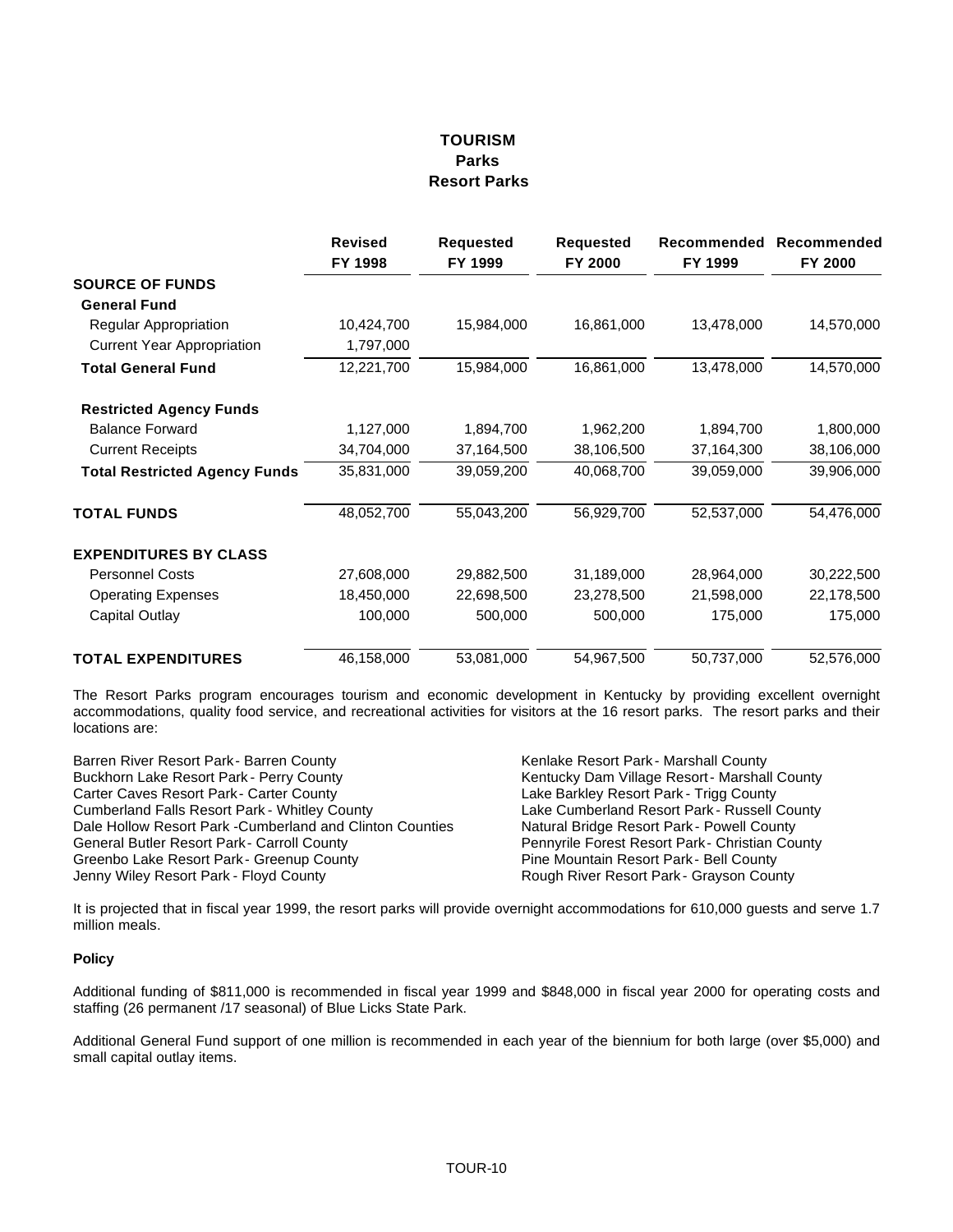# TOURISM
## Parks
### Resort Parks

| | Revised FY 1998 | Requested FY 1999 | Requested FY 2000 | Recommended FY 1999 | Recommended FY 2000 |
|---|---|---|---|---|---|
| **SOURCE OF FUNDS** | | | | | |
| **General Fund** | | | | | |
| Regular Appropriation | 10,424,700 | 15,984,000 | 16,861,000 | 13,478,000 | 14,570,000 |
| Current Year Appropriation | 1,797,000 | | | | |
| **Total General Fund** | 12,221,700 | 15,984,000 | 16,861,000 | 13,478,000 | 14,570,000 |
| **Restricted Agency Funds** | | | | | |
| Balance Forward | 1,127,000 | 1,894,700 | 1,962,200 | 1,894,700 | 1,800,000 |
| Current Receipts | 34,704,000 | 37,164,500 | 38,106,500 | 37,164,300 | 38,106,000 |
| **Total Restricted Agency Funds** | 35,831,000 | 39,059,200 | 40,068,700 | 39,059,000 | 39,906,000 |
| **TOTAL FUNDS** | 48,052,700 | 55,043,200 | 56,929,700 | 52,537,000 | 54,476,000 |
| **EXPENDITURES BY CLASS** | | | | | |
| Personnel Costs | 27,608,000 | 29,882,500 | 31,189,000 | 28,964,000 | 30,222,500 |
| Operating Expenses | 18,450,000 | 22,698,500 | 23,278,500 | 21,598,000 | 22,178,500 |
| Capital Outlay | 100,000 | 500,000 | 500,000 | 175,000 | 175,000 |
| **TOTAL EXPENDITURES** | 46,158,000 | 53,081,000 | 54,967,500 | 50,737,000 | 52,576,000 |

The Resort Parks program encourages tourism and economic development in Kentucky by providing excellent overnight accommodations, quality food service, and recreational activities for visitors at the 16 resort parks. The resort parks and their locations are:

Barren River Resort Park - Barren County
Buckhorn Lake Resort Park - Perry County
Carter Caves Resort Park - Carter County
Cumberland Falls Resort Park - Whitley County
Dale Hollow Resort Park - Cumberland and Clinton Counties
General Butler Resort Park - Carroll County
Greenbo Lake Resort Park - Greenup County
Jenny Wiley Resort Park - Floyd County
Kenlake Resort Park - Marshall County
Kentucky Dam Village Resort - Marshall County
Lake Barkley Resort Park - Trigg County
Lake Cumberland Resort Park - Russell County
Natural Bridge Resort Park - Powell County
Pennyrile Forest Resort Park - Christian County
Pine Mountain Resort Park - Bell County
Rough River Resort Park - Grayson County

It is projected that in fiscal year 1999, the resort parks will provide overnight accommodations for 610,000 guests and serve 1.7 million meals.

#### Policy

Additional funding of $811,000 is recommended in fiscal year 1999 and $848,000 in fiscal year 2000 for operating costs and staffing (26 permanent /17 seasonal) of Blue Licks State Park.

Additional General Fund support of one million is recommended in each year of the biennium for both large (over $5,000) and small capital outlay items.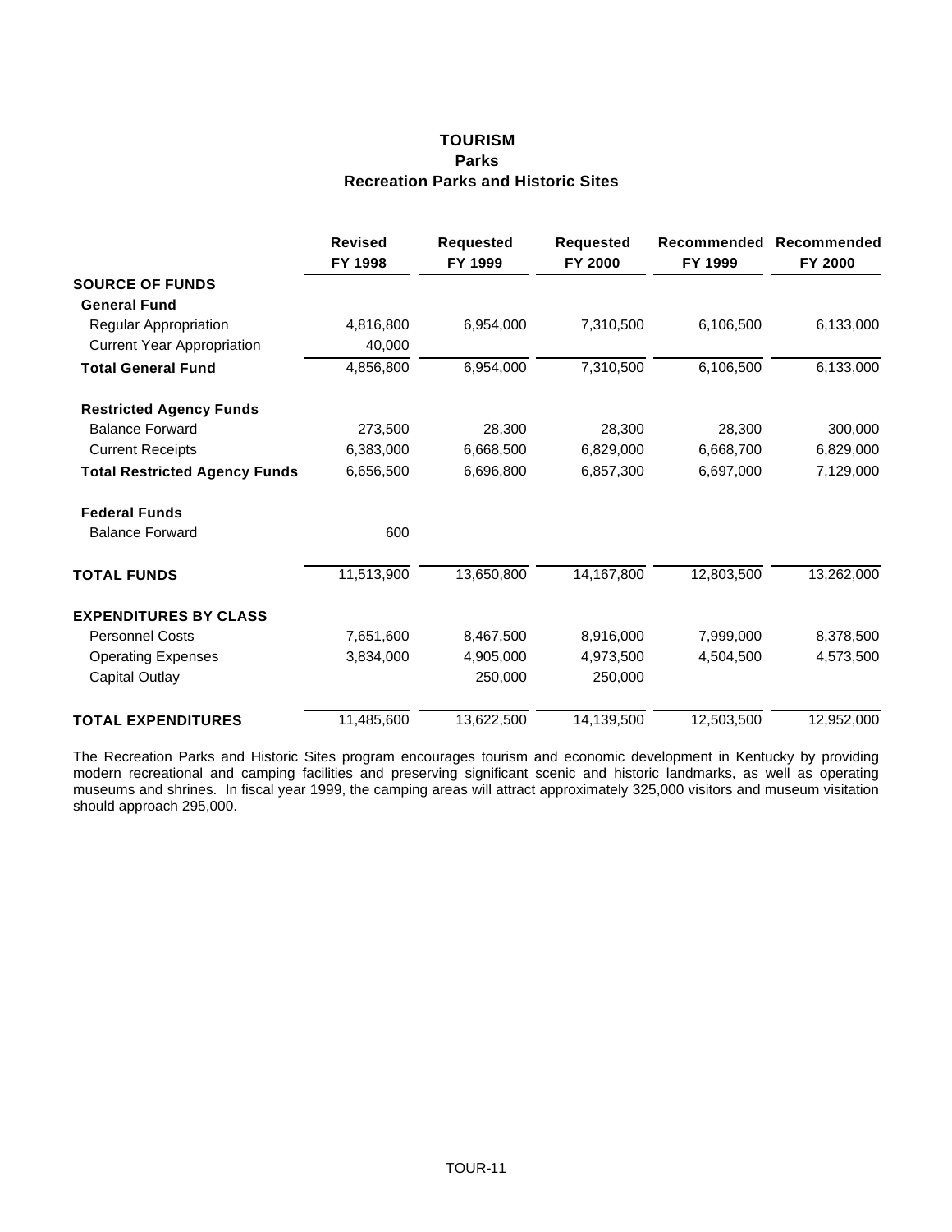# TOURISM
## Parks
### Recreation Parks and Historic Sites

| | Revised FY 1998 | Requested FY 1999 | Requested FY 2000 | Recommended FY 1999 | Recommended FY 2000 |
|---|---|---|---|---|---|
| **SOURCE OF FUNDS** | | | | | |
| **General Fund** | | | | | |
| Regular Appropriation | 4,816,800 | 6,954,000 | 7,310,500 | 6,106,500 | 6,133,000 |
| Current Year Appropriation | 40,000 | | | | |
| **Total General Fund** | 4,856,800 | 6,954,000 | 7,310,500 | 6,106,500 | 6,133,000 |
| **Restricted Agency Funds** | | | | | |
| Balance Forward | 273,500 | 28,300 | 28,300 | 28,300 | 300,000 |
| Current Receipts | 6,383,000 | 6,668,500 | 6,829,000 | 6,668,700 | 6,829,000 |
| **Total Restricted Agency Funds** | 6,656,500 | 6,696,800 | 6,857,300 | 6,697,000 | 7,129,000 |
| **Federal Funds** | | | | | |
| Balance Forward | 600 | | | | |
| **TOTAL FUNDS** | 11,513,900 | 13,650,800 | 14,167,800 | 12,803,500 | 13,262,000 |
| **EXPENDITURES BY CLASS** | | | | | |
| Personnel Costs | 7,651,600 | 8,467,500 | 8,916,000 | 7,999,000 | 8,378,500 |
| Operating Expenses | 3,834,000 | 4,905,000 | 4,973,500 | 4,504,500 | 4,573,500 |
| Capital Outlay | | 250,000 | 250,000 | | |
| **TOTAL EXPENDITURES** | 11,485,600 | 13,622,500 | 14,139,500 | 12,503,500 | 12,952,000 |

The Recreation Parks and Historic Sites program encourages tourism and economic development in Kentucky by providing modern recreational and camping facilities and preserving significant scenic and historic landmarks, as well as operating museums and shrines. In fiscal year 1999, the camping areas will attract approximately 325,000 visitors and museum visitation should approach 295,000.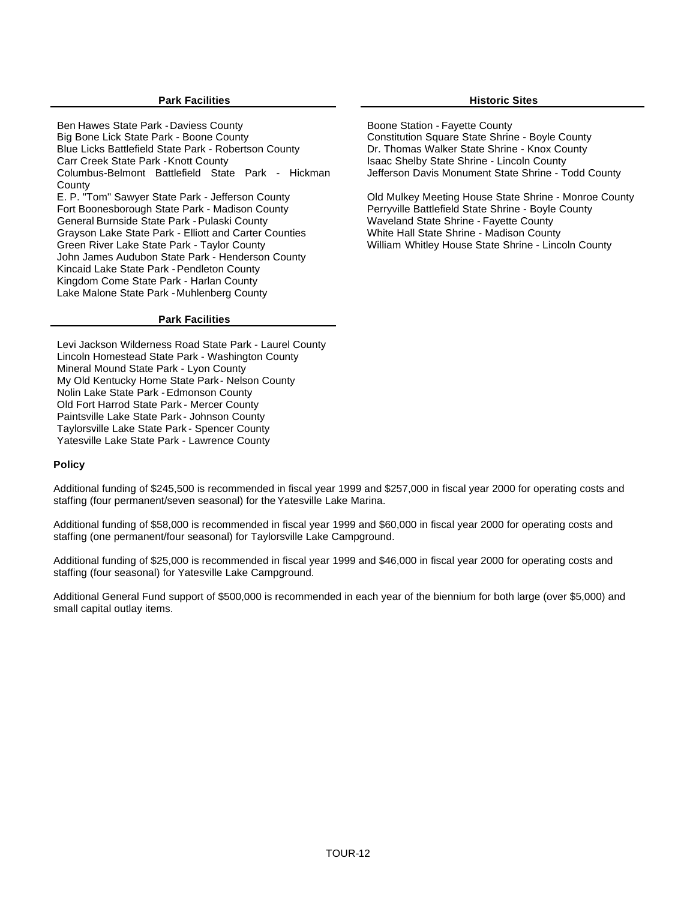**Park Facilities**

Ben Hawes State Park - Daviess County
Big Bone Lick State Park - Boone County
Blue Licks Battlefield State Park - Robertson County
Carr Creek State Park - Knott County
Columbus-Belmont Battlefield State Park - Hickman County
E. P. "Tom" Sawyer State Park - Jefferson County
Fort Boonesborough State Park - Madison County
General Burnside State Park - Pulaski County
Grayson Lake State Park - Elliott and Carter Counties
Green River Lake State Park - Taylor County
John James Audubon State Park - Henderson County
Kincaid Lake State Park - Pendleton County
Kingdom Come State Park - Harlan County
Lake Malone State Park - Muhlenberg County

**Park Facilities**

Levi Jackson Wilderness Road State Park - Laurel County
Lincoln Homestead State Park - Washington County
Mineral Mound State Park - Lyon County
My Old Kentucky Home State Park - Nelson County
Nolin Lake State Park - Edmonson County
Old Fort Harrod State Park - Mercer County
Paintsville Lake State Park - Johnson County
Taylorsville Lake State Park - Spencer County
Yatesville Lake State Park - Lawrence County

**Historic Sites**

Boone Station - Fayette County
Constitution Square State Shrine - Boyle County
Dr. Thomas Walker State Shrine - Knox County
Isaac Shelby State Shrine - Lincoln County
Jefferson Davis Monument State Shrine - Todd County

Old Mulkey Meeting House State Shrine - Monroe County
Perryville Battlefield State Shrine - Boyle County
Waveland State Shrine - Fayette County
White Hall State Shrine - Madison County
William Whitley House State Shrine - Lincoln County

**Policy**

Additional funding of $245,500 is recommended in fiscal year 1999 and $257,000 in fiscal year 2000 for operating costs and staffing (four permanent/seven seasonal) for the Yatesville Lake Marina.

Additional funding of $58,000 is recommended in fiscal year 1999 and $60,000 in fiscal year 2000 for operating costs and staffing (one permanent/four seasonal) for Taylorsville Lake Campground.

Additional funding of $25,000 is recommended in fiscal year 1999 and $46,000 in fiscal year 2000 for operating costs and staffing (four seasonal) for Yatesville Lake Campground.

Additional General Fund support of $500,000 is recommended in each year of the biennium for both large (over $5,000) and small capital outlay items.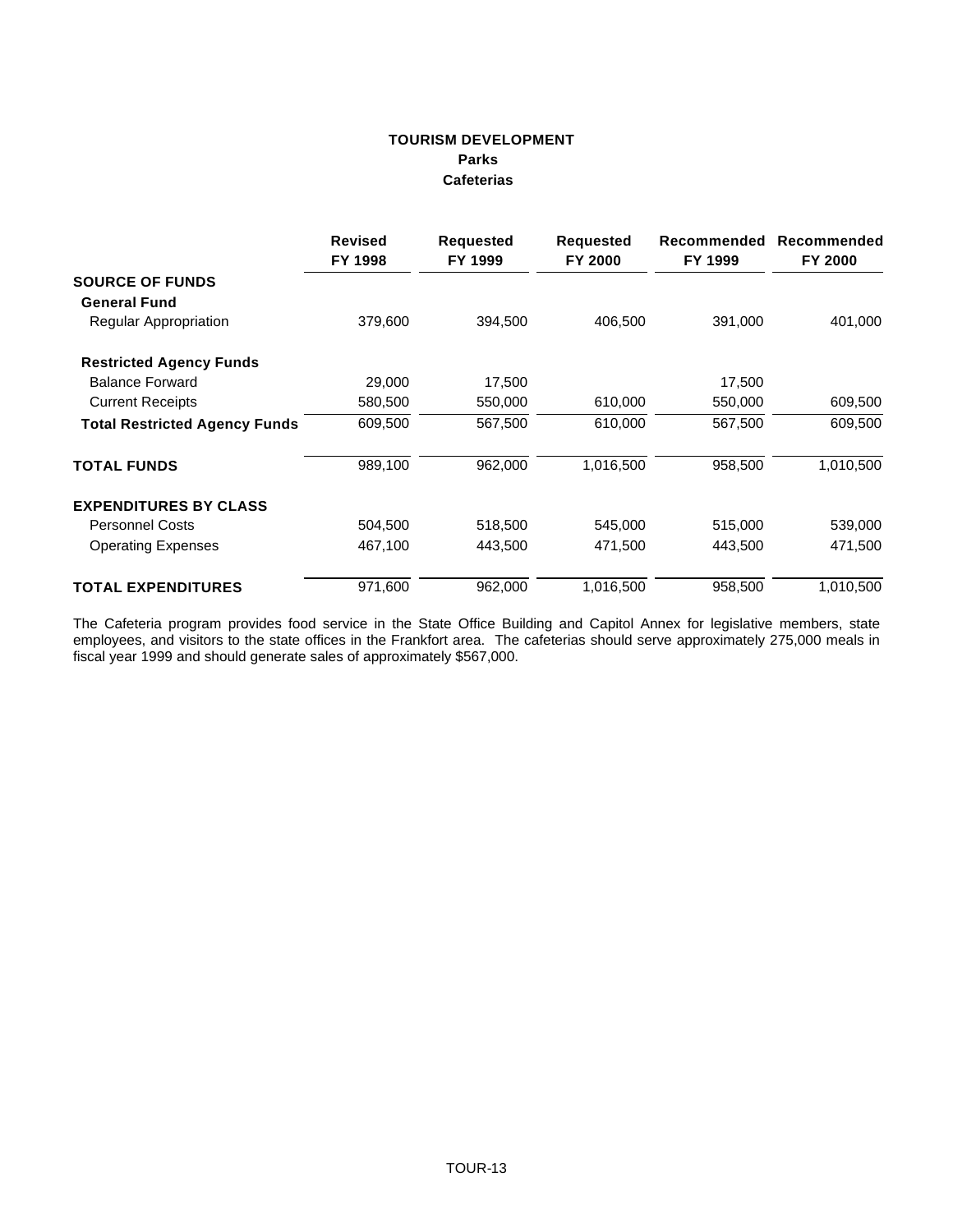# TOURISM DEVELOPMENT
## Parks
### Cafeterias

| | Revised FY 1998 | Requested FY 1999 | Requested FY 2000 | Recommended FY 1999 | Recommended FY 2000 |
|---|---|---|---|---|---|
| **SOURCE OF FUNDS** | | | | | |
| **General Fund** | | | | | |
| Regular Appropriation | 379,600 | 394,500 | 406,500 | 391,000 | 401,000 |
| **Restricted Agency Funds** | | | | | |
| Balance Forward | 29,000 | 17,500 | | 17,500 | |
| Current Receipts | 580,500 | 550,000 | 610,000 | 550,000 | 609,500 |
| **Total Restricted Agency Funds** | 609,500 | 567,500 | 610,000 | 567,500 | 609,500 |
| **TOTAL FUNDS** | 989,100 | 962,000 | 1,016,500 | 958,500 | 1,010,500 |
| **EXPENDITURES BY CLASS** | | | | | |
| Personnel Costs | 504,500 | 518,500 | 545,000 | 515,000 | 539,000 |
| Operating Expenses | 467,100 | 443,500 | 471,500 | 443,500 | 471,500 |
| **TOTAL EXPENDITURES** | 971,600 | 962,000 | 1,016,500 | 958,500 | 1,010,500 |

The Cafeteria program provides food service in the State Office Building and Capitol Annex for legislative members, state employees, and visitors to the state offices in the Frankfort area. The cafeterias should serve approximately 275,000 meals in fiscal year 1999 and should generate sales of approximately $567,000.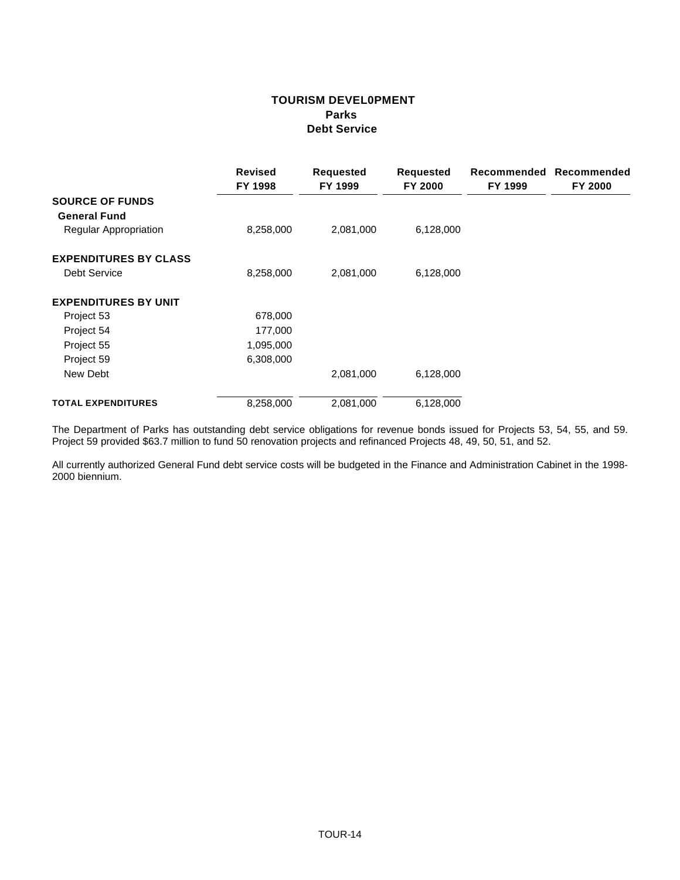# TOURISM DEVEL0PMENT
## Parks
## Debt Service

| | Revised FY 1998 | Requested FY 1999 | Requested FY 2000 | Recommended FY 1999 | Recommended FY 2000 |
|---|---|---|---|---|---|
| **SOURCE OF FUNDS** | | | | | |
| **General Fund** | | | | | |
| Regular Appropriation | 8,258,000 | 2,081,000 | 6,128,000 | | |
| **EXPENDITURES BY CLASS** | | | | | |
| Debt Service | 8,258,000 | 2,081,000 | 6,128,000 | | |
| **EXPENDITURES BY UNIT** | | | | | |
| Project 53 | 678,000 | | | | |
| Project 54 | 177,000 | | | | |
| Project 55 | 1,095,000 | | | | |
| Project 59 | 6,308,000 | | | | |
| New Debt | | 2,081,000 | 6,128,000 | | |
| **TOTAL EXPENDITURES** | 8,258,000 | 2,081,000 | 6,128,000 | | |

The Department of Parks has outstanding debt service obligations for revenue bonds issued for Projects 53, 54, 55, and 59. Project 59 provided $63.7 million to fund 50 renovation projects and refinanced Projects 48, 49, 50, 51, and 52.

All currently authorized General Fund debt service costs will be budgeted in the Finance and Administration Cabinet in the 1998-2000 biennium.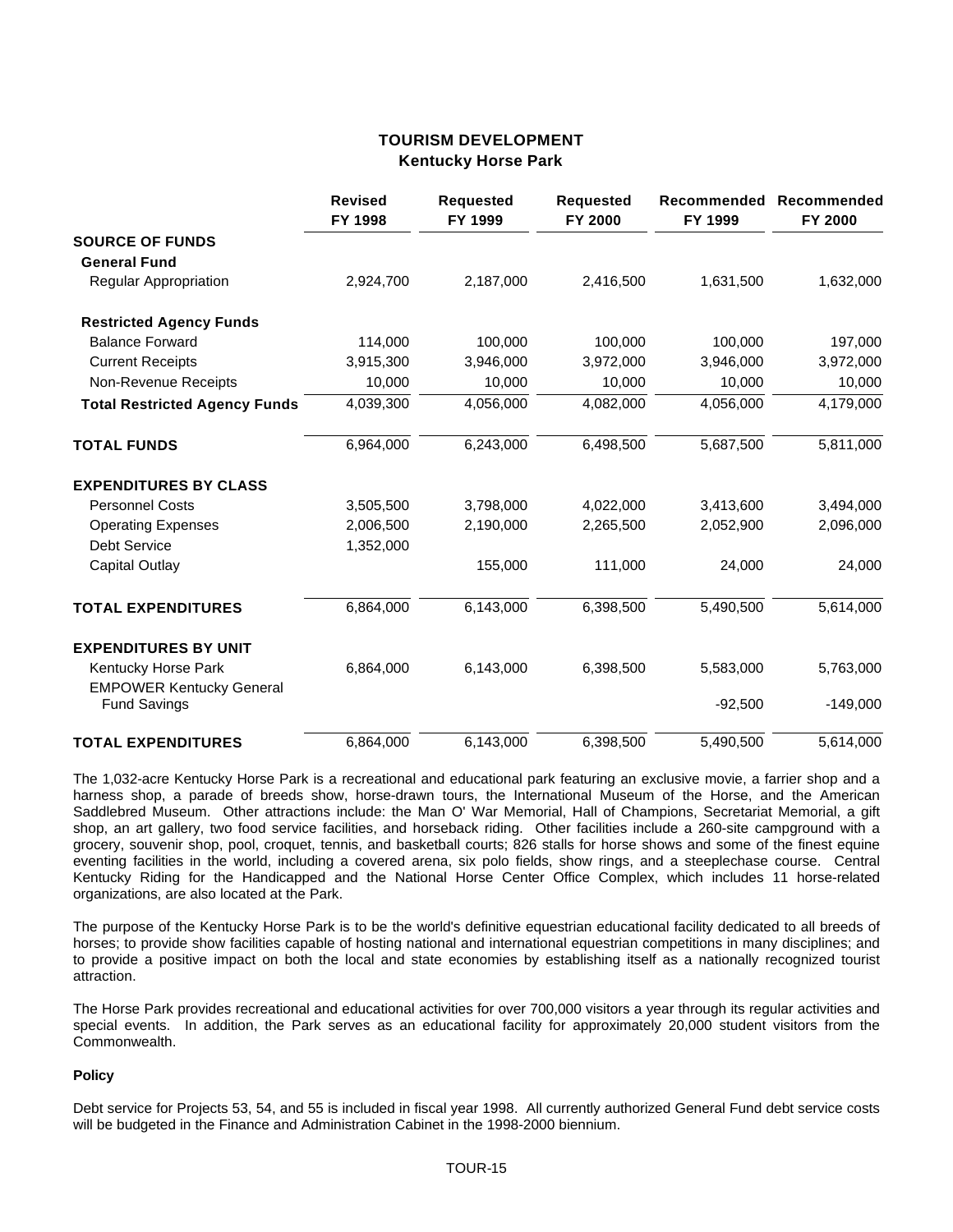# TOURISM DEVELOPMENT

## Kentucky Horse Park

| | Revised FY 1998 | Requested FY 1999 | Requested FY 2000 | Recommended FY 1999 | Recommended FY 2000 |
|---|---|---|---|---|---|
| **SOURCE OF FUNDS** | | | | | |
| **General Fund** | | | | | |
| Regular Appropriation | 2,924,700 | 2,187,000 | 2,416,500 | 1,631,500 | 1,632,000 |
| **Restricted Agency Funds** | | | | | |
| Balance Forward | 114,000 | 100,000 | 100,000 | 100,000 | 197,000 |
| Current Receipts | 3,915,300 | 3,946,000 | 3,972,000 | 3,946,000 | 3,972,000 |
| Non-Revenue Receipts | 10,000 | 10,000 | 10,000 | 10,000 | 10,000 |
| **Total Restricted Agency Funds** | 4,039,300 | 4,056,000 | 4,082,000 | 4,056,000 | 4,179,000 |
| **TOTAL FUNDS** | 6,964,000 | 6,243,000 | 6,498,500 | 5,687,500 | 5,811,000 |
| **EXPENDITURES BY CLASS** | | | | | |
| Personnel Costs | 3,505,500 | 3,798,000 | 4,022,000 | 3,413,600 | 3,494,000 |
| Operating Expenses | 2,006,500 | 2,190,000 | 2,265,500 | 2,052,900 | 2,096,000 |
| Debt Service | 1,352,000 | | | | |
| Capital Outlay | | 155,000 | 111,000 | 24,000 | 24,000 |
| **TOTAL EXPENDITURES** | 6,864,000 | 6,143,000 | 6,398,500 | 5,490,500 | 5,614,000 |
| **EXPENDITURES BY UNIT** | | | | | |
| Kentucky Horse Park | 6,864,000 | 6,143,000 | 6,398,500 | 5,583,000 | 5,763,000 |
| EMPOWER Kentucky General Fund Savings | | | | -92,500 | -149,000 |
| **TOTAL EXPENDITURES** | 6,864,000 | 6,143,000 | 6,398,500 | 5,490,500 | 5,614,000 |

The 1,032-acre Kentucky Horse Park is a recreational and educational park featuring an exclusive movie, a farrier shop and a harness shop, a parade of breeds show, horse-drawn tours, the International Museum of the Horse, and the American Saddlebred Museum. Other attractions include: the Man O' War Memorial, Hall of Champions, Secretariat Memorial, a gift shop, an art gallery, two food service facilities, and horseback riding. Other facilities include a 260-site campground with a grocery, souvenir shop, pool, croquet, tennis, and basketball courts; 826 stalls for horse shows and some of the finest equine eventing facilities in the world, including a covered arena, six polo fields, show rings, and a steeplechase course. Central Kentucky Riding for the Handicapped and the National Horse Center Office Complex, which includes 11 horse-related organizations, are also located at the Park.

The purpose of the Kentucky Horse Park is to be the world's definitive equestrian educational facility dedicated to all breeds of horses; to provide show facilities capable of hosting national and international equestrian competitions in many disciplines; and to provide a positive impact on both the local and state economies by establishing itself as a nationally recognized tourist attraction.

The Horse Park provides recreational and educational activities for over 700,000 visitors a year through its regular activities and special events. In addition, the Park serves as an educational facility for approximately 20,000 student visitors from the Commonwealth.

**Policy**

Debt service for Projects 53, 54, and 55 is included in fiscal year 1998. All currently authorized General Fund debt service costs will be budgeted in the Finance and Administration Cabinet in the 1998-2000 biennium.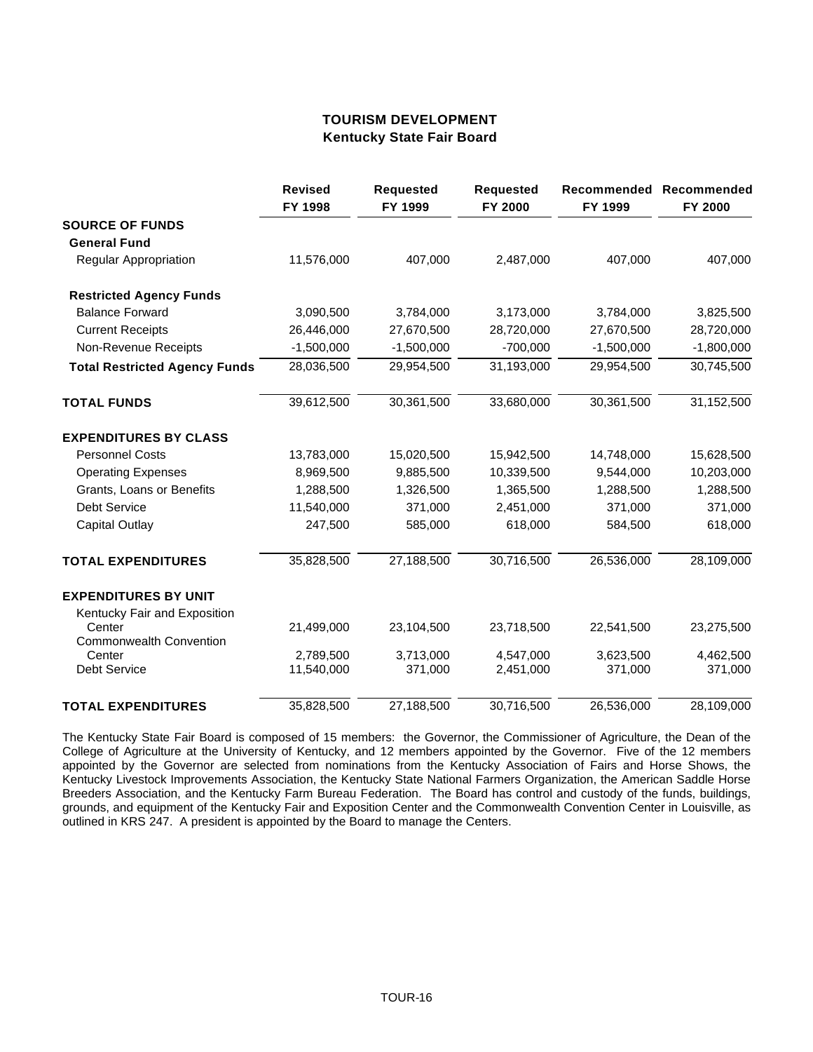## TOURISM DEVELOPMENT
### Kentucky State Fair Board

| | Revised FY 1998 | Requested FY 1999 | Requested FY 2000 | Recommended FY 1999 | Recommended FY 2000 |
|---|---|---|---|---|---|
| **SOURCE OF FUNDS** | | | | | |
| **General Fund** | | | | | |
| Regular Appropriation | 11,576,000 | 407,000 | 2,487,000 | 407,000 | 407,000 |
| **Restricted Agency Funds** | | | | | |
| Balance Forward | 3,090,500 | 3,784,000 | 3,173,000 | 3,784,000 | 3,825,500 |
| Current Receipts | 26,446,000 | 27,670,500 | 28,720,000 | 27,670,500 | 28,720,000 |
| Non-Revenue Receipts | -1,500,000 | -1,500,000 | -700,000 | -1,500,000 | -1,800,000 |
| **Total Restricted Agency Funds** | 28,036,500 | 29,954,500 | 31,193,000 | 29,954,500 | 30,745,500 |
| **TOTAL FUNDS** | 39,612,500 | 30,361,500 | 33,680,000 | 30,361,500 | 31,152,500 |
| **EXPENDITURES BY CLASS** | | | | | |
| Personnel Costs | 13,783,000 | 15,020,500 | 15,942,500 | 14,748,000 | 15,628,500 |
| Operating Expenses | 8,969,500 | 9,885,500 | 10,339,500 | 9,544,000 | 10,203,000 |
| Grants, Loans or Benefits | 1,288,500 | 1,326,500 | 1,365,500 | 1,288,500 | 1,288,500 |
| Debt Service | 11,540,000 | 371,000 | 2,451,000 | 371,000 | 371,000 |
| Capital Outlay | 247,500 | 585,000 | 618,000 | 584,500 | 618,000 |
| **TOTAL EXPENDITURES** | 35,828,500 | 27,188,500 | 30,716,500 | 26,536,000 | 28,109,000 |
| **EXPENDITURES BY UNIT** | | | | | |
| Kentucky Fair and Exposition Center | 21,499,000 | 23,104,500 | 23,718,500 | 22,541,500 | 23,275,500 |
| Commonwealth Convention Center | 2,789,500 | 3,713,000 | 4,547,000 | 3,623,500 | 4,462,500 |
| Debt Service | 11,540,000 | 371,000 | 2,451,000 | 371,000 | 371,000 |
| **TOTAL EXPENDITURES** | 35,828,500 | 27,188,500 | 30,716,500 | 26,536,000 | 28,109,000 |

The Kentucky State Fair Board is composed of 15 members: the Governor, the Commissioner of Agriculture, the Dean of the College of Agriculture at the University of Kentucky, and 12 members appointed by the Governor. Five of the 12 members appointed by the Governor are selected from nominations from the Kentucky Association of Fairs and Horse Shows, the Kentucky Livestock Improvements Association, the Kentucky State National Farmers Organization, the American Saddle Horse Breeders Association, and the Kentucky Farm Bureau Federation. The Board has control and custody of the funds, buildings, grounds, and equipment of the Kentucky Fair and Exposition Center and the Commonwealth Convention Center in Louisville, as outlined in KRS 247. A president is appointed by the Board to manage the Centers.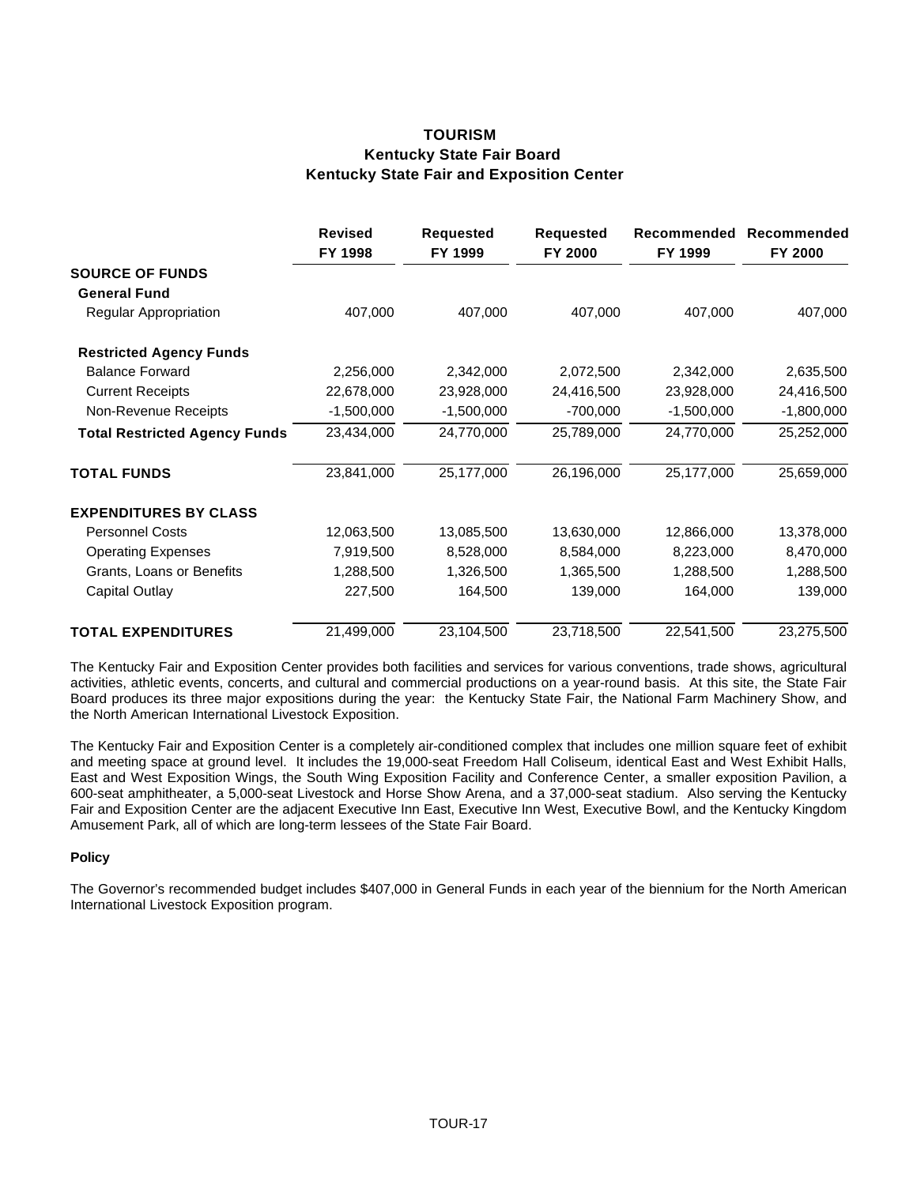# TOURISM
## Kentucky State Fair Board
## Kentucky State Fair and Exposition Center

| | Revised FY 1998 | Requested FY 1999 | Requested FY 2000 | Recommended FY 1999 | Recommended FY 2000 |
|---|---|---|---|---|---|
| **SOURCE OF FUNDS** | | | | | |
| **General Fund** | | | | | |
| Regular Appropriation | 407,000 | 407,000 | 407,000 | 407,000 | 407,000 |
| **Restricted Agency Funds** | | | | | |
| Balance Forward | 2,256,000 | 2,342,000 | 2,072,500 | 2,342,000 | 2,635,500 |
| Current Receipts | 22,678,000 | 23,928,000 | 24,416,500 | 23,928,000 | 24,416,500 |
| Non-Revenue Receipts | -1,500,000 | -1,500,000 | -700,000 | -1,500,000 | -1,800,000 |
| **Total Restricted Agency Funds** | 23,434,000 | 24,770,000 | 25,789,000 | 24,770,000 | 25,252,000 |
| **TOTAL FUNDS** | 23,841,000 | 25,177,000 | 26,196,000 | 25,177,000 | 25,659,000 |
| **EXPENDITURES BY CLASS** | | | | | |
| Personnel Costs | 12,063,500 | 13,085,500 | 13,630,000 | 12,866,000 | 13,378,000 |
| Operating Expenses | 7,919,500 | 8,528,000 | 8,584,000 | 8,223,000 | 8,470,000 |
| Grants, Loans or Benefits | 1,288,500 | 1,326,500 | 1,365,500 | 1,288,500 | 1,288,500 |
| Capital Outlay | 227,500 | 164,500 | 139,000 | 164,000 | 139,000 |
| **TOTAL EXPENDITURES** | 21,499,000 | 23,104,500 | 23,718,500 | 22,541,500 | 23,275,500 |

The Kentucky Fair and Exposition Center provides both facilities and services for various conventions, trade shows, agricultural activities, athletic events, concerts, and cultural and commercial productions on a year-round basis. At this site, the State Fair Board produces its three major expositions during the year: the Kentucky State Fair, the National Farm Machinery Show, and the North American International Livestock Exposition.

The Kentucky Fair and Exposition Center is a completely air-conditioned complex that includes one million square feet of exhibit and meeting space at ground level. It includes the 19,000-seat Freedom Hall Coliseum, identical East and West Exhibit Halls, East and West Exposition Wings, the South Wing Exposition Facility and Conference Center, a smaller exposition Pavilion, a 600-seat amphitheater, a 5,000-seat Livestock and Horse Show Arena, and a 37,000-seat stadium. Also serving the Kentucky Fair and Exposition Center are the adjacent Executive Inn East, Executive Inn West, Executive Bowl, and the Kentucky Kingdom Amusement Park, all of which are long-term lessees of the State Fair Board.

### Policy

The Governor's recommended budget includes $407,000 in General Funds in each year of the biennium for the North American International Livestock Exposition program.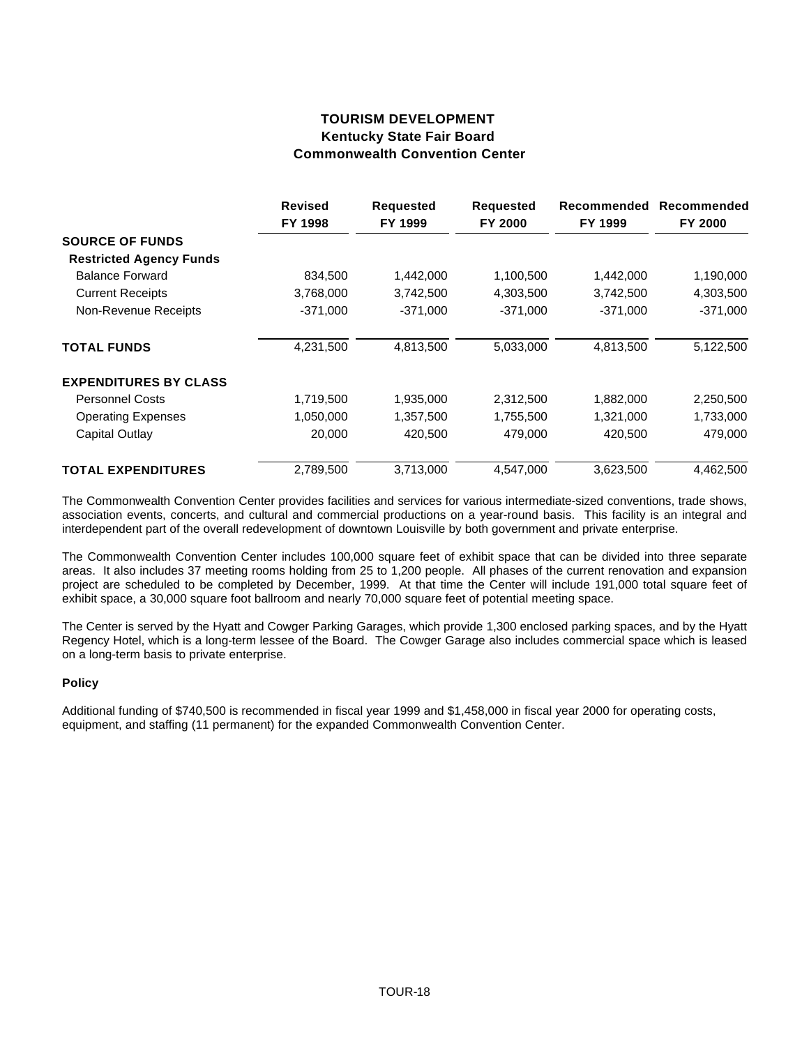# TOURISM DEVELOPMENT
## Kentucky State Fair Board
## Commonwealth Convention Center

| | Revised FY 1998 | Requested FY 1999 | Requested FY 2000 | Recommended FY 1999 | Recommended FY 2000 |
|---|---|---|---|---|---|
| **SOURCE OF FUNDS** | | | | | |
| **Restricted Agency Funds** | | | | | |
| Balance Forward | 834,500 | 1,442,000 | 1,100,500 | 1,442,000 | 1,190,000 |
| Current Receipts | 3,768,000 | 3,742,500 | 4,303,500 | 3,742,500 | 4,303,500 |
| Non-Revenue Receipts | -371,000 | -371,000 | -371,000 | -371,000 | -371,000 |
| **TOTAL FUNDS** | 4,231,500 | 4,813,500 | 5,033,000 | 4,813,500 | 5,122,500 |
| **EXPENDITURES BY CLASS** | | | | | |
| Personnel Costs | 1,719,500 | 1,935,000 | 2,312,500 | 1,882,000 | 2,250,500 |
| Operating Expenses | 1,050,000 | 1,357,500 | 1,755,500 | 1,321,000 | 1,733,000 |
| Capital Outlay | 20,000 | 420,500 | 479,000 | 420,500 | 479,000 |
| **TOTAL EXPENDITURES** | 2,789,500 | 3,713,000 | 4,547,000 | 3,623,500 | 4,462,500 |

The Commonwealth Convention Center provides facilities and services for various intermediate-sized conventions, trade shows, association events, concerts, and cultural and commercial productions on a year-round basis. This facility is an integral and interdependent part of the overall redevelopment of downtown Louisville by both government and private enterprise.

The Commonwealth Convention Center includes 100,000 square feet of exhibit space that can be divided into three separate areas. It also includes 37 meeting rooms holding from 25 to 1,200 people. All phases of the current renovation and expansion project are scheduled to be completed by December, 1999. At that time the Center will include 191,000 total square feet of exhibit space, a 30,000 square foot ballroom and nearly 70,000 square feet of potential meeting space.

The Center is served by the Hyatt and Cowger Parking Garages, which provide 1,300 enclosed parking spaces, and by the Hyatt Regency Hotel, which is a long-term lessee of the Board. The Cowger Garage also includes commercial space which is leased on a long-term basis to private enterprise.

### Policy

Additional funding of $740,500 is recommended in fiscal year 1999 and $1,458,000 in fiscal year 2000 for operating costs, equipment, and staffing (11 permanent) for the expanded Commonwealth Convention Center.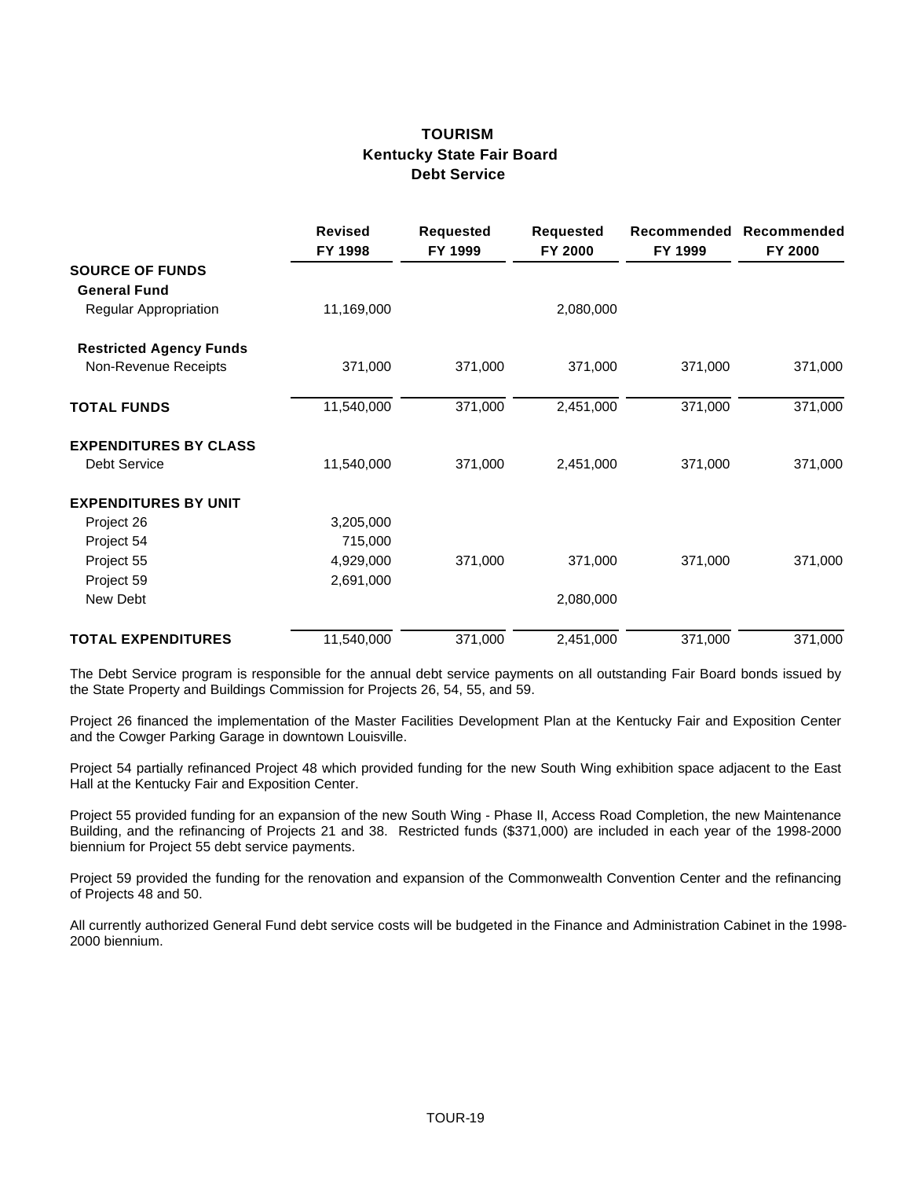# TOURISM
## Kentucky State Fair Board
### Debt Service

| | Revised FY 1998 | Requested FY 1999 | Requested FY 2000 | Recommended FY 1999 | Recommended FY 2000 |
|---|---|---|---|---|---|
| **SOURCE OF FUNDS** | | | | | |
| **General Fund** | | | | | |
| Regular Appropriation | 11,169,000 | | 2,080,000 | | |
| **Restricted Agency Funds** | | | | | |
| Non-Revenue Receipts | 371,000 | 371,000 | 371,000 | 371,000 | 371,000 |
| **TOTAL FUNDS** | 11,540,000 | 371,000 | 2,451,000 | 371,000 | 371,000 |
| **EXPENDITURES BY CLASS** | | | | | |
| Debt Service | 11,540,000 | 371,000 | 2,451,000 | 371,000 | 371,000 |
| **EXPENDITURES BY UNIT** | | | | | |
| Project 26 | 3,205,000 | | | | |
| Project 54 | 715,000 | | | | |
| Project 55 | 4,929,000 | 371,000 | 371,000 | 371,000 | 371,000 |
| Project 59 | 2,691,000 | | | | |
| New Debt | | | 2,080,000 | | |
| **TOTAL EXPENDITURES** | 11,540,000 | 371,000 | 2,451,000 | 371,000 | 371,000 |

The Debt Service program is responsible for the annual debt service payments on all outstanding Fair Board bonds issued by the State Property and Buildings Commission for Projects 26, 54, 55, and 59.

Project 26 financed the implementation of the Master Facilities Development Plan at the Kentucky Fair and Exposition Center and the Cowger Parking Garage in downtown Louisville.

Project 54 partially refinanced Project 48 which provided funding for the new South Wing exhibition space adjacent to the East Hall at the Kentucky Fair and Exposition Center.

Project 55 provided funding for an expansion of the new South Wing - Phase II, Access Road Completion, the new Maintenance Building, and the refinancing of Projects 21 and 38. Restricted funds ($371,000) are included in each year of the 1998-2000 biennium for Project 55 debt service payments.

Project 59 provided the funding for the renovation and expansion of the Commonwealth Convention Center and the refinancing of Projects 48 and 50.

All currently authorized General Fund debt service costs will be budgeted in the Finance and Administration Cabinet in the 1998-2000 biennium.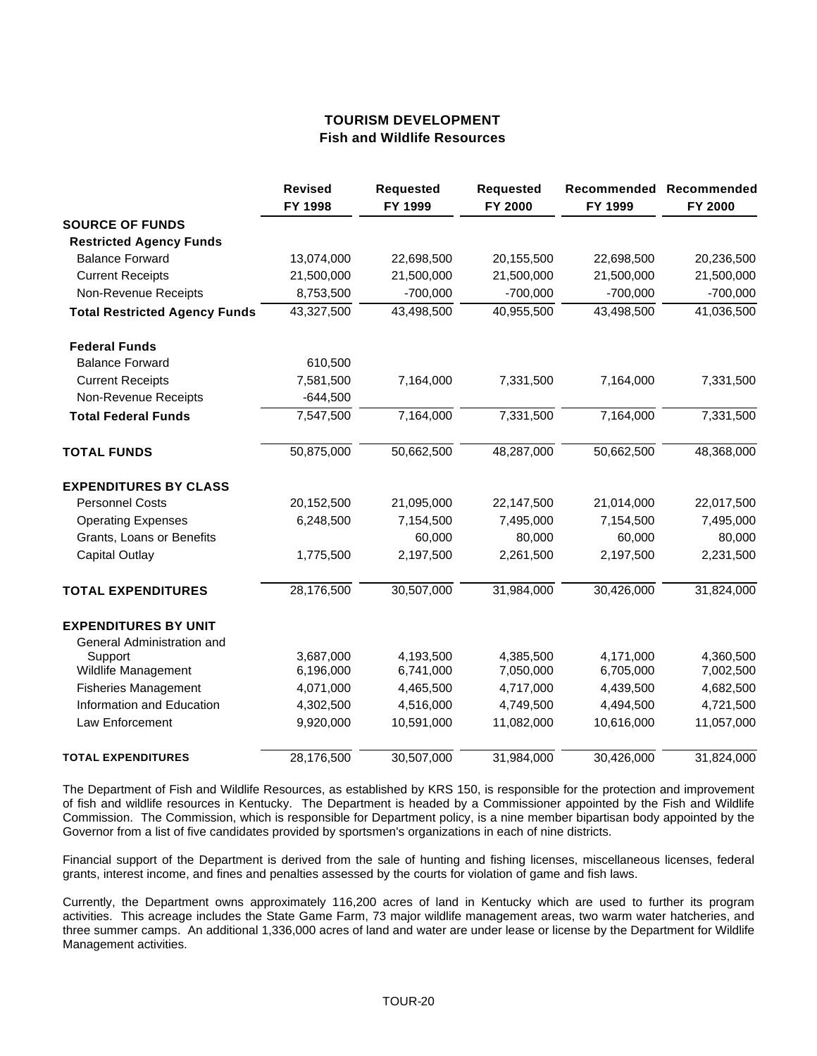# TOURISM DEVELOPMENT
## Fish and Wildlife Resources

| | Revised FY 1998 | Requested FY 1999 | Requested FY 2000 | Recommended FY 1999 | Recommended FY 2000 |
|---|---|---|---|---|---|
| **SOURCE OF FUNDS** | | | | | |
| **Restricted Agency Funds** | | | | | |
| Balance Forward | 13,074,000 | 22,698,500 | 20,155,500 | 22,698,500 | 20,236,500 |
| Current Receipts | 21,500,000 | 21,500,000 | 21,500,000 | 21,500,000 | 21,500,000 |
| Non-Revenue Receipts | 8,753,500 | -700,000 | -700,000 | -700,000 | -700,000 |
| **Total Restricted Agency Funds** | 43,327,500 | 43,498,500 | 40,955,500 | 43,498,500 | 41,036,500 |
| **Federal Funds** | | | | | |
| Balance Forward | 610,500 | | | | |
| Current Receipts | 7,581,500 | 7,164,000 | 7,331,500 | 7,164,000 | 7,331,500 |
| Non-Revenue Receipts | -644,500 | | | | |
| **Total Federal Funds** | 7,547,500 | 7,164,000 | 7,331,500 | 7,164,000 | 7,331,500 |
| **TOTAL FUNDS** | 50,875,000 | 50,662,500 | 48,287,000 | 50,662,500 | 48,368,000 |
| **EXPENDITURES BY CLASS** | | | | | |
| Personnel Costs | 20,152,500 | 21,095,000 | 22,147,500 | 21,014,000 | 22,017,500 |
| Operating Expenses | 6,248,500 | 7,154,500 | 7,495,000 | 7,154,500 | 7,495,000 |
| Grants, Loans or Benefits | | 60,000 | 80,000 | 60,000 | 80,000 |
| Capital Outlay | 1,775,500 | 2,197,500 | 2,261,500 | 2,197,500 | 2,231,500 |
| **TOTAL EXPENDITURES** | 28,176,500 | 30,507,000 | 31,984,000 | 30,426,000 | 31,824,000 |
| **EXPENDITURES BY UNIT** | | | | | |
| General Administration and Support | 3,687,000 | 4,193,500 | 4,385,500 | 4,171,000 | 4,360,500 |
| Wildlife Management | 6,196,000 | 6,741,000 | 7,050,000 | 6,705,000 | 7,002,500 |
| Fisheries Management | 4,071,000 | 4,465,500 | 4,717,000 | 4,439,500 | 4,682,500 |
| Information and Education | 4,302,500 | 4,516,000 | 4,749,500 | 4,494,500 | 4,721,500 |
| Law Enforcement | 9,920,000 | 10,591,000 | 11,082,000 | 10,616,000 | 11,057,000 |
| **TOTAL EXPENDITURES** | 28,176,500 | 30,507,000 | 31,984,000 | 30,426,000 | 31,824,000 |

The Department of Fish and Wildlife Resources, as established by KRS 150, is responsible for the protection and improvement of fish and wildlife resources in Kentucky. The Department is headed by a Commissioner appointed by the Fish and Wildlife Commission. The Commission, which is responsible for Department policy, is a nine member bipartisan body appointed by the Governor from a list of five candidates provided by sportsmen's organizations in each of nine districts.

Financial support of the Department is derived from the sale of hunting and fishing licenses, miscellaneous licenses, federal grants, interest income, and fines and penalties assessed by the courts for violation of game and fish laws.

Currently, the Department owns approximately 116,200 acres of land in Kentucky which are used to further its program activities. This acreage includes the State Game Farm, 73 major wildlife management areas, two warm water hatcheries, and three summer camps. An additional 1,336,000 acres of land and water are under lease or license by the Department for Wildlife Management activities.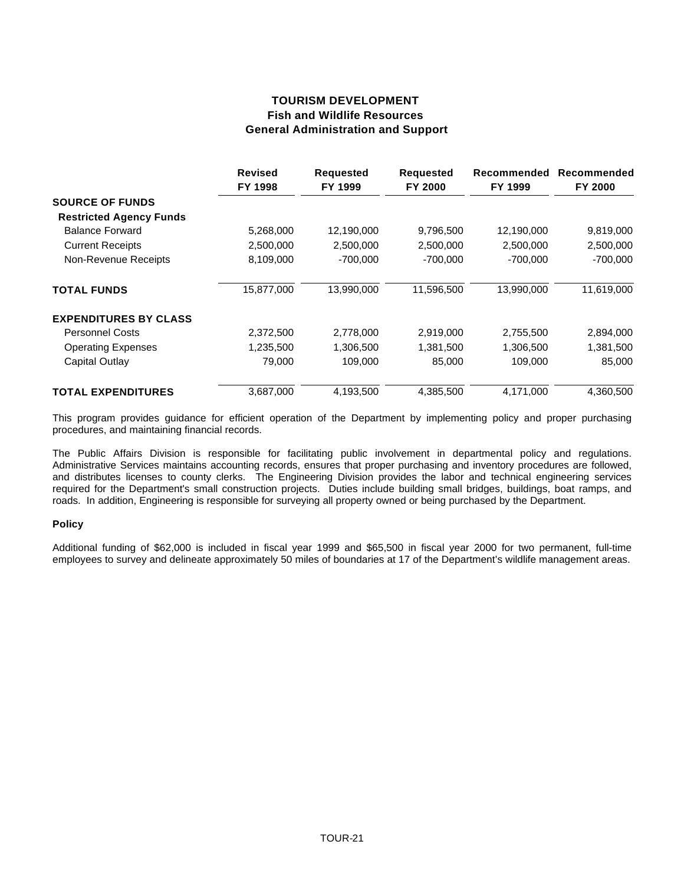# TOURISM DEVELOPMENT
## Fish and Wildlife Resources
## General Administration and Support

| | Revised FY 1998 | Requested FY 1999 | Requested FY 2000 | Recommended FY 1999 | Recommended FY 2000 |
|---|---|---|---|---|---|
| **SOURCE OF FUNDS** | | | | | |
| **Restricted Agency Funds** | | | | | |
| Balance Forward | 5,268,000 | 12,190,000 | 9,796,500 | 12,190,000 | 9,819,000 |
| Current Receipts | 2,500,000 | 2,500,000 | 2,500,000 | 2,500,000 | 2,500,000 |
| Non-Revenue Receipts | 8,109,000 | -700,000 | -700,000 | -700,000 | -700,000 |
| **TOTAL FUNDS** | 15,877,000 | 13,990,000 | 11,596,500 | 13,990,000 | 11,619,000 |
| **EXPENDITURES BY CLASS** | | | | | |
| Personnel Costs | 2,372,500 | 2,778,000 | 2,919,000 | 2,755,500 | 2,894,000 |
| Operating Expenses | 1,235,500 | 1,306,500 | 1,381,500 | 1,306,500 | 1,381,500 |
| Capital Outlay | 79,000 | 109,000 | 85,000 | 109,000 | 85,000 |
| **TOTAL EXPENDITURES** | 3,687,000 | 4,193,500 | 4,385,500 | 4,171,000 | 4,360,500 |

This program provides guidance for efficient operation of the Department by implementing policy and proper purchasing procedures, and maintaining financial records.

The Public Affairs Division is responsible for facilitating public involvement in departmental policy and regulations. Administrative Services maintains accounting records, ensures that proper purchasing and inventory procedures are followed, and distributes licenses to county clerks. The Engineering Division provides the labor and technical engineering services required for the Department's small construction projects. Duties include building small bridges, buildings, boat ramps, and roads. In addition, Engineering is responsible for surveying all property owned or being purchased by the Department.

### Policy

Additional funding of $62,000 is included in fiscal year 1999 and $65,500 in fiscal year 2000 for two permanent, full-time employees to survey and delineate approximately 50 miles of boundaries at 17 of the Department's wildlife management areas.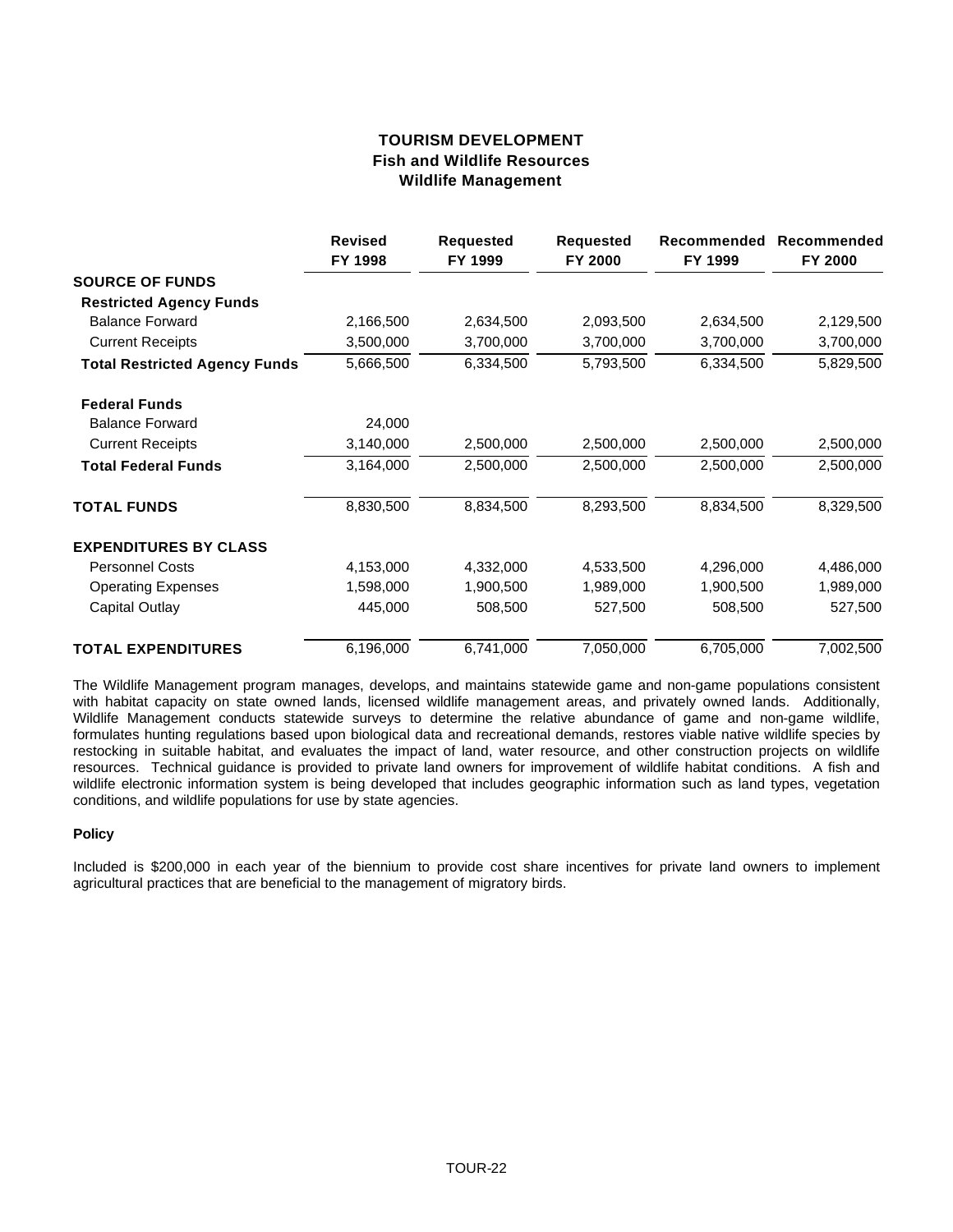# TOURISM DEVELOPMENT
## Fish and Wildlife Resources
## Wildlife Management

| | Revised FY 1998 | Requested FY 1999 | Requested FY 2000 | Recommended FY 1999 | Recommended FY 2000 |
|---|---|---|---|---|---|
| **SOURCE OF FUNDS** | | | | | |
| **Restricted Agency Funds** | | | | | |
| Balance Forward | 2,166,500 | 2,634,500 | 2,093,500 | 2,634,500 | 2,129,500 |
| Current Receipts | 3,500,000 | 3,700,000 | 3,700,000 | 3,700,000 | 3,700,000 |
| **Total Restricted Agency Funds** | 5,666,500 | 6,334,500 | 5,793,500 | 6,334,500 | 5,829,500 |
| **Federal Funds** | | | | | |
| Balance Forward | 24,000 | | | | |
| Current Receipts | 3,140,000 | 2,500,000 | 2,500,000 | 2,500,000 | 2,500,000 |
| **Total Federal Funds** | 3,164,000 | 2,500,000 | 2,500,000 | 2,500,000 | 2,500,000 |
| **TOTAL FUNDS** | 8,830,500 | 8,834,500 | 8,293,500 | 8,834,500 | 8,329,500 |
| **EXPENDITURES BY CLASS** | | | | | |
| Personnel Costs | 4,153,000 | 4,332,000 | 4,533,500 | 4,296,000 | 4,486,000 |
| Operating Expenses | 1,598,000 | 1,900,500 | 1,989,000 | 1,900,500 | 1,989,000 |
| Capital Outlay | 445,000 | 508,500 | 527,500 | 508,500 | 527,500 |
| **TOTAL EXPENDITURES** | 6,196,000 | 6,741,000 | 7,050,000 | 6,705,000 | 7,002,500 |

The Wildlife Management program manages, develops, and maintains statewide game and non-game populations consistent with habitat capacity on state owned lands, licensed wildlife management areas, and privately owned lands. Additionally, Wildlife Management conducts statewide surveys to determine the relative abundance of game and non-game wildlife, formulates hunting regulations based upon biological data and recreational demands, restores viable native wildlife species by restocking in suitable habitat, and evaluates the impact of land, water resource, and other construction projects on wildlife resources. Technical guidance is provided to private land owners for improvement of wildlife habitat conditions. A fish and wildlife electronic information system is being developed that includes geographic information such as land types, vegetation conditions, and wildlife populations for use by state agencies.

**Policy**

Included is $200,000 in each year of the biennium to provide cost share incentives for private land owners to implement agricultural practices that are beneficial to the management of migratory birds.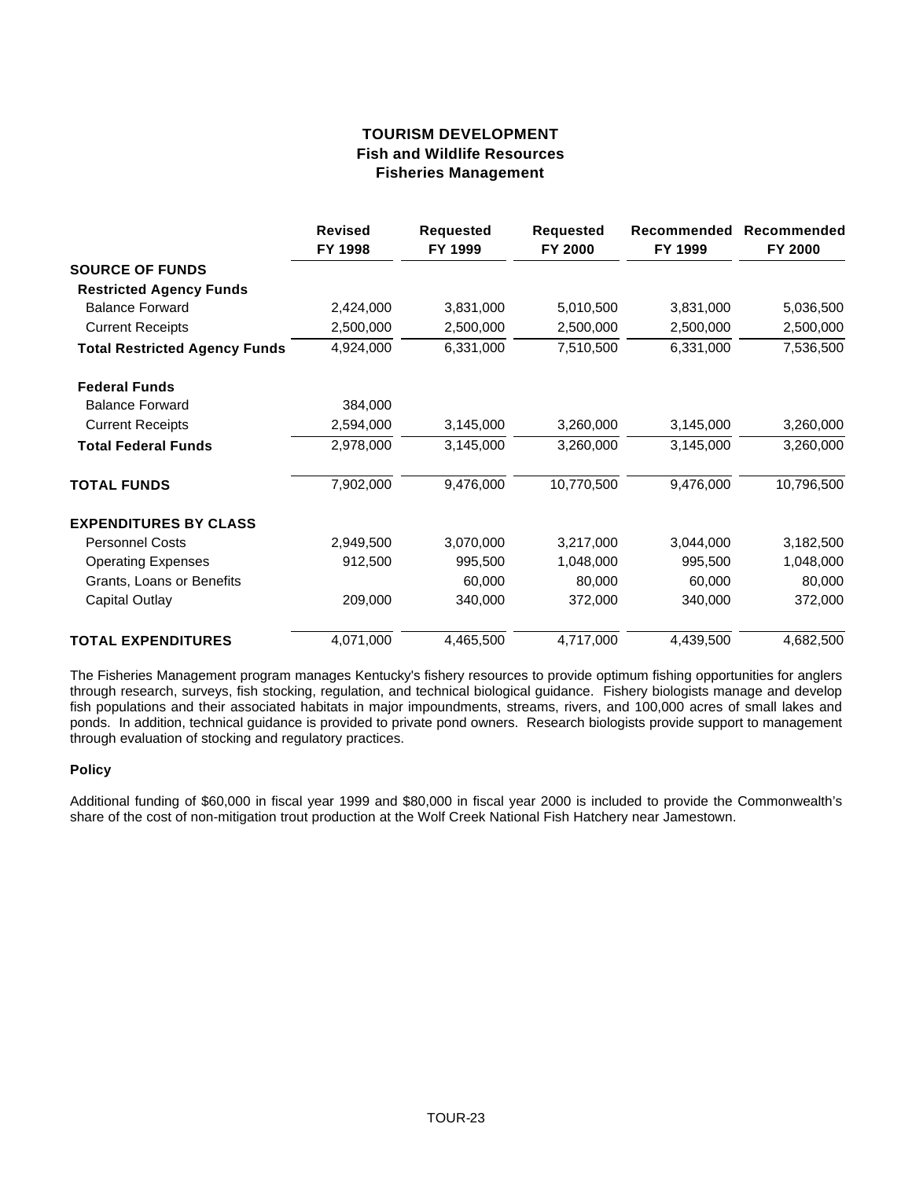# TOURISM DEVELOPMENT
## Fish and Wildlife Resources
## Fisheries Management

| | Revised FY 1998 | Requested FY 1999 | Requested FY 2000 | Recommended FY 1999 | Recommended FY 2000 |
|---|---|---|---|---|---|
| **SOURCE OF FUNDS** | | | | | |
| **Restricted Agency Funds** | | | | | |
| Balance Forward | 2,424,000 | 3,831,000 | 5,010,500 | 3,831,000 | 5,036,500 |
| Current Receipts | 2,500,000 | 2,500,000 | 2,500,000 | 2,500,000 | 2,500,000 |
| **Total Restricted Agency Funds** | 4,924,000 | 6,331,000 | 7,510,500 | 6,331,000 | 7,536,500 |
| **Federal Funds** | | | | | |
| Balance Forward | 384,000 | | | | |
| Current Receipts | 2,594,000 | 3,145,000 | 3,260,000 | 3,145,000 | 3,260,000 |
| **Total Federal Funds** | 2,978,000 | 3,145,000 | 3,260,000 | 3,145,000 | 3,260,000 |
| **TOTAL FUNDS** | 7,902,000 | 9,476,000 | 10,770,500 | 9,476,000 | 10,796,500 |
| **EXPENDITURES BY CLASS** | | | | | |
| Personnel Costs | 2,949,500 | 3,070,000 | 3,217,000 | 3,044,000 | 3,182,500 |
| Operating Expenses | 912,500 | 995,500 | 1,048,000 | 995,500 | 1,048,000 |
| Grants, Loans or Benefits | | 60,000 | 80,000 | 60,000 | 80,000 |
| Capital Outlay | 209,000 | 340,000 | 372,000 | 340,000 | 372,000 |
| **TOTAL EXPENDITURES** | 4,071,000 | 4,465,500 | 4,717,000 | 4,439,500 | 4,682,500 |

The Fisheries Management program manages Kentucky's fishery resources to provide optimum fishing opportunities for anglers through research, surveys, fish stocking, regulation, and technical biological guidance. Fishery biologists manage and develop fish populations and their associated habitats in major impoundments, streams, rivers, and 100,000 acres of small lakes and ponds. In addition, technical guidance is provided to private pond owners. Research biologists provide support to management through evaluation of stocking and regulatory practices.

### Policy

Additional funding of $60,000 in fiscal year 1999 and $80,000 in fiscal year 2000 is included to provide the Commonwealth's share of the cost of non-mitigation trout production at the Wolf Creek National Fish Hatchery near Jamestown.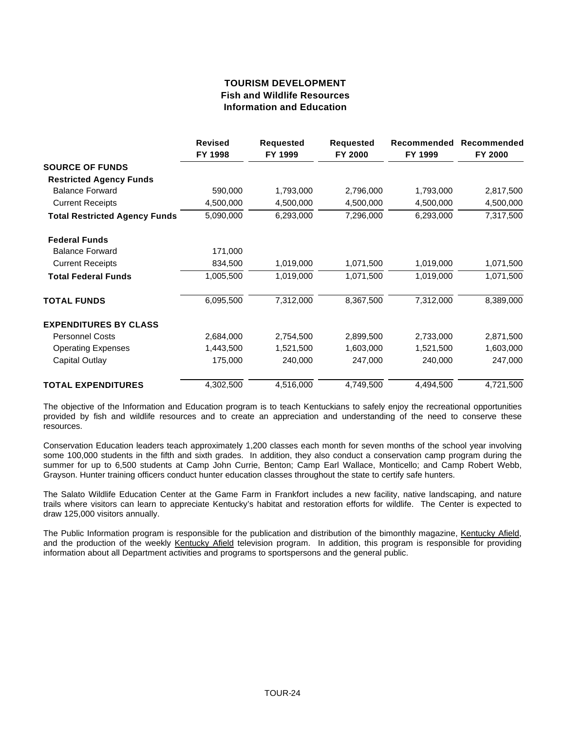# TOURISM DEVELOPMENT
## Fish and Wildlife Resources
## Information and Education

| | Revised FY 1998 | Requested FY 1999 | Requested FY 2000 | Recommended FY 1999 | Recommended FY 2000 |
|---|---|---|---|---|---|
| **SOURCE OF FUNDS** | | | | | |
| **Restricted Agency Funds** | | | | | |
| Balance Forward | 590,000 | 1,793,000 | 2,796,000 | 1,793,000 | 2,817,500 |
| Current Receipts | 4,500,000 | 4,500,000 | 4,500,000 | 4,500,000 | 4,500,000 |
| **Total Restricted Agency Funds** | 5,090,000 | 6,293,000 | 7,296,000 | 6,293,000 | 7,317,500 |
| **Federal Funds** | | | | | |
| Balance Forward | 171,000 | | | | |
| Current Receipts | 834,500 | 1,019,000 | 1,071,500 | 1,019,000 | 1,071,500 |
| **Total Federal Funds** | 1,005,500 | 1,019,000 | 1,071,500 | 1,019,000 | 1,071,500 |
| **TOTAL FUNDS** | 6,095,500 | 7,312,000 | 8,367,500 | 7,312,000 | 8,389,000 |
| **EXPENDITURES BY CLASS** | | | | | |
| Personnel Costs | 2,684,000 | 2,754,500 | 2,899,500 | 2,733,000 | 2,871,500 |
| Operating Expenses | 1,443,500 | 1,521,500 | 1,603,000 | 1,521,500 | 1,603,000 |
| Capital Outlay | 175,000 | 240,000 | 247,000 | 240,000 | 247,000 |
| **TOTAL EXPENDITURES** | 4,302,500 | 4,516,000 | 4,749,500 | 4,494,500 | 4,721,500 |

The objective of the Information and Education program is to teach Kentuckians to safely enjoy the recreational opportunities provided by fish and wildlife resources and to create an appreciation and understanding of the need to conserve these resources.

Conservation Education leaders teach approximately 1,200 classes each month for seven months of the school year involving some 100,000 students in the fifth and sixth grades. In addition, they also conduct a conservation camp program during the summer for up to 6,500 students at Camp John Currie, Benton; Camp Earl Wallace, Monticello; and Camp Robert Webb, Grayson. Hunter training officers conduct hunter education classes throughout the state to certify safe hunters.

The Salato Wildlife Education Center at the Game Farm in Frankfort includes a new facility, native landscaping, and nature trails where visitors can learn to appreciate Kentucky's habitat and restoration efforts for wildlife. The Center is expected to draw 125,000 visitors annually.

The Public Information program is responsible for the publication and distribution of the bimonthly magazine, Kentucky Afield, and the production of the weekly Kentucky Afield television program. In addition, this program is responsible for providing information about all Department activities and programs to sportspersons and the general public.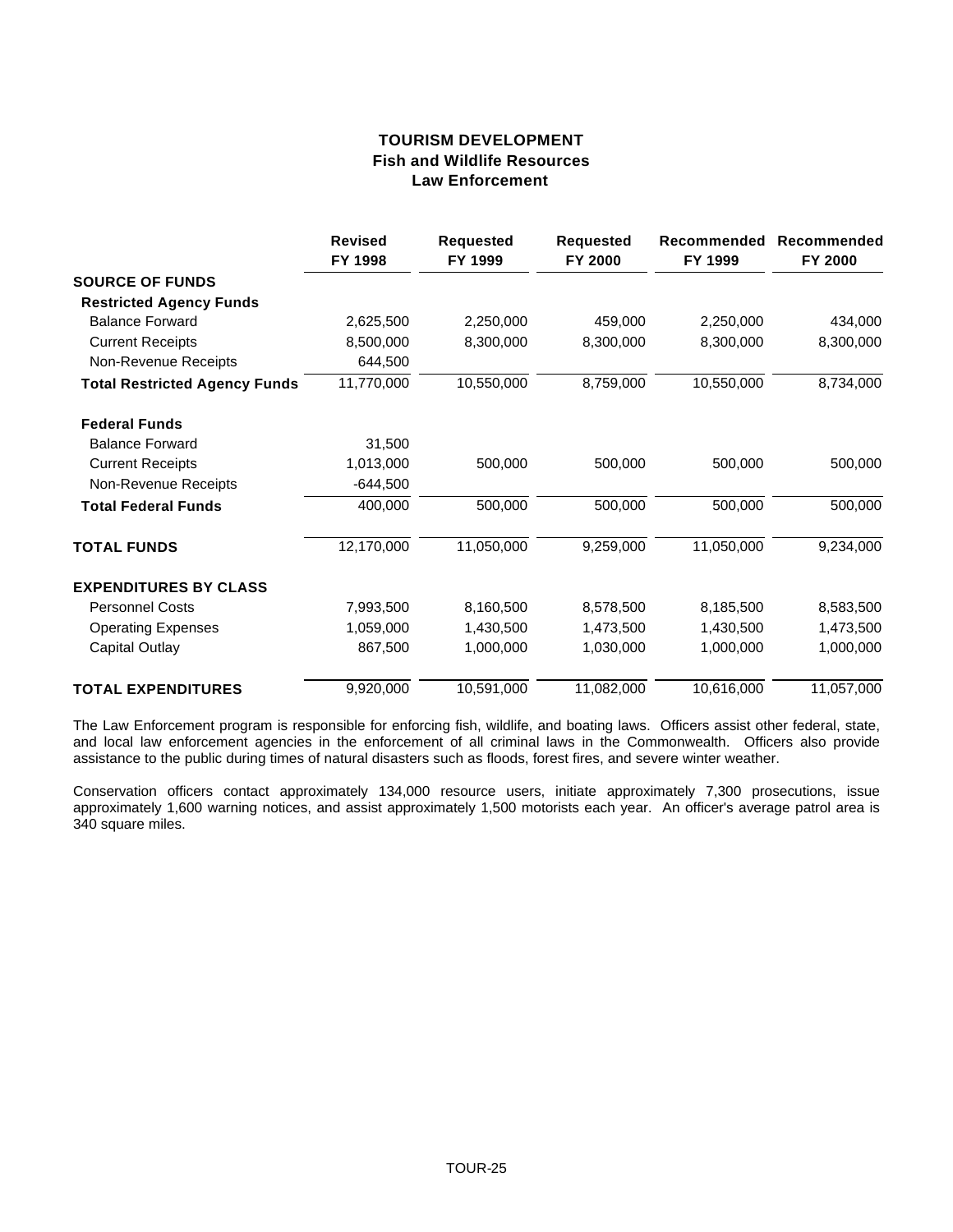# TOURISM DEVELOPMENT
## Fish and Wildlife Resources
### Law Enforcement

| | Revised FY 1998 | Requested FY 1999 | Requested FY 2000 | Recommended FY 1999 | Recommended FY 2000 |
|---|---|---|---|---|---|
| **SOURCE OF FUNDS** | | | | | |
| **Restricted Agency Funds** | | | | | |
| Balance Forward | 2,625,500 | 2,250,000 | 459,000 | 2,250,000 | 434,000 |
| Current Receipts | 8,500,000 | 8,300,000 | 8,300,000 | 8,300,000 | 8,300,000 |
| Non-Revenue Receipts | 644,500 | | | | |
| **Total Restricted Agency Funds** | 11,770,000 | 10,550,000 | 8,759,000 | 10,550,000 | 8,734,000 |
| **Federal Funds** | | | | | |
| Balance Forward | 31,500 | | | | |
| Current Receipts | 1,013,000 | 500,000 | 500,000 | 500,000 | 500,000 |
| Non-Revenue Receipts | -644,500 | | | | |
| **Total Federal Funds** | 400,000 | 500,000 | 500,000 | 500,000 | 500,000 |
| **TOTAL FUNDS** | 12,170,000 | 11,050,000 | 9,259,000 | 11,050,000 | 9,234,000 |
| **EXPENDITURES BY CLASS** | | | | | |
| Personnel Costs | 7,993,500 | 8,160,500 | 8,578,500 | 8,185,500 | 8,583,500 |
| Operating Expenses | 1,059,000 | 1,430,500 | 1,473,500 | 1,430,500 | 1,473,500 |
| Capital Outlay | 867,500 | 1,000,000 | 1,030,000 | 1,000,000 | 1,000,000 |
| **TOTAL EXPENDITURES** | 9,920,000 | 10,591,000 | 11,082,000 | 10,616,000 | 11,057,000 |

The Law Enforcement program is responsible for enforcing fish, wildlife, and boating laws. Officers assist other federal, state, and local law enforcement agencies in the enforcement of all criminal laws in the Commonwealth. Officers also provide assistance to the public during times of natural disasters such as floods, forest fires, and severe winter weather.

Conservation officers contact approximately 134,000 resource users, initiate approximately 7,300 prosecutions, issue approximately 1,600 warning notices, and assist approximately 1,500 motorists each year. An officer's average patrol area is 340 square miles.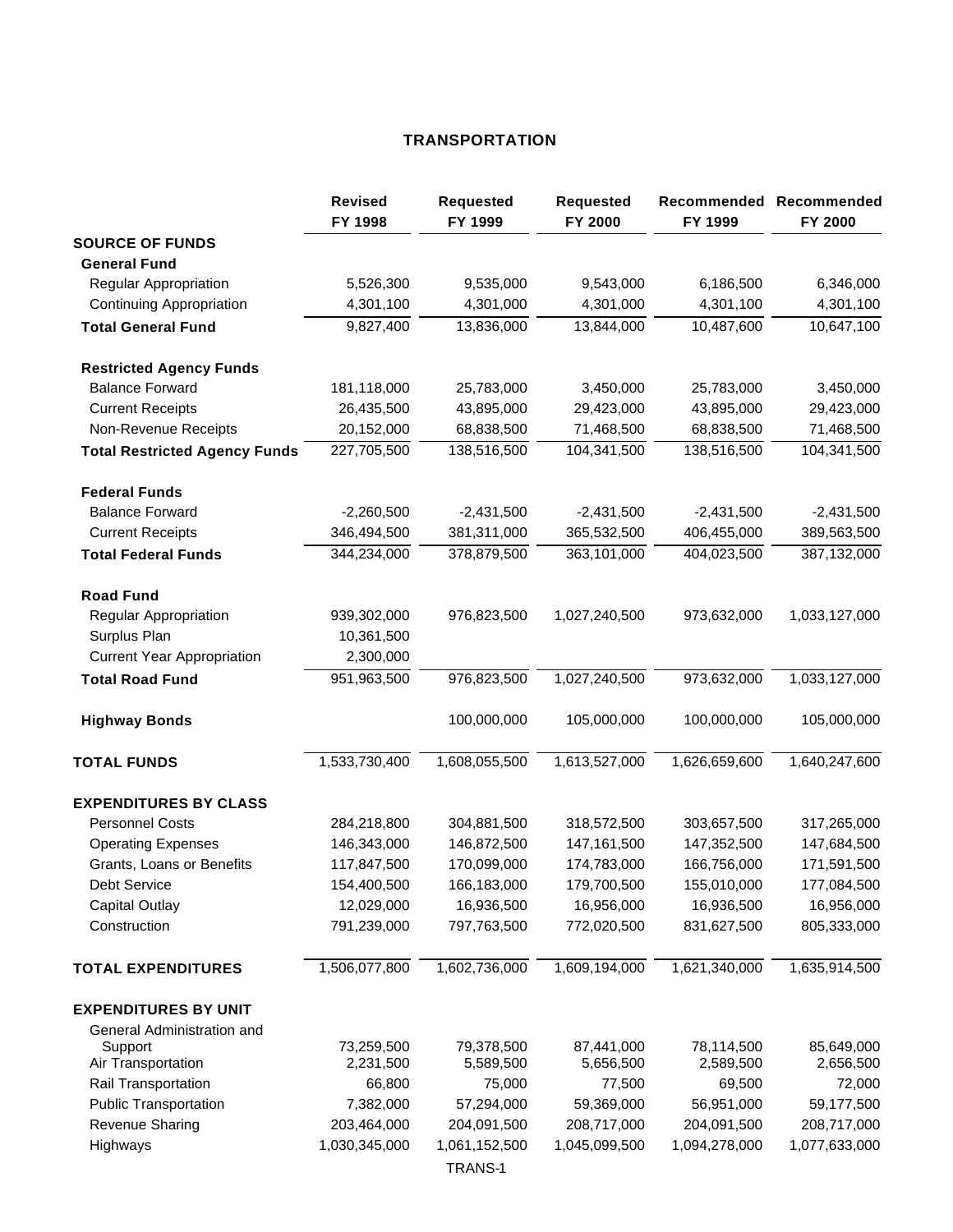# TRANSPORTATION

| | Revised FY 1998 | Requested FY 1999 | Requested FY 2000 | Recommended FY 1999 | Recommended FY 2000 |
|---|---|---|---|---|---|
| **SOURCE OF FUNDS** | | | | | |
| **General Fund** | | | | | |
| Regular Appropriation | 5,526,300 | 9,535,000 | 9,543,000 | 6,186,500 | 6,346,000 |
| Continuing Appropriation | 4,301,100 | 4,301,000 | 4,301,000 | 4,301,100 | 4,301,100 |
| **Total General Fund** | 9,827,400 | 13,836,000 | 13,844,000 | 10,487,600 | 10,647,100 |
| **Restricted Agency Funds** | | | | | |
| Balance Forward | 181,118,000 | 25,783,000 | 3,450,000 | 25,783,000 | 3,450,000 |
| Current Receipts | 26,435,500 | 43,895,000 | 29,423,000 | 43,895,000 | 29,423,000 |
| Non-Revenue Receipts | 20,152,000 | 68,838,500 | 71,468,500 | 68,838,500 | 71,468,500 |
| **Total Restricted Agency Funds** | 227,705,500 | 138,516,500 | 104,341,500 | 138,516,500 | 104,341,500 |
| **Federal Funds** | | | | | |
| Balance Forward | -2,260,500 | -2,431,500 | -2,431,500 | -2,431,500 | -2,431,500 |
| Current Receipts | 346,494,500 | 381,311,000 | 365,532,500 | 406,455,000 | 389,563,500 |
| **Total Federal Funds** | 344,234,000 | 378,879,500 | 363,101,000 | 404,023,500 | 387,132,000 |
| **Road Fund** | | | | | |
| Regular Appropriation | 939,302,000 | 976,823,500 | 1,027,240,500 | 973,632,000 | 1,033,127,000 |
| Surplus Plan | 10,361,500 | | | | |
| Current Year Appropriation | 2,300,000 | | | | |
| **Total Road Fund** | 951,963,500 | 976,823,500 | 1,027,240,500 | 973,632,000 | 1,033,127,000 |
| **Highway Bonds** | | 100,000,000 | 105,000,000 | 100,000,000 | 105,000,000 |
| **TOTAL FUNDS** | 1,533,730,400 | 1,608,055,500 | 1,613,527,000 | 1,626,659,600 | 1,640,247,600 |
| **EXPENDITURES BY CLASS** | | | | | |
| Personnel Costs | 284,218,800 | 304,881,500 | 318,572,500 | 303,657,500 | 317,265,000 |
| Operating Expenses | 146,343,000 | 146,872,500 | 147,161,500 | 147,352,500 | 147,684,500 |
| Grants, Loans or Benefits | 117,847,500 | 170,099,000 | 174,783,000 | 166,756,000 | 171,591,500 |
| Debt Service | 154,400,500 | 166,183,000 | 179,700,500 | 155,010,000 | 177,084,500 |
| Capital Outlay | 12,029,000 | 16,936,500 | 16,956,000 | 16,936,500 | 16,956,000 |
| Construction | 791,239,000 | 797,763,500 | 772,020,500 | 831,627,500 | 805,333,000 |
| **TOTAL EXPENDITURES** | 1,506,077,800 | 1,602,736,000 | 1,609,194,000 | 1,621,340,000 | 1,635,914,500 |
| **EXPENDITURES BY UNIT** | | | | | |
| General Administration and Support | 73,259,500 | 79,378,500 | 87,441,000 | 78,114,500 | 85,649,000 |
| Air Transportation | 2,231,500 | 5,589,500 | 5,656,500 | 2,589,500 | 2,656,500 |
| Rail Transportation | 66,800 | 75,000 | 77,500 | 69,500 | 72,000 |
| Public Transportation | 7,382,000 | 57,294,000 | 59,369,000 | 56,951,000 | 59,177,500 |
| Revenue Sharing | 203,464,000 | 204,091,500 | 208,717,000 | 204,091,500 | 208,717,000 |
| Highways | 1,030,345,000 | 1,061,152,500 | 1,045,099,500 | 1,094,278,000 | 1,077,633,000 |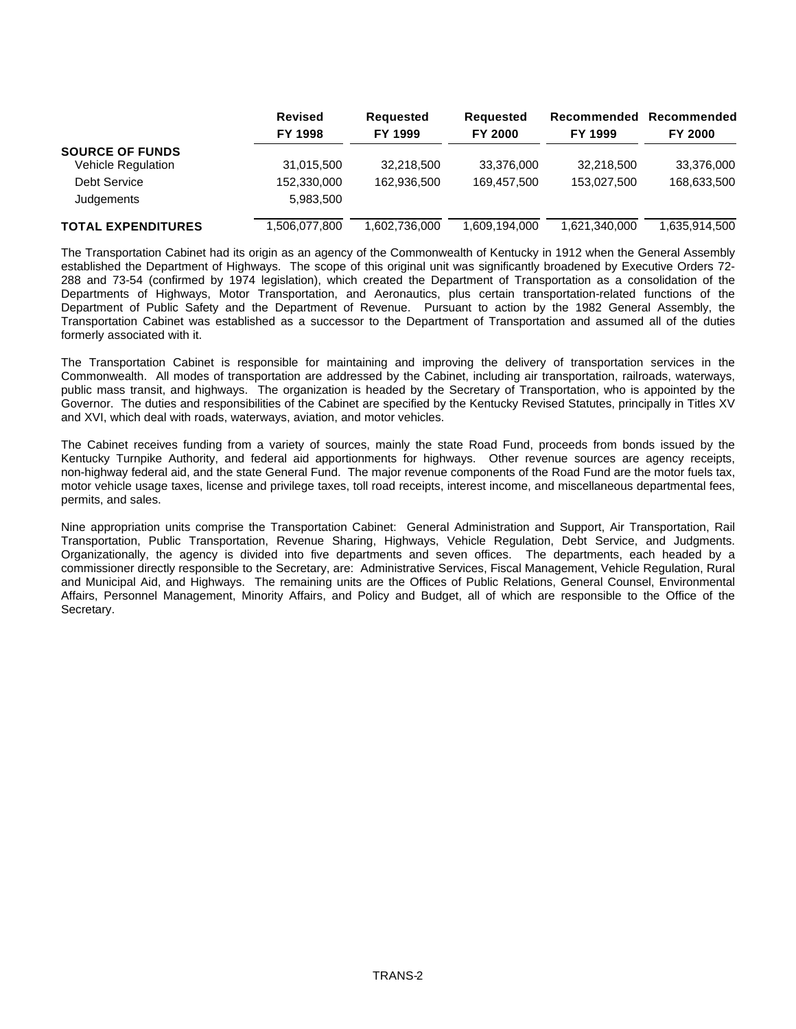| | Revised FY 1998 | Requested FY 1999 | Requested FY 2000 | Recommended FY 1999 | Recommended FY 2000 |
|---|---|---|---|---|---|
| **SOURCE OF FUNDS** | | | | | |
| Vehicle Regulation | 31,015,500 | 32,218,500 | 33,376,000 | 32,218,500 | 33,376,000 |
| Debt Service | 152,330,000 | 162,936,500 | 169,457,500 | 153,027,500 | 168,633,500 |
| Judgements | 5,983,500 | | | | |
| **TOTAL EXPENDITURES** | 1,506,077,800 | 1,602,736,000 | 1,609,194,000 | 1,621,340,000 | 1,635,914,500 |

The Transportation Cabinet had its origin as an agency of the Commonwealth of Kentucky in 1912 when the General Assembly established the Department of Highways. The scope of this original unit was significantly broadened by Executive Orders 72-288 and 73-54 (confirmed by 1974 legislation), which created the Department of Transportation as a consolidation of the Departments of Highways, Motor Transportation, and Aeronautics, plus certain transportation-related functions of the Department of Public Safety and the Department of Revenue. Pursuant to action by the 1982 General Assembly, the Transportation Cabinet was established as a successor to the Department of Transportation and assumed all of the duties formerly associated with it.

The Transportation Cabinet is responsible for maintaining and improving the delivery of transportation services in the Commonwealth. All modes of transportation are addressed by the Cabinet, including air transportation, railroads, waterways, public mass transit, and highways. The organization is headed by the Secretary of Transportation, who is appointed by the Governor. The duties and responsibilities of the Cabinet are specified by the Kentucky Revised Statutes, principally in Titles XV and XVI, which deal with roads, waterways, aviation, and motor vehicles.

The Cabinet receives funding from a variety of sources, mainly the state Road Fund, proceeds from bonds issued by the Kentucky Turnpike Authority, and federal aid apportionments for highways. Other revenue sources are agency receipts, non-highway federal aid, and the state General Fund. The major revenue components of the Road Fund are the motor fuels tax, motor vehicle usage taxes, license and privilege taxes, toll road receipts, interest income, and miscellaneous departmental fees, permits, and sales.

Nine appropriation units comprise the Transportation Cabinet: General Administration and Support, Air Transportation, Rail Transportation, Public Transportation, Revenue Sharing, Highways, Vehicle Regulation, Debt Service, and Judgments. Organizationally, the agency is divided into five departments and seven offices. The departments, each headed by a commissioner directly responsible to the Secretary, are: Administrative Services, Fiscal Management, Vehicle Regulation, Rural and Municipal Aid, and Highways. The remaining units are the Offices of Public Relations, General Counsel, Environmental Affairs, Personnel Management, Minority Affairs, and Policy and Budget, all of which are responsible to the Office of the Secretary.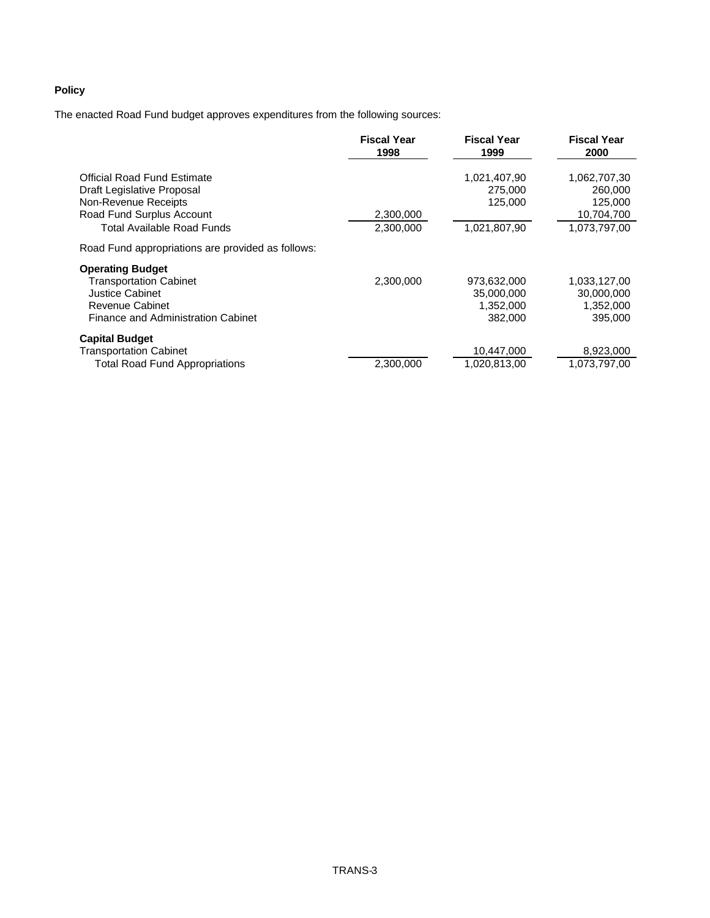**Policy**

The enacted Road Fund budget approves expenditures from the following sources:

| | Fiscal Year 1998 | Fiscal Year 1999 | Fiscal Year 2000 |
|---|---|---|---|
| Official Road Fund Estimate | | 1,021,407,90 | 1,062,707,30 |
| Draft Legislative Proposal | | 275,000 | 260,000 |
| Non-Revenue Receipts | | 125,000 | 125,000 |
| Road Fund Surplus Account | 2,300,000 | | 10,704,700 |
| Total Available Road Funds | 2,300,000 | 1,021,807,90 | 1,073,797,00 |
| Road Fund appropriations are provided as follows: | | | |
| **Operating Budget** | | | |
| Transportation Cabinet | 2,300,000 | 973,632,000 | 1,033,127,00 |
| Justice Cabinet | | 35,000,000 | 30,000,000 |
| Revenue Cabinet | | 1,352,000 | 1,352,000 |
| Finance and Administration Cabinet | | 382,000 | 395,000 |
| **Capital Budget** | | | |
| Transportation Cabinet | | 10,447,000 | 8,923,000 |
| Total Road Fund Appropriations | 2,300,000 | 1,020,813,00 | 1,073,797,00 |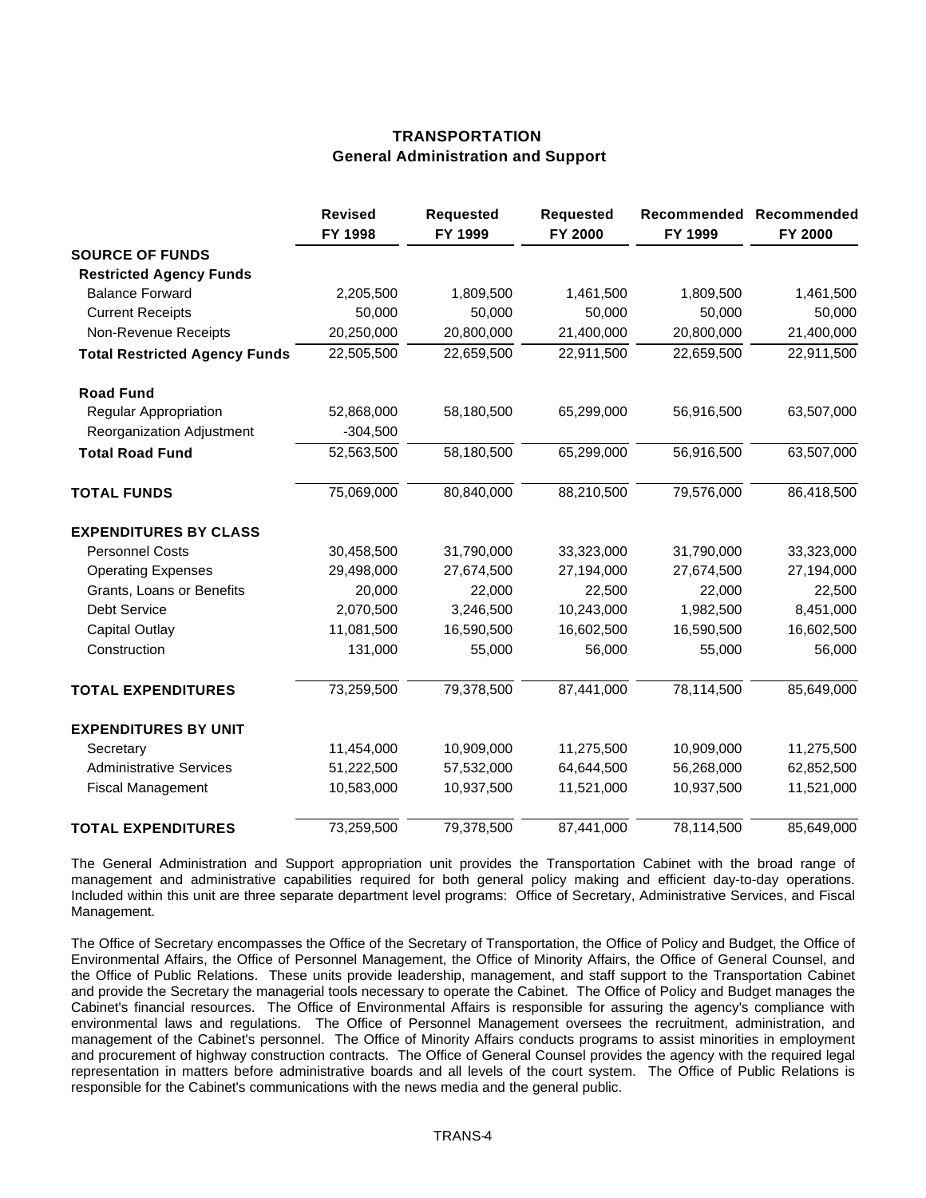# TRANSPORTATION

## General Administration and Support

| | Revised FY 1998 | Requested FY 1999 | Requested FY 2000 | Recommended FY 1999 | Recommended FY 2000 |
|---|---|---|---|---|---|
| **SOURCE OF FUNDS** | | | | | |
| **Restricted Agency Funds** | | | | | |
| Balance Forward | 2,205,500 | 1,809,500 | 1,461,500 | 1,809,500 | 1,461,500 |
| Current Receipts | 50,000 | 50,000 | 50,000 | 50,000 | 50,000 |
| Non-Revenue Receipts | 20,250,000 | 20,800,000 | 21,400,000 | 20,800,000 | 21,400,000 |
| **Total Restricted Agency Funds** | 22,505,500 | 22,659,500 | 22,911,500 | 22,659,500 | 22,911,500 |
| **Road Fund** | | | | | |
| Regular Appropriation | 52,868,000 | 58,180,500 | 65,299,000 | 56,916,500 | 63,507,000 |
| Reorganization Adjustment | -304,500 | | | | |
| **Total Road Fund** | 52,563,500 | 58,180,500 | 65,299,000 | 56,916,500 | 63,507,000 |
| **TOTAL FUNDS** | 75,069,000 | 80,840,000 | 88,210,500 | 79,576,000 | 86,418,500 |
| **EXPENDITURES BY CLASS** | | | | | |
| Personnel Costs | 30,458,500 | 31,790,000 | 33,323,000 | 31,790,000 | 33,323,000 |
| Operating Expenses | 29,498,000 | 27,674,500 | 27,194,000 | 27,674,500 | 27,194,000 |
| Grants, Loans or Benefits | 20,000 | 22,000 | 22,500 | 22,000 | 22,500 |
| Debt Service | 2,070,500 | 3,246,500 | 10,243,000 | 1,982,500 | 8,451,000 |
| Capital Outlay | 11,081,500 | 16,590,500 | 16,602,500 | 16,590,500 | 16,602,500 |
| Construction | 131,000 | 55,000 | 56,000 | 55,000 | 56,000 |
| **TOTAL EXPENDITURES** | 73,259,500 | 79,378,500 | 87,441,000 | 78,114,500 | 85,649,000 |
| **EXPENDITURES BY UNIT** | | | | | |
| Secretary | 11,454,000 | 10,909,000 | 11,275,500 | 10,909,000 | 11,275,500 |
| Administrative Services | 51,222,500 | 57,532,000 | 64,644,500 | 56,268,000 | 62,852,500 |
| Fiscal Management | 10,583,000 | 10,937,500 | 11,521,000 | 10,937,500 | 11,521,000 |
| **TOTAL EXPENDITURES** | 73,259,500 | 79,378,500 | 87,441,000 | 78,114,500 | 85,649,000 |

The General Administration and Support appropriation unit provides the Transportation Cabinet with the broad range of management and administrative capabilities required for both general policy making and efficient day-to-day operations. Included within this unit are three separate department level programs: Office of Secretary, Administrative Services, and Fiscal Management.

The Office of Secretary encompasses the Office of the Secretary of Transportation, the Office of Policy and Budget, the Office of Environmental Affairs, the Office of Personnel Management, the Office of Minority Affairs, the Office of General Counsel, and the Office of Public Relations. These units provide leadership, management, and staff support to the Transportation Cabinet and provide the Secretary the managerial tools necessary to operate the Cabinet. The Office of Policy and Budget manages the Cabinet's financial resources. The Office of Environmental Affairs is responsible for assuring the agency's compliance with environmental laws and regulations. The Office of Personnel Management oversees the recruitment, administration, and management of the Cabinet's personnel. The Office of Minority Affairs conducts programs to assist minorities in employment and procurement of highway construction contracts. The Office of General Counsel provides the agency with the required legal representation in matters before administrative boards and all levels of the court system. The Office of Public Relations is responsible for the Cabinet's communications with the news media and the general public.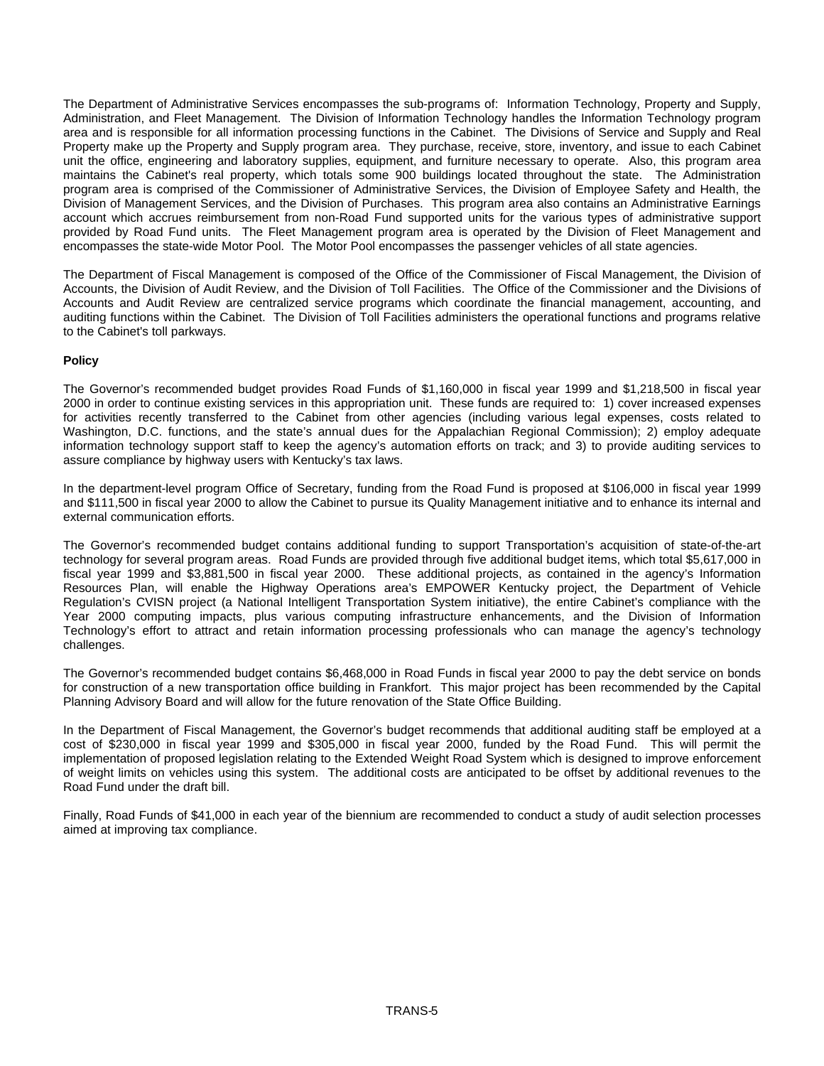The Department of Administrative Services encompasses the sub-programs of: Information Technology, Property and Supply, Administration, and Fleet Management. The Division of Information Technology handles the Information Technology program area and is responsible for all information processing functions in the Cabinet. The Divisions of Service and Supply and Real Property make up the Property and Supply program area. They purchase, receive, store, inventory, and issue to each Cabinet unit the office, engineering and laboratory supplies, equipment, and furniture necessary to operate. Also, this program area maintains the Cabinet's real property, which totals some 900 buildings located throughout the state. The Administration program area is comprised of the Commissioner of Administrative Services, the Division of Employee Safety and Health, the Division of Management Services, and the Division of Purchases. This program area also contains an Administrative Earnings account which accrues reimbursement from non-Road Fund supported units for the various types of administrative support provided by Road Fund units. The Fleet Management program area is operated by the Division of Fleet Management and encompasses the state-wide Motor Pool. The Motor Pool encompasses the passenger vehicles of all state agencies.

The Department of Fiscal Management is composed of the Office of the Commissioner of Fiscal Management, the Division of Accounts, the Division of Audit Review, and the Division of Toll Facilities. The Office of the Commissioner and the Divisions of Accounts and Audit Review are centralized service programs which coordinate the financial management, accounting, and auditing functions within the Cabinet. The Division of Toll Facilities administers the operational functions and programs relative to the Cabinet's toll parkways.

**Policy**

The Governor's recommended budget provides Road Funds of $1,160,000 in fiscal year 1999 and $1,218,500 in fiscal year 2000 in order to continue existing services in this appropriation unit. These funds are required to: 1) cover increased expenses for activities recently transferred to the Cabinet from other agencies (including various legal expenses, costs related to Washington, D.C. functions, and the state's annual dues for the Appalachian Regional Commission); 2) employ adequate information technology support staff to keep the agency's automation efforts on track; and 3) to provide auditing services to assure compliance by highway users with Kentucky's tax laws.

In the department-level program Office of Secretary, funding from the Road Fund is proposed at $106,000 in fiscal year 1999 and $111,500 in fiscal year 2000 to allow the Cabinet to pursue its Quality Management initiative and to enhance its internal and external communication efforts.

The Governor's recommended budget contains additional funding to support Transportation's acquisition of state-of-the-art technology for several program areas. Road Funds are provided through five additional budget items, which total $5,617,000 in fiscal year 1999 and $3,881,500 in fiscal year 2000. These additional projects, as contained in the agency's Information Resources Plan, will enable the Highway Operations area's EMPOWER Kentucky project, the Department of Vehicle Regulation's CVISN project (a National Intelligent Transportation System initiative), the entire Cabinet's compliance with the Year 2000 computing impacts, plus various computing infrastructure enhancements, and the Division of Information Technology's effort to attract and retain information processing professionals who can manage the agency's technology challenges.

The Governor's recommended budget contains $6,468,000 in Road Funds in fiscal year 2000 to pay the debt service on bonds for construction of a new transportation office building in Frankfort. This major project has been recommended by the Capital Planning Advisory Board and will allow for the future renovation of the State Office Building.

In the Department of Fiscal Management, the Governor's budget recommends that additional auditing staff be employed at a cost of $230,000 in fiscal year 1999 and $305,000 in fiscal year 2000, funded by the Road Fund. This will permit the implementation of proposed legislation relating to the Extended Weight Road System which is designed to improve enforcement of weight limits on vehicles using this system. The additional costs are anticipated to be offset by additional revenues to the Road Fund under the draft bill.

Finally, Road Funds of $41,000 in each year of the biennium are recommended to conduct a study of audit selection processes aimed at improving tax compliance.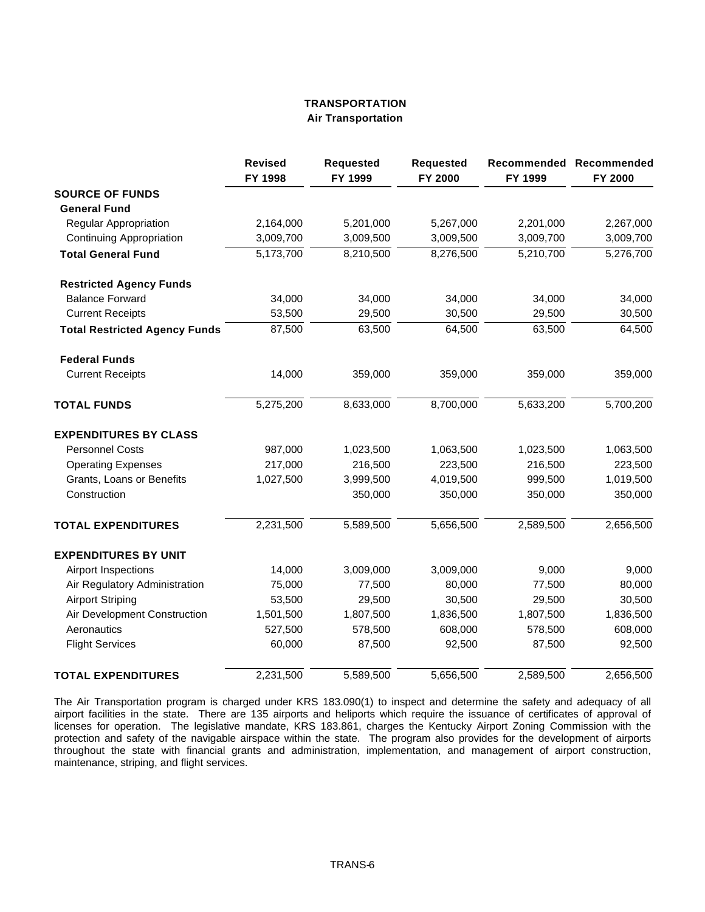# TRANSPORTATION
## Air Transportation

| | Revised FY 1998 | Requested FY 1999 | Requested FY 2000 | Recommended FY 1999 | Recommended FY 2000 |
|---|---|---|---|---|---|
| **SOURCE OF FUNDS** | | | | | |
| **General Fund** | | | | | |
| Regular Appropriation | 2,164,000 | 5,201,000 | 5,267,000 | 2,201,000 | 2,267,000 |
| Continuing Appropriation | 3,009,700 | 3,009,500 | 3,009,500 | 3,009,700 | 3,009,700 |
| **Total General Fund** | 5,173,700 | 8,210,500 | 8,276,500 | 5,210,700 | 5,276,700 |
| **Restricted Agency Funds** | | | | | |
| Balance Forward | 34,000 | 34,000 | 34,000 | 34,000 | 34,000 |
| Current Receipts | 53,500 | 29,500 | 30,500 | 29,500 | 30,500 |
| **Total Restricted Agency Funds** | 87,500 | 63,500 | 64,500 | 63,500 | 64,500 |
| **Federal Funds** | | | | | |
| Current Receipts | 14,000 | 359,000 | 359,000 | 359,000 | 359,000 |
| **TOTAL FUNDS** | 5,275,200 | 8,633,000 | 8,700,000 | 5,633,200 | 5,700,200 |
| **EXPENDITURES BY CLASS** | | | | | |
| Personnel Costs | 987,000 | 1,023,500 | 1,063,500 | 1,023,500 | 1,063,500 |
| Operating Expenses | 217,000 | 216,500 | 223,500 | 216,500 | 223,500 |
| Grants, Loans or Benefits | 1,027,500 | 3,999,500 | 4,019,500 | 999,500 | 1,019,500 |
| Construction | | 350,000 | 350,000 | 350,000 | 350,000 |
| **TOTAL EXPENDITURES** | 2,231,500 | 5,589,500 | 5,656,500 | 2,589,500 | 2,656,500 |
| **EXPENDITURES BY UNIT** | | | | | |
| Airport Inspections | 14,000 | 3,009,000 | 3,009,000 | 9,000 | 9,000 |
| Air Regulatory Administration | 75,000 | 77,500 | 80,000 | 77,500 | 80,000 |
| Airport Striping | 53,500 | 29,500 | 30,500 | 29,500 | 30,500 |
| Air Development Construction | 1,501,500 | 1,807,500 | 1,836,500 | 1,807,500 | 1,836,500 |
| Aeronautics | 527,500 | 578,500 | 608,000 | 578,500 | 608,000 |
| Flight Services | 60,000 | 87,500 | 92,500 | 87,500 | 92,500 |
| **TOTAL EXPENDITURES** | 2,231,500 | 5,589,500 | 5,656,500 | 2,589,500 | 2,656,500 |

The Air Transportation program is charged under KRS 183.090(1) to inspect and determine the safety and adequacy of all airport facilities in the state. There are 135 airports and heliports which require the issuance of certificates of approval of licenses for operation. The legislative mandate, KRS 183.861, charges the Kentucky Airport Zoning Commission with the protection and safety of the navigable airspace within the state. The program also provides for the development of airports throughout the state with financial grants and administration, implementation, and management of airport construction, maintenance, striping, and flight services.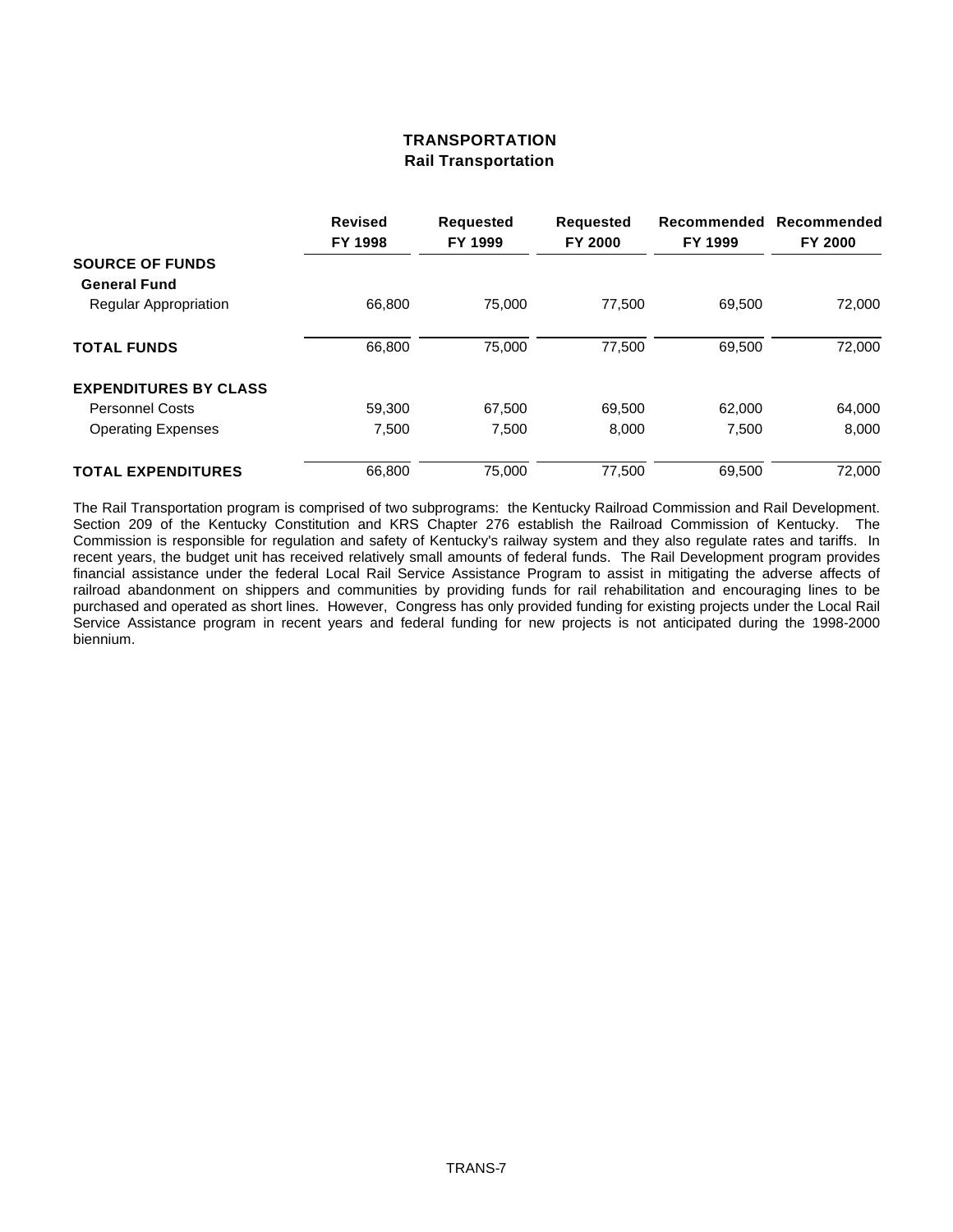# TRANSPORTATION

## Rail Transportation

| | Revised FY 1998 | Requested FY 1999 | Requested FY 2000 | Recommended FY 1999 | Recommended FY 2000 |
|---|---|---|---|---|---|
| **SOURCE OF FUNDS** | | | | | |
| **General Fund** | | | | | |
| Regular Appropriation | 66,800 | 75,000 | 77,500 | 69,500 | 72,000 |
| **TOTAL FUNDS** | 66,800 | 75,000 | 77,500 | 69,500 | 72,000 |
| **EXPENDITURES BY CLASS** | | | | | |
| Personnel Costs | 59,300 | 67,500 | 69,500 | 62,000 | 64,000 |
| Operating Expenses | 7,500 | 7,500 | 8,000 | 7,500 | 8,000 |
| **TOTAL EXPENDITURES** | 66,800 | 75,000 | 77,500 | 69,500 | 72,000 |

The Rail Transportation program is comprised of two subprograms: the Kentucky Railroad Commission and Rail Development. Section 209 of the Kentucky Constitution and KRS Chapter 276 establish the Railroad Commission of Kentucky. The Commission is responsible for regulation and safety of Kentucky's railway system and they also regulate rates and tariffs. In recent years, the budget unit has received relatively small amounts of federal funds. The Rail Development program provides financial assistance under the federal Local Rail Service Assistance Program to assist in mitigating the adverse affects of railroad abandonment on shippers and communities by providing funds for rail rehabilitation and encouraging lines to be purchased and operated as short lines. However, Congress has only provided funding for existing projects under the Local Rail Service Assistance program in recent years and federal funding for new projects is not anticipated during the 1998-2000 biennium.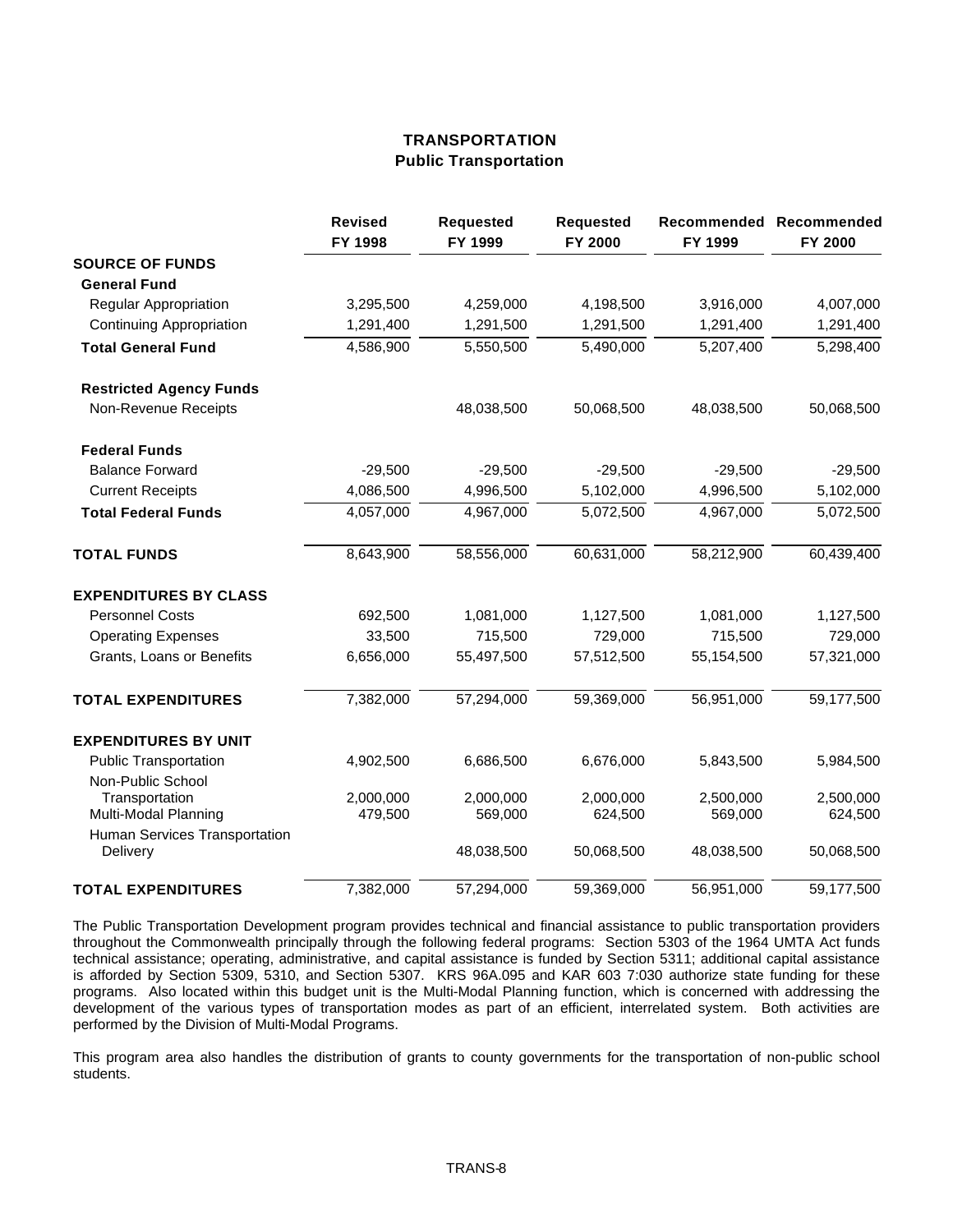# TRANSPORTATION
## Public Transportation

| | Revised FY 1998 | Requested FY 1999 | Requested FY 2000 | Recommended FY 1999 | Recommended FY 2000 |
|---|---|---|---|---|---|
| **SOURCE OF FUNDS** | | | | | |
| **General Fund** | | | | | |
| Regular Appropriation | 3,295,500 | 4,259,000 | 4,198,500 | 3,916,000 | 4,007,000 |
| Continuing Appropriation | 1,291,400 | 1,291,500 | 1,291,500 | 1,291,400 | 1,291,400 |
| **Total General Fund** | 4,586,900 | 5,550,500 | 5,490,000 | 5,207,400 | 5,298,400 |
| **Restricted Agency Funds** | | | | | |
| Non-Revenue Receipts | | 48,038,500 | 50,068,500 | 48,038,500 | 50,068,500 |
| **Federal Funds** | | | | | |
| Balance Forward | -29,500 | -29,500 | -29,500 | -29,500 | -29,500 |
| Current Receipts | 4,086,500 | 4,996,500 | 5,102,000 | 4,996,500 | 5,102,000 |
| **Total Federal Funds** | 4,057,000 | 4,967,000 | 5,072,500 | 4,967,000 | 5,072,500 |
| **TOTAL FUNDS** | 8,643,900 | 58,556,000 | 60,631,000 | 58,212,900 | 60,439,400 |
| **EXPENDITURES BY CLASS** | | | | | |
| Personnel Costs | 692,500 | 1,081,000 | 1,127,500 | 1,081,000 | 1,127,500 |
| Operating Expenses | 33,500 | 715,500 | 729,000 | 715,500 | 729,000 |
| Grants, Loans or Benefits | 6,656,000 | 55,497,500 | 57,512,500 | 55,154,500 | 57,321,000 |
| **TOTAL EXPENDITURES** | 7,382,000 | 57,294,000 | 59,369,000 | 56,951,000 | 59,177,500 |
| **EXPENDITURES BY UNIT** | | | | | |
| Public Transportation | 4,902,500 | 6,686,500 | 6,676,000 | 5,843,500 | 5,984,500 |
| Non-Public School Transportation | 2,000,000 | 2,000,000 | 2,000,000 | 2,500,000 | 2,500,000 |
| Multi-Modal Planning | 479,500 | 569,000 | 624,500 | 569,000 | 624,500 |
| Human Services Transportation Delivery | | 48,038,500 | 50,068,500 | 48,038,500 | 50,068,500 |
| **TOTAL EXPENDITURES** | 7,382,000 | 57,294,000 | 59,369,000 | 56,951,000 | 59,177,500 |

The Public Transportation Development program provides technical and financial assistance to public transportation providers throughout the Commonwealth principally through the following federal programs: Section 5303 of the 1964 UMTA Act funds technical assistance; operating, administrative, and capital assistance is funded by Section 5311; additional capital assistance is afforded by Section 5309, 5310, and Section 5307. KRS 96A.095 and KAR 603 7:030 authorize state funding for these programs. Also located within this budget unit is the Multi-Modal Planning function, which is concerned with addressing the development of the various types of transportation modes as part of an efficient, interrelated system. Both activities are performed by the Division of Multi-Modal Programs.

This program area also handles the distribution of grants to county governments for the transportation of non-public school students.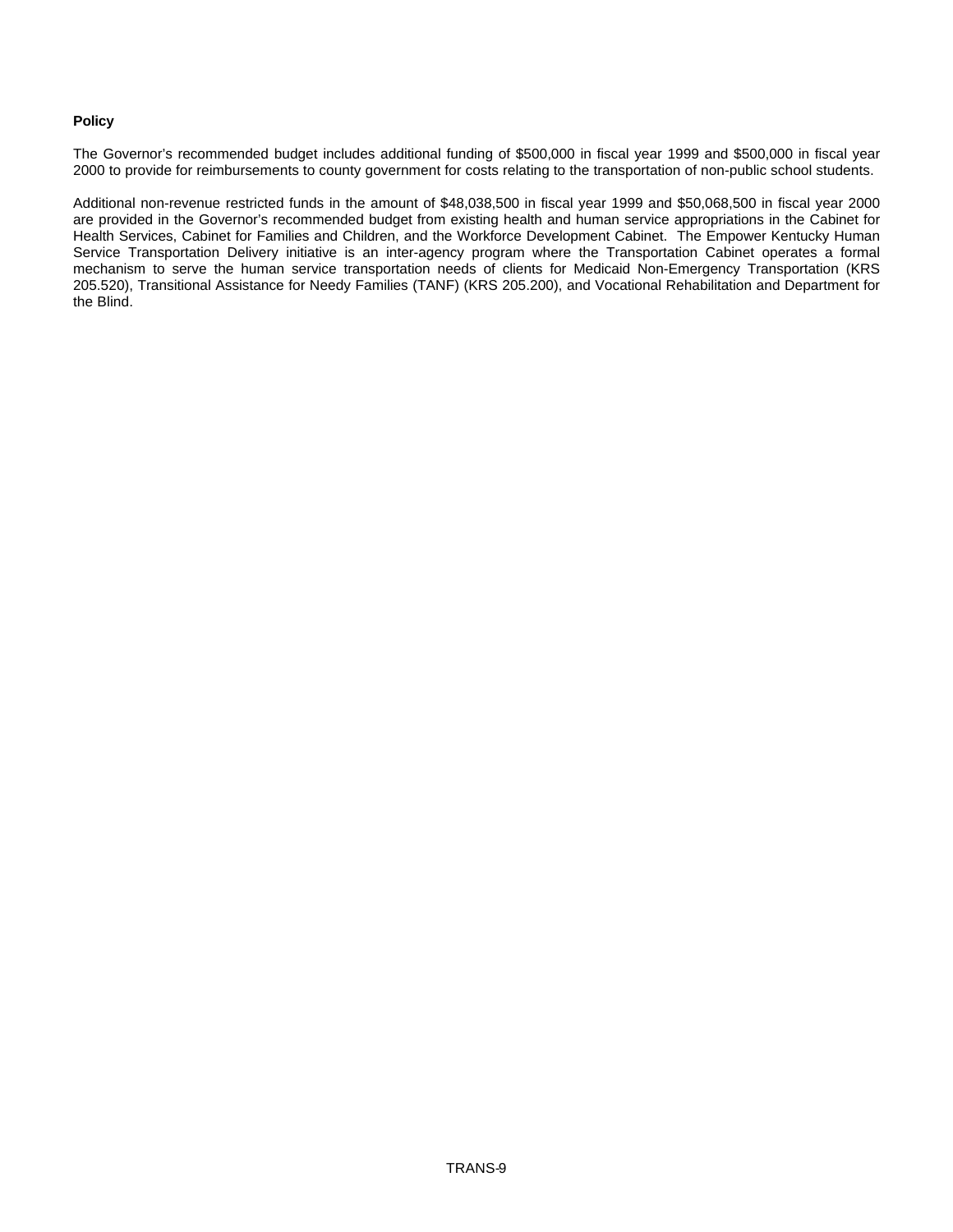**Policy**

The Governor's recommended budget includes additional funding of $500,000 in fiscal year 1999 and $500,000 in fiscal year 2000 to provide for reimbursements to county government for costs relating to the transportation of non-public school students.

Additional non-revenue restricted funds in the amount of $48,038,500 in fiscal year 1999 and $50,068,500 in fiscal year 2000 are provided in the Governor's recommended budget from existing health and human service appropriations in the Cabinet for Health Services, Cabinet for Families and Children, and the Workforce Development Cabinet. The Empower Kentucky Human Service Transportation Delivery initiative is an inter-agency program where the Transportation Cabinet operates a formal mechanism to serve the human service transportation needs of clients for Medicaid Non-Emergency Transportation (KRS 205.520), Transitional Assistance for Needy Families (TANF) (KRS 205.200), and Vocational Rehabilitation and Department for the Blind.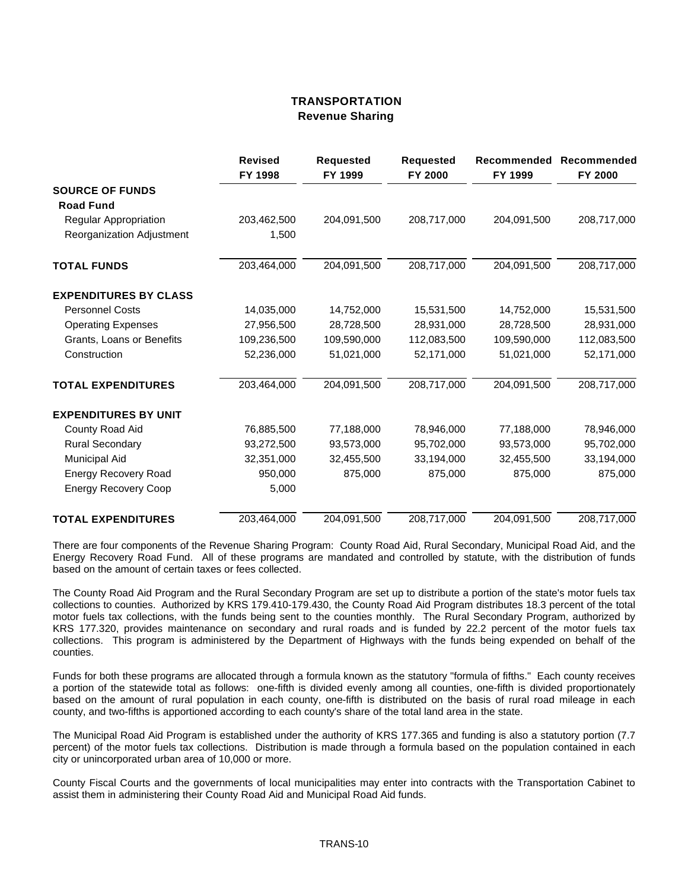# TRANSPORTATION
## Revenue Sharing

| | Revised FY 1998 | Requested FY 1999 | Requested FY 2000 | Recommended FY 1999 | Recommended FY 2000 |
|---|---|---|---|---|---|
| **SOURCE OF FUNDS** | | | | | |
| **Road Fund** | | | | | |
| Regular Appropriation | 203,462,500 | 204,091,500 | 208,717,000 | 204,091,500 | 208,717,000 |
| Reorganization Adjustment | 1,500 | | | | |
| **TOTAL FUNDS** | 203,464,000 | 204,091,500 | 208,717,000 | 204,091,500 | 208,717,000 |
| **EXPENDITURES BY CLASS** | | | | | |
| Personnel Costs | 14,035,000 | 14,752,000 | 15,531,500 | 14,752,000 | 15,531,500 |
| Operating Expenses | 27,956,500 | 28,728,500 | 28,931,000 | 28,728,500 | 28,931,000 |
| Grants, Loans or Benefits | 109,236,500 | 109,590,000 | 112,083,500 | 109,590,000 | 112,083,500 |
| Construction | 52,236,000 | 51,021,000 | 52,171,000 | 51,021,000 | 52,171,000 |
| **TOTAL EXPENDITURES** | 203,464,000 | 204,091,500 | 208,717,000 | 204,091,500 | 208,717,000 |
| **EXPENDITURES BY UNIT** | | | | | |
| County Road Aid | 76,885,500 | 77,188,000 | 78,946,000 | 77,188,000 | 78,946,000 |
| Rural Secondary | 93,272,500 | 93,573,000 | 95,702,000 | 93,573,000 | 95,702,000 |
| Municipal Aid | 32,351,000 | 32,455,500 | 33,194,000 | 32,455,500 | 33,194,000 |
| Energy Recovery Road | 950,000 | 875,000 | 875,000 | 875,000 | 875,000 |
| Energy Recovery Coop | 5,000 | | | | |
| **TOTAL EXPENDITURES** | 203,464,000 | 204,091,500 | 208,717,000 | 204,091,500 | 208,717,000 |

There are four components of the Revenue Sharing Program: County Road Aid, Rural Secondary, Municipal Road Aid, and the Energy Recovery Road Fund. All of these programs are mandated and controlled by statute, with the distribution of funds based on the amount of certain taxes or fees collected.

The County Road Aid Program and the Rural Secondary Program are set up to distribute a portion of the state's motor fuels tax collections to counties. Authorized by KRS 179.410-179.430, the County Road Aid Program distributes 18.3 percent of the total motor fuels tax collections, with the funds being sent to the counties monthly. The Rural Secondary Program, authorized by KRS 177.320, provides maintenance on secondary and rural roads and is funded by 22.2 percent of the motor fuels tax collections. This program is administered by the Department of Highways with the funds being expended on behalf of the counties.

Funds for both these programs are allocated through a formula known as the statutory "formula of fifths." Each county receives a portion of the statewide total as follows: one-fifth is divided evenly among all counties, one-fifth is divided proportionately based on the amount of rural population in each county, one-fifth is distributed on the basis of rural road mileage in each county, and two-fifths is apportioned according to each county's share of the total land area in the state.

The Municipal Road Aid Program is established under the authority of KRS 177.365 and funding is also a statutory portion (7.7 percent) of the motor fuels tax collections. Distribution is made through a formula based on the population contained in each city or unincorporated urban area of 10,000 or more.

County Fiscal Courts and the governments of local municipalities may enter into contracts with the Transportation Cabinet to assist them in administering their County Road Aid and Municipal Road Aid funds.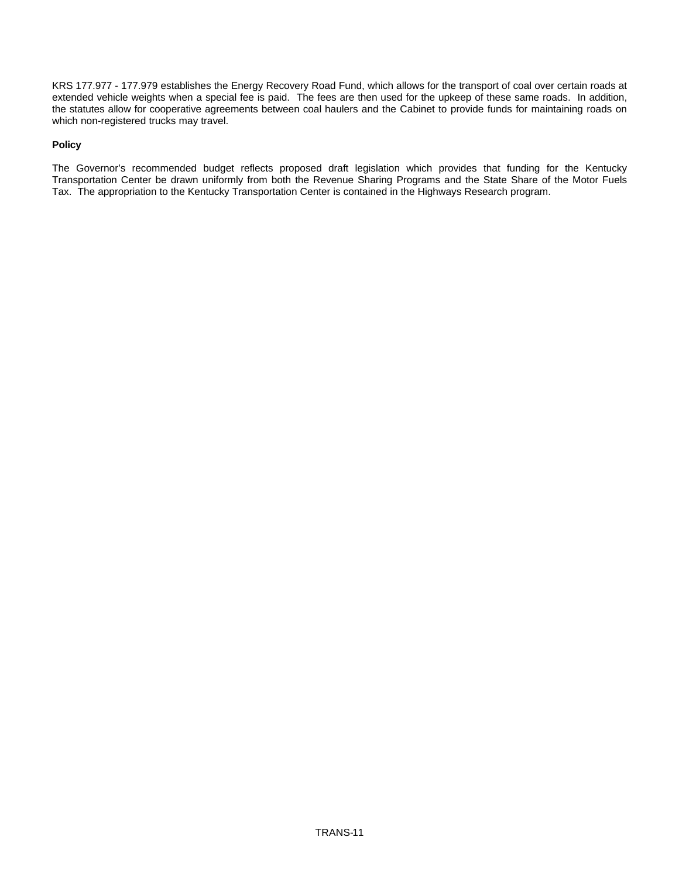KRS 177.977 - 177.979 establishes the Energy Recovery Road Fund, which allows for the transport of coal over certain roads at extended vehicle weights when a special fee is paid. The fees are then used for the upkeep of these same roads. In addition, the statutes allow for cooperative agreements between coal haulers and the Cabinet to provide funds for maintaining roads on which non-registered trucks may travel.

**Policy**

The Governor's recommended budget reflects proposed draft legislation which provides that funding for the Kentucky Transportation Center be drawn uniformly from both the Revenue Sharing Programs and the State Share of the Motor Fuels Tax. The appropriation to the Kentucky Transportation Center is contained in the Highways Research program.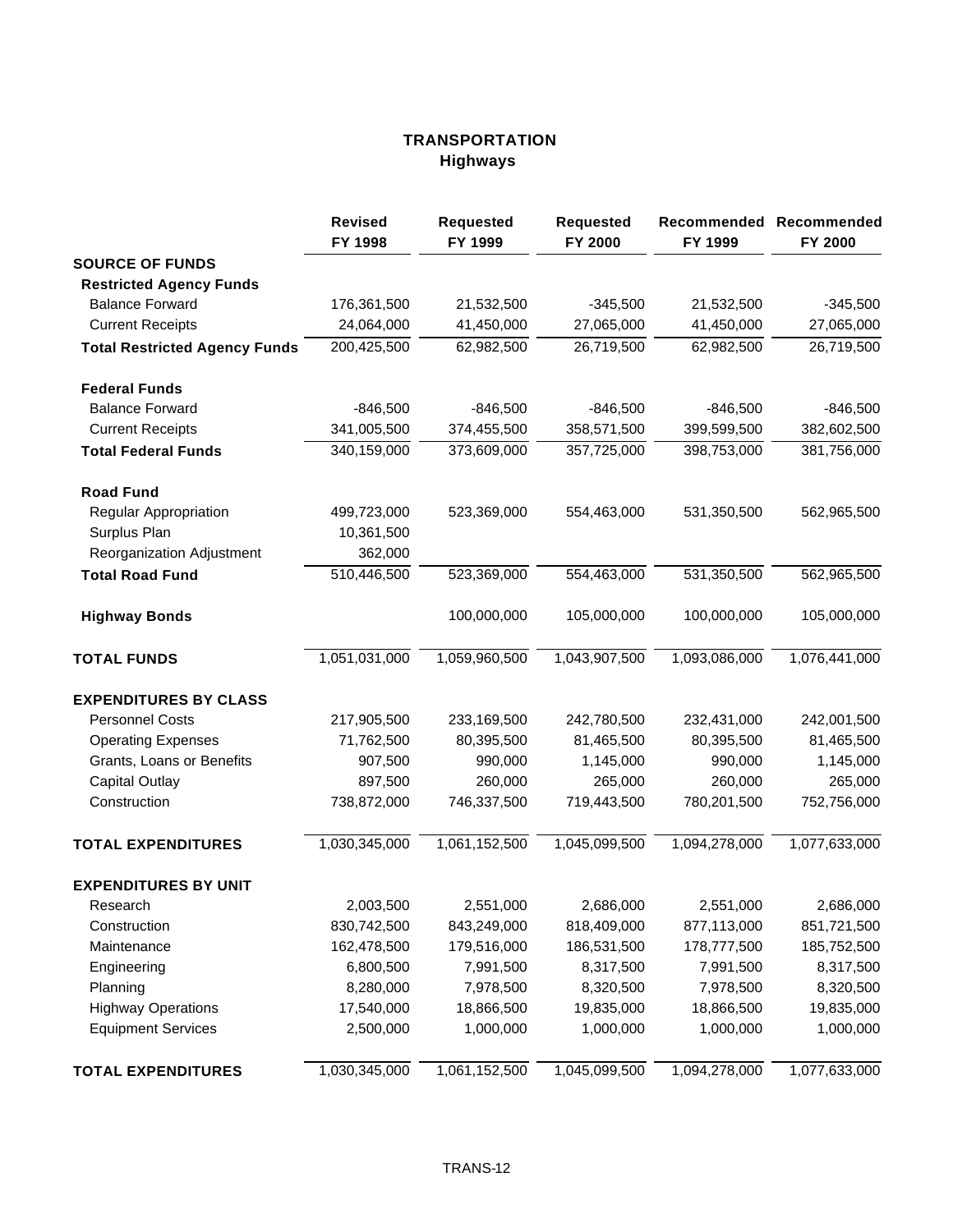# TRANSPORTATION
## Highways

| | Revised FY 1998 | Requested FY 1999 | Requested FY 2000 | Recommended FY 1999 | Recommended FY 2000 |
|---|---|---|---|---|---|
| **SOURCE OF FUNDS** | | | | | |
| **Restricted Agency Funds** | | | | | |
| Balance Forward | 176,361,500 | 21,532,500 | -345,500 | 21,532,500 | -345,500 |
| Current Receipts | 24,064,000 | 41,450,000 | 27,065,000 | 41,450,000 | 27,065,000 |
| **Total Restricted Agency Funds** | 200,425,500 | 62,982,500 | 26,719,500 | 62,982,500 | 26,719,500 |
| **Federal Funds** | | | | | |
| Balance Forward | -846,500 | -846,500 | -846,500 | -846,500 | -846,500 |
| Current Receipts | 341,005,500 | 374,455,500 | 358,571,500 | 399,599,500 | 382,602,500 |
| **Total Federal Funds** | 340,159,000 | 373,609,000 | 357,725,000 | 398,753,000 | 381,756,000 |
| **Road Fund** | | | | | |
| Regular Appropriation | 499,723,000 | 523,369,000 | 554,463,000 | 531,350,500 | 562,965,500 |
| Surplus Plan | 10,361,500 | | | | |
| Reorganization Adjustment | 362,000 | | | | |
| **Total Road Fund** | 510,446,500 | 523,369,000 | 554,463,000 | 531,350,500 | 562,965,500 |
| **Highway Bonds** | | 100,000,000 | 105,000,000 | 100,000,000 | 105,000,000 |
| **TOTAL FUNDS** | 1,051,031,000 | 1,059,960,500 | 1,043,907,500 | 1,093,086,000 | 1,076,441,000 |
| **EXPENDITURES BY CLASS** | | | | | |
| Personnel Costs | 217,905,500 | 233,169,500 | 242,780,500 | 232,431,000 | 242,001,500 |
| Operating Expenses | 71,762,500 | 80,395,500 | 81,465,500 | 80,395,500 | 81,465,500 |
| Grants, Loans or Benefits | 907,500 | 990,000 | 1,145,000 | 990,000 | 1,145,000 |
| Capital Outlay | 897,500 | 260,000 | 265,000 | 260,000 | 265,000 |
| Construction | 738,872,000 | 746,337,500 | 719,443,500 | 780,201,500 | 752,756,000 |
| **TOTAL EXPENDITURES** | 1,030,345,000 | 1,061,152,500 | 1,045,099,500 | 1,094,278,000 | 1,077,633,000 |
| **EXPENDITURES BY UNIT** | | | | | |
| Research | 2,003,500 | 2,551,000 | 2,686,000 | 2,551,000 | 2,686,000 |
| Construction | 830,742,500 | 843,249,000 | 818,409,000 | 877,113,000 | 851,721,500 |
| Maintenance | 162,478,500 | 179,516,000 | 186,531,500 | 178,777,500 | 185,752,500 |
| Engineering | 6,800,500 | 7,991,500 | 8,317,500 | 7,991,500 | 8,317,500 |
| Planning | 8,280,000 | 7,978,500 | 8,320,500 | 7,978,500 | 8,320,500 |
| Highway Operations | 17,540,000 | 18,866,500 | 19,835,000 | 18,866,500 | 19,835,000 |
| Equipment Services | 2,500,000 | 1,000,000 | 1,000,000 | 1,000,000 | 1,000,000 |
| **TOTAL EXPENDITURES** | 1,030,345,000 | 1,061,152,500 | 1,045,099,500 | 1,094,278,000 | 1,077,633,000 |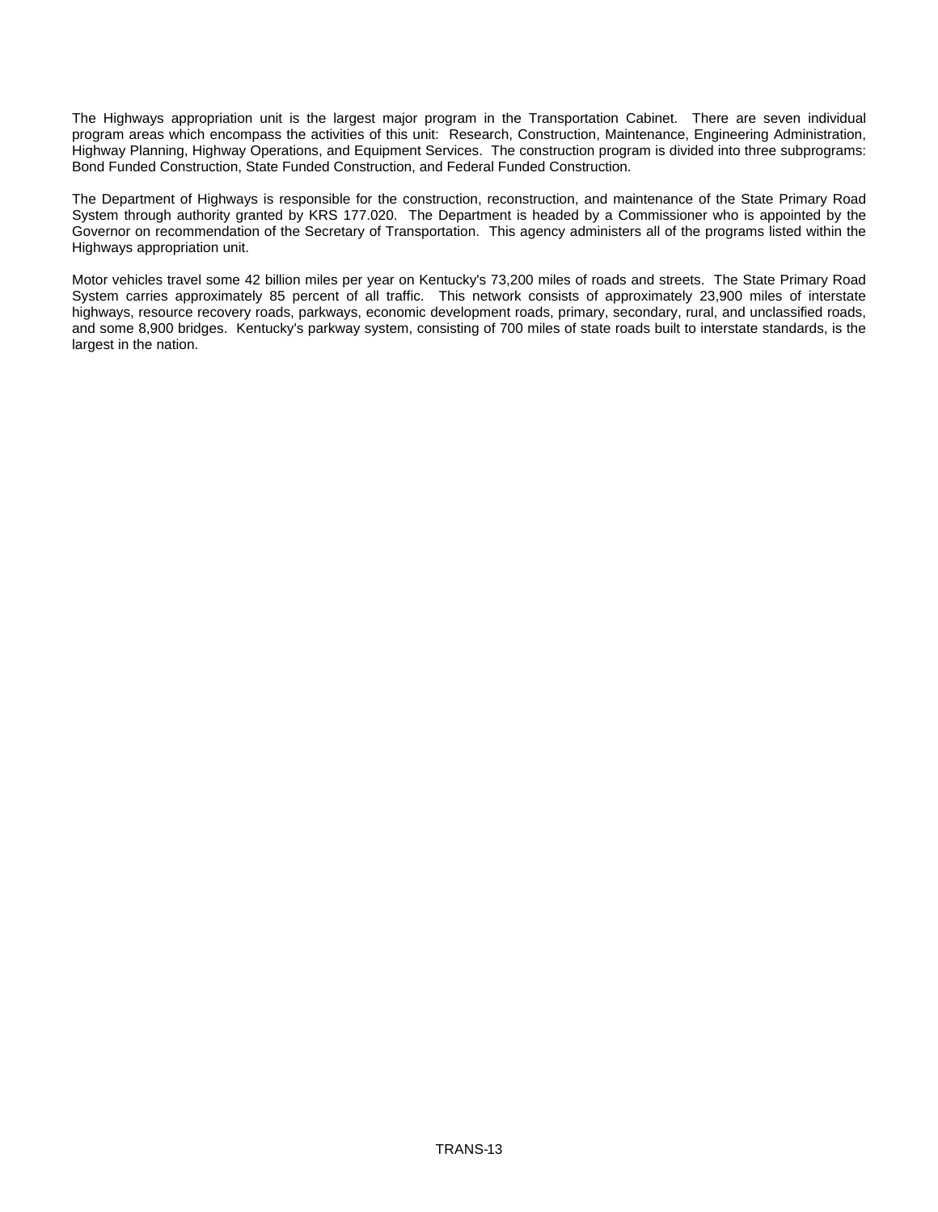The Highways appropriation unit is the largest major program in the Transportation Cabinet. There are seven individual program areas which encompass the activities of this unit: Research, Construction, Maintenance, Engineering Administration, Highway Planning, Highway Operations, and Equipment Services. The construction program is divided into three subprograms: Bond Funded Construction, State Funded Construction, and Federal Funded Construction.

The Department of Highways is responsible for the construction, reconstruction, and maintenance of the State Primary Road System through authority granted by KRS 177.020. The Department is headed by a Commissioner who is appointed by the Governor on recommendation of the Secretary of Transportation. This agency administers all of the programs listed within the Highways appropriation unit.

Motor vehicles travel some 42 billion miles per year on Kentucky's 73,200 miles of roads and streets. The State Primary Road System carries approximately 85 percent of all traffic. This network consists of approximately 23,900 miles of interstate highways, resource recovery roads, parkways, economic development roads, primary, secondary, rural, and unclassified roads, and some 8,900 bridges. Kentucky's parkway system, consisting of 700 miles of state roads built to interstate standards, is the largest in the nation.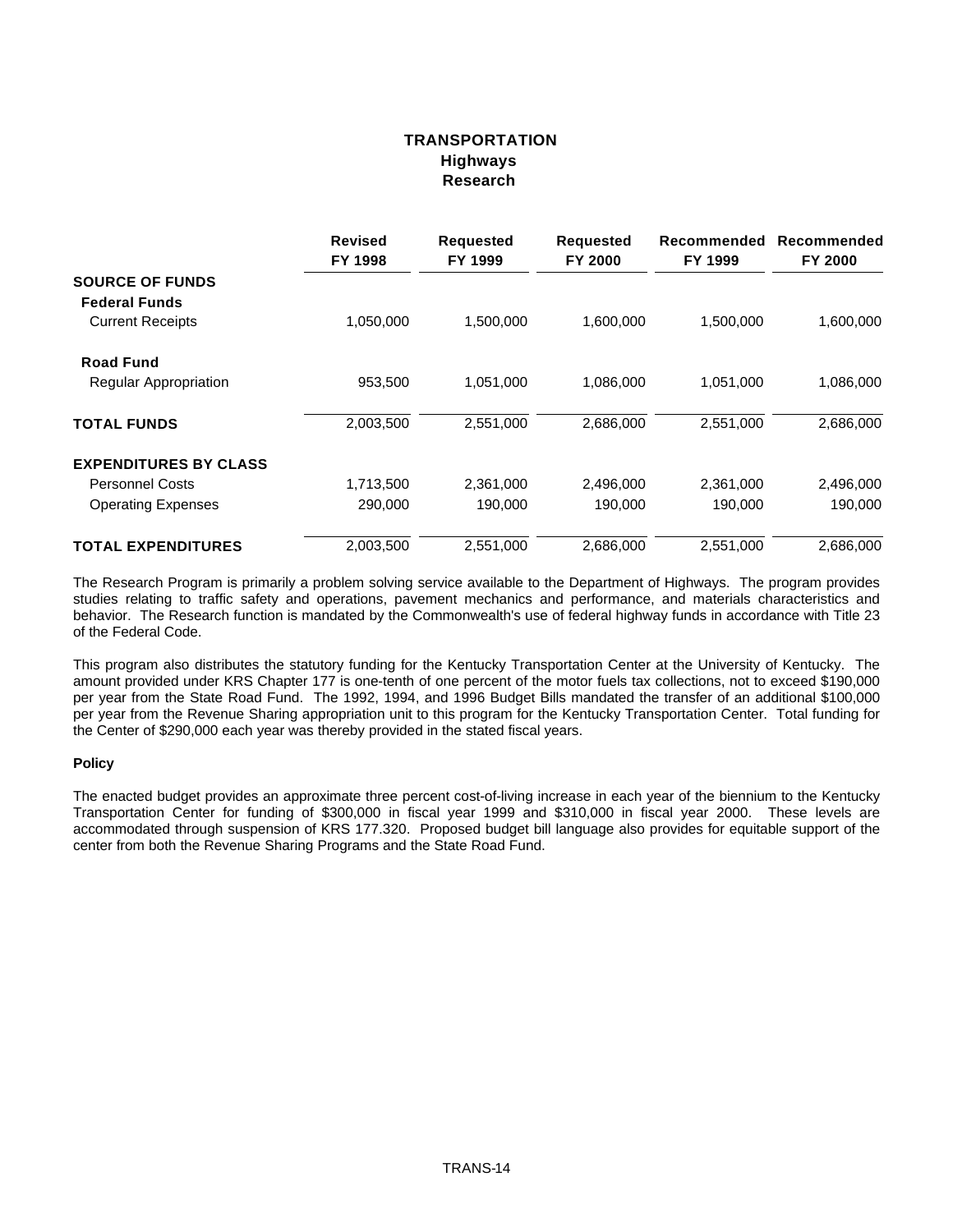# TRANSPORTATION
## Highways
### Research

| | Revised FY 1998 | Requested FY 1999 | Requested FY 2000 | Recommended FY 1999 | Recommended FY 2000 |
|---|---|---|---|---|---|
| **SOURCE OF FUNDS** | | | | | |
| **Federal Funds** | | | | | |
| Current Receipts | 1,050,000 | 1,500,000 | 1,600,000 | 1,500,000 | 1,600,000 |
| **Road Fund** | | | | | |
| Regular Appropriation | 953,500 | 1,051,000 | 1,086,000 | 1,051,000 | 1,086,000 |
| **TOTAL FUNDS** | 2,003,500 | 2,551,000 | 2,686,000 | 2,551,000 | 2,686,000 |
| **EXPENDITURES BY CLASS** | | | | | |
| Personnel Costs | 1,713,500 | 2,361,000 | 2,496,000 | 2,361,000 | 2,496,000 |
| Operating Expenses | 290,000 | 190,000 | 190,000 | 190,000 | 190,000 |
| **TOTAL EXPENDITURES** | 2,003,500 | 2,551,000 | 2,686,000 | 2,551,000 | 2,686,000 |

The Research Program is primarily a problem solving service available to the Department of Highways. The program provides studies relating to traffic safety and operations, pavement mechanics and performance, and materials characteristics and behavior. The Research function is mandated by the Commonwealth's use of federal highway funds in accordance with Title 23 of the Federal Code.

This program also distributes the statutory funding for the Kentucky Transportation Center at the University of Kentucky. The amount provided under KRS Chapter 177 is one-tenth of one percent of the motor fuels tax collections, not to exceed $190,000 per year from the State Road Fund. The 1992, 1994, and 1996 Budget Bills mandated the transfer of an additional $100,000 per year from the Revenue Sharing appropriation unit to this program for the Kentucky Transportation Center. Total funding for the Center of $290,000 each year was thereby provided in the stated fiscal years.

**Policy**

The enacted budget provides an approximate three percent cost-of-living increase in each year of the biennium to the Kentucky Transportation Center for funding of $300,000 in fiscal year 1999 and $310,000 in fiscal year 2000. These levels are accommodated through suspension of KRS 177.320. Proposed budget bill language also provides for equitable support of the center from both the Revenue Sharing Programs and the State Road Fund.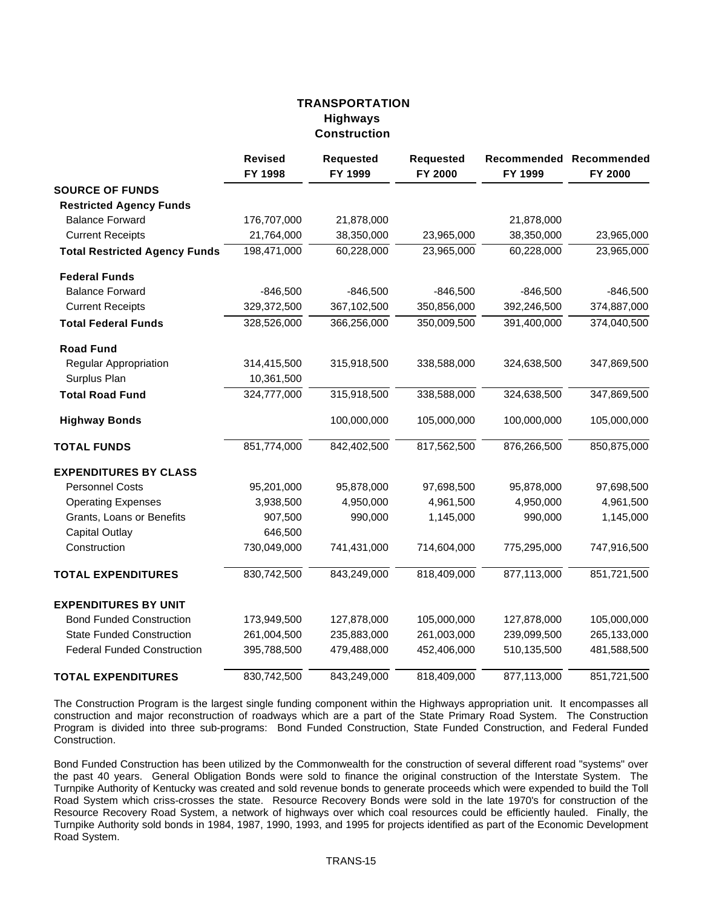# TRANSPORTATION
## Highways
### Construction

| | Revised FY 1998 | Requested FY 1999 | Requested FY 2000 | Recommended FY 1999 | Recommended FY 2000 |
|---|---|---|---|---|---|
| **SOURCE OF FUNDS** | | | | | |
| **Restricted Agency Funds** | | | | | |
| Balance Forward | 176,707,000 | 21,878,000 | | 21,878,000 | |
| Current Receipts | 21,764,000 | 38,350,000 | 23,965,000 | 38,350,000 | 23,965,000 |
| **Total Restricted Agency Funds** | 198,471,000 | 60,228,000 | 23,965,000 | 60,228,000 | 23,965,000 |
| **Federal Funds** | | | | | |
| Balance Forward | -846,500 | -846,500 | -846,500 | -846,500 | -846,500 |
| Current Receipts | 329,372,500 | 367,102,500 | 350,856,000 | 392,246,500 | 374,887,000 |
| **Total Federal Funds** | 328,526,000 | 366,256,000 | 350,009,500 | 391,400,000 | 374,040,500 |
| **Road Fund** | | | | | |
| Regular Appropriation | 314,415,500 | 315,918,500 | 338,588,000 | 324,638,500 | 347,869,500 |
| Surplus Plan | 10,361,500 | | | | |
| **Total Road Fund** | 324,777,000 | 315,918,500 | 338,588,000 | 324,638,500 | 347,869,500 |
| **Highway Bonds** | | 100,000,000 | 105,000,000 | 100,000,000 | 105,000,000 |
| **TOTAL FUNDS** | 851,774,000 | 842,402,500 | 817,562,500 | 876,266,500 | 850,875,000 |
| **EXPENDITURES BY CLASS** | | | | | |
| Personnel Costs | 95,201,000 | 95,878,000 | 97,698,500 | 95,878,000 | 97,698,500 |
| Operating Expenses | 3,938,500 | 4,950,000 | 4,961,500 | 4,950,000 | 4,961,500 |
| Grants, Loans or Benefits | 907,500 | 990,000 | 1,145,000 | 990,000 | 1,145,000 |
| Capital Outlay | 646,500 | | | | |
| Construction | 730,049,000 | 741,431,000 | 714,604,000 | 775,295,000 | 747,916,500 |
| **TOTAL EXPENDITURES** | 830,742,500 | 843,249,000 | 818,409,000 | 877,113,000 | 851,721,500 |
| **EXPENDITURES BY UNIT** | | | | | |
| Bond Funded Construction | 173,949,500 | 127,878,000 | 105,000,000 | 127,878,000 | 105,000,000 |
| State Funded Construction | 261,004,500 | 235,883,000 | 261,003,000 | 239,099,500 | 265,133,000 |
| Federal Funded Construction | 395,788,500 | 479,488,000 | 452,406,000 | 510,135,500 | 481,588,500 |
| **TOTAL EXPENDITURES** | 830,742,500 | 843,249,000 | 818,409,000 | 877,113,000 | 851,721,500 |

The Construction Program is the largest single funding component within the Highways appropriation unit. It encompasses all construction and major reconstruction of roadways which are a part of the State Primary Road System. The Construction Program is divided into three sub-programs: Bond Funded Construction, State Funded Construction, and Federal Funded Construction.

Bond Funded Construction has been utilized by the Commonwealth for the construction of several different road "systems" over the past 40 years. General Obligation Bonds were sold to finance the original construction of the Interstate System. The Turnpike Authority of Kentucky was created and sold revenue bonds to generate proceeds which were expended to build the Toll Road System which criss-crosses the state. Resource Recovery Bonds were sold in the late 1970's for construction of the Resource Recovery Road System, a network of highways over which coal resources could be efficiently hauled. Finally, the Turnpike Authority sold bonds in 1984, 1987, 1990, 1993, and 1995 for projects identified as part of the Economic Development Road System.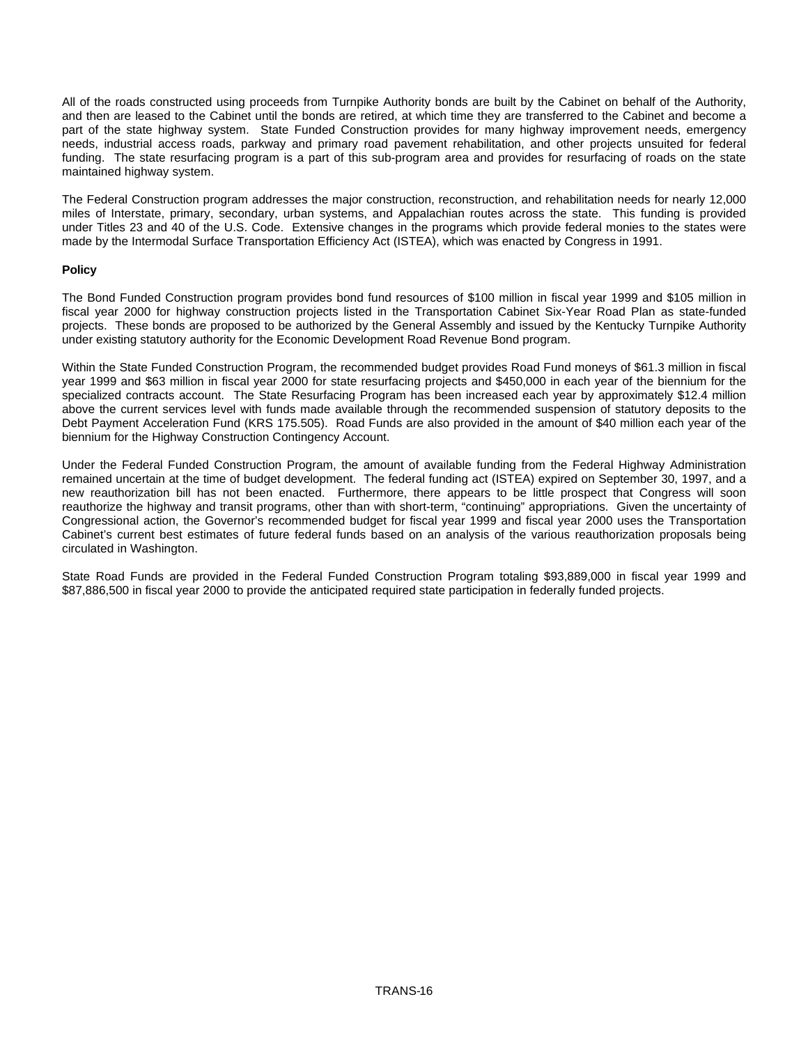All of the roads constructed using proceeds from Turnpike Authority bonds are built by the Cabinet on behalf of the Authority, and then are leased to the Cabinet until the bonds are retired, at which time they are transferred to the Cabinet and become a part of the state highway system. State Funded Construction provides for many highway improvement needs, emergency needs, industrial access roads, parkway and primary road pavement rehabilitation, and other projects unsuited for federal funding. The state resurfacing program is a part of this sub-program area and provides for resurfacing of roads on the state maintained highway system.

The Federal Construction program addresses the major construction, reconstruction, and rehabilitation needs for nearly 12,000 miles of Interstate, primary, secondary, urban systems, and Appalachian routes across the state. This funding is provided under Titles 23 and 40 of the U.S. Code. Extensive changes in the programs which provide federal monies to the states were made by the Intermodal Surface Transportation Efficiency Act (ISTEA), which was enacted by Congress in 1991.

**Policy**

The Bond Funded Construction program provides bond fund resources of $100 million in fiscal year 1999 and $105 million in fiscal year 2000 for highway construction projects listed in the Transportation Cabinet Six-Year Road Plan as state-funded projects. These bonds are proposed to be authorized by the General Assembly and issued by the Kentucky Turnpike Authority under existing statutory authority for the Economic Development Road Revenue Bond program.

Within the State Funded Construction Program, the recommended budget provides Road Fund moneys of $61.3 million in fiscal year 1999 and $63 million in fiscal year 2000 for state resurfacing projects and $450,000 in each year of the biennium for the specialized contracts account. The State Resurfacing Program has been increased each year by approximately $12.4 million above the current services level with funds made available through the recommended suspension of statutory deposits to the Debt Payment Acceleration Fund (KRS 175.505). Road Funds are also provided in the amount of $40 million each year of the biennium for the Highway Construction Contingency Account.

Under the Federal Funded Construction Program, the amount of available funding from the Federal Highway Administration remained uncertain at the time of budget development. The federal funding act (ISTEA) expired on September 30, 1997, and a new reauthorization bill has not been enacted. Furthermore, there appears to be little prospect that Congress will soon reauthorize the highway and transit programs, other than with short-term, "continuing" appropriations. Given the uncertainty of Congressional action, the Governor's recommended budget for fiscal year 1999 and fiscal year 2000 uses the Transportation Cabinet's current best estimates of future federal funds based on an analysis of the various reauthorization proposals being circulated in Washington.

State Road Funds are provided in the Federal Funded Construction Program totaling $93,889,000 in fiscal year 1999 and $87,886,500 in fiscal year 2000 to provide the anticipated required state participation in federally funded projects.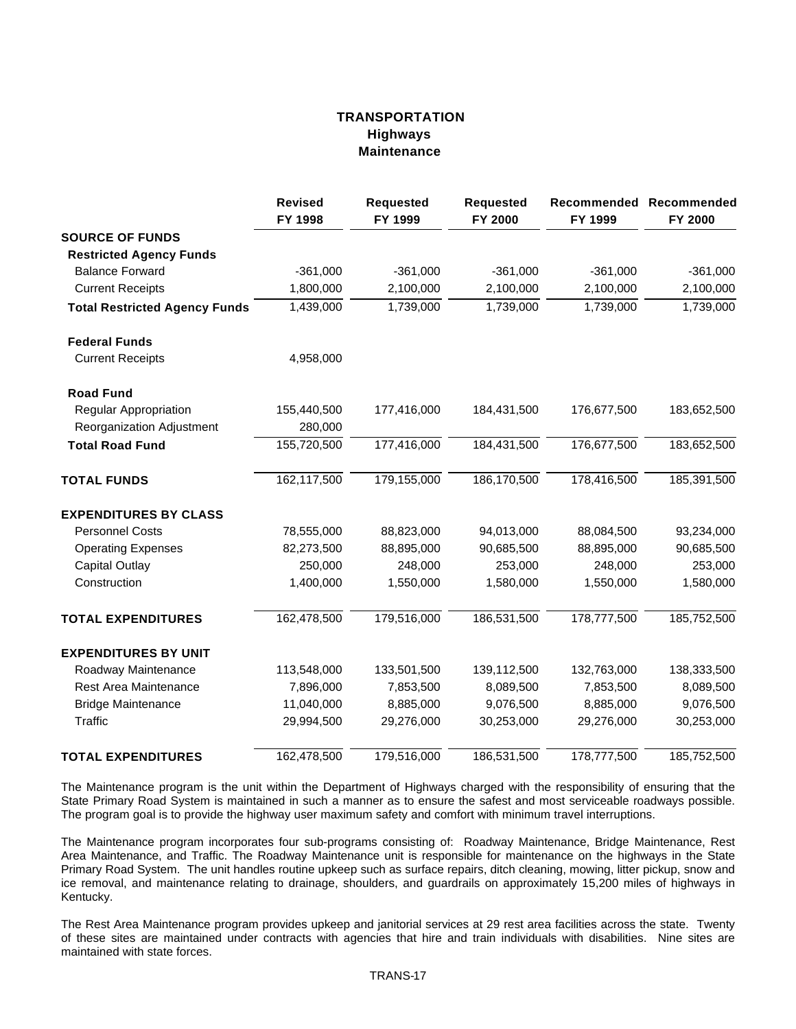# TRANSPORTATION
## Highways
### Maintenance

| | Revised FY 1998 | Requested FY 1999 | Requested FY 2000 | Recommended FY 1999 | Recommended FY 2000 |
|---|---|---|---|---|---|
| **SOURCE OF FUNDS** | | | | | |
| **Restricted Agency Funds** | | | | | |
| Balance Forward | -361,000 | -361,000 | -361,000 | -361,000 | -361,000 |
| Current Receipts | 1,800,000 | 2,100,000 | 2,100,000 | 2,100,000 | 2,100,000 |
| **Total Restricted Agency Funds** | 1,439,000 | 1,739,000 | 1,739,000 | 1,739,000 | 1,739,000 |
| **Federal Funds** | | | | | |
| Current Receipts | 4,958,000 | | | | |
| **Road Fund** | | | | | |
| Regular Appropriation | 155,440,500 | 177,416,000 | 184,431,500 | 176,677,500 | 183,652,500 |
| Reorganization Adjustment | 280,000 | | | | |
| **Total Road Fund** | 155,720,500 | 177,416,000 | 184,431,500 | 176,677,500 | 183,652,500 |
| **TOTAL FUNDS** | 162,117,500 | 179,155,000 | 186,170,500 | 178,416,500 | 185,391,500 |
| **EXPENDITURES BY CLASS** | | | | | |
| Personnel Costs | 78,555,000 | 88,823,000 | 94,013,000 | 88,084,500 | 93,234,000 |
| Operating Expenses | 82,273,500 | 88,895,000 | 90,685,500 | 88,895,000 | 90,685,500 |
| Capital Outlay | 250,000 | 248,000 | 253,000 | 248,000 | 253,000 |
| Construction | 1,400,000 | 1,550,000 | 1,580,000 | 1,550,000 | 1,580,000 |
| **TOTAL EXPENDITURES** | 162,478,500 | 179,516,000 | 186,531,500 | 178,777,500 | 185,752,500 |
| **EXPENDITURES BY UNIT** | | | | | |
| Roadway Maintenance | 113,548,000 | 133,501,500 | 139,112,500 | 132,763,000 | 138,333,500 |
| Rest Area Maintenance | 7,896,000 | 7,853,500 | 8,089,500 | 7,853,500 | 8,089,500 |
| Bridge Maintenance | 11,040,000 | 8,885,000 | 9,076,500 | 8,885,000 | 9,076,500 |
| Traffic | 29,994,500 | 29,276,000 | 30,253,000 | 29,276,000 | 30,253,000 |
| **TOTAL EXPENDITURES** | 162,478,500 | 179,516,000 | 186,531,500 | 178,777,500 | 185,752,500 |

The Maintenance program is the unit within the Department of Highways charged with the responsibility of ensuring that the State Primary Road System is maintained in such a manner as to ensure the safest and most serviceable roadways possible. The program goal is to provide the highway user maximum safety and comfort with minimum travel interruptions.

The Maintenance program incorporates four sub-programs consisting of: Roadway Maintenance, Bridge Maintenance, Rest Area Maintenance, and Traffic. The Roadway Maintenance unit is responsible for maintenance on the highways in the State Primary Road System. The unit handles routine upkeep such as surface repairs, ditch cleaning, mowing, litter pickup, snow and ice removal, and maintenance relating to drainage, shoulders, and guardrails on approximately 15,200 miles of highways in Kentucky.

The Rest Area Maintenance program provides upkeep and janitorial services at 29 rest area facilities across the state. Twenty of these sites are maintained under contracts with agencies that hire and train individuals with disabilities. Nine sites are maintained with state forces.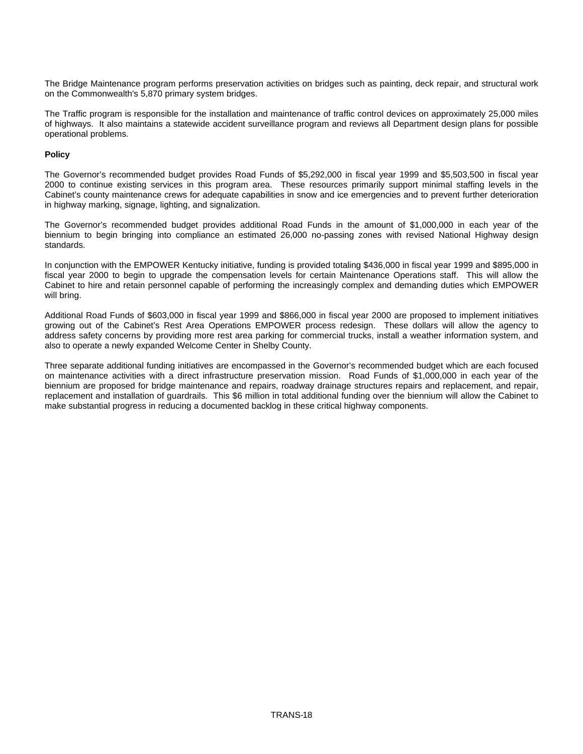The Bridge Maintenance program performs preservation activities on bridges such as painting, deck repair, and structural work on the Commonwealth's 5,870 primary system bridges.

The Traffic program is responsible for the installation and maintenance of traffic control devices on approximately 25,000 miles of highways. It also maintains a statewide accident surveillance program and reviews all Department design plans for possible operational problems.

**Policy**

The Governor's recommended budget provides Road Funds of $5,292,000 in fiscal year 1999 and $5,503,500 in fiscal year 2000 to continue existing services in this program area. These resources primarily support minimal staffing levels in the Cabinet's county maintenance crews for adequate capabilities in snow and ice emergencies and to prevent further deterioration in highway marking, signage, lighting, and signalization.

The Governor's recommended budget provides additional Road Funds in the amount of $1,000,000 in each year of the biennium to begin bringing into compliance an estimated 26,000 no-passing zones with revised National Highway design standards.

In conjunction with the EMPOWER Kentucky initiative, funding is provided totaling $436,000 in fiscal year 1999 and $895,000 in fiscal year 2000 to begin to upgrade the compensation levels for certain Maintenance Operations staff. This will allow the Cabinet to hire and retain personnel capable of performing the increasingly complex and demanding duties which EMPOWER will bring.

Additional Road Funds of $603,000 in fiscal year 1999 and $866,000 in fiscal year 2000 are proposed to implement initiatives growing out of the Cabinet's Rest Area Operations EMPOWER process redesign. These dollars will allow the agency to address safety concerns by providing more rest area parking for commercial trucks, install a weather information system, and also to operate a newly expanded Welcome Center in Shelby County.

Three separate additional funding initiatives are encompassed in the Governor's recommended budget which are each focused on maintenance activities with a direct infrastructure preservation mission. Road Funds of $1,000,000 in each year of the biennium are proposed for bridge maintenance and repairs, roadway drainage structures repairs and replacement, and repair, replacement and installation of guardrails. This $6 million in total additional funding over the biennium will allow the Cabinet to make substantial progress in reducing a documented backlog in these critical highway components.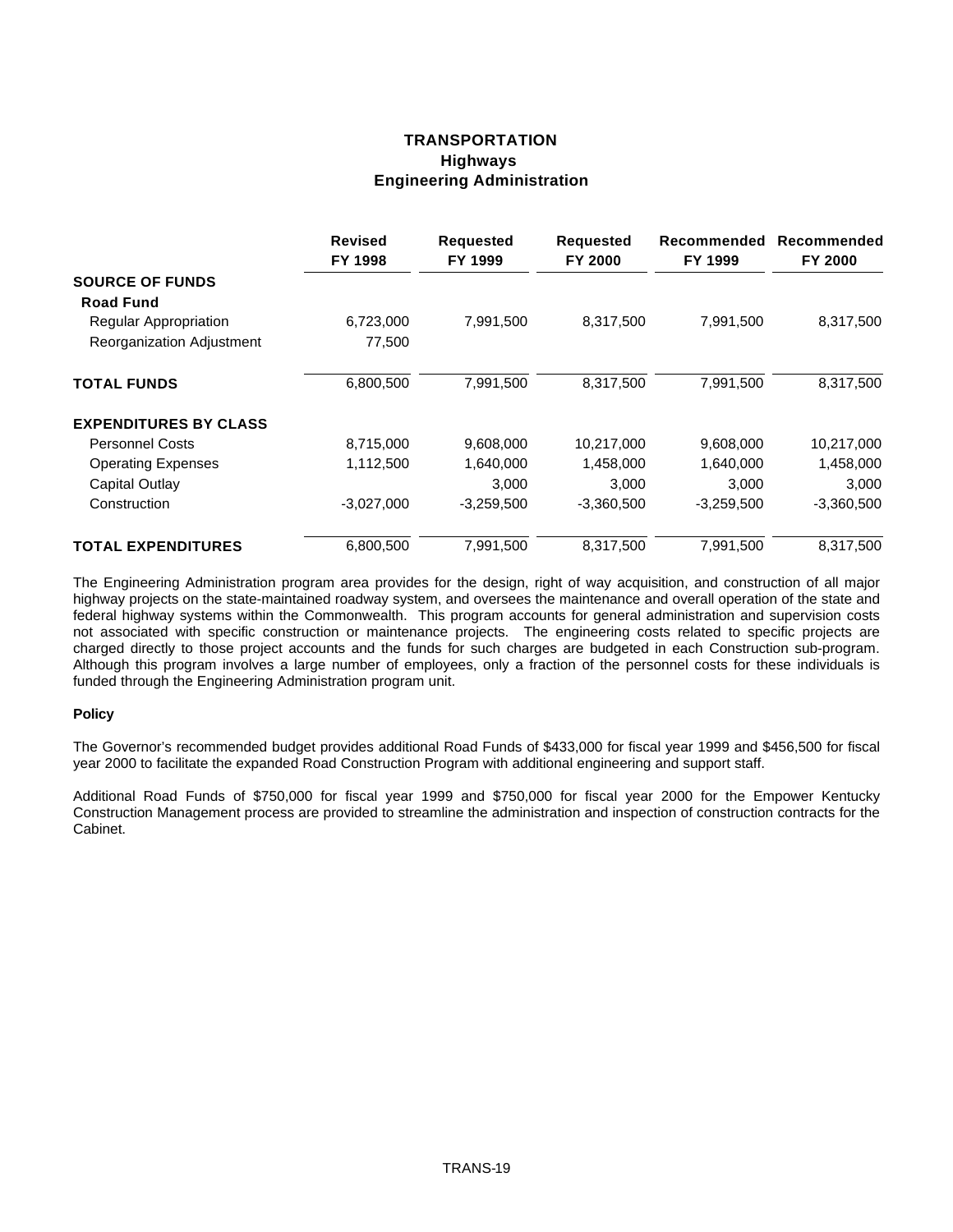# TRANSPORTATION
## Highways
### Engineering Administration

| | Revised FY 1998 | Requested FY 1999 | Requested FY 2000 | Recommended FY 1999 | Recommended FY 2000 |
|---|---|---|---|---|---|
| **SOURCE OF FUNDS** | | | | | |
| **Road Fund** | | | | | |
| Regular Appropriation | 6,723,000 | 7,991,500 | 8,317,500 | 7,991,500 | 8,317,500 |
| Reorganization Adjustment | 77,500 | | | | |
| **TOTAL FUNDS** | 6,800,500 | 7,991,500 | 8,317,500 | 7,991,500 | 8,317,500 |
| **EXPENDITURES BY CLASS** | | | | | |
| Personnel Costs | 8,715,000 | 9,608,000 | 10,217,000 | 9,608,000 | 10,217,000 |
| Operating Expenses | 1,112,500 | 1,640,000 | 1,458,000 | 1,640,000 | 1,458,000 |
| Capital Outlay | | 3,000 | 3,000 | 3,000 | 3,000 |
| Construction | -3,027,000 | -3,259,500 | -3,360,500 | -3,259,500 | -3,360,500 |
| **TOTAL EXPENDITURES** | 6,800,500 | 7,991,500 | 8,317,500 | 7,991,500 | 8,317,500 |

The Engineering Administration program area provides for the design, right of way acquisition, and construction of all major highway projects on the state-maintained roadway system, and oversees the maintenance and overall operation of the state and federal highway systems within the Commonwealth. This program accounts for general administration and supervision costs not associated with specific construction or maintenance projects. The engineering costs related to specific projects are charged directly to those project accounts and the funds for such charges are budgeted in each Construction sub-program. Although this program involves a large number of employees, only a fraction of the personnel costs for these individuals is funded through the Engineering Administration program unit.

**Policy**

The Governor's recommended budget provides additional Road Funds of $433,000 for fiscal year 1999 and $456,500 for fiscal year 2000 to facilitate the expanded Road Construction Program with additional engineering and support staff.

Additional Road Funds of $750,000 for fiscal year 1999 and $750,000 for fiscal year 2000 for the Empower Kentucky Construction Management process are provided to streamline the administration and inspection of construction contracts for the Cabinet.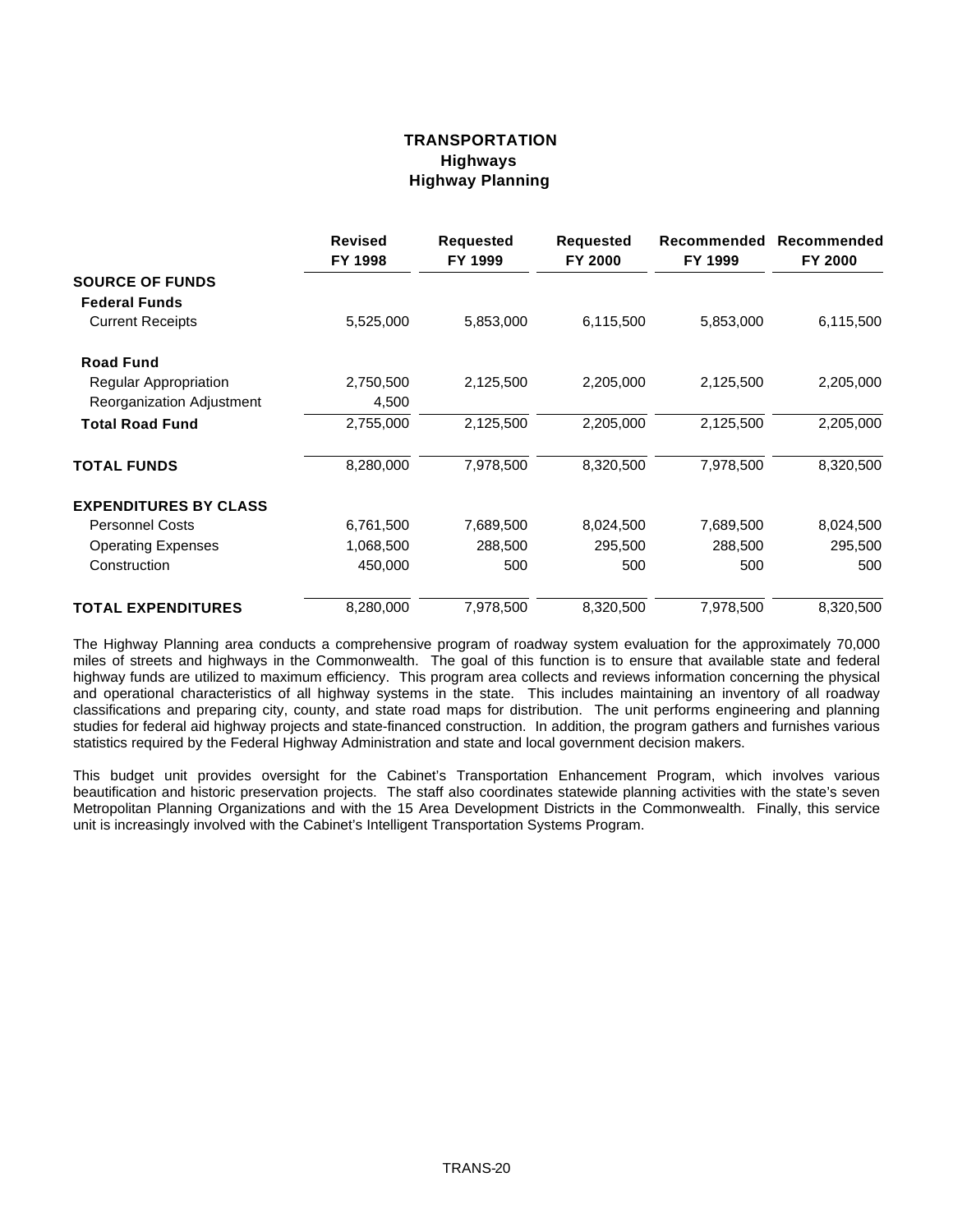# TRANSPORTATION
## Highways
### Highway Planning

| | Revised FY 1998 | Requested FY 1999 | Requested FY 2000 | Recommended FY 1999 | Recommended FY 2000 |
|---|---|---|---|---|---|
| **SOURCE OF FUNDS** | | | | | |
| **Federal Funds** | | | | | |
| Current Receipts | 5,525,000 | 5,853,000 | 6,115,500 | 5,853,000 | 6,115,500 |
| **Road Fund** | | | | | |
| Regular Appropriation | 2,750,500 | 2,125,500 | 2,205,000 | 2,125,500 | 2,205,000 |
| Reorganization Adjustment | 4,500 | | | | |
| **Total Road Fund** | 2,755,000 | 2,125,500 | 2,205,000 | 2,125,500 | 2,205,000 |
| **TOTAL FUNDS** | 8,280,000 | 7,978,500 | 8,320,500 | 7,978,500 | 8,320,500 |
| **EXPENDITURES BY CLASS** | | | | | |
| Personnel Costs | 6,761,500 | 7,689,500 | 8,024,500 | 7,689,500 | 8,024,500 |
| Operating Expenses | 1,068,500 | 288,500 | 295,500 | 288,500 | 295,500 |
| Construction | 450,000 | 500 | 500 | 500 | 500 |
| **TOTAL EXPENDITURES** | 8,280,000 | 7,978,500 | 8,320,500 | 7,978,500 | 8,320,500 |

The Highway Planning area conducts a comprehensive program of roadway system evaluation for the approximately 70,000 miles of streets and highways in the Commonwealth. The goal of this function is to ensure that available state and federal highway funds are utilized to maximum efficiency. This program area collects and reviews information concerning the physical and operational characteristics of all highway systems in the state. This includes maintaining an inventory of all roadway classifications and preparing city, county, and state road maps for distribution. The unit performs engineering and planning studies for federal aid highway projects and state-financed construction. In addition, the program gathers and furnishes various statistics required by the Federal Highway Administration and state and local government decision makers.

This budget unit provides oversight for the Cabinet's Transportation Enhancement Program, which involves various beautification and historic preservation projects. The staff also coordinates statewide planning activities with the state's seven Metropolitan Planning Organizations and with the 15 Area Development Districts in the Commonwealth. Finally, this service unit is increasingly involved with the Cabinet's Intelligent Transportation Systems Program.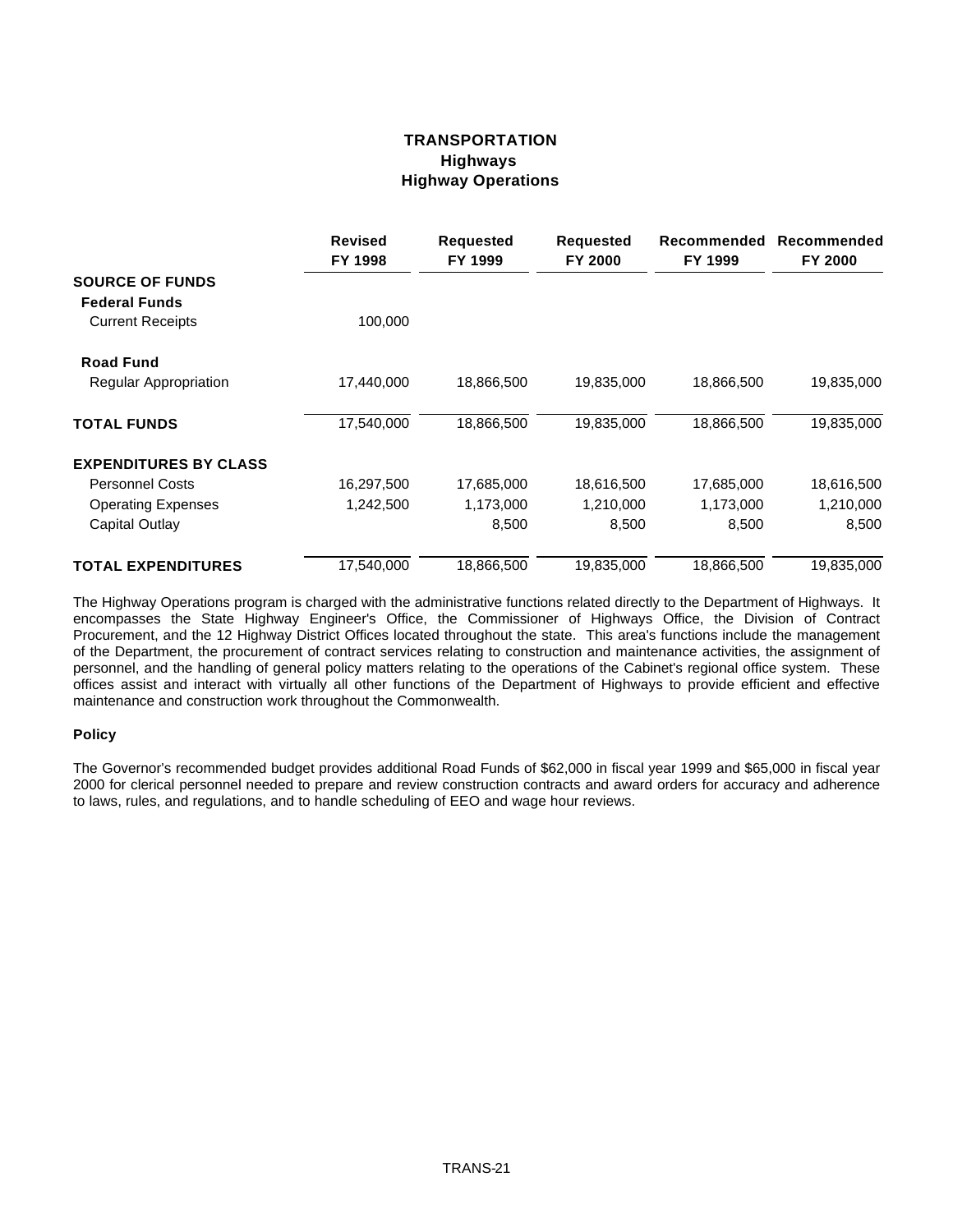# TRANSPORTATION
## Highways
### Highway Operations

| | Revised FY 1998 | Requested FY 1999 | Requested FY 2000 | Recommended FY 1999 | Recommended FY 2000 |
|---|---|---|---|---|---|
| **SOURCE OF FUNDS** | | | | | |
| **Federal Funds** | | | | | |
| Current Receipts | 100,000 | | | | |
| **Road Fund** | | | | | |
| Regular Appropriation | 17,440,000 | 18,866,500 | 19,835,000 | 18,866,500 | 19,835,000 |
| **TOTAL FUNDS** | 17,540,000 | 18,866,500 | 19,835,000 | 18,866,500 | 19,835,000 |
| **EXPENDITURES BY CLASS** | | | | | |
| Personnel Costs | 16,297,500 | 17,685,000 | 18,616,500 | 17,685,000 | 18,616,500 |
| Operating Expenses | 1,242,500 | 1,173,000 | 1,210,000 | 1,173,000 | 1,210,000 |
| Capital Outlay | | 8,500 | 8,500 | 8,500 | 8,500 |
| **TOTAL EXPENDITURES** | 17,540,000 | 18,866,500 | 19,835,000 | 18,866,500 | 19,835,000 |

The Highway Operations program is charged with the administrative functions related directly to the Department of Highways. It encompasses the State Highway Engineer's Office, the Commissioner of Highways Office, the Division of Contract Procurement, and the 12 Highway District Offices located throughout the state. This area's functions include the management of the Department, the procurement of contract services relating to construction and maintenance activities, the assignment of personnel, and the handling of general policy matters relating to the operations of the Cabinet's regional office system. These offices assist and interact with virtually all other functions of the Department of Highways to provide efficient and effective maintenance and construction work throughout the Commonwealth.

**Policy**

The Governor's recommended budget provides additional Road Funds of $62,000 in fiscal year 1999 and $65,000 in fiscal year 2000 for clerical personnel needed to prepare and review construction contracts and award orders for accuracy and adherence to laws, rules, and regulations, and to handle scheduling of EEO and wage hour reviews.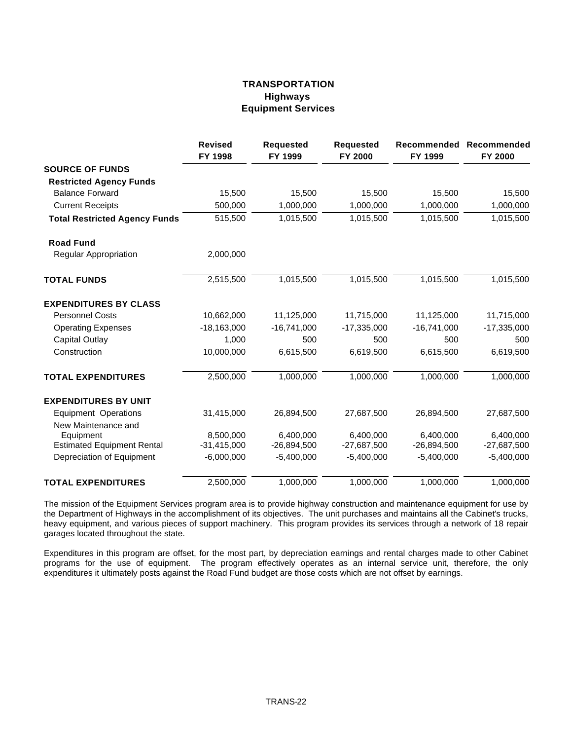# TRANSPORTATION
## Highways
## Equipment Services

| | Revised FY 1998 | Requested FY 1999 | Requested FY 2000 | Recommended FY 1999 | Recommended FY 2000 |
|---|---|---|---|---|---|
| **SOURCE OF FUNDS** | | | | | |
| **Restricted Agency Funds** | | | | | |
| Balance Forward | 15,500 | 15,500 | 15,500 | 15,500 | 15,500 |
| Current Receipts | 500,000 | 1,000,000 | 1,000,000 | 1,000,000 | 1,000,000 |
| **Total Restricted Agency Funds** | 515,500 | 1,015,500 | 1,015,500 | 1,015,500 | 1,015,500 |
| **Road Fund** | | | | | |
| Regular Appropriation | 2,000,000 | | | | |
| **TOTAL FUNDS** | 2,515,500 | 1,015,500 | 1,015,500 | 1,015,500 | 1,015,500 |
| **EXPENDITURES BY CLASS** | | | | | |
| Personnel Costs | 10,662,000 | 11,125,000 | 11,715,000 | 11,125,000 | 11,715,000 |
| Operating Expenses | -18,163,000 | -16,741,000 | -17,335,000 | -16,741,000 | -17,335,000 |
| Capital Outlay | 1,000 | 500 | 500 | 500 | 500 |
| Construction | 10,000,000 | 6,615,500 | 6,619,500 | 6,615,500 | 6,619,500 |
| **TOTAL EXPENDITURES** | 2,500,000 | 1,000,000 | 1,000,000 | 1,000,000 | 1,000,000 |
| **EXPENDITURES BY UNIT** | | | | | |
| Equipment Operations | 31,415,000 | 26,894,500 | 27,687,500 | 26,894,500 | 27,687,500 |
| New Maintenance and Equipment | 8,500,000 | 6,400,000 | 6,400,000 | 6,400,000 | 6,400,000 |
| Estimated Equipment Rental | -31,415,000 | -26,894,500 | -27,687,500 | -26,894,500 | -27,687,500 |
| Depreciation of Equipment | -6,000,000 | -5,400,000 | -5,400,000 | -5,400,000 | -5,400,000 |
| **TOTAL EXPENDITURES** | 2,500,000 | 1,000,000 | 1,000,000 | 1,000,000 | 1,000,000 |

The mission of the Equipment Services program area is to provide highway construction and maintenance equipment for use by the Department of Highways in the accomplishment of its objectives. The unit purchases and maintains all the Cabinet's trucks, heavy equipment, and various pieces of support machinery. This program provides its services through a network of 18 repair garages located throughout the state.

Expenditures in this program are offset, for the most part, by depreciation earnings and rental charges made to other Cabinet programs for the use of equipment. The program effectively operates as an internal service unit, therefore, the only expenditures it ultimately posts against the Road Fund budget are those costs which are not offset by earnings.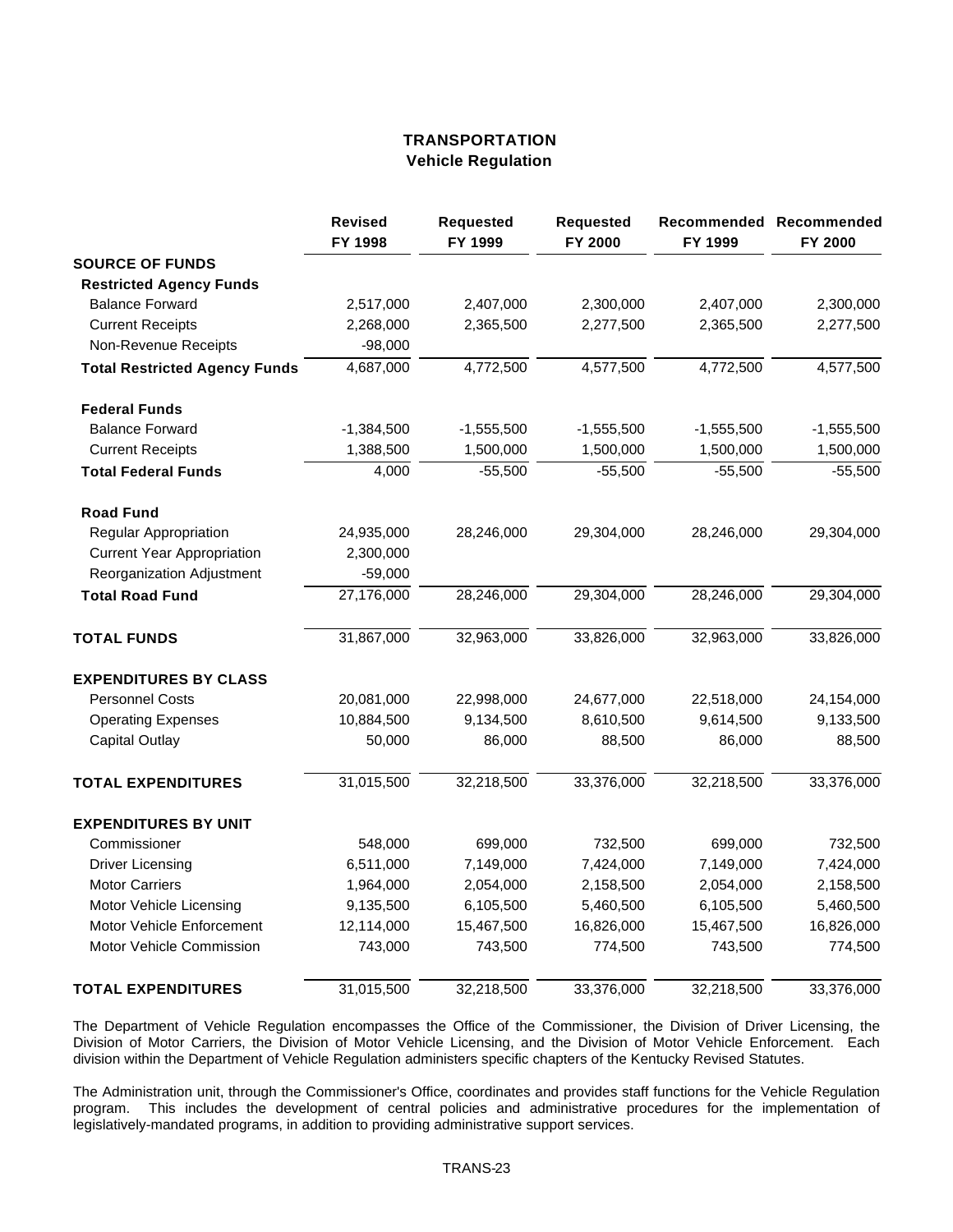# TRANSPORTATION
## Vehicle Regulation

| | Revised FY 1998 | Requested FY 1999 | Requested FY 2000 | Recommended FY 1999 | Recommended FY 2000 |
|---|---|---|---|---|---|
| **SOURCE OF FUNDS** | | | | | |
| **Restricted Agency Funds** | | | | | |
| Balance Forward | 2,517,000 | 2,407,000 | 2,300,000 | 2,407,000 | 2,300,000 |
| Current Receipts | 2,268,000 | 2,365,500 | 2,277,500 | 2,365,500 | 2,277,500 |
| Non-Revenue Receipts | -98,000 | | | | |
| **Total Restricted Agency Funds** | 4,687,000 | 4,772,500 | 4,577,500 | 4,772,500 | 4,577,500 |
| **Federal Funds** | | | | | |
| Balance Forward | -1,384,500 | -1,555,500 | -1,555,500 | -1,555,500 | -1,555,500 |
| Current Receipts | 1,388,500 | 1,500,000 | 1,500,000 | 1,500,000 | 1,500,000 |
| **Total Federal Funds** | 4,000 | -55,500 | -55,500 | -55,500 | -55,500 |
| **Road Fund** | | | | | |
| Regular Appropriation | 24,935,000 | 28,246,000 | 29,304,000 | 28,246,000 | 29,304,000 |
| Current Year Appropriation | 2,300,000 | | | | |
| Reorganization Adjustment | -59,000 | | | | |
| **Total Road Fund** | 27,176,000 | 28,246,000 | 29,304,000 | 28,246,000 | 29,304,000 |
| **TOTAL FUNDS** | 31,867,000 | 32,963,000 | 33,826,000 | 32,963,000 | 33,826,000 |
| **EXPENDITURES BY CLASS** | | | | | |
| Personnel Costs | 20,081,000 | 22,998,000 | 24,677,000 | 22,518,000 | 24,154,000 |
| Operating Expenses | 10,884,500 | 9,134,500 | 8,610,500 | 9,614,500 | 9,133,500 |
| Capital Outlay | 50,000 | 86,000 | 88,500 | 86,000 | 88,500 |
| **TOTAL EXPENDITURES** | 31,015,500 | 32,218,500 | 33,376,000 | 32,218,500 | 33,376,000 |
| **EXPENDITURES BY UNIT** | | | | | |
| Commissioner | 548,000 | 699,000 | 732,500 | 699,000 | 732,500 |
| Driver Licensing | 6,511,000 | 7,149,000 | 7,424,000 | 7,149,000 | 7,424,000 |
| Motor Carriers | 1,964,000 | 2,054,000 | 2,158,500 | 2,054,000 | 2,158,500 |
| Motor Vehicle Licensing | 9,135,500 | 6,105,500 | 5,460,500 | 6,105,500 | 5,460,500 |
| Motor Vehicle Enforcement | 12,114,000 | 15,467,500 | 16,826,000 | 15,467,500 | 16,826,000 |
| Motor Vehicle Commission | 743,000 | 743,500 | 774,500 | 743,500 | 774,500 |
| **TOTAL EXPENDITURES** | 31,015,500 | 32,218,500 | 33,376,000 | 32,218,500 | 33,376,000 |

The Department of Vehicle Regulation encompasses the Office of the Commissioner, the Division of Driver Licensing, the Division of Motor Carriers, the Division of Motor Vehicle Licensing, and the Division of Motor Vehicle Enforcement. Each division within the Department of Vehicle Regulation administers specific chapters of the Kentucky Revised Statutes.

The Administration unit, through the Commissioner's Office, coordinates and provides staff functions for the Vehicle Regulation program. This includes the development of central policies and administrative procedures for the implementation of legislatively-mandated programs, in addition to providing administrative support services.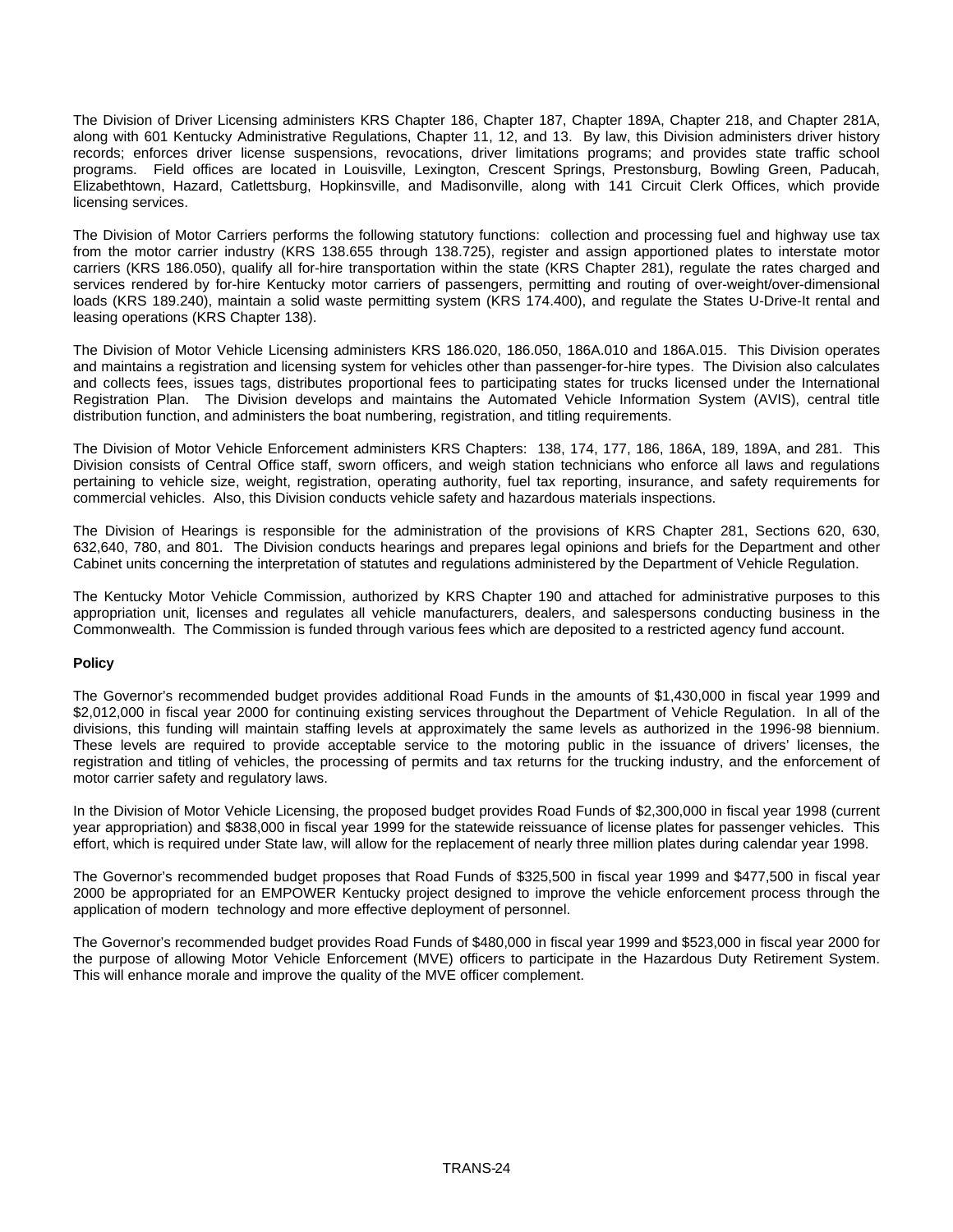The Division of Driver Licensing administers KRS Chapter 186, Chapter 187, Chapter 189A, Chapter 218, and Chapter 281A, along with 601 Kentucky Administrative Regulations, Chapter 11, 12, and 13. By law, this Division administers driver history records; enforces driver license suspensions, revocations, driver limitations programs; and provides state traffic school programs. Field offices are located in Louisville, Lexington, Crescent Springs, Prestonsburg, Bowling Green, Paducah, Elizabethtown, Hazard, Catlettsburg, Hopkinsville, and Madisonville, along with 141 Circuit Clerk Offices, which provide licensing services.

The Division of Motor Carriers performs the following statutory functions: collection and processing fuel and highway use tax from the motor carrier industry (KRS 138.655 through 138.725), register and assign apportioned plates to interstate motor carriers (KRS 186.050), qualify all for-hire transportation within the state (KRS Chapter 281), regulate the rates charged and services rendered by for-hire Kentucky motor carriers of passengers, permitting and routing of over-weight/over-dimensional loads (KRS 189.240), maintain a solid waste permitting system (KRS 174.400), and regulate the States U-Drive-It rental and leasing operations (KRS Chapter 138).

The Division of Motor Vehicle Licensing administers KRS 186.020, 186.050, 186A.010 and 186A.015. This Division operates and maintains a registration and licensing system for vehicles other than passenger-for-hire types. The Division also calculates and collects fees, issues tags, distributes proportional fees to participating states for trucks licensed under the International Registration Plan. The Division develops and maintains the Automated Vehicle Information System (AVIS), central title distribution function, and administers the boat numbering, registration, and titling requirements.

The Division of Motor Vehicle Enforcement administers KRS Chapters: 138, 174, 177, 186, 186A, 189, 189A, and 281. This Division consists of Central Office staff, sworn officers, and weigh station technicians who enforce all laws and regulations pertaining to vehicle size, weight, registration, operating authority, fuel tax reporting, insurance, and safety requirements for commercial vehicles. Also, this Division conducts vehicle safety and hazardous materials inspections.

The Division of Hearings is responsible for the administration of the provisions of KRS Chapter 281, Sections 620, 630, 632,640, 780, and 801. The Division conducts hearings and prepares legal opinions and briefs for the Department and other Cabinet units concerning the interpretation of statutes and regulations administered by the Department of Vehicle Regulation.

The Kentucky Motor Vehicle Commission, authorized by KRS Chapter 190 and attached for administrative purposes to this appropriation unit, licenses and regulates all vehicle manufacturers, dealers, and salespersons conducting business in the Commonwealth. The Commission is funded through various fees which are deposited to a restricted agency fund account.

**Policy**

The Governor's recommended budget provides additional Road Funds in the amounts of $1,430,000 in fiscal year 1999 and $2,012,000 in fiscal year 2000 for continuing existing services throughout the Department of Vehicle Regulation. In all of the divisions, this funding will maintain staffing levels at approximately the same levels as authorized in the 1996-98 biennium. These levels are required to provide acceptable service to the motoring public in the issuance of drivers' licenses, the registration and titling of vehicles, the processing of permits and tax returns for the trucking industry, and the enforcement of motor carrier safety and regulatory laws.

In the Division of Motor Vehicle Licensing, the proposed budget provides Road Funds of $2,300,000 in fiscal year 1998 (current year appropriation) and $838,000 in fiscal year 1999 for the statewide reissuance of license plates for passenger vehicles. This effort, which is required under State law, will allow for the replacement of nearly three million plates during calendar year 1998.

The Governor's recommended budget proposes that Road Funds of $325,500 in fiscal year 1999 and $477,500 in fiscal year 2000 be appropriated for an EMPOWER Kentucky project designed to improve the vehicle enforcement process through the application of modern technology and more effective deployment of personnel.

The Governor's recommended budget provides Road Funds of $480,000 in fiscal year 1999 and $523,000 in fiscal year 2000 for the purpose of allowing Motor Vehicle Enforcement (MVE) officers to participate in the Hazardous Duty Retirement System. This will enhance morale and improve the quality of the MVE officer complement.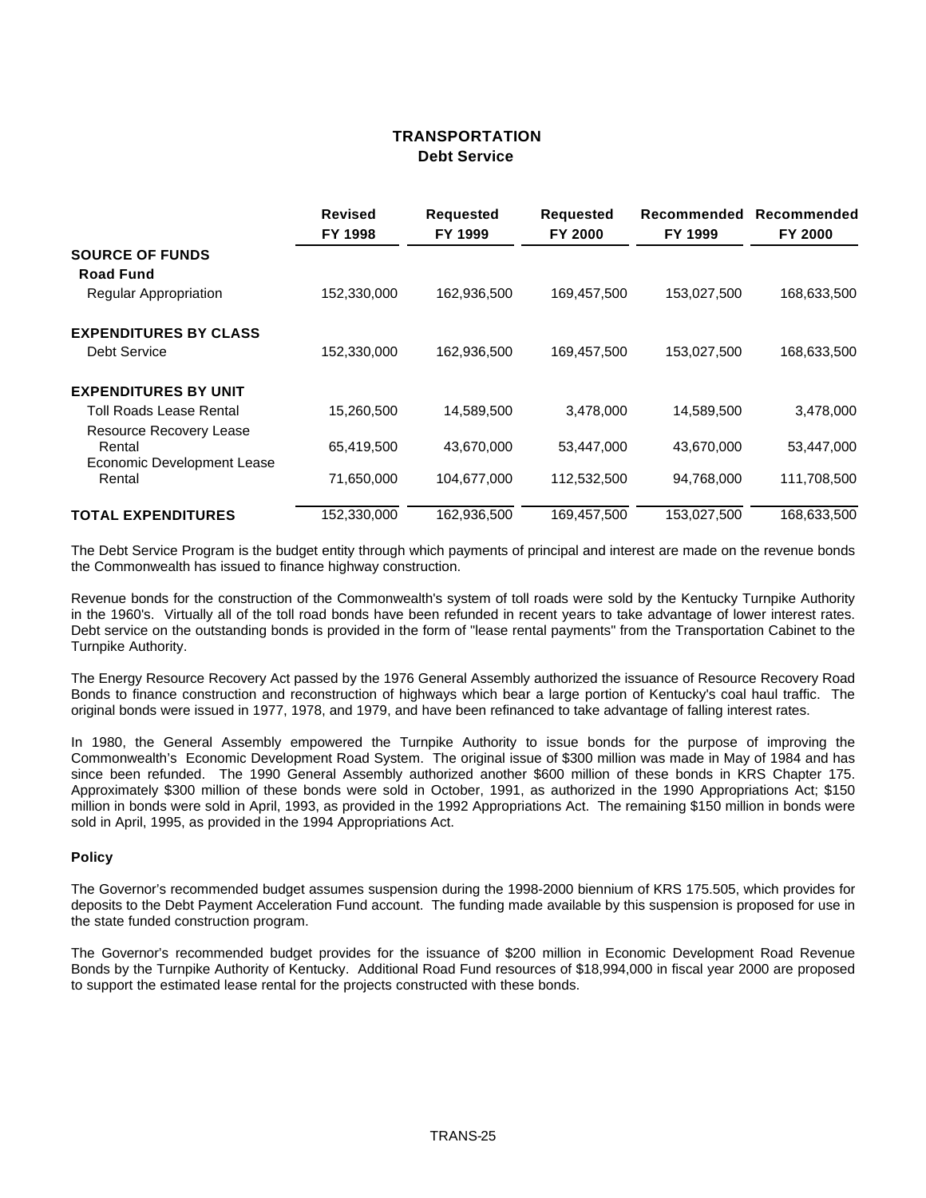# TRANSPORTATION

## Debt Service

| | Revised FY 1998 | Requested FY 1999 | Requested FY 2000 | Recommended FY 1999 | Recommended FY 2000 |
|---|---|---|---|---|---|
| **SOURCE OF FUNDS** | | | | | |
| **Road Fund** | | | | | |
| Regular Appropriation | 152,330,000 | 162,936,500 | 169,457,500 | 153,027,500 | 168,633,500 |
| **EXPENDITURES BY CLASS** | | | | | |
| Debt Service | 152,330,000 | 162,936,500 | 169,457,500 | 153,027,500 | 168,633,500 |
| **EXPENDITURES BY UNIT** | | | | | |
| Toll Roads Lease Rental | 15,260,500 | 14,589,500 | 3,478,000 | 14,589,500 | 3,478,000 |
| Resource Recovery Lease Rental | 65,419,500 | 43,670,000 | 53,447,000 | 43,670,000 | 53,447,000 |
| Economic Development Lease Rental | 71,650,000 | 104,677,000 | 112,532,500 | 94,768,000 | 111,708,500 |
| **TOTAL EXPENDITURES** | 152,330,000 | 162,936,500 | 169,457,500 | 153,027,500 | 168,633,500 |

The Debt Service Program is the budget entity through which payments of principal and interest are made on the revenue bonds the Commonwealth has issued to finance highway construction.

Revenue bonds for the construction of the Commonwealth's system of toll roads were sold by the Kentucky Turnpike Authority in the 1960's. Virtually all of the toll road bonds have been refunded in recent years to take advantage of lower interest rates. Debt service on the outstanding bonds is provided in the form of "lease rental payments" from the Transportation Cabinet to the Turnpike Authority.

The Energy Resource Recovery Act passed by the 1976 General Assembly authorized the issuance of Resource Recovery Road Bonds to finance construction and reconstruction of highways which bear a large portion of Kentucky's coal haul traffic. The original bonds were issued in 1977, 1978, and 1979, and have been refinanced to take advantage of falling interest rates.

In 1980, the General Assembly empowered the Turnpike Authority to issue bonds for the purpose of improving the Commonwealth's Economic Development Road System. The original issue of $300 million was made in May of 1984 and has since been refunded. The 1990 General Assembly authorized another $600 million of these bonds in KRS Chapter 175. Approximately $300 million of these bonds were sold in October, 1991, as authorized in the 1990 Appropriations Act; $150 million in bonds were sold in April, 1993, as provided in the 1992 Appropriations Act. The remaining $150 million in bonds were sold in April, 1995, as provided in the 1994 Appropriations Act.

### Policy

The Governor's recommended budget assumes suspension during the 1998-2000 biennium of KRS 175.505, which provides for deposits to the Debt Payment Acceleration Fund account. The funding made available by this suspension is proposed for use in the state funded construction program.

The Governor's recommended budget provides for the issuance of $200 million in Economic Development Road Revenue Bonds by the Turnpike Authority of Kentucky. Additional Road Fund resources of $18,994,000 in fiscal year 2000 are proposed to support the estimated lease rental for the projects constructed with these bonds.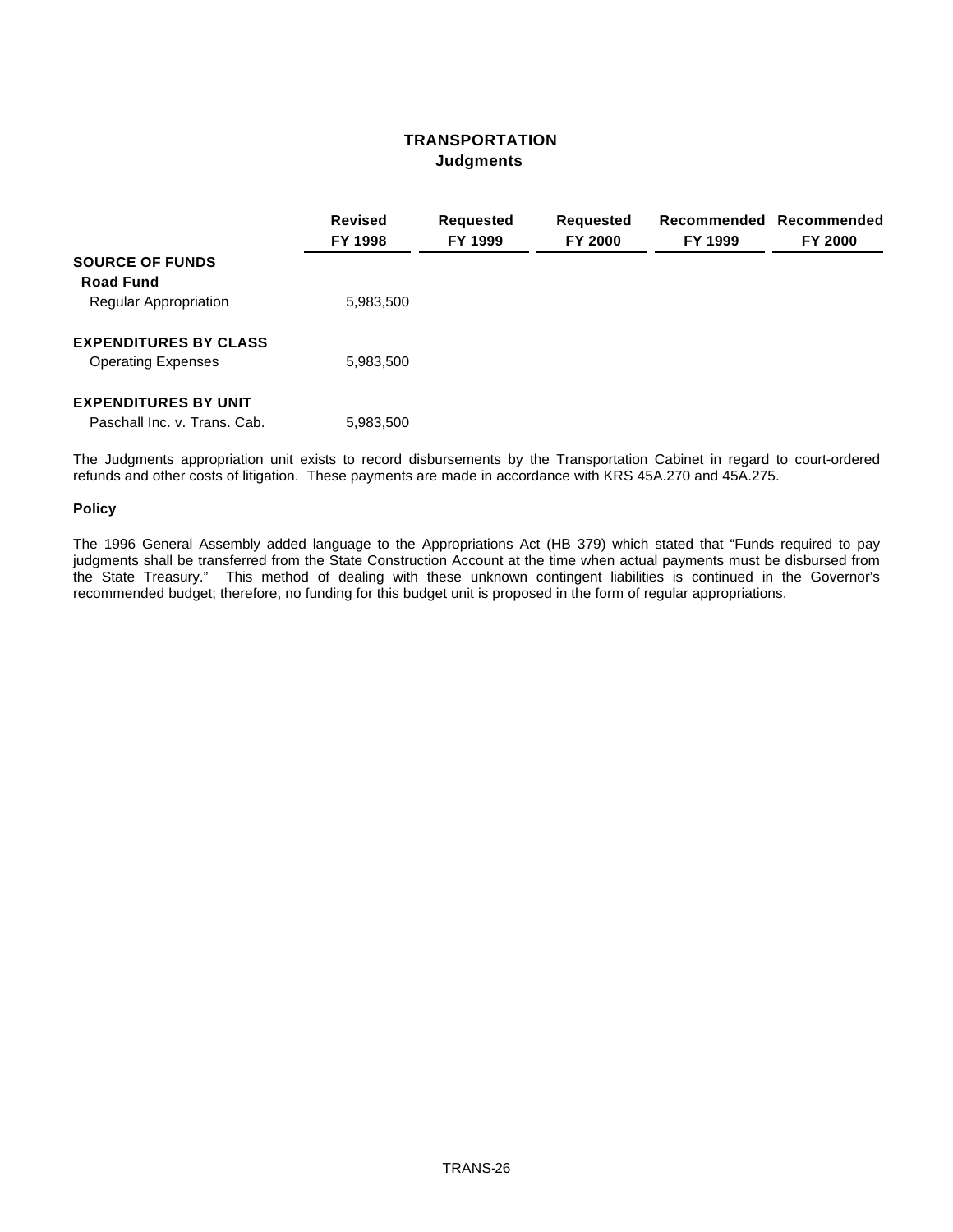# TRANSPORTATION
## Judgments

| | Revised FY 1998 | Requested FY 1999 | Requested FY 2000 | Recommended FY 1999 | Recommended FY 2000 |
|---|---|---|---|---|---|
| **SOURCE OF FUNDS** | | | | | |
| **Road Fund** | | | | | |
| Regular Appropriation | 5,983,500 | | | | |
| **EXPENDITURES BY CLASS** | | | | | |
| Operating Expenses | 5,983,500 | | | | |
| **EXPENDITURES BY UNIT** | | | | | |
| Paschall Inc. v. Trans. Cab. | 5,983,500 | | | | |

The Judgments appropriation unit exists to record disbursements by the Transportation Cabinet in regard to court-ordered refunds and other costs of litigation. These payments are made in accordance with KRS 45A.270 and 45A.275.

**Policy**

The 1996 General Assembly added language to the Appropriations Act (HB 379) which stated that "Funds required to pay judgments shall be transferred from the State Construction Account at the time when actual payments must be disbursed from the State Treasury." This method of dealing with these unknown contingent liabilities is continued in the Governor's recommended budget; therefore, no funding for this budget unit is proposed in the form of regular appropriations.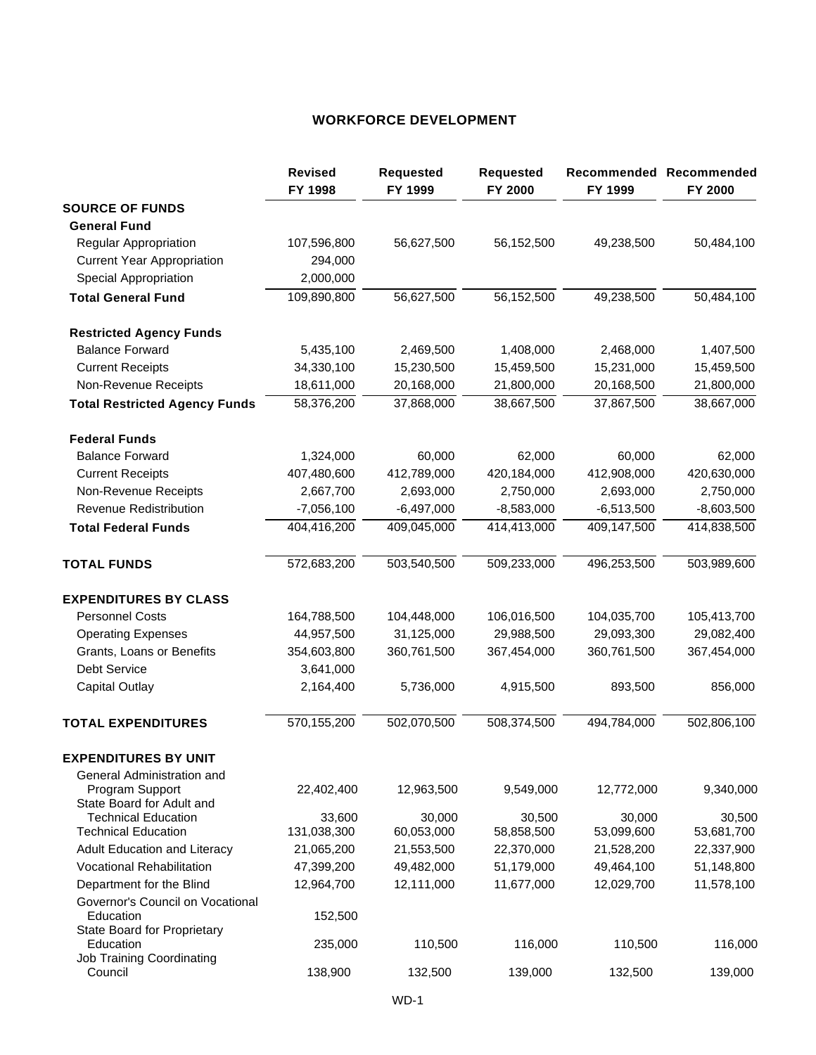# WORKFORCE DEVELOPMENT

| | Revised FY 1998 | Requested FY 1999 | Requested FY 2000 | Recommended FY 1999 | Recommended FY 2000 |
|---|---|---|---|---|---|
| **SOURCE OF FUNDS** | | | | | |
| **General Fund** | | | | | |
| Regular Appropriation | 107,596,800 | 56,627,500 | 56,152,500 | 49,238,500 | 50,484,100 |
| Current Year Appropriation | 294,000 | | | | |
| Special Appropriation | 2,000,000 | | | | |
| **Total General Fund** | 109,890,800 | 56,627,500 | 56,152,500 | 49,238,500 | 50,484,100 |
| **Restricted Agency Funds** | | | | | |
| Balance Forward | 5,435,100 | 2,469,500 | 1,408,000 | 2,468,000 | 1,407,500 |
| Current Receipts | 34,330,100 | 15,230,500 | 15,459,500 | 15,231,000 | 15,459,500 |
| Non-Revenue Receipts | 18,611,000 | 20,168,000 | 21,800,000 | 20,168,500 | 21,800,000 |
| **Total Restricted Agency Funds** | 58,376,200 | 37,868,000 | 38,667,500 | 37,867,500 | 38,667,000 |
| **Federal Funds** | | | | | |
| Balance Forward | 1,324,000 | 60,000 | 62,000 | 60,000 | 62,000 |
| Current Receipts | 407,480,600 | 412,789,000 | 420,184,000 | 412,908,000 | 420,630,000 |
| Non-Revenue Receipts | 2,667,700 | 2,693,000 | 2,750,000 | 2,693,000 | 2,750,000 |
| Revenue Redistribution | -7,056,100 | -6,497,000 | -8,583,000 | -6,513,500 | -8,603,500 |
| **Total Federal Funds** | 404,416,200 | 409,045,000 | 414,413,000 | 409,147,500 | 414,838,500 |
| **TOTAL FUNDS** | 572,683,200 | 503,540,500 | 509,233,000 | 496,253,500 | 503,989,600 |
| **EXPENDITURES BY CLASS** | | | | | |
| Personnel Costs | 164,788,500 | 104,448,000 | 106,016,500 | 104,035,700 | 105,413,700 |
| Operating Expenses | 44,957,500 | 31,125,000 | 29,988,500 | 29,093,300 | 29,082,400 |
| Grants, Loans or Benefits | 354,603,800 | 360,761,500 | 367,454,000 | 360,761,500 | 367,454,000 |
| Debt Service | 3,641,000 | | | | |
| Capital Outlay | 2,164,400 | 5,736,000 | 4,915,500 | 893,500 | 856,000 |
| **TOTAL EXPENDITURES** | 570,155,200 | 502,070,500 | 508,374,500 | 494,784,000 | 502,806,100 |
| **EXPENDITURES BY UNIT** | | | | | |
| General Administration and Program Support | 22,402,400 | 12,963,500 | 9,549,000 | 12,772,000 | 9,340,000 |
| State Board for Adult and Technical Education | 33,600 | 30,000 | 30,500 | 30,000 | 30,500 |
| Technical Education | 131,038,300 | 60,053,000 | 58,858,500 | 53,099,600 | 53,681,700 |
| Adult Education and Literacy | 21,065,200 | 21,553,500 | 22,370,000 | 21,528,200 | 22,337,900 |
| Vocational Rehabilitation | 47,399,200 | 49,482,000 | 51,179,000 | 49,464,100 | 51,148,800 |
| Department for the Blind | 12,964,700 | 12,111,000 | 11,677,000 | 12,029,700 | 11,578,100 |
| Governor's Council on Vocational Education | 152,500 | | | | |
| State Board for Proprietary Education | 235,000 | 110,500 | 116,000 | 110,500 | 116,000 |
| Job Training Coordinating Council | 138,900 | 132,500 | 139,000 | 132,500 | 139,000 |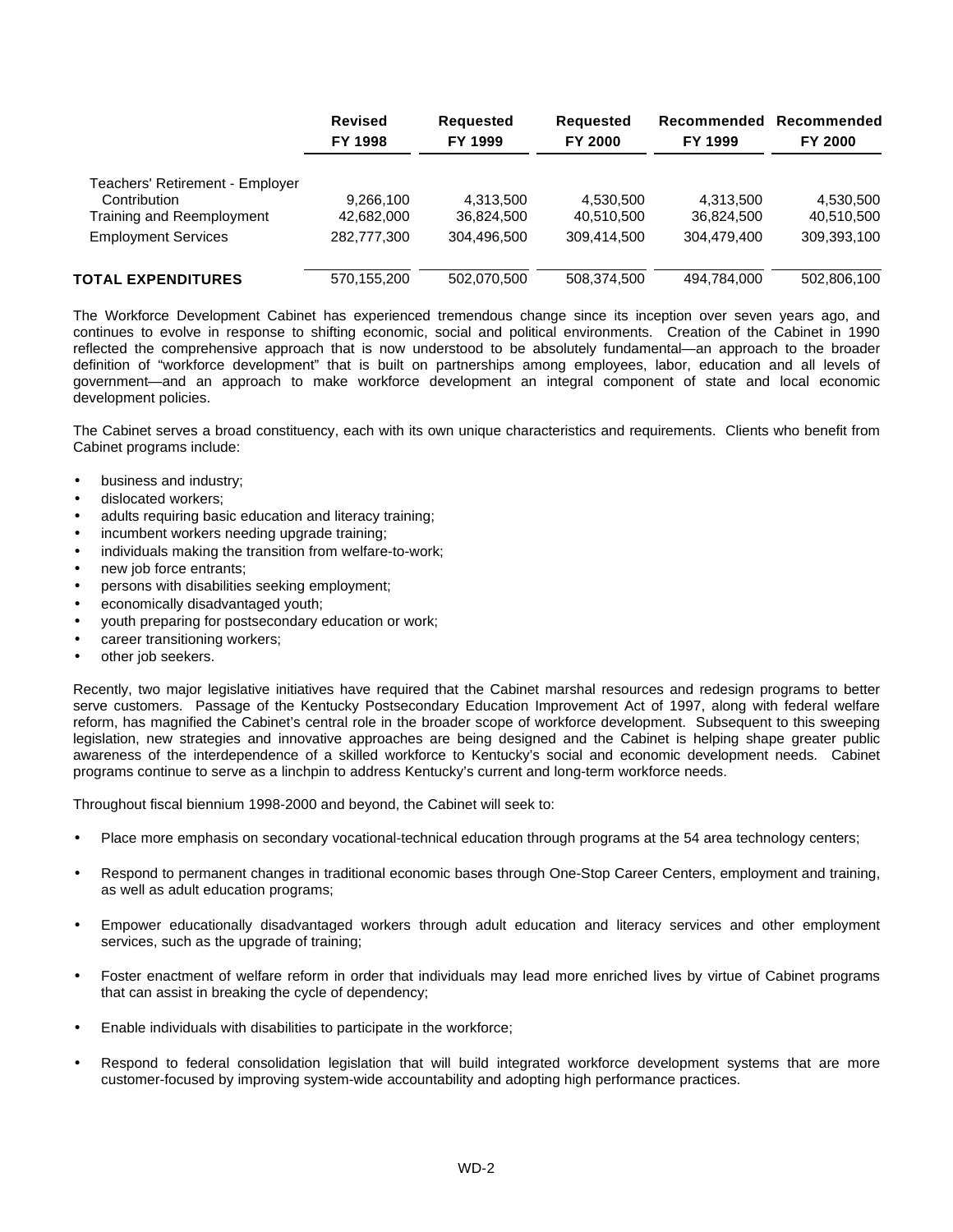| | Revised FY 1998 | Requested FY 1999 | Requested FY 2000 | Recommended FY 1999 | Recommended FY 2000 |
|---|---|---|---|---|---|
| Teachers' Retirement - Employer Contribution | 9,266,100 | 4,313,500 | 4,530,500 | 4,313,500 | 4,530,500 |
| Training and Reemployment | 42,682,000 | 36,824,500 | 40,510,500 | 36,824,500 | 40,510,500 |
| Employment Services | 282,777,300 | 304,496,500 | 309,414,500 | 304,479,400 | 309,393,100 |
| **TOTAL EXPENDITURES** | 570,155,200 | 502,070,500 | 508,374,500 | 494,784,000 | 502,806,100 |

The Workforce Development Cabinet has experienced tremendous change since its inception over seven years ago, and continues to evolve in response to shifting economic, social and political environments. Creation of the Cabinet in 1990 reflected the comprehensive approach that is now understood to be absolutely fundamental—an approach to the broader definition of "workforce development" that is built on partnerships among employees, labor, education and all levels of government—and an approach to make workforce development an integral component of state and local economic development policies.

The Cabinet serves a broad constituency, each with its own unique characteristics and requirements. Clients who benefit from Cabinet programs include:

- business and industry;
- dislocated workers;
- adults requiring basic education and literacy training;
- incumbent workers needing upgrade training;
- individuals making the transition from welfare-to-work;
- new job force entrants;
- persons with disabilities seeking employment;
- economically disadvantaged youth;
- youth preparing for postsecondary education or work;
- career transitioning workers;
- other job seekers.

Recently, two major legislative initiatives have required that the Cabinet marshal resources and redesign programs to better serve customers. Passage of the Kentucky Postsecondary Education Improvement Act of 1997, along with federal welfare reform, has magnified the Cabinet's central role in the broader scope of workforce development. Subsequent to this sweeping legislation, new strategies and innovative approaches are being designed and the Cabinet is helping shape greater public awareness of the interdependence of a skilled workforce to Kentucky's social and economic development needs. Cabinet programs continue to serve as a linchpin to address Kentucky's current and long-term workforce needs.

Throughout fiscal biennium 1998-2000 and beyond, the Cabinet will seek to:

- Place more emphasis on secondary vocational-technical education through programs at the 54 area technology centers;

- Respond to permanent changes in traditional economic bases through One-Stop Career Centers, employment and training, as well as adult education programs;

- Empower educationally disadvantaged workers through adult education and literacy services and other employment services, such as the upgrade of training;

- Foster enactment of welfare reform in order that individuals may lead more enriched lives by virtue of Cabinet programs that can assist in breaking the cycle of dependency;

- Enable individuals with disabilities to participate in the workforce;

- Respond to federal consolidation legislation that will build integrated workforce development systems that are more customer-focused by improving system-wide accountability and adopting high performance practices.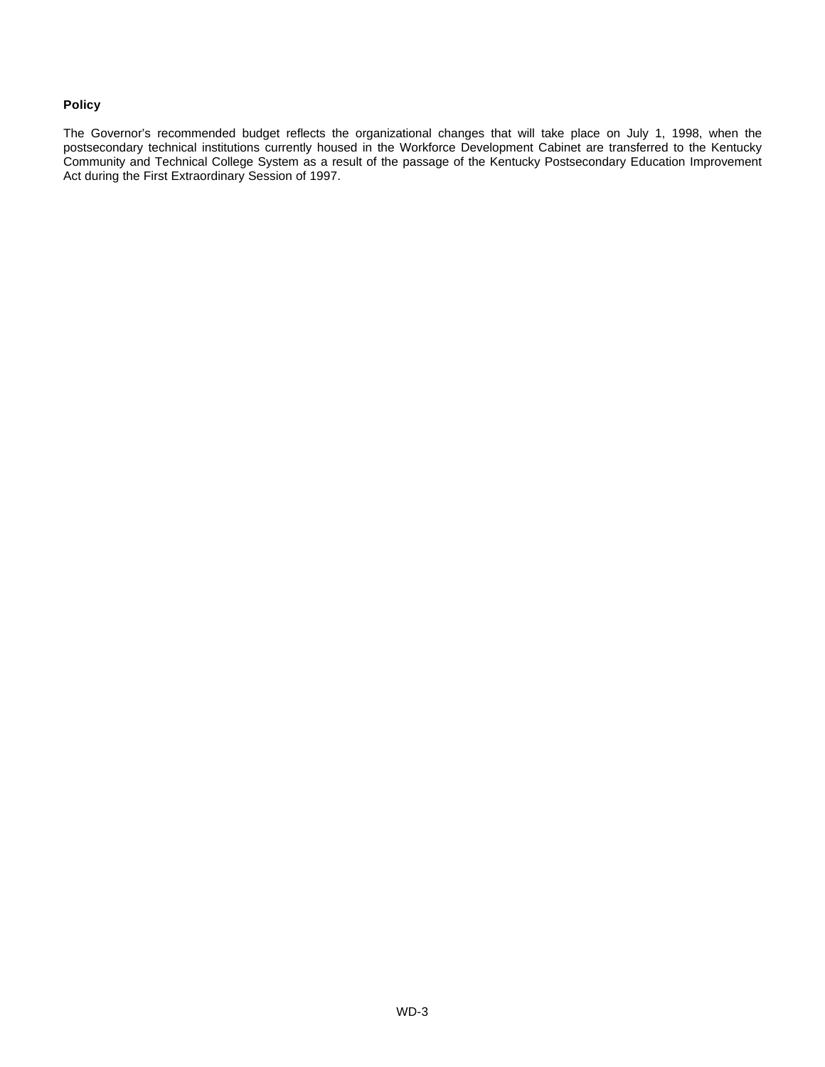**Policy**

The Governor's recommended budget reflects the organizational changes that will take place on July 1, 1998, when the postsecondary technical institutions currently housed in the Workforce Development Cabinet are transferred to the Kentucky Community and Technical College System as a result of the passage of the Kentucky Postsecondary Education Improvement Act during the First Extraordinary Session of 1997.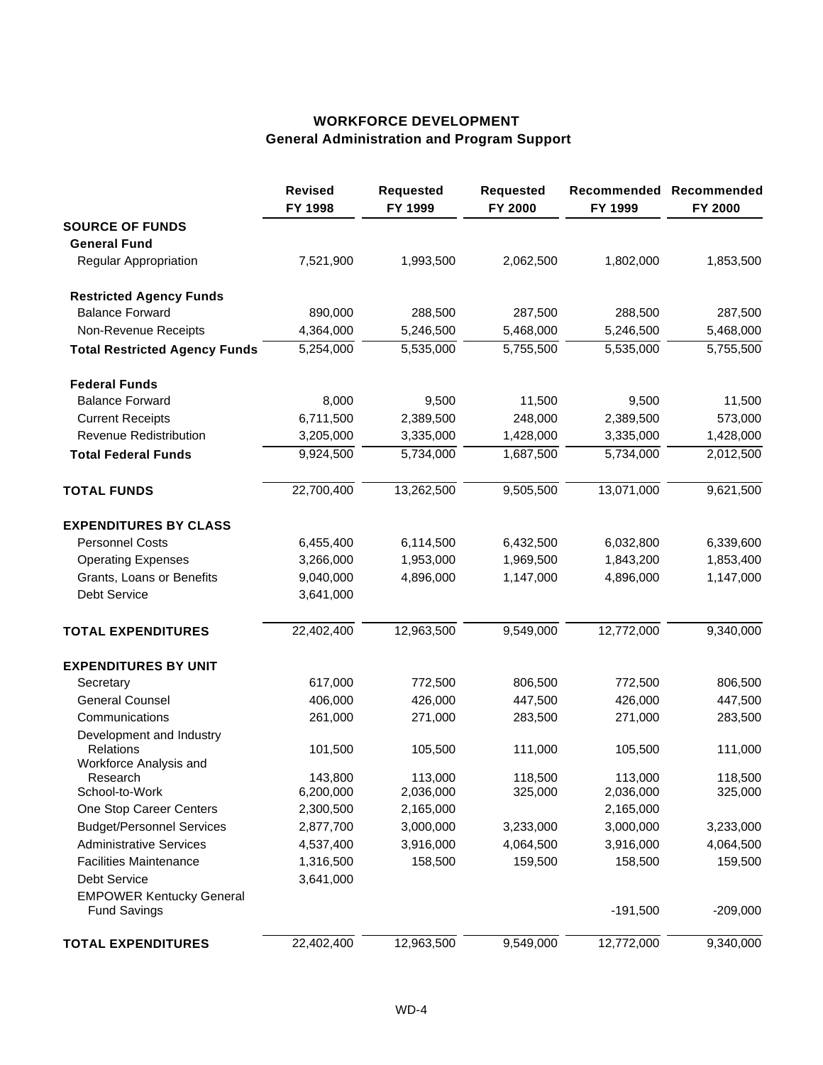# WORKFORCE DEVELOPMENT
## General Administration and Program Support

| | Revised FY 1998 | Requested FY 1999 | Requested FY 2000 | Recommended FY 1999 | Recommended FY 2000 |
|---|---|---|---|---|---|
| **SOURCE OF FUNDS** | | | | | |
| **General Fund** | | | | | |
| Regular Appropriation | 7,521,900 | 1,993,500 | 2,062,500 | 1,802,000 | 1,853,500 |
| **Restricted Agency Funds** | | | | | |
| Balance Forward | 890,000 | 288,500 | 287,500 | 288,500 | 287,500 |
| Non-Revenue Receipts | 4,364,000 | 5,246,500 | 5,468,000 | 5,246,500 | 5,468,000 |
| **Total Restricted Agency Funds** | 5,254,000 | 5,535,000 | 5,755,500 | 5,535,000 | 5,755,500 |
| **Federal Funds** | | | | | |
| Balance Forward | 8,000 | 9,500 | 11,500 | 9,500 | 11,500 |
| Current Receipts | 6,711,500 | 2,389,500 | 248,000 | 2,389,500 | 573,000 |
| Revenue Redistribution | 3,205,000 | 3,335,000 | 1,428,000 | 3,335,000 | 1,428,000 |
| **Total Federal Funds** | 9,924,500 | 5,734,000 | 1,687,500 | 5,734,000 | 2,012,500 |
| **TOTAL FUNDS** | 22,700,400 | 13,262,500 | 9,505,500 | 13,071,000 | 9,621,500 |
| **EXPENDITURES BY CLASS** | | | | | |
| Personnel Costs | 6,455,400 | 6,114,500 | 6,432,500 | 6,032,800 | 6,339,600 |
| Operating Expenses | 3,266,000 | 1,953,000 | 1,969,500 | 1,843,200 | 1,853,400 |
| Grants, Loans or Benefits | 9,040,000 | 4,896,000 | 1,147,000 | 4,896,000 | 1,147,000 |
| Debt Service | 3,641,000 | | | | |
| **TOTAL EXPENDITURES** | 22,402,400 | 12,963,500 | 9,549,000 | 12,772,000 | 9,340,000 |
| **EXPENDITURES BY UNIT** | | | | | |
| Secretary | 617,000 | 772,500 | 806,500 | 772,500 | 806,500 |
| General Counsel | 406,000 | 426,000 | 447,500 | 426,000 | 447,500 |
| Communications | 261,000 | 271,000 | 283,500 | 271,000 | 283,500 |
| Development and Industry Relations | 101,500 | 105,500 | 111,000 | 105,500 | 111,000 |
| Workforce Analysis and Research | 143,800 | 113,000 | 118,500 | 113,000 | 118,500 |
| School-to-Work | 6,200,000 | 2,036,000 | 325,000 | 2,036,000 | 325,000 |
| One Stop Career Centers | 2,300,500 | 2,165,000 | | 2,165,000 | |
| Budget/Personnel Services | 2,877,700 | 3,000,000 | 3,233,000 | 3,000,000 | 3,233,000 |
| Administrative Services | 4,537,400 | 3,916,000 | 4,064,500 | 3,916,000 | 4,064,500 |
| Facilities Maintenance | 1,316,500 | 158,500 | 159,500 | 158,500 | 159,500 |
| Debt Service | 3,641,000 | | | | |
| EMPOWER Kentucky General Fund Savings | | | | -191,500 | -209,000 |
| **TOTAL EXPENDITURES** | 22,402,400 | 12,963,500 | 9,549,000 | 12,772,000 | 9,340,000 |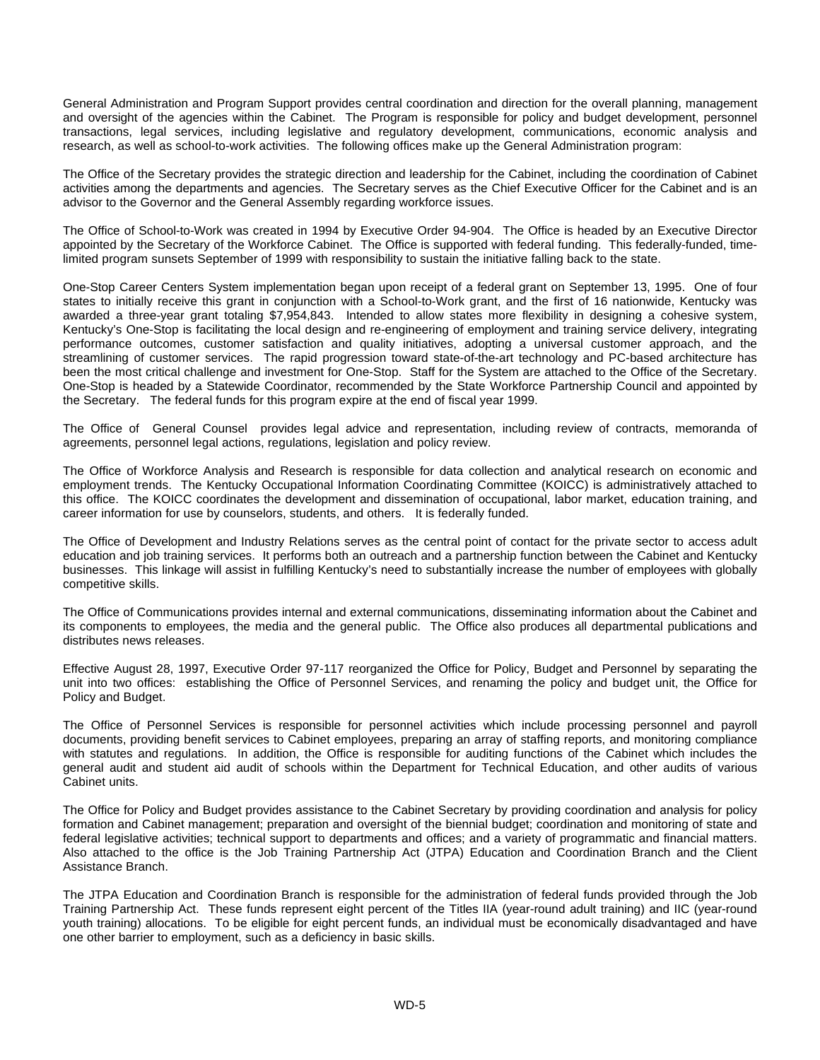General Administration and Program Support provides central coordination and direction for the overall planning, management and oversight of the agencies within the Cabinet. The Program is responsible for policy and budget development, personnel transactions, legal services, including legislative and regulatory development, communications, economic analysis and research, as well as school-to-work activities. The following offices make up the General Administration program:

The Office of the Secretary provides the strategic direction and leadership for the Cabinet, including the coordination of Cabinet activities among the departments and agencies. The Secretary serves as the Chief Executive Officer for the Cabinet and is an advisor to the Governor and the General Assembly regarding workforce issues.

The Office of School-to-Work was created in 1994 by Executive Order 94-904. The Office is headed by an Executive Director appointed by the Secretary of the Workforce Cabinet. The Office is supported with federal funding. This federally-funded, time-limited program sunsets September of 1999 with responsibility to sustain the initiative falling back to the state.

One-Stop Career Centers System implementation began upon receipt of a federal grant on September 13, 1995. One of four states to initially receive this grant in conjunction with a School-to-Work grant, and the first of 16 nationwide, Kentucky was awarded a three-year grant totaling $7,954,843. Intended to allow states more flexibility in designing a cohesive system, Kentucky's One-Stop is facilitating the local design and re-engineering of employment and training service delivery, integrating performance outcomes, customer satisfaction and quality initiatives, adopting a universal customer approach, and the streamlining of customer services. The rapid progression toward state-of-the-art technology and PC-based architecture has been the most critical challenge and investment for One-Stop. Staff for the System are attached to the Office of the Secretary. One-Stop is headed by a Statewide Coordinator, recommended by the State Workforce Partnership Council and appointed by the Secretary. The federal funds for this program expire at the end of fiscal year 1999.

The Office of General Counsel provides legal advice and representation, including review of contracts, memoranda of agreements, personnel legal actions, regulations, legislation and policy review.

The Office of Workforce Analysis and Research is responsible for data collection and analytical research on economic and employment trends. The Kentucky Occupational Information Coordinating Committee (KOICC) is administratively attached to this office. The KOICC coordinates the development and dissemination of occupational, labor market, education training, and career information for use by counselors, students, and others. It is federally funded.

The Office of Development and Industry Relations serves as the central point of contact for the private sector to access adult education and job training services. It performs both an outreach and a partnership function between the Cabinet and Kentucky businesses. This linkage will assist in fulfilling Kentucky's need to substantially increase the number of employees with globally competitive skills.

The Office of Communications provides internal and external communications, disseminating information about the Cabinet and its components to employees, the media and the general public. The Office also produces all departmental publications and distributes news releases.

Effective August 28, 1997, Executive Order 97-117 reorganized the Office for Policy, Budget and Personnel by separating the unit into two offices: establishing the Office of Personnel Services, and renaming the policy and budget unit, the Office for Policy and Budget.

The Office of Personnel Services is responsible for personnel activities which include processing personnel and payroll documents, providing benefit services to Cabinet employees, preparing an array of staffing reports, and monitoring compliance with statutes and regulations. In addition, the Office is responsible for auditing functions of the Cabinet which includes the general audit and student aid audit of schools within the Department for Technical Education, and other audits of various Cabinet units.

The Office for Policy and Budget provides assistance to the Cabinet Secretary by providing coordination and analysis for policy formation and Cabinet management; preparation and oversight of the biennial budget; coordination and monitoring of state and federal legislative activities; technical support to departments and offices; and a variety of programmatic and financial matters. Also attached to the office is the Job Training Partnership Act (JTPA) Education and Coordination Branch and the Client Assistance Branch.

The JTPA Education and Coordination Branch is responsible for the administration of federal funds provided through the Job Training Partnership Act. These funds represent eight percent of the Titles IIA (year-round adult training) and IIC (year-round youth training) allocations. To be eligible for eight percent funds, an individual must be economically disadvantaged and have one other barrier to employment, such as a deficiency in basic skills.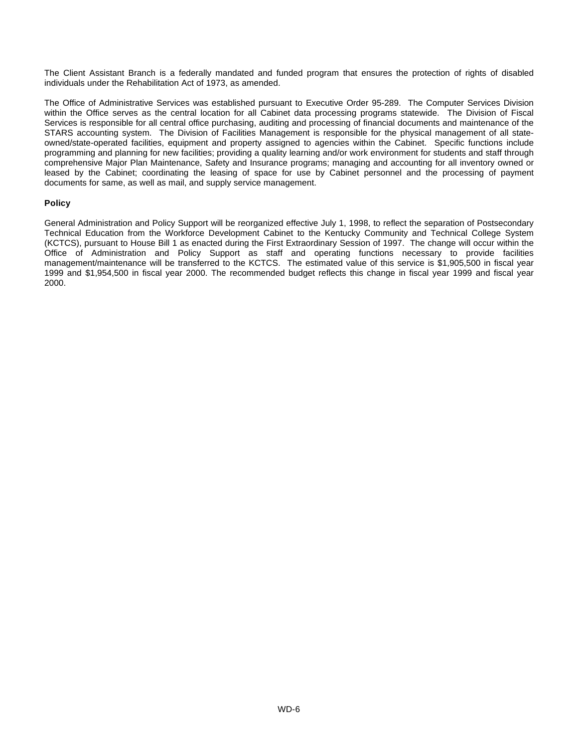The Client Assistant Branch is a federally mandated and funded program that ensures the protection of rights of disabled individuals under the Rehabilitation Act of 1973, as amended.

The Office of Administrative Services was established pursuant to Executive Order 95-289. The Computer Services Division within the Office serves as the central location for all Cabinet data processing programs statewide. The Division of Fiscal Services is responsible for all central office purchasing, auditing and processing of financial documents and maintenance of the STARS accounting system. The Division of Facilities Management is responsible for the physical management of all state-owned/state-operated facilities, equipment and property assigned to agencies within the Cabinet. Specific functions include programming and planning for new facilities; providing a quality learning and/or work environment for students and staff through comprehensive Major Plan Maintenance, Safety and Insurance programs; managing and accounting for all inventory owned or leased by the Cabinet; coordinating the leasing of space for use by Cabinet personnel and the processing of payment documents for same, as well as mail, and supply service management.

**Policy**

General Administration and Policy Support will be reorganized effective July 1, 1998, to reflect the separation of Postsecondary Technical Education from the Workforce Development Cabinet to the Kentucky Community and Technical College System (KCTCS), pursuant to House Bill 1 as enacted during the First Extraordinary Session of 1997. The change will occur within the Office of Administration and Policy Support as staff and operating functions necessary to provide facilities management/maintenance will be transferred to the KCTCS. The estimated value of this service is $1,905,500 in fiscal year 1999 and $1,954,500 in fiscal year 2000. The recommended budget reflects this change in fiscal year 1999 and fiscal year 2000.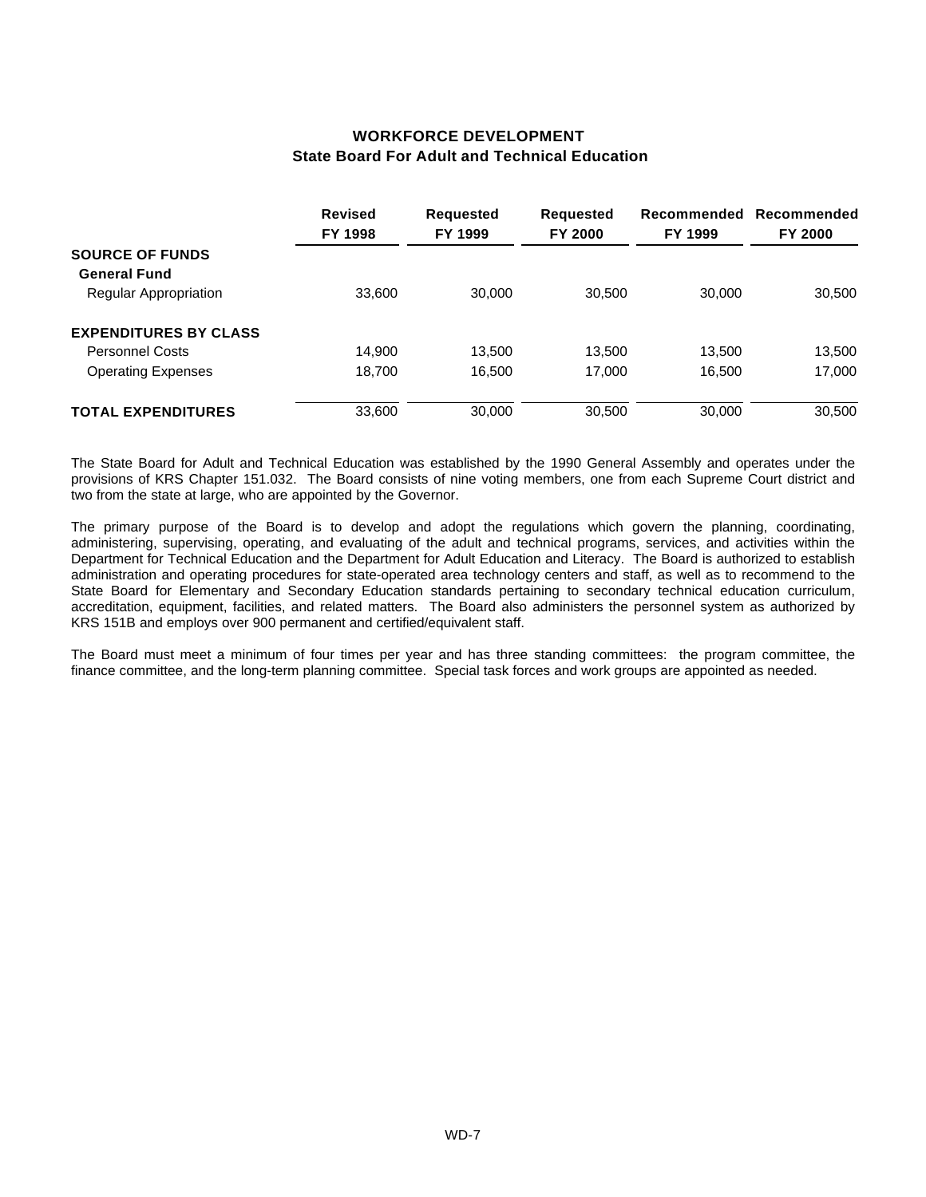# WORKFORCE DEVELOPMENT
## State Board For Adult and Technical Education

| | Revised FY 1998 | Requested FY 1999 | Requested FY 2000 | Recommended FY 1999 | Recommended FY 2000 |
|---|---|---|---|---|---|
| **SOURCE OF FUNDS** | | | | | |
| **General Fund** | | | | | |
| Regular Appropriation | 33,600 | 30,000 | 30,500 | 30,000 | 30,500 |
| **EXPENDITURES BY CLASS** | | | | | |
| Personnel Costs | 14,900 | 13,500 | 13,500 | 13,500 | 13,500 |
| Operating Expenses | 18,700 | 16,500 | 17,000 | 16,500 | 17,000 |
| **TOTAL EXPENDITURES** | 33,600 | 30,000 | 30,500 | 30,000 | 30,500 |

The State Board for Adult and Technical Education was established by the 1990 General Assembly and operates under the provisions of KRS Chapter 151.032. The Board consists of nine voting members, one from each Supreme Court district and two from the state at large, who are appointed by the Governor.

The primary purpose of the Board is to develop and adopt the regulations which govern the planning, coordinating, administering, supervising, operating, and evaluating of the adult and technical programs, services, and activities within the Department for Technical Education and the Department for Adult Education and Literacy. The Board is authorized to establish administration and operating procedures for state-operated area technology centers and staff, as well as to recommend to the State Board for Elementary and Secondary Education standards pertaining to secondary technical education curriculum, accreditation, equipment, facilities, and related matters. The Board also administers the personnel system as authorized by KRS 151B and employs over 900 permanent and certified/equivalent staff.

The Board must meet a minimum of four times per year and has three standing committees: the program committee, the finance committee, and the long-term planning committee. Special task forces and work groups are appointed as needed.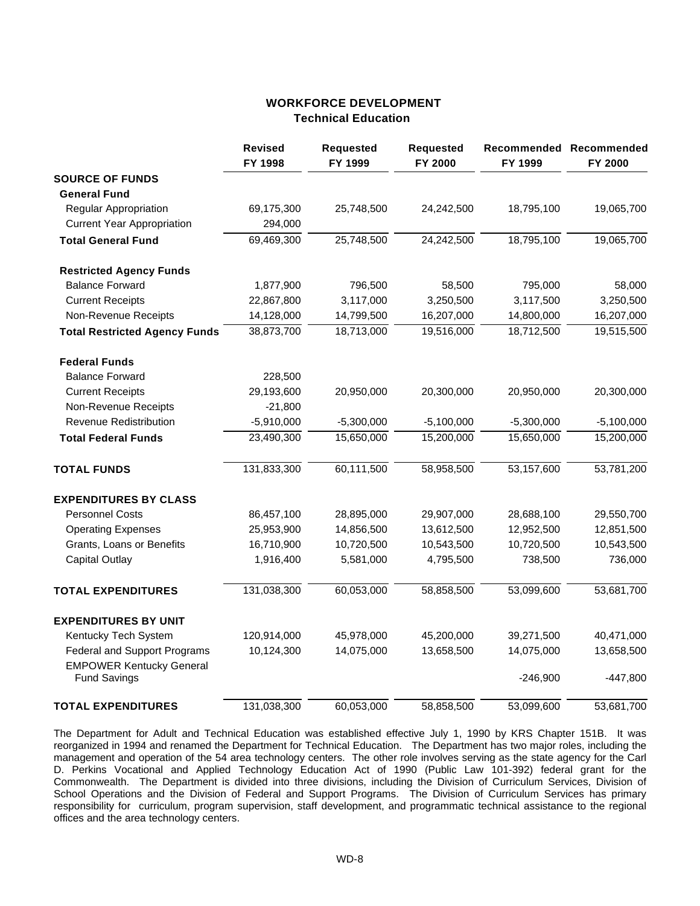## WORKFORCE DEVELOPMENT
### Technical Education

| | Revised FY 1998 | Requested FY 1999 | Requested FY 2000 | Recommended FY 1999 | Recommended FY 2000 |
|---|---|---|---|---|---|
| **SOURCE OF FUNDS** | | | | | |
| **General Fund** | | | | | |
| Regular Appropriation | 69,175,300 | 25,748,500 | 24,242,500 | 18,795,100 | 19,065,700 |
| Current Year Appropriation | 294,000 | | | | |
| **Total General Fund** | 69,469,300 | 25,748,500 | 24,242,500 | 18,795,100 | 19,065,700 |
| **Restricted Agency Funds** | | | | | |
| Balance Forward | 1,877,900 | 796,500 | 58,500 | 795,000 | 58,000 |
| Current Receipts | 22,867,800 | 3,117,000 | 3,250,500 | 3,117,500 | 3,250,500 |
| Non-Revenue Receipts | 14,128,000 | 14,799,500 | 16,207,000 | 14,800,000 | 16,207,000 |
| **Total Restricted Agency Funds** | 38,873,700 | 18,713,000 | 19,516,000 | 18,712,500 | 19,515,500 |
| **Federal Funds** | | | | | |
| Balance Forward | 228,500 | | | | |
| Current Receipts | 29,193,600 | 20,950,000 | 20,300,000 | 20,950,000 | 20,300,000 |
| Non-Revenue Receipts | -21,800 | | | | |
| Revenue Redistribution | -5,910,000 | -5,300,000 | -5,100,000 | -5,300,000 | -5,100,000 |
| **Total Federal Funds** | 23,490,300 | 15,650,000 | 15,200,000 | 15,650,000 | 15,200,000 |
| **TOTAL FUNDS** | 131,833,300 | 60,111,500 | 58,958,500 | 53,157,600 | 53,781,200 |
| **EXPENDITURES BY CLASS** | | | | | |
| Personnel Costs | 86,457,100 | 28,895,000 | 29,907,000 | 28,688,100 | 29,550,700 |
| Operating Expenses | 25,953,900 | 14,856,500 | 13,612,500 | 12,952,500 | 12,851,500 |
| Grants, Loans or Benefits | 16,710,900 | 10,720,500 | 10,543,500 | 10,720,500 | 10,543,500 |
| Capital Outlay | 1,916,400 | 5,581,000 | 4,795,500 | 738,500 | 736,000 |
| **TOTAL EXPENDITURES** | 131,038,300 | 60,053,000 | 58,858,500 | 53,099,600 | 53,681,700 |
| **EXPENDITURES BY UNIT** | | | | | |
| Kentucky Tech System | 120,914,000 | 45,978,000 | 45,200,000 | 39,271,500 | 40,471,000 |
| Federal and Support Programs | 10,124,300 | 14,075,000 | 13,658,500 | 14,075,000 | 13,658,500 |
| EMPOWER Kentucky General Fund Savings | | | | -246,900 | -447,800 |
| **TOTAL EXPENDITURES** | 131,038,300 | 60,053,000 | 58,858,500 | 53,099,600 | 53,681,700 |

The Department for Adult and Technical Education was established effective July 1, 1990 by KRS Chapter 151B. It was reorganized in 1994 and renamed the Department for Technical Education. The Department has two major roles, including the management and operation of the 54 area technology centers. The other role involves serving as the state agency for the Carl D. Perkins Vocational and Applied Technology Education Act of 1990 (Public Law 101-392) federal grant for the Commonwealth. The Department is divided into three divisions, including the Division of Curriculum Services, Division of School Operations and the Division of Federal and Support Programs. The Division of Curriculum Services has primary responsibility for curriculum, program supervision, staff development, and programmatic technical assistance to the regional offices and the area technology centers.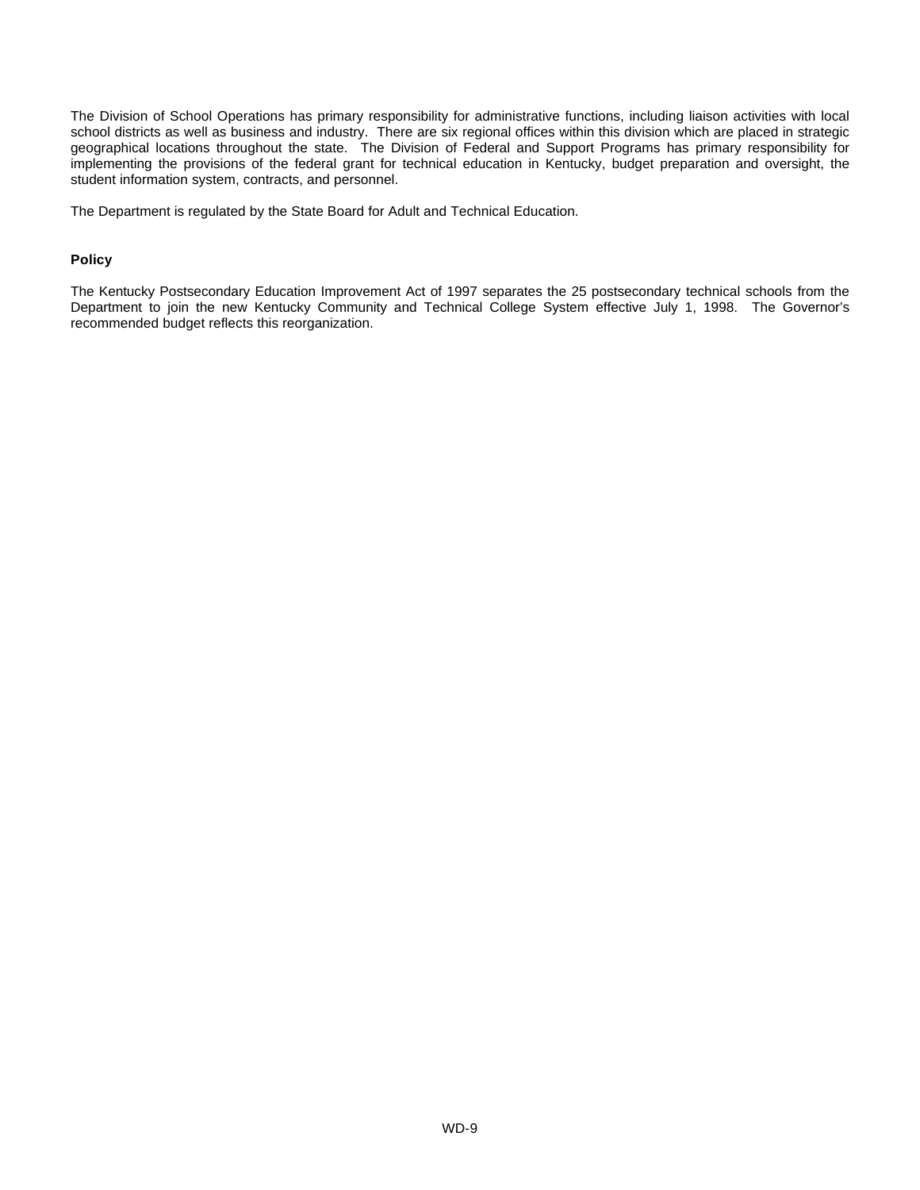The Division of School Operations has primary responsibility for administrative functions, including liaison activities with local school districts as well as business and industry. There are six regional offices within this division which are placed in strategic geographical locations throughout the state. The Division of Federal and Support Programs has primary responsibility for implementing the provisions of the federal grant for technical education in Kentucky, budget preparation and oversight, the student information system, contracts, and personnel.

The Department is regulated by the State Board for Adult and Technical Education.

**Policy**

The Kentucky Postsecondary Education Improvement Act of 1997 separates the 25 postsecondary technical schools from the Department to join the new Kentucky Community and Technical College System effective July 1, 1998. The Governor's recommended budget reflects this reorganization.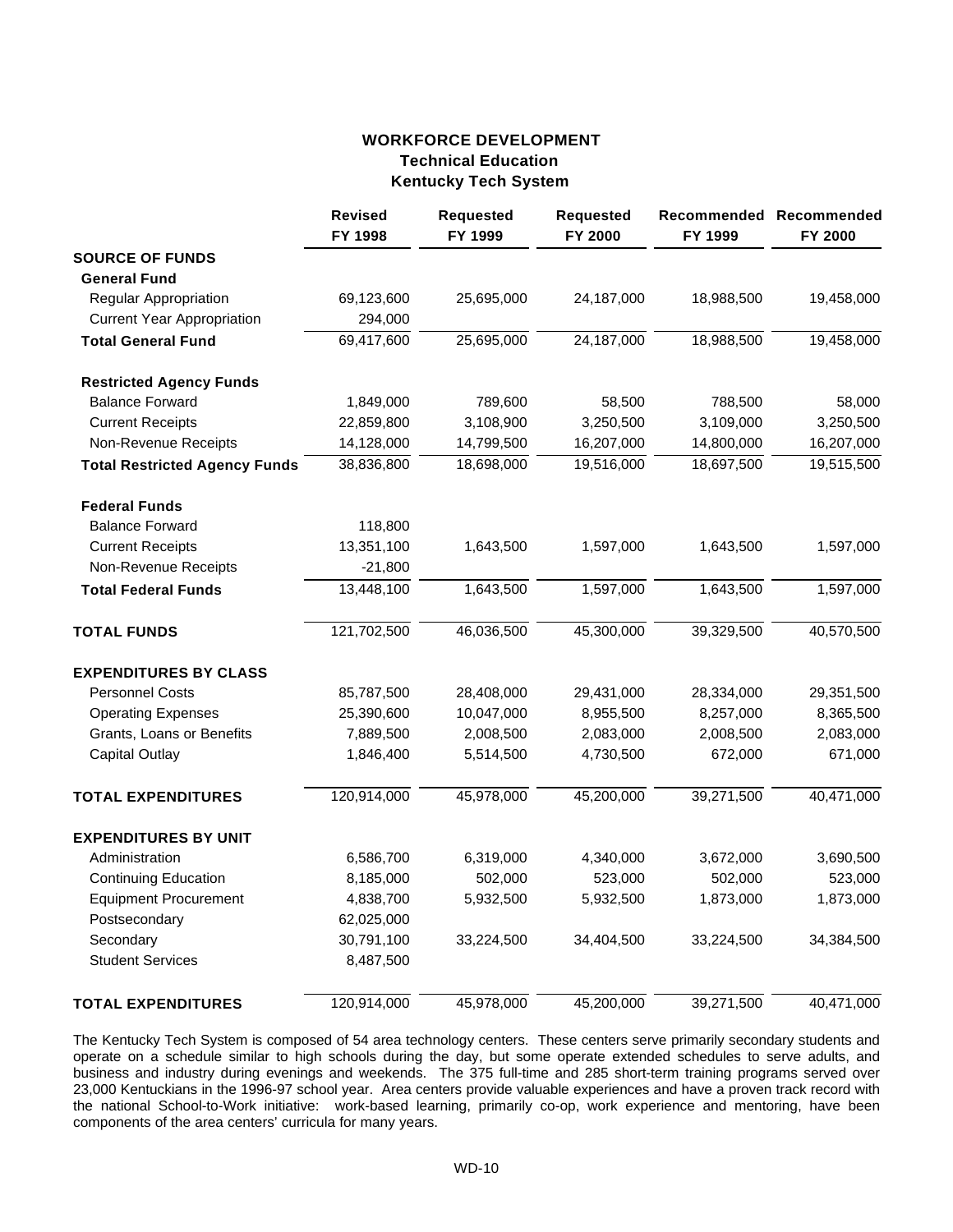# WORKFORCE DEVELOPMENT
## Technical Education
## Kentucky Tech System

| | Revised FY 1998 | Requested FY 1999 | Requested FY 2000 | Recommended FY 1999 | Recommended FY 2000 |
|---|---|---|---|---|---|
| **SOURCE OF FUNDS** | | | | | |
| **General Fund** | | | | | |
| Regular Appropriation | 69,123,600 | 25,695,000 | 24,187,000 | 18,988,500 | 19,458,000 |
| Current Year Appropriation | 294,000 | | | | |
| **Total General Fund** | 69,417,600 | 25,695,000 | 24,187,000 | 18,988,500 | 19,458,000 |
| **Restricted Agency Funds** | | | | | |
| Balance Forward | 1,849,000 | 789,600 | 58,500 | 788,500 | 58,000 |
| Current Receipts | 22,859,800 | 3,108,900 | 3,250,500 | 3,109,000 | 3,250,500 |
| Non-Revenue Receipts | 14,128,000 | 14,799,500 | 16,207,000 | 14,800,000 | 16,207,000 |
| **Total Restricted Agency Funds** | 38,836,800 | 18,698,000 | 19,516,000 | 18,697,500 | 19,515,500 |
| **Federal Funds** | | | | | |
| Balance Forward | 118,800 | | | | |
| Current Receipts | 13,351,100 | 1,643,500 | 1,597,000 | 1,643,500 | 1,597,000 |
| Non-Revenue Receipts | -21,800 | | | | |
| **Total Federal Funds** | 13,448,100 | 1,643,500 | 1,597,000 | 1,643,500 | 1,597,000 |
| **TOTAL FUNDS** | 121,702,500 | 46,036,500 | 45,300,000 | 39,329,500 | 40,570,500 |
| **EXPENDITURES BY CLASS** | | | | | |
| Personnel Costs | 85,787,500 | 28,408,000 | 29,431,000 | 28,334,000 | 29,351,500 |
| Operating Expenses | 25,390,600 | 10,047,000 | 8,955,500 | 8,257,000 | 8,365,500 |
| Grants, Loans or Benefits | 7,889,500 | 2,008,500 | 2,083,000 | 2,008,500 | 2,083,000 |
| Capital Outlay | 1,846,400 | 5,514,500 | 4,730,500 | 672,000 | 671,000 |
| **TOTAL EXPENDITURES** | 120,914,000 | 45,978,000 | 45,200,000 | 39,271,500 | 40,471,000 |
| **EXPENDITURES BY UNIT** | | | | | |
| Administration | 6,586,700 | 6,319,000 | 4,340,000 | 3,672,000 | 3,690,500 |
| Continuing Education | 8,185,000 | 502,000 | 523,000 | 502,000 | 523,000 |
| Equipment Procurement | 4,838,700 | 5,932,500 | 5,932,500 | 1,873,000 | 1,873,000 |
| Postsecondary | 62,025,000 | | | | |
| Secondary | 30,791,100 | 33,224,500 | 34,404,500 | 33,224,500 | 34,384,500 |
| Student Services | 8,487,500 | | | | |
| **TOTAL EXPENDITURES** | 120,914,000 | 45,978,000 | 45,200,000 | 39,271,500 | 40,471,000 |

The Kentucky Tech System is composed of 54 area technology centers. These centers serve primarily secondary students and operate on a schedule similar to high schools during the day, but some operate extended schedules to serve adults, and business and industry during evenings and weekends. The 375 full-time and 285 short-term training programs served over 23,000 Kentuckians in the 1996-97 school year. Area centers provide valuable experiences and have a proven track record with the national School-to-Work initiative: work-based learning, primarily co-op, work experience and mentoring, have been components of the area centers' curricula for many years.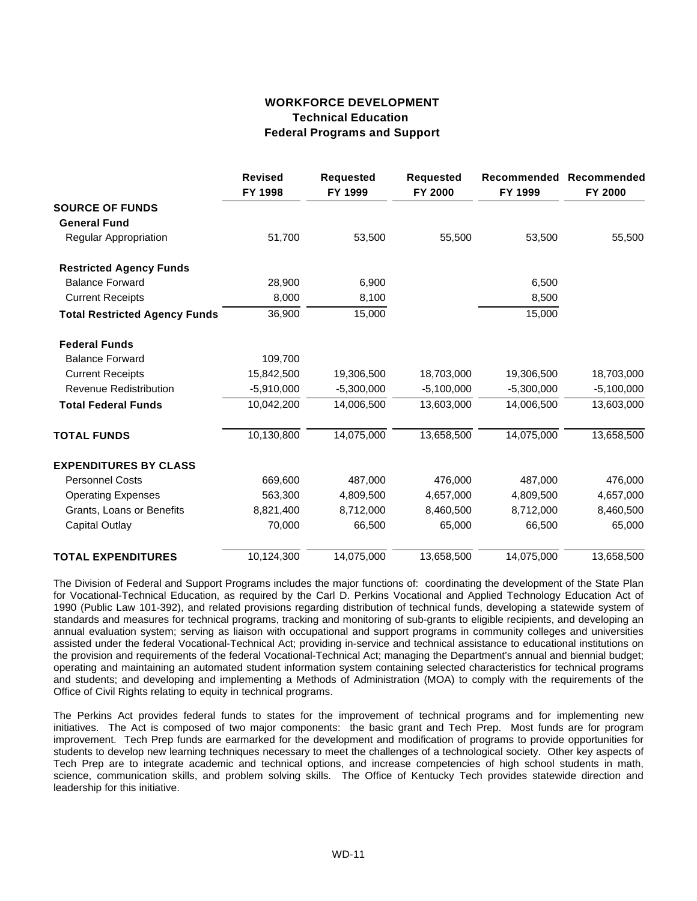# WORKFORCE DEVELOPMENT
## Technical Education
## Federal Programs and Support

| | Revised FY 1998 | Requested FY 1999 | Requested FY 2000 | Recommended FY 1999 | Recommended FY 2000 |
|---|---|---|---|---|---|
| **SOURCE OF FUNDS** | | | | | |
| **General Fund** | | | | | |
| Regular Appropriation | 51,700 | 53,500 | 55,500 | 53,500 | 55,500 |
| **Restricted Agency Funds** | | | | | |
| Balance Forward | 28,900 | 6,900 | | 6,500 | |
| Current Receipts | 8,000 | 8,100 | | 8,500 | |
| **Total Restricted Agency Funds** | 36,900 | 15,000 | | 15,000 | |
| **Federal Funds** | | | | | |
| Balance Forward | 109,700 | | | | |
| Current Receipts | 15,842,500 | 19,306,500 | 18,703,000 | 19,306,500 | 18,703,000 |
| Revenue Redistribution | -5,910,000 | -5,300,000 | -5,100,000 | -5,300,000 | -5,100,000 |
| **Total Federal Funds** | 10,042,200 | 14,006,500 | 13,603,000 | 14,006,500 | 13,603,000 |
| **TOTAL FUNDS** | 10,130,800 | 14,075,000 | 13,658,500 | 14,075,000 | 13,658,500 |
| **EXPENDITURES BY CLASS** | | | | | |
| Personnel Costs | 669,600 | 487,000 | 476,000 | 487,000 | 476,000 |
| Operating Expenses | 563,300 | 4,809,500 | 4,657,000 | 4,809,500 | 4,657,000 |
| Grants, Loans or Benefits | 8,821,400 | 8,712,000 | 8,460,500 | 8,712,000 | 8,460,500 |
| Capital Outlay | 70,000 | 66,500 | 65,000 | 66,500 | 65,000 |
| **TOTAL EXPENDITURES** | 10,124,300 | 14,075,000 | 13,658,500 | 14,075,000 | 13,658,500 |

The Division of Federal and Support Programs includes the major functions of: coordinating the development of the State Plan for Vocational-Technical Education, as required by the Carl D. Perkins Vocational and Applied Technology Education Act of 1990 (Public Law 101-392), and related provisions regarding distribution of technical funds, developing a statewide system of standards and measures for technical programs, tracking and monitoring of sub-grants to eligible recipients, and developing an annual evaluation system; serving as liaison with occupational and support programs in community colleges and universities assisted under the federal Vocational-Technical Act; providing in-service and technical assistance to educational institutions on the provision and requirements of the federal Vocational-Technical Act; managing the Department's annual and biennial budget; operating and maintaining an automated student information system containing selected characteristics for technical programs and students; and developing and implementing a Methods of Administration (MOA) to comply with the requirements of the Office of Civil Rights relating to equity in technical programs.

The Perkins Act provides federal funds to states for the improvement of technical programs and for implementing new initiatives. The Act is composed of two major components: the basic grant and Tech Prep. Most funds are for program improvement. Tech Prep funds are earmarked for the development and modification of programs to provide opportunities for students to develop new learning techniques necessary to meet the challenges of a technological society. Other key aspects of Tech Prep are to integrate academic and technical options, and increase competencies of high school students in math, science, communication skills, and problem solving skills. The Office of Kentucky Tech provides statewide direction and leadership for this initiative.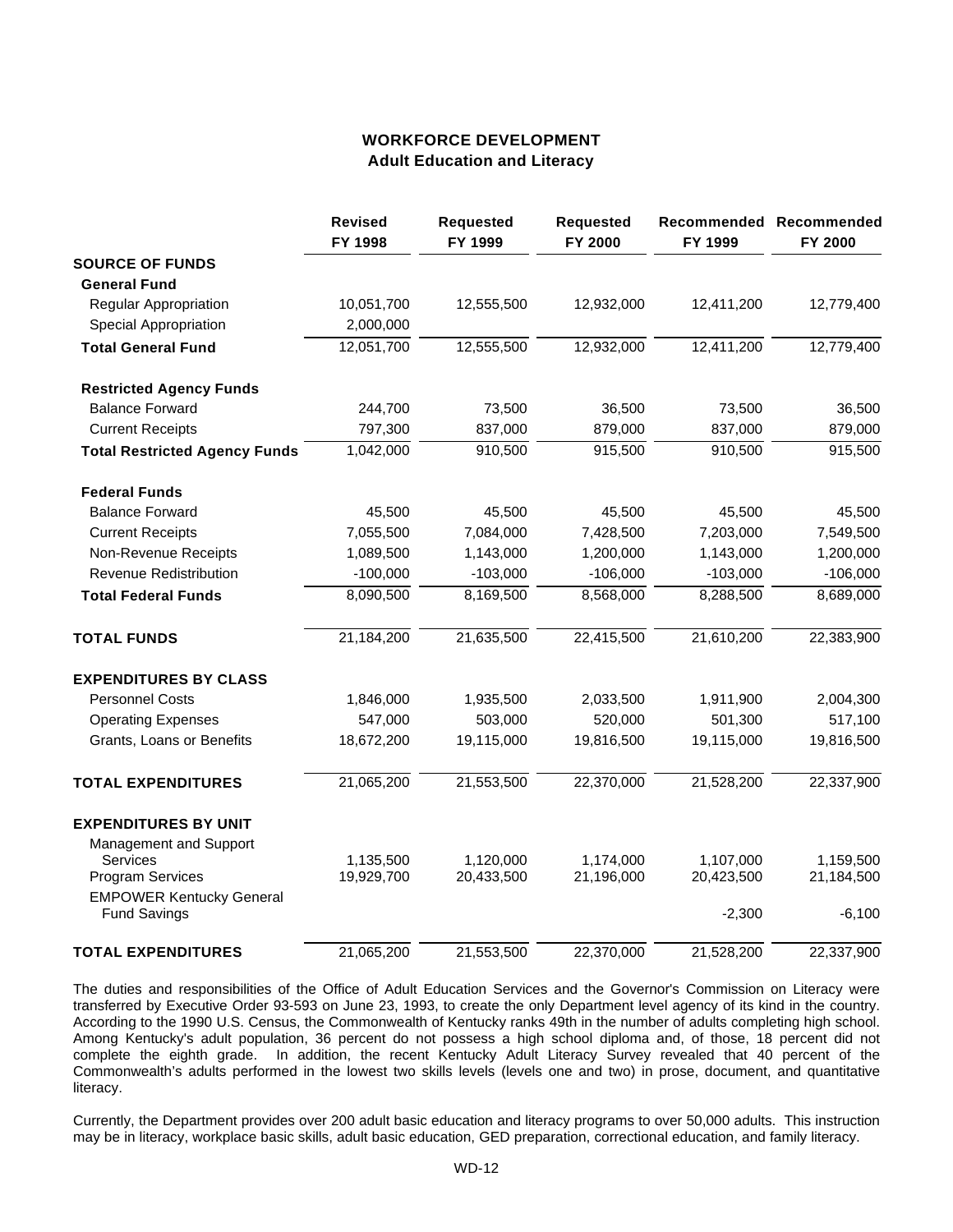## WORKFORCE DEVELOPMENT
### Adult Education and Literacy

| | Revised FY 1998 | Requested FY 1999 | Requested FY 2000 | Recommended FY 1999 | Recommended FY 2000 |
|---|---|---|---|---|---|
| **SOURCE OF FUNDS** | | | | | |
| **General Fund** | | | | | |
| Regular Appropriation | 10,051,700 | 12,555,500 | 12,932,000 | 12,411,200 | 12,779,400 |
| Special Appropriation | 2,000,000 | | | | |
| **Total General Fund** | 12,051,700 | 12,555,500 | 12,932,000 | 12,411,200 | 12,779,400 |
| **Restricted Agency Funds** | | | | | |
| Balance Forward | 244,700 | 73,500 | 36,500 | 73,500 | 36,500 |
| Current Receipts | 797,300 | 837,000 | 879,000 | 837,000 | 879,000 |
| **Total Restricted Agency Funds** | 1,042,000 | 910,500 | 915,500 | 910,500 | 915,500 |
| **Federal Funds** | | | | | |
| Balance Forward | 45,500 | 45,500 | 45,500 | 45,500 | 45,500 |
| Current Receipts | 7,055,500 | 7,084,000 | 7,428,500 | 7,203,000 | 7,549,500 |
| Non-Revenue Receipts | 1,089,500 | 1,143,000 | 1,200,000 | 1,143,000 | 1,200,000 |
| Revenue Redistribution | -100,000 | -103,000 | -106,000 | -103,000 | -106,000 |
| **Total Federal Funds** | 8,090,500 | 8,169,500 | 8,568,000 | 8,288,500 | 8,689,000 |
| **TOTAL FUNDS** | 21,184,200 | 21,635,500 | 22,415,500 | 21,610,200 | 22,383,900 |
| **EXPENDITURES BY CLASS** | | | | | |
| Personnel Costs | 1,846,000 | 1,935,500 | 2,033,500 | 1,911,900 | 2,004,300 |
| Operating Expenses | 547,000 | 503,000 | 520,000 | 501,300 | 517,100 |
| Grants, Loans or Benefits | 18,672,200 | 19,115,000 | 19,816,500 | 19,115,000 | 19,816,500 |
| **TOTAL EXPENDITURES** | 21,065,200 | 21,553,500 | 22,370,000 | 21,528,200 | 22,337,900 |
| **EXPENDITURES BY UNIT** | | | | | |
| Management and Support Services | 1,135,500 | 1,120,000 | 1,174,000 | 1,107,000 | 1,159,500 |
| Program Services | 19,929,700 | 20,433,500 | 21,196,000 | 20,423,500 | 21,184,500 |
| EMPOWER Kentucky General Fund Savings | | | | -2,300 | -6,100 |
| **TOTAL EXPENDITURES** | 21,065,200 | 21,553,500 | 22,370,000 | 21,528,200 | 22,337,900 |

The duties and responsibilities of the Office of Adult Education Services and the Governor's Commission on Literacy were transferred by Executive Order 93-593 on June 23, 1993, to create the only Department level agency of its kind in the country. According to the 1990 U.S. Census, the Commonwealth of Kentucky ranks 49th in the number of adults completing high school. Among Kentucky's adult population, 36 percent do not possess a high school diploma and, of those, 18 percent did not complete the eighth grade. In addition, the recent Kentucky Adult Literacy Survey revealed that 40 percent of the Commonwealth's adults performed in the lowest two skills levels (levels one and two) in prose, document, and quantitative literacy.

Currently, the Department provides over 200 adult basic education and literacy programs to over 50,000 adults. This instruction may be in literacy, workplace basic skills, adult basic education, GED preparation, correctional education, and family literacy.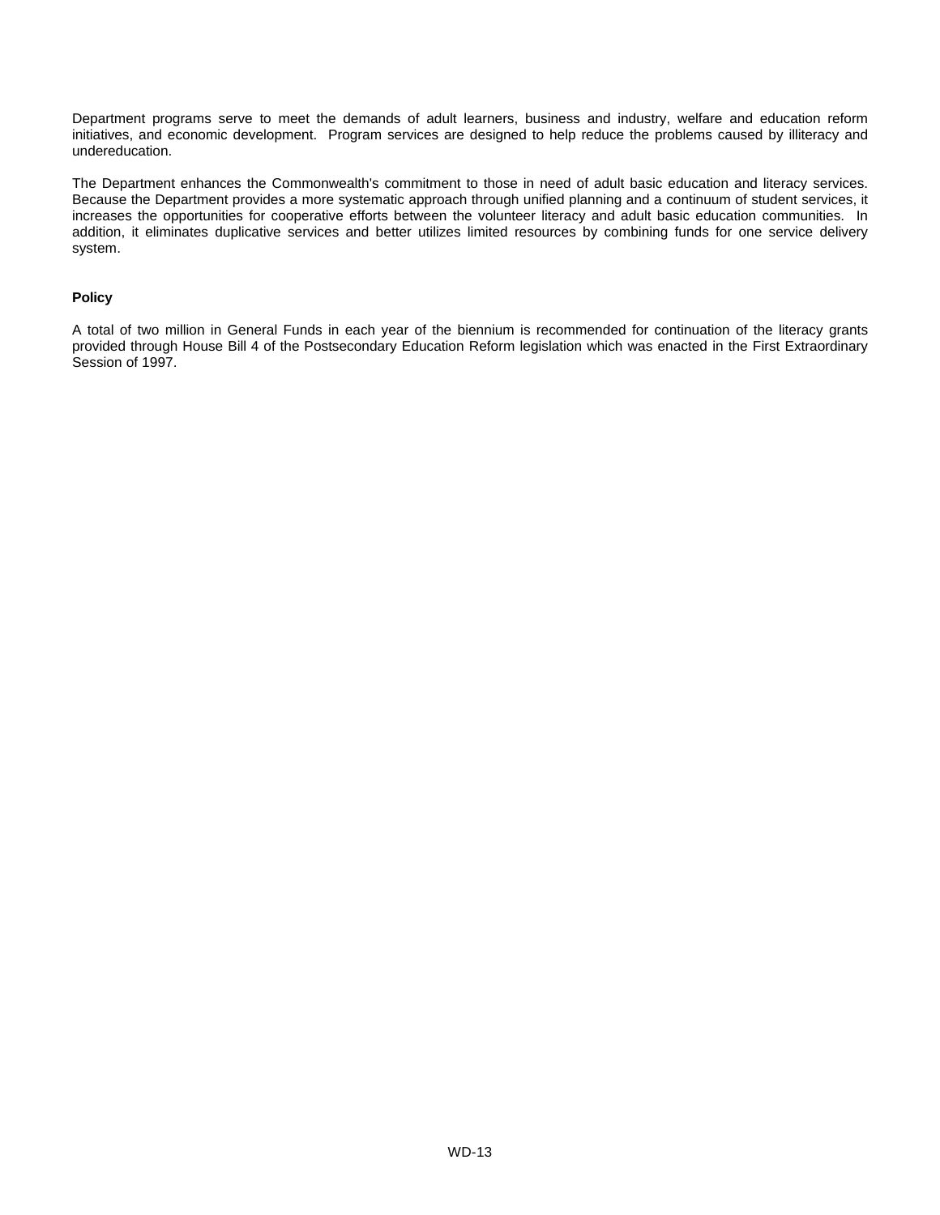Department programs serve to meet the demands of adult learners, business and industry, welfare and education reform initiatives, and economic development. Program services are designed to help reduce the problems caused by illiteracy and undereducation.

The Department enhances the Commonwealth's commitment to those in need of adult basic education and literacy services. Because the Department provides a more systematic approach through unified planning and a continuum of student services, it increases the opportunities for cooperative efforts between the volunteer literacy and adult basic education communities. In addition, it eliminates duplicative services and better utilizes limited resources by combining funds for one service delivery system.

**Policy**

A total of two million in General Funds in each year of the biennium is recommended for continuation of the literacy grants provided through House Bill 4 of the Postsecondary Education Reform legislation which was enacted in the First Extraordinary Session of 1997.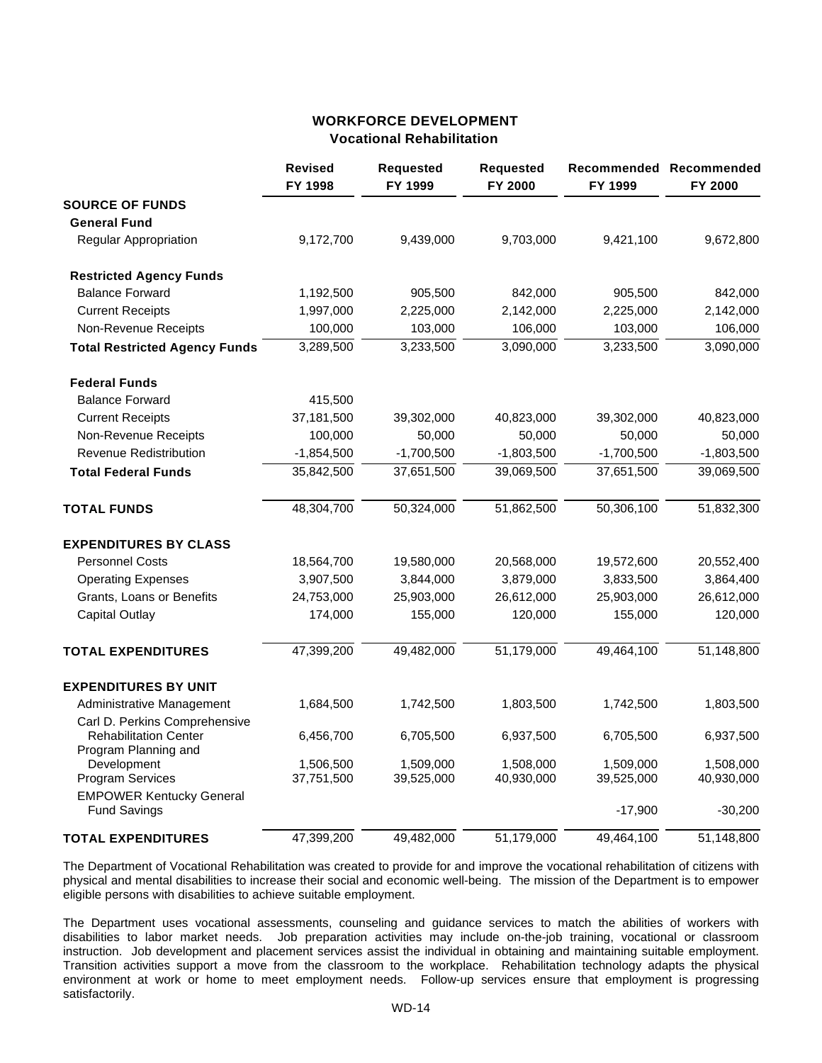## WORKFORCE DEVELOPMENT
### Vocational Rehabilitation

| | Revised FY 1998 | Requested FY 1999 | Requested FY 2000 | Recommended FY 1999 | Recommended FY 2000 |
|---|---|---|---|---|---|
| **SOURCE OF FUNDS** | | | | | |
| **General Fund** | | | | | |
| Regular Appropriation | 9,172,700 | 9,439,000 | 9,703,000 | 9,421,100 | 9,672,800 |
| **Restricted Agency Funds** | | | | | |
| Balance Forward | 1,192,500 | 905,500 | 842,000 | 905,500 | 842,000 |
| Current Receipts | 1,997,000 | 2,225,000 | 2,142,000 | 2,225,000 | 2,142,000 |
| Non-Revenue Receipts | 100,000 | 103,000 | 106,000 | 103,000 | 106,000 |
| **Total Restricted Agency Funds** | 3,289,500 | 3,233,500 | 3,090,000 | 3,233,500 | 3,090,000 |
| **Federal Funds** | | | | | |
| Balance Forward | 415,500 | | | | |
| Current Receipts | 37,181,500 | 39,302,000 | 40,823,000 | 39,302,000 | 40,823,000 |
| Non-Revenue Receipts | 100,000 | 50,000 | 50,000 | 50,000 | 50,000 |
| Revenue Redistribution | -1,854,500 | -1,700,500 | -1,803,500 | -1,700,500 | -1,803,500 |
| **Total Federal Funds** | 35,842,500 | 37,651,500 | 39,069,500 | 37,651,500 | 39,069,500 |
| **TOTAL FUNDS** | 48,304,700 | 50,324,000 | 51,862,500 | 50,306,100 | 51,832,300 |
| **EXPENDITURES BY CLASS** | | | | | |
| Personnel Costs | 18,564,700 | 19,580,000 | 20,568,000 | 19,572,600 | 20,552,400 |
| Operating Expenses | 3,907,500 | 3,844,000 | 3,879,000 | 3,833,500 | 3,864,400 |
| Grants, Loans or Benefits | 24,753,000 | 25,903,000 | 26,612,000 | 25,903,000 | 26,612,000 |
| Capital Outlay | 174,000 | 155,000 | 120,000 | 155,000 | 120,000 |
| **TOTAL EXPENDITURES** | 47,399,200 | 49,482,000 | 51,179,000 | 49,464,100 | 51,148,800 |
| **EXPENDITURES BY UNIT** | | | | | |
| Administrative Management | 1,684,500 | 1,742,500 | 1,803,500 | 1,742,500 | 1,803,500 |
| Carl D. Perkins Comprehensive Rehabilitation Center | 6,456,700 | 6,705,500 | 6,937,500 | 6,705,500 | 6,937,500 |
| Program Planning and Development | 1,506,500 | 1,509,000 | 1,508,000 | 1,509,000 | 1,508,000 |
| Program Services | 37,751,500 | 39,525,000 | 40,930,000 | 39,525,000 | 40,930,000 |
| EMPOWER Kentucky General Fund Savings | | | | -17,900 | -30,200 |
| **TOTAL EXPENDITURES** | 47,399,200 | 49,482,000 | 51,179,000 | 49,464,100 | 51,148,800 |

The Department of Vocational Rehabilitation was created to provide for and improve the vocational rehabilitation of citizens with physical and mental disabilities to increase their social and economic well-being. The mission of the Department is to empower eligible persons with disabilities to achieve suitable employment.

The Department uses vocational assessments, counseling and guidance services to match the abilities of workers with disabilities to labor market needs. Job preparation activities may include on-the-job training, vocational or classroom instruction. Job development and placement services assist the individual in obtaining and maintaining suitable employment. Transition activities support a move from the classroom to the workplace. Rehabilitation technology adapts the physical environment at work or home to meet employment needs. Follow-up services ensure that employment is progressing satisfactorily.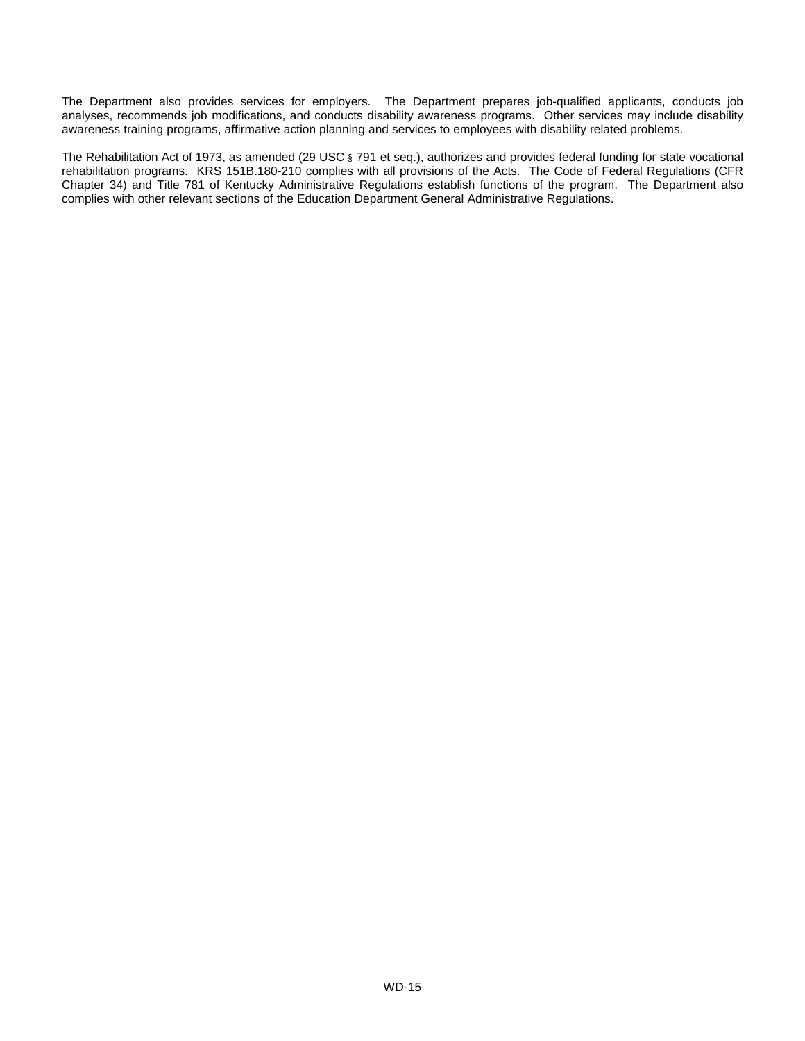The Department also provides services for employers. The Department prepares job-qualified applicants, conducts job analyses, recommends job modifications, and conducts disability awareness programs. Other services may include disability awareness training programs, affirmative action planning and services to employees with disability related problems.

The Rehabilitation Act of 1973, as amended (29 USC § 791 et seq.), authorizes and provides federal funding for state vocational rehabilitation programs. KRS 151B.180-210 complies with all provisions of the Acts. The Code of Federal Regulations (CFR Chapter 34) and Title 781 of Kentucky Administrative Regulations establish functions of the program. The Department also complies with other relevant sections of the Education Department General Administrative Regulations.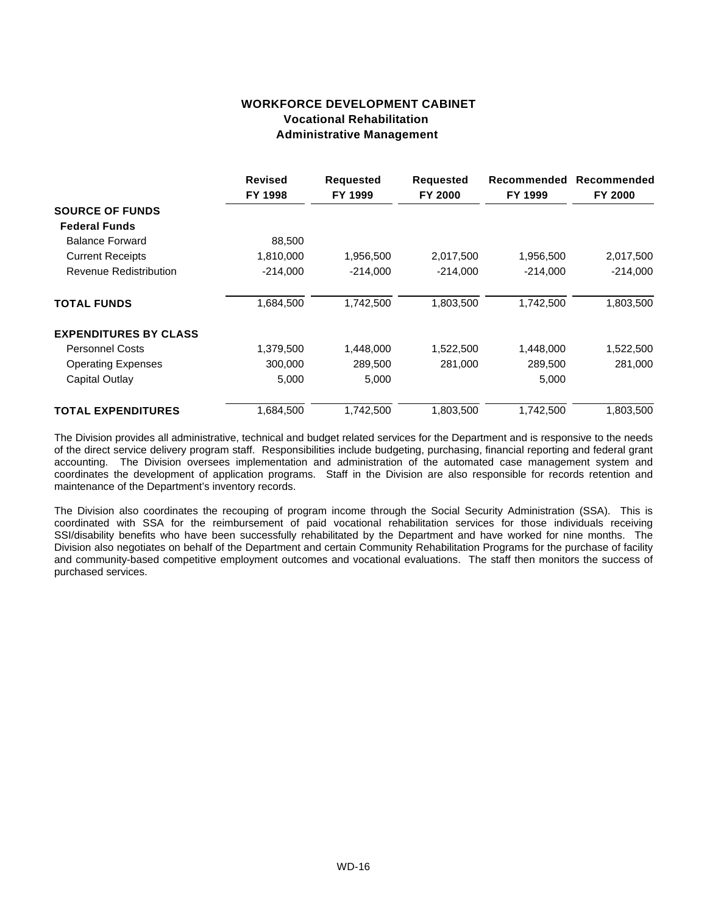# WORKFORCE DEVELOPMENT CABINET
## Vocational Rehabilitation
### Administrative Management

| | Revised FY 1998 | Requested FY 1999 | Requested FY 2000 | Recommended FY 1999 | Recommended FY 2000 |
|---|---|---|---|---|---|
| **SOURCE OF FUNDS** | | | | | |
| **Federal Funds** | | | | | |
| Balance Forward | 88,500 | | | | |
| Current Receipts | 1,810,000 | 1,956,500 | 2,017,500 | 1,956,500 | 2,017,500 |
| Revenue Redistribution | -214,000 | -214,000 | -214,000 | -214,000 | -214,000 |
| **TOTAL FUNDS** | 1,684,500 | 1,742,500 | 1,803,500 | 1,742,500 | 1,803,500 |
| **EXPENDITURES BY CLASS** | | | | | |
| Personnel Costs | 1,379,500 | 1,448,000 | 1,522,500 | 1,448,000 | 1,522,500 |
| Operating Expenses | 300,000 | 289,500 | 281,000 | 289,500 | 281,000 |
| Capital Outlay | 5,000 | 5,000 | | 5,000 | |
| **TOTAL EXPENDITURES** | 1,684,500 | 1,742,500 | 1,803,500 | 1,742,500 | 1,803,500 |

The Division provides all administrative, technical and budget related services for the Department and is responsive to the needs of the direct service delivery program staff. Responsibilities include budgeting, purchasing, financial reporting and federal grant accounting. The Division oversees implementation and administration of the automated case management system and coordinates the development of application programs. Staff in the Division are also responsible for records retention and maintenance of the Department's inventory records.

The Division also coordinates the recouping of program income through the Social Security Administration (SSA). This is coordinated with SSA for the reimbursement of paid vocational rehabilitation services for those individuals receiving SSI/disability benefits who have been successfully rehabilitated by the Department and have worked for nine months. The Division also negotiates on behalf of the Department and certain Community Rehabilitation Programs for the purchase of facility and community-based competitive employment outcomes and vocational evaluations. The staff then monitors the success of purchased services.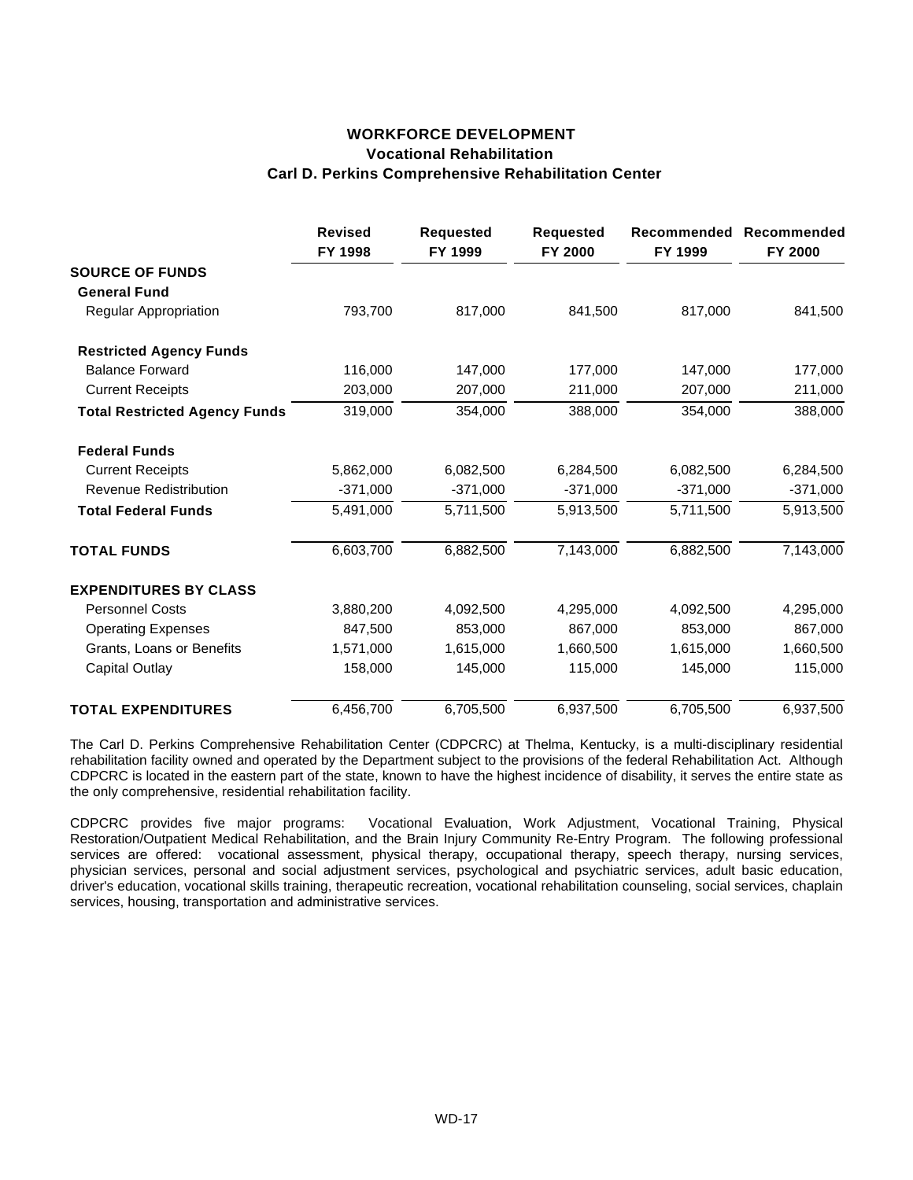# WORKFORCE DEVELOPMENT
## Vocational Rehabilitation
### Carl D. Perkins Comprehensive Rehabilitation Center

| | Revised FY 1998 | Requested FY 1999 | Requested FY 2000 | Recommended FY 1999 | Recommended FY 2000 |
|---|---|---|---|---|---|
| **SOURCE OF FUNDS** | | | | | |
| **General Fund** | | | | | |
| Regular Appropriation | 793,700 | 817,000 | 841,500 | 817,000 | 841,500 |
| **Restricted Agency Funds** | | | | | |
| Balance Forward | 116,000 | 147,000 | 177,000 | 147,000 | 177,000 |
| Current Receipts | 203,000 | 207,000 | 211,000 | 207,000 | 211,000 |
| **Total Restricted Agency Funds** | 319,000 | 354,000 | 388,000 | 354,000 | 388,000 |
| **Federal Funds** | | | | | |
| Current Receipts | 5,862,000 | 6,082,500 | 6,284,500 | 6,082,500 | 6,284,500 |
| Revenue Redistribution | -371,000 | -371,000 | -371,000 | -371,000 | -371,000 |
| **Total Federal Funds** | 5,491,000 | 5,711,500 | 5,913,500 | 5,711,500 | 5,913,500 |
| **TOTAL FUNDS** | 6,603,700 | 6,882,500 | 7,143,000 | 6,882,500 | 7,143,000 |
| **EXPENDITURES BY CLASS** | | | | | |
| Personnel Costs | 3,880,200 | 4,092,500 | 4,295,000 | 4,092,500 | 4,295,000 |
| Operating Expenses | 847,500 | 853,000 | 867,000 | 853,000 | 867,000 |
| Grants, Loans or Benefits | 1,571,000 | 1,615,000 | 1,660,500 | 1,615,000 | 1,660,500 |
| Capital Outlay | 158,000 | 145,000 | 115,000 | 145,000 | 115,000 |
| **TOTAL EXPENDITURES** | 6,456,700 | 6,705,500 | 6,937,500 | 6,705,500 | 6,937,500 |

The Carl D. Perkins Comprehensive Rehabilitation Center (CDPCRC) at Thelma, Kentucky, is a multi-disciplinary residential rehabilitation facility owned and operated by the Department subject to the provisions of the federal Rehabilitation Act. Although CDPCRC is located in the eastern part of the state, known to have the highest incidence of disability, it serves the entire state as the only comprehensive, residential rehabilitation facility.

CDPCRC provides five major programs: Vocational Evaluation, Work Adjustment, Vocational Training, Physical Restoration/Outpatient Medical Rehabilitation, and the Brain Injury Community Re-Entry Program. The following professional services are offered: vocational assessment, physical therapy, occupational therapy, speech therapy, nursing services, physician services, personal and social adjustment services, psychological and psychiatric services, adult basic education, driver's education, vocational skills training, therapeutic recreation, vocational rehabilitation counseling, social services, chaplain services, housing, transportation and administrative services.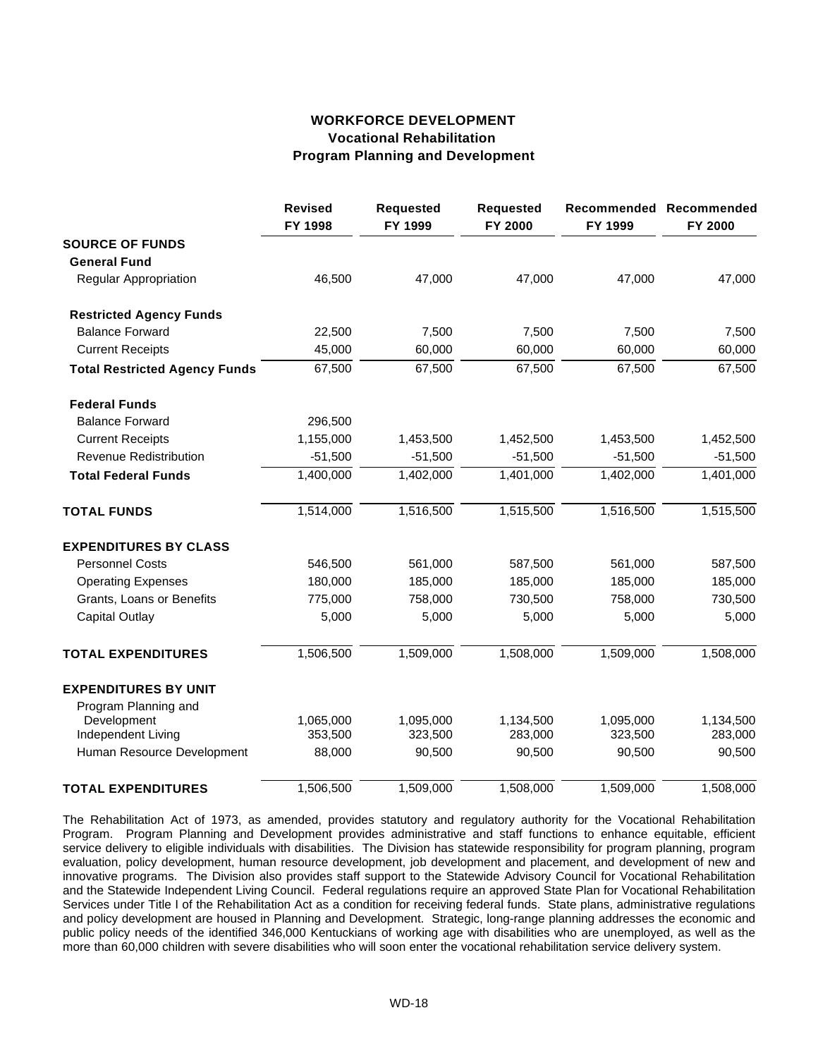# WORKFORCE DEVELOPMENT
## Vocational Rehabilitation
### Program Planning and Development

| | Revised FY 1998 | Requested FY 1999 | Requested FY 2000 | Recommended FY 1999 | Recommended FY 2000 |
|---|---|---|---|---|---|
| **SOURCE OF FUNDS** | | | | | |
| **General Fund** | | | | | |
| Regular Appropriation | 46,500 | 47,000 | 47,000 | 47,000 | 47,000 |
| **Restricted Agency Funds** | | | | | |
| Balance Forward | 22,500 | 7,500 | 7,500 | 7,500 | 7,500 |
| Current Receipts | 45,000 | 60,000 | 60,000 | 60,000 | 60,000 |
| **Total Restricted Agency Funds** | 67,500 | 67,500 | 67,500 | 67,500 | 67,500 |
| **Federal Funds** | | | | | |
| Balance Forward | 296,500 | | | | |
| Current Receipts | 1,155,000 | 1,453,500 | 1,452,500 | 1,453,500 | 1,452,500 |
| Revenue Redistribution | -51,500 | -51,500 | -51,500 | -51,500 | -51,500 |
| **Total Federal Funds** | 1,400,000 | 1,402,000 | 1,401,000 | 1,402,000 | 1,401,000 |
| **TOTAL FUNDS** | 1,514,000 | 1,516,500 | 1,515,500 | 1,516,500 | 1,515,500 |
| **EXPENDITURES BY CLASS** | | | | | |
| Personnel Costs | 546,500 | 561,000 | 587,500 | 561,000 | 587,500 |
| Operating Expenses | 180,000 | 185,000 | 185,000 | 185,000 | 185,000 |
| Grants, Loans or Benefits | 775,000 | 758,000 | 730,500 | 758,000 | 730,500 |
| Capital Outlay | 5,000 | 5,000 | 5,000 | 5,000 | 5,000 |
| **TOTAL EXPENDITURES** | 1,506,500 | 1,509,000 | 1,508,000 | 1,509,000 | 1,508,000 |
| **EXPENDITURES BY UNIT** | | | | | |
| Program Planning and Development | 1,065,000 | 1,095,000 | 1,134,500 | 1,095,000 | 1,134,500 |
| Independent Living | 353,500 | 323,500 | 283,000 | 323,500 | 283,000 |
| Human Resource Development | 88,000 | 90,500 | 90,500 | 90,500 | 90,500 |
| **TOTAL EXPENDITURES** | 1,506,500 | 1,509,000 | 1,508,000 | 1,509,000 | 1,508,000 |

The Rehabilitation Act of 1973, as amended, provides statutory and regulatory authority for the Vocational Rehabilitation Program. Program Planning and Development provides administrative and staff functions to enhance equitable, efficient service delivery to eligible individuals with disabilities. The Division has statewide responsibility for program planning, program evaluation, policy development, human resource development, job development and placement, and development of new and innovative programs. The Division also provides staff support to the Statewide Advisory Council for Vocational Rehabilitation and the Statewide Independent Living Council. Federal regulations require an approved State Plan for Vocational Rehabilitation Services under Title I of the Rehabilitation Act as a condition for receiving federal funds. State plans, administrative regulations and policy development are housed in Planning and Development. Strategic, long-range planning addresses the economic and public policy needs of the identified 346,000 Kentuckians of working age with disabilities who are unemployed, as well as the more than 60,000 children with severe disabilities who will soon enter the vocational rehabilitation service delivery system.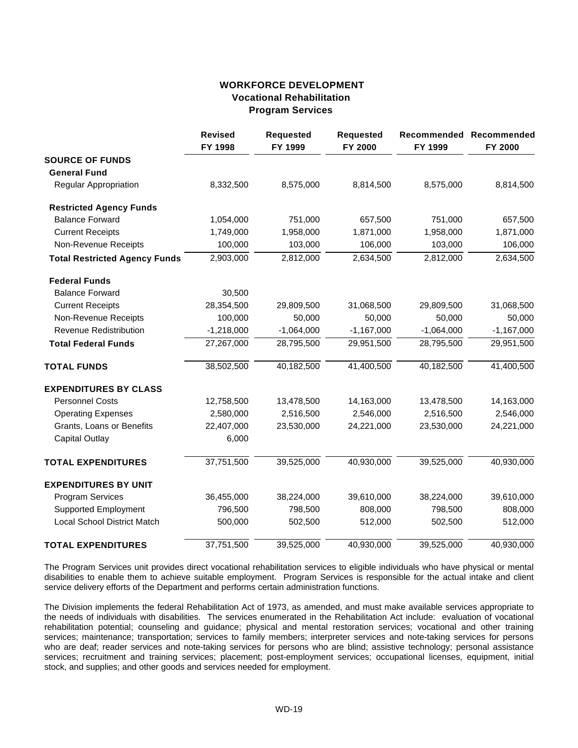# WORKFORCE DEVELOPMENT
## Vocational Rehabilitation
### Program Services

| | Revised FY 1998 | Requested FY 1999 | Requested FY 2000 | Recommended FY 1999 | Recommended FY 2000 |
|---|---|---|---|---|---|
| **SOURCE OF FUNDS** | | | | | |
| **General Fund** | | | | | |
| Regular Appropriation | 8,332,500 | 8,575,000 | 8,814,500 | 8,575,000 | 8,814,500 |
| **Restricted Agency Funds** | | | | | |
| Balance Forward | 1,054,000 | 751,000 | 657,500 | 751,000 | 657,500 |
| Current Receipts | 1,749,000 | 1,958,000 | 1,871,000 | 1,958,000 | 1,871,000 |
| Non-Revenue Receipts | 100,000 | 103,000 | 106,000 | 103,000 | 106,000 |
| **Total Restricted Agency Funds** | 2,903,000 | 2,812,000 | 2,634,500 | 2,812,000 | 2,634,500 |
| **Federal Funds** | | | | | |
| Balance Forward | 30,500 | | | | |
| Current Receipts | 28,354,500 | 29,809,500 | 31,068,500 | 29,809,500 | 31,068,500 |
| Non-Revenue Receipts | 100,000 | 50,000 | 50,000 | 50,000 | 50,000 |
| Revenue Redistribution | -1,218,000 | -1,064,000 | -1,167,000 | -1,064,000 | -1,167,000 |
| **Total Federal Funds** | 27,267,000 | 28,795,500 | 29,951,500 | 28,795,500 | 29,951,500 |
| **TOTAL FUNDS** | 38,502,500 | 40,182,500 | 41,400,500 | 40,182,500 | 41,400,500 |
| **EXPENDITURES BY CLASS** | | | | | |
| Personnel Costs | 12,758,500 | 13,478,500 | 14,163,000 | 13,478,500 | 14,163,000 |
| Operating Expenses | 2,580,000 | 2,516,500 | 2,546,000 | 2,516,500 | 2,546,000 |
| Grants, Loans or Benefits | 22,407,000 | 23,530,000 | 24,221,000 | 23,530,000 | 24,221,000 |
| Capital Outlay | 6,000 | | | | |
| **TOTAL EXPENDITURES** | 37,751,500 | 39,525,000 | 40,930,000 | 39,525,000 | 40,930,000 |
| **EXPENDITURES BY UNIT** | | | | | |
| Program Services | 36,455,000 | 38,224,000 | 39,610,000 | 38,224,000 | 39,610,000 |
| Supported Employment | 796,500 | 798,500 | 808,000 | 798,500 | 808,000 |
| Local School District Match | 500,000 | 502,500 | 512,000 | 502,500 | 512,000 |
| **TOTAL EXPENDITURES** | 37,751,500 | 39,525,000 | 40,930,000 | 39,525,000 | 40,930,000 |

The Program Services unit provides direct vocational rehabilitation services to eligible individuals who have physical or mental disabilities to enable them to achieve suitable employment. Program Services is responsible for the actual intake and client service delivery efforts of the Department and performs certain administration functions.

The Division implements the federal Rehabilitation Act of 1973, as amended, and must make available services appropriate to the needs of individuals with disabilities. The services enumerated in the Rehabilitation Act include: evaluation of vocational rehabilitation potential; counseling and guidance; physical and mental restoration services; vocational and other training services; maintenance; transportation; services to family members; interpreter services and note-taking services for persons who are deaf; reader services and note-taking services for persons who are blind; assistive technology; personal assistance services; recruitment and training services; placement; post-employment services; occupational licenses, equipment, initial stock, and supplies; and other goods and services needed for employment.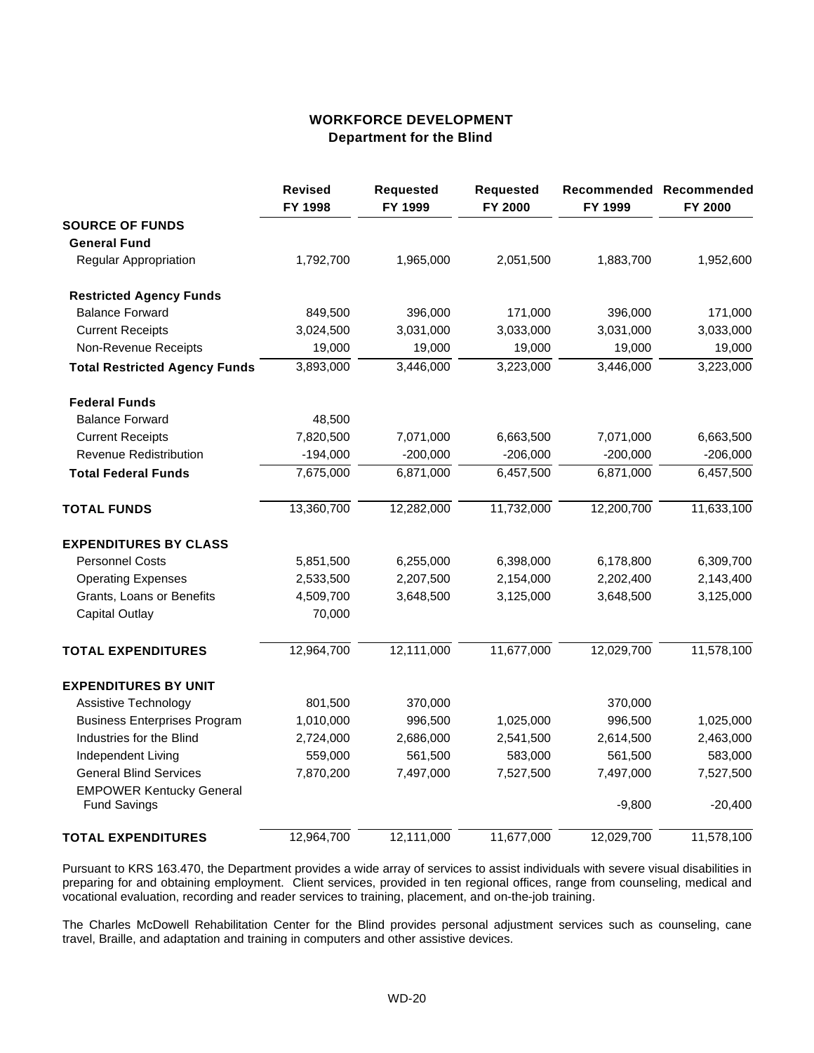## WORKFORCE DEVELOPMENT
### Department for the Blind

| | Revised FY 1998 | Requested FY 1999 | Requested FY 2000 | Recommended FY 1999 | Recommended FY 2000 |
|---|---|---|---|---|---|
| **SOURCE OF FUNDS** | | | | | |
| **General Fund** | | | | | |
| Regular Appropriation | 1,792,700 | 1,965,000 | 2,051,500 | 1,883,700 | 1,952,600 |
| **Restricted Agency Funds** | | | | | |
| Balance Forward | 849,500 | 396,000 | 171,000 | 396,000 | 171,000 |
| Current Receipts | 3,024,500 | 3,031,000 | 3,033,000 | 3,031,000 | 3,033,000 |
| Non-Revenue Receipts | 19,000 | 19,000 | 19,000 | 19,000 | 19,000 |
| **Total Restricted Agency Funds** | 3,893,000 | 3,446,000 | 3,223,000 | 3,446,000 | 3,223,000 |
| **Federal Funds** | | | | | |
| Balance Forward | 48,500 | | | | |
| Current Receipts | 7,820,500 | 7,071,000 | 6,663,500 | 7,071,000 | 6,663,500 |
| Revenue Redistribution | -194,000 | -200,000 | -206,000 | -200,000 | -206,000 |
| **Total Federal Funds** | 7,675,000 | 6,871,000 | 6,457,500 | 6,871,000 | 6,457,500 |
| **TOTAL FUNDS** | 13,360,700 | 12,282,000 | 11,732,000 | 12,200,700 | 11,633,100 |
| **EXPENDITURES BY CLASS** | | | | | |
| Personnel Costs | 5,851,500 | 6,255,000 | 6,398,000 | 6,178,800 | 6,309,700 |
| Operating Expenses | 2,533,500 | 2,207,500 | 2,154,000 | 2,202,400 | 2,143,400 |
| Grants, Loans or Benefits | 4,509,700 | 3,648,500 | 3,125,000 | 3,648,500 | 3,125,000 |
| Capital Outlay | 70,000 | | | | |
| **TOTAL EXPENDITURES** | 12,964,700 | 12,111,000 | 11,677,000 | 12,029,700 | 11,578,100 |
| **EXPENDITURES BY UNIT** | | | | | |
| Assistive Technology | 801,500 | 370,000 | | 370,000 | |
| Business Enterprises Program | 1,010,000 | 996,500 | 1,025,000 | 996,500 | 1,025,000 |
| Industries for the Blind | 2,724,000 | 2,686,000 | 2,541,500 | 2,614,500 | 2,463,000 |
| Independent Living | 559,000 | 561,500 | 583,000 | 561,500 | 583,000 |
| General Blind Services | 7,870,200 | 7,497,000 | 7,527,500 | 7,497,000 | 7,527,500 |
| EMPOWER Kentucky General Fund Savings | | | | -9,800 | -20,400 |
| **TOTAL EXPENDITURES** | 12,964,700 | 12,111,000 | 11,677,000 | 12,029,700 | 11,578,100 |

Pursuant to KRS 163.470, the Department provides a wide array of services to assist individuals with severe visual disabilities in preparing for and obtaining employment. Client services, provided in ten regional offices, range from counseling, medical and vocational evaluation, recording and reader services to training, placement, and on-the-job training.

The Charles McDowell Rehabilitation Center for the Blind provides personal adjustment services such as counseling, cane travel, Braille, and adaptation and training in computers and other assistive devices.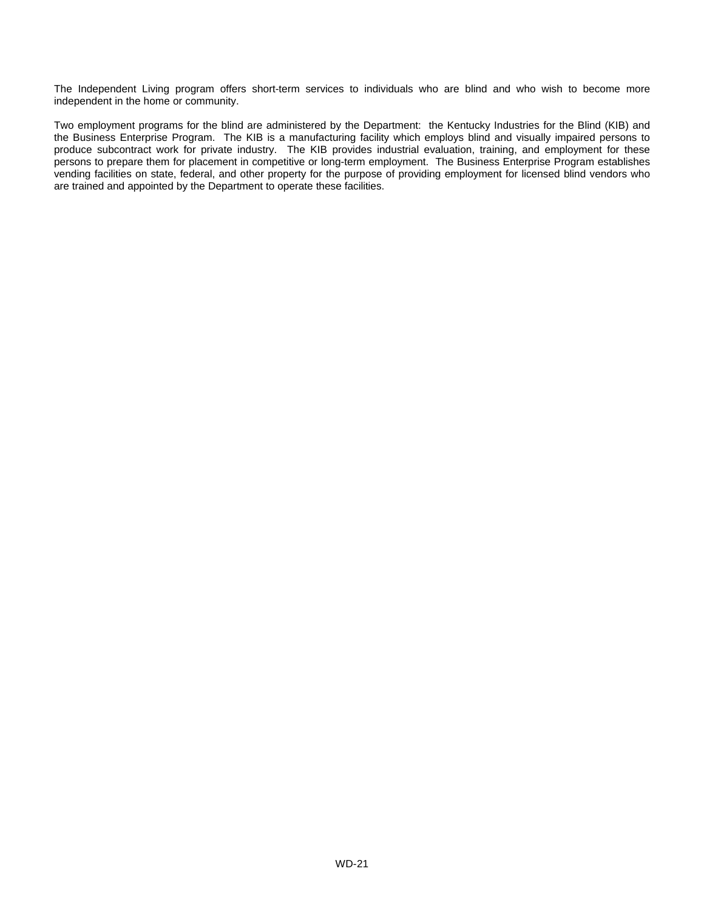The Independent Living program offers short-term services to individuals who are blind and who wish to become more independent in the home or community.

Two employment programs for the blind are administered by the Department: the Kentucky Industries for the Blind (KIB) and the Business Enterprise Program. The KIB is a manufacturing facility which employs blind and visually impaired persons to produce subcontract work for private industry. The KIB provides industrial evaluation, training, and employment for these persons to prepare them for placement in competitive or long-term employment. The Business Enterprise Program establishes vending facilities on state, federal, and other property for the purpose of providing employment for licensed blind vendors who are trained and appointed by the Department to operate these facilities.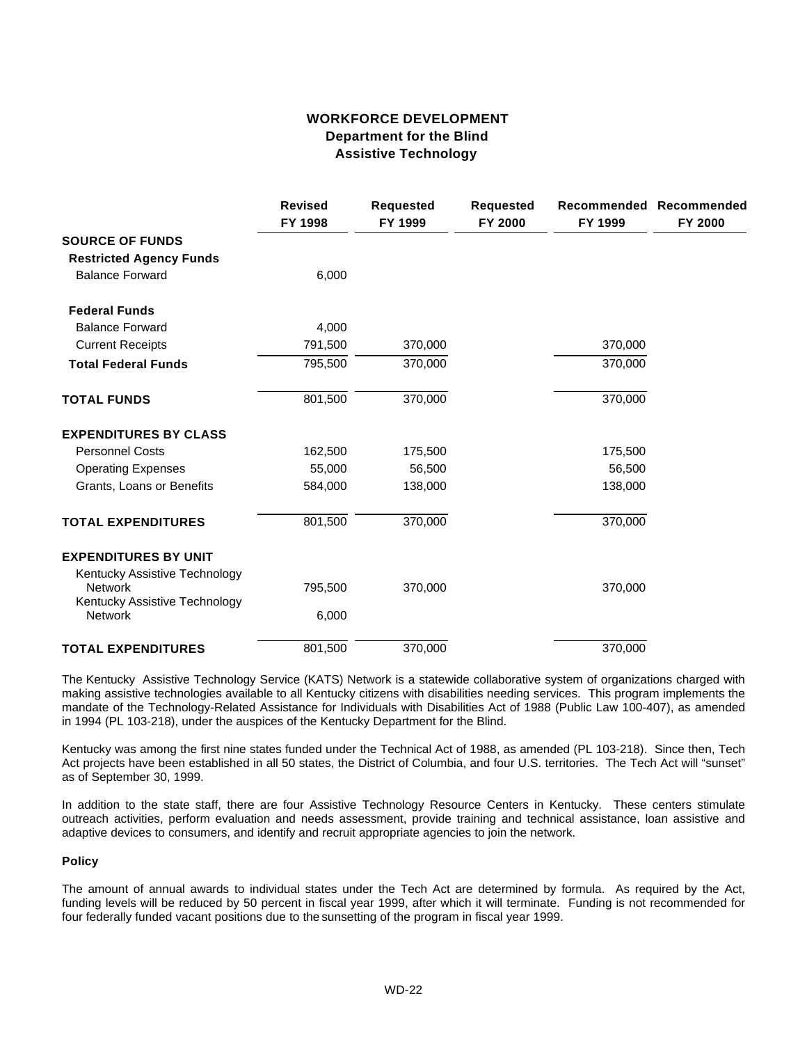# WORKFORCE DEVELOPMENT
## Department for the Blind
### Assistive Technology

| | Revised FY 1998 | Requested FY 1999 | Requested FY 2000 | Recommended FY 1999 | Recommended FY 2000 |
|---|---|---|---|---|---|
| **SOURCE OF FUNDS** | | | | | |
| **Restricted Agency Funds** | | | | | |
| Balance Forward | 6,000 | | | | |
| **Federal Funds** | | | | | |
| Balance Forward | 4,000 | | | | |
| Current Receipts | 791,500 | 370,000 | | 370,000 | |
| **Total Federal Funds** | 795,500 | 370,000 | | 370,000 | |
| **TOTAL FUNDS** | 801,500 | 370,000 | | 370,000 | |
| **EXPENDITURES BY CLASS** | | | | | |
| Personnel Costs | 162,500 | 175,500 | | 175,500 | |
| Operating Expenses | 55,000 | 56,500 | | 56,500 | |
| Grants, Loans or Benefits | 584,000 | 138,000 | | 138,000 | |
| **TOTAL EXPENDITURES** | 801,500 | 370,000 | | 370,000 | |
| **EXPENDITURES BY UNIT** | | | | | |
| Kentucky Assistive Technology Network | 795,500 | 370,000 | | 370,000 | |
| Kentucky Assistive Technology Network | 6,000 | | | | |
| **TOTAL EXPENDITURES** | 801,500 | 370,000 | | 370,000 | |

The Kentucky Assistive Technology Service (KATS) Network is a statewide collaborative system of organizations charged with making assistive technologies available to all Kentucky citizens with disabilities needing services. This program implements the mandate of the Technology-Related Assistance for Individuals with Disabilities Act of 1988 (Public Law 100-407), as amended in 1994 (PL 103-218), under the auspices of the Kentucky Department for the Blind.

Kentucky was among the first nine states funded under the Technical Act of 1988, as amended (PL 103-218). Since then, Tech Act projects have been established in all 50 states, the District of Columbia, and four U.S. territories. The Tech Act will "sunset" as of September 30, 1999.

In addition to the state staff, there are four Assistive Technology Resource Centers in Kentucky. These centers stimulate outreach activities, perform evaluation and needs assessment, provide training and technical assistance, loan assistive and adaptive devices to consumers, and identify and recruit appropriate agencies to join the network.

**Policy**

The amount of annual awards to individual states under the Tech Act are determined by formula. As required by the Act, funding levels will be reduced by 50 percent in fiscal year 1999, after which it will terminate. Funding is not recommended for four federally funded vacant positions due to the sunsetting of the program in fiscal year 1999.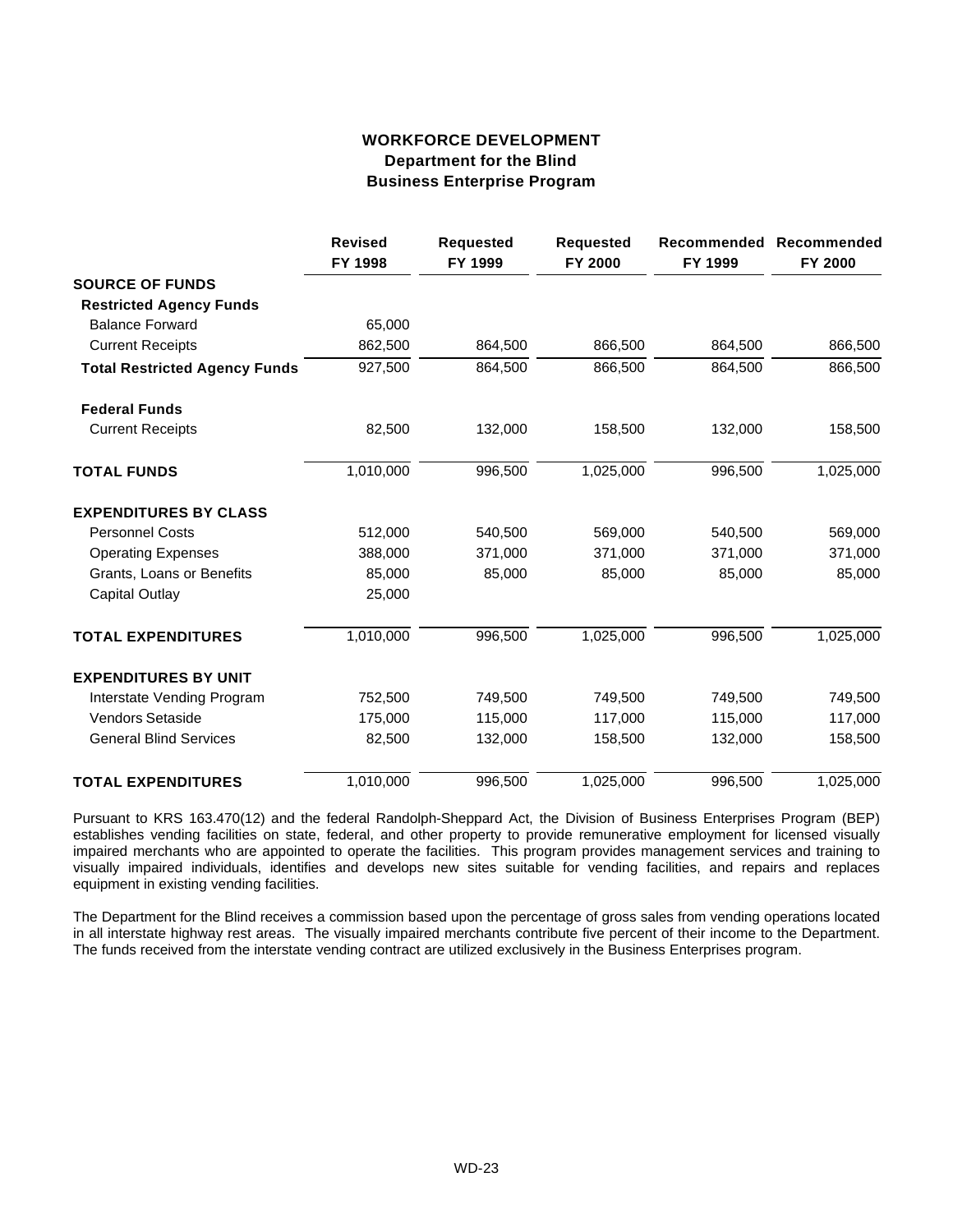# WORKFORCE DEVELOPMENT
## Department for the Blind
## Business Enterprise Program

| | Revised FY 1998 | Requested FY 1999 | Requested FY 2000 | Recommended FY 1999 | Recommended FY 2000 |
|---|---|---|---|---|---|
| **SOURCE OF FUNDS** | | | | | |
| **Restricted Agency Funds** | | | | | |
| Balance Forward | 65,000 | | | | |
| Current Receipts | 862,500 | 864,500 | 866,500 | 864,500 | 866,500 |
| **Total Restricted Agency Funds** | 927,500 | 864,500 | 866,500 | 864,500 | 866,500 |
| **Federal Funds** | | | | | |
| Current Receipts | 82,500 | 132,000 | 158,500 | 132,000 | 158,500 |
| **TOTAL FUNDS** | 1,010,000 | 996,500 | 1,025,000 | 996,500 | 1,025,000 |
| **EXPENDITURES BY CLASS** | | | | | |
| Personnel Costs | 512,000 | 540,500 | 569,000 | 540,500 | 569,000 |
| Operating Expenses | 388,000 | 371,000 | 371,000 | 371,000 | 371,000 |
| Grants, Loans or Benefits | 85,000 | 85,000 | 85,000 | 85,000 | 85,000 |
| Capital Outlay | 25,000 | | | | |
| **TOTAL EXPENDITURES** | 1,010,000 | 996,500 | 1,025,000 | 996,500 | 1,025,000 |
| **EXPENDITURES BY UNIT** | | | | | |
| Interstate Vending Program | 752,500 | 749,500 | 749,500 | 749,500 | 749,500 |
| Vendors Setaside | 175,000 | 115,000 | 117,000 | 115,000 | 117,000 |
| General Blind Services | 82,500 | 132,000 | 158,500 | 132,000 | 158,500 |
| **TOTAL EXPENDITURES** | 1,010,000 | 996,500 | 1,025,000 | 996,500 | 1,025,000 |

Pursuant to KRS 163.470(12) and the federal Randolph-Sheppard Act, the Division of Business Enterprises Program (BEP) establishes vending facilities on state, federal, and other property to provide remunerative employment for licensed visually impaired merchants who are appointed to operate the facilities. This program provides management services and training to visually impaired individuals, identifies and develops new sites suitable for vending facilities, and repairs and replaces equipment in existing vending facilities.

The Department for the Blind receives a commission based upon the percentage of gross sales from vending operations located in all interstate highway rest areas. The visually impaired merchants contribute five percent of their income to the Department. The funds received from the interstate vending contract are utilized exclusively in the Business Enterprises program.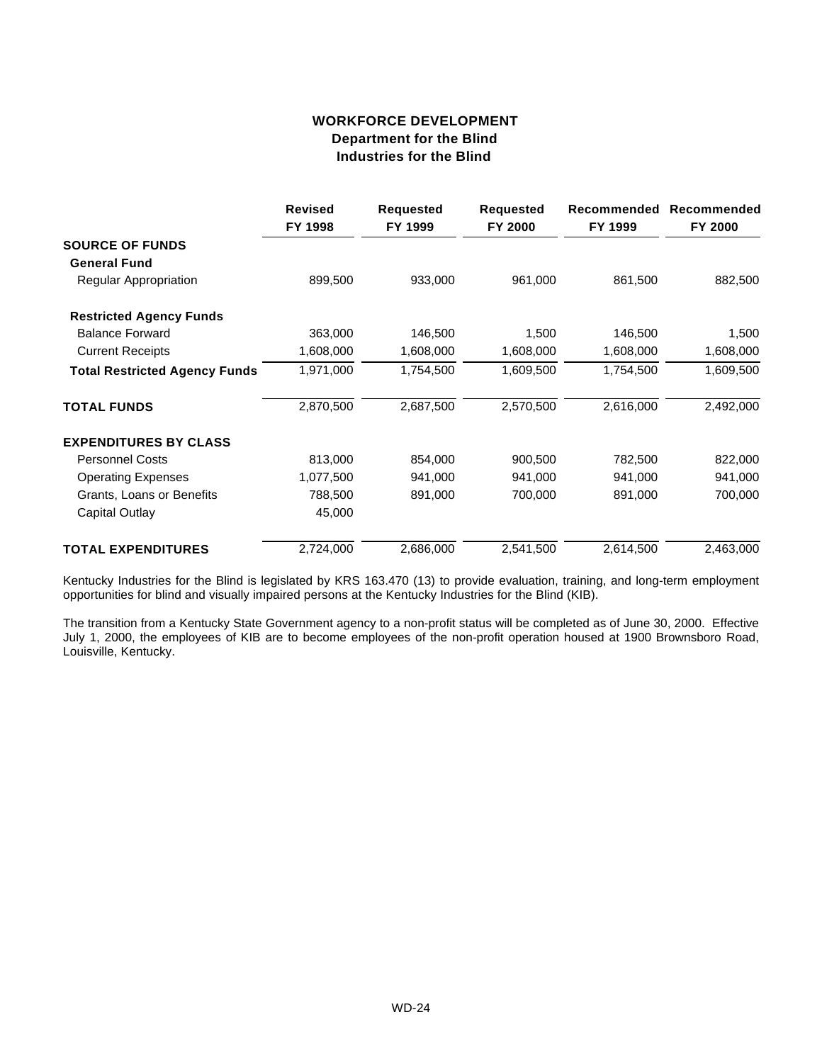# WORKFORCE DEVELOPMENT
## Department for the Blind
## Industries for the Blind

| | Revised FY 1998 | Requested FY 1999 | Requested FY 2000 | Recommended FY 1999 | Recommended FY 2000 |
|---|---|---|---|---|---|
| **SOURCE OF FUNDS** | | | | | |
| **General Fund** | | | | | |
| Regular Appropriation | 899,500 | 933,000 | 961,000 | 861,500 | 882,500 |
| **Restricted Agency Funds** | | | | | |
| Balance Forward | 363,000 | 146,500 | 1,500 | 146,500 | 1,500 |
| Current Receipts | 1,608,000 | 1,608,000 | 1,608,000 | 1,608,000 | 1,608,000 |
| **Total Restricted Agency Funds** | 1,971,000 | 1,754,500 | 1,609,500 | 1,754,500 | 1,609,500 |
| **TOTAL FUNDS** | 2,870,500 | 2,687,500 | 2,570,500 | 2,616,000 | 2,492,000 |
| **EXPENDITURES BY CLASS** | | | | | |
| Personnel Costs | 813,000 | 854,000 | 900,500 | 782,500 | 822,000 |
| Operating Expenses | 1,077,500 | 941,000 | 941,000 | 941,000 | 941,000 |
| Grants, Loans or Benefits | 788,500 | 891,000 | 700,000 | 891,000 | 700,000 |
| Capital Outlay | 45,000 | | | | |
| **TOTAL EXPENDITURES** | 2,724,000 | 2,686,000 | 2,541,500 | 2,614,500 | 2,463,000 |

Kentucky Industries for the Blind is legislated by KRS 163.470 (13) to provide evaluation, training, and long-term employment opportunities for blind and visually impaired persons at the Kentucky Industries for the Blind (KIB).

The transition from a Kentucky State Government agency to a non-profit status will be completed as of June 30, 2000. Effective July 1, 2000, the employees of KIB are to become employees of the non-profit operation housed at 1900 Brownsboro Road, Louisville, Kentucky.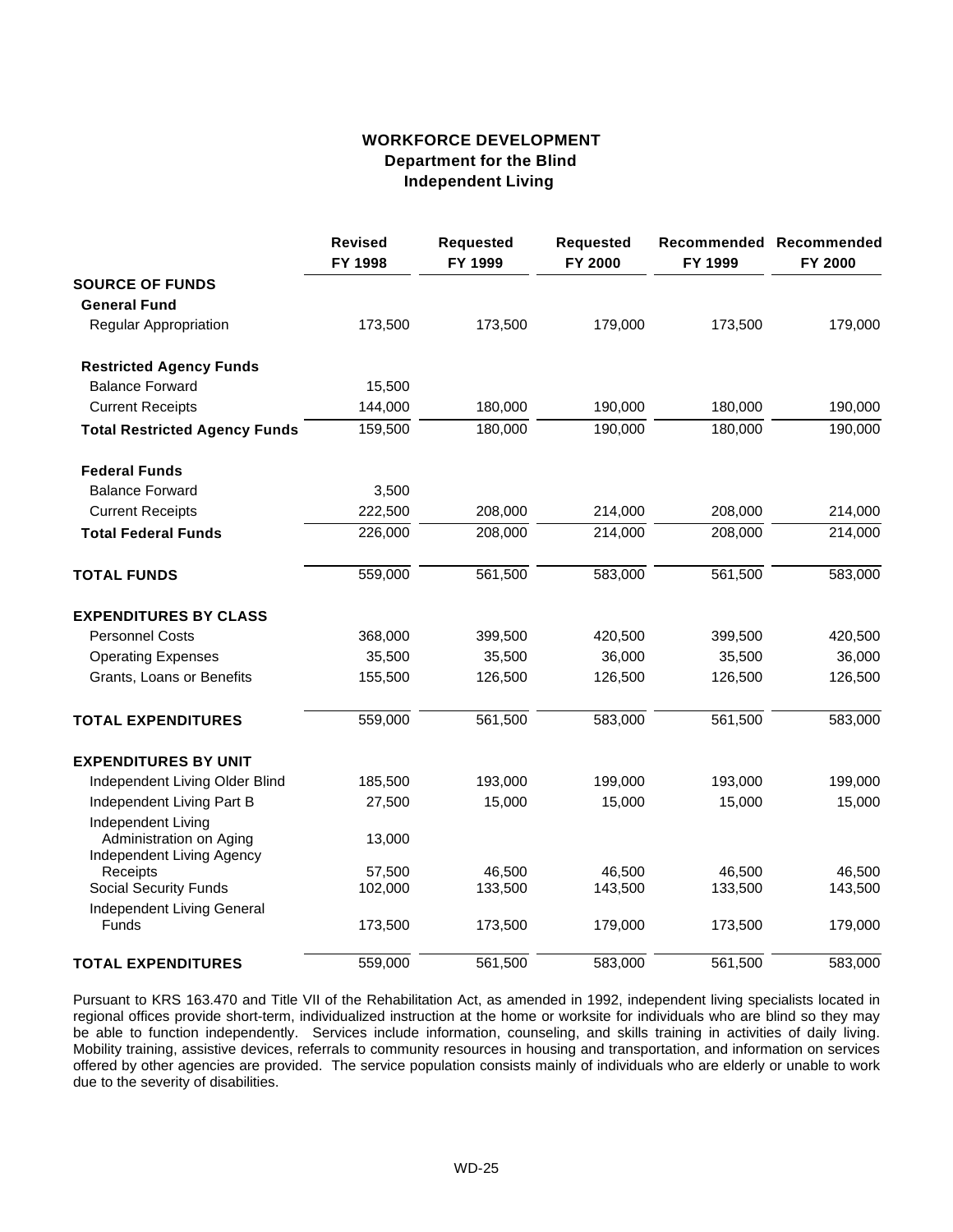# WORKFORCE DEVELOPMENT
## Department for the Blind
## Independent Living

| | Revised FY 1998 | Requested FY 1999 | Requested FY 2000 | Recommended FY 1999 | Recommended FY 2000 |
|---|---|---|---|---|---|
| **SOURCE OF FUNDS** | | | | | |
| **General Fund** | | | | | |
| Regular Appropriation | 173,500 | 173,500 | 179,000 | 173,500 | 179,000 |
| **Restricted Agency Funds** | | | | | |
| Balance Forward | 15,500 | | | | |
| Current Receipts | 144,000 | 180,000 | 190,000 | 180,000 | 190,000 |
| **Total Restricted Agency Funds** | 159,500 | 180,000 | 190,000 | 180,000 | 190,000 |
| **Federal Funds** | | | | | |
| Balance Forward | 3,500 | | | | |
| Current Receipts | 222,500 | 208,000 | 214,000 | 208,000 | 214,000 |
| **Total Federal Funds** | 226,000 | 208,000 | 214,000 | 208,000 | 214,000 |
| **TOTAL FUNDS** | 559,000 | 561,500 | 583,000 | 561,500 | 583,000 |
| **EXPENDITURES BY CLASS** | | | | | |
| Personnel Costs | 368,000 | 399,500 | 420,500 | 399,500 | 420,500 |
| Operating Expenses | 35,500 | 35,500 | 36,000 | 35,500 | 36,000 |
| Grants, Loans or Benefits | 155,500 | 126,500 | 126,500 | 126,500 | 126,500 |
| **TOTAL EXPENDITURES** | 559,000 | 561,500 | 583,000 | 561,500 | 583,000 |
| **EXPENDITURES BY UNIT** | | | | | |
| Independent Living Older Blind | 185,500 | 193,000 | 199,000 | 193,000 | 199,000 |
| Independent Living Part B | 27,500 | 15,000 | 15,000 | 15,000 | 15,000 |
| Independent Living Administration on Aging | 13,000 | | | | |
| Independent Living Agency Receipts | 57,500 | 46,500 | 46,500 | 46,500 | 46,500 |
| Social Security Funds | 102,000 | 133,500 | 143,500 | 133,500 | 143,500 |
| Independent Living General Funds | 173,500 | 173,500 | 179,000 | 173,500 | 179,000 |
| **TOTAL EXPENDITURES** | 559,000 | 561,500 | 583,000 | 561,500 | 583,000 |

Pursuant to KRS 163.470 and Title VII of the Rehabilitation Act, as amended in 1992, independent living specialists located in regional offices provide short-term, individualized instruction at the home or worksite for individuals who are blind so they may be able to function independently. Services include information, counseling, and skills training in activities of daily living. Mobility training, assistive devices, referrals to community resources in housing and transportation, and information on services offered by other agencies are provided. The service population consists mainly of individuals who are elderly or unable to work due to the severity of disabilities.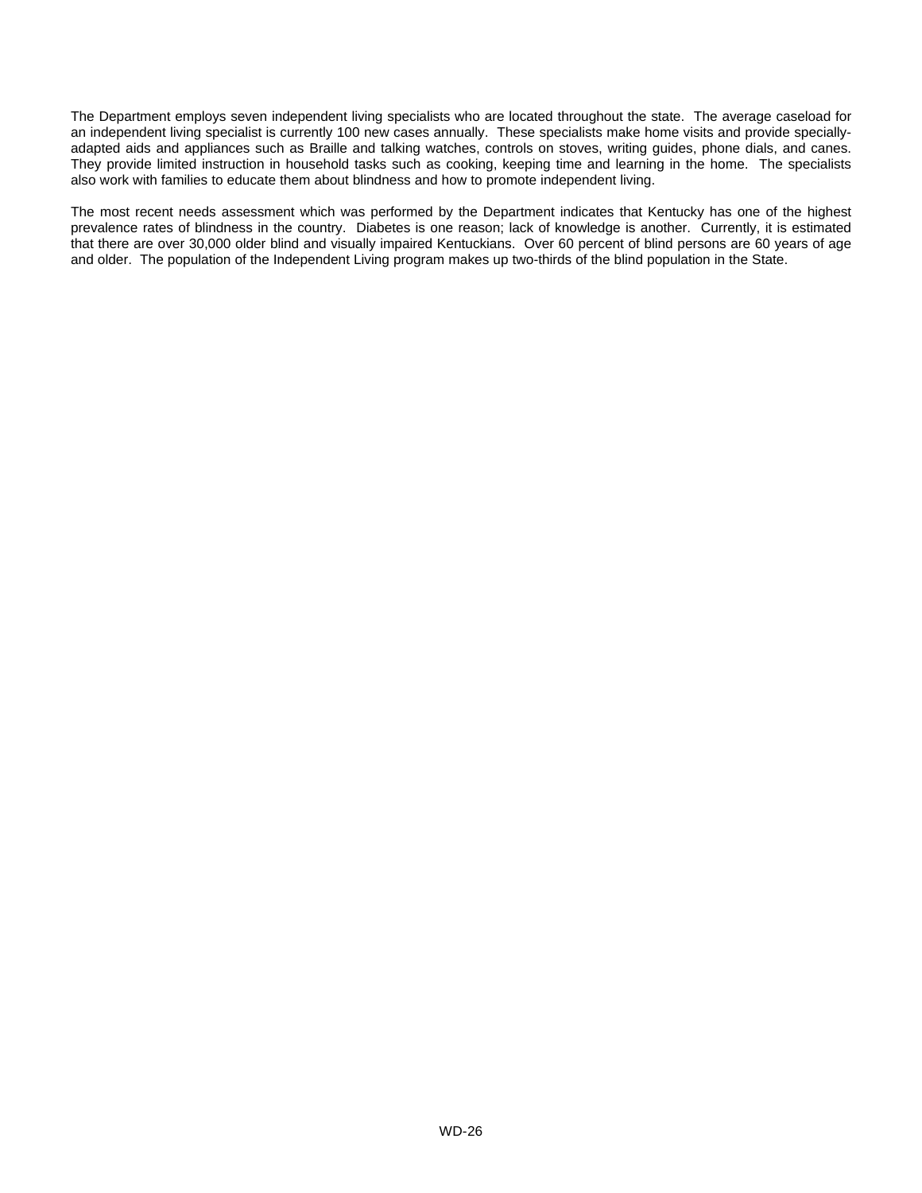The Department employs seven independent living specialists who are located throughout the state. The average caseload for an independent living specialist is currently 100 new cases annually. These specialists make home visits and provide specially-adapted aids and appliances such as Braille and talking watches, controls on stoves, writing guides, phone dials, and canes. They provide limited instruction in household tasks such as cooking, keeping time and learning in the home. The specialists also work with families to educate them about blindness and how to promote independent living.

The most recent needs assessment which was performed by the Department indicates that Kentucky has one of the highest prevalence rates of blindness in the country. Diabetes is one reason; lack of knowledge is another. Currently, it is estimated that there are over 30,000 older blind and visually impaired Kentuckians. Over 60 percent of blind persons are 60 years of age and older. The population of the Independent Living program makes up two-thirds of the blind population in the State.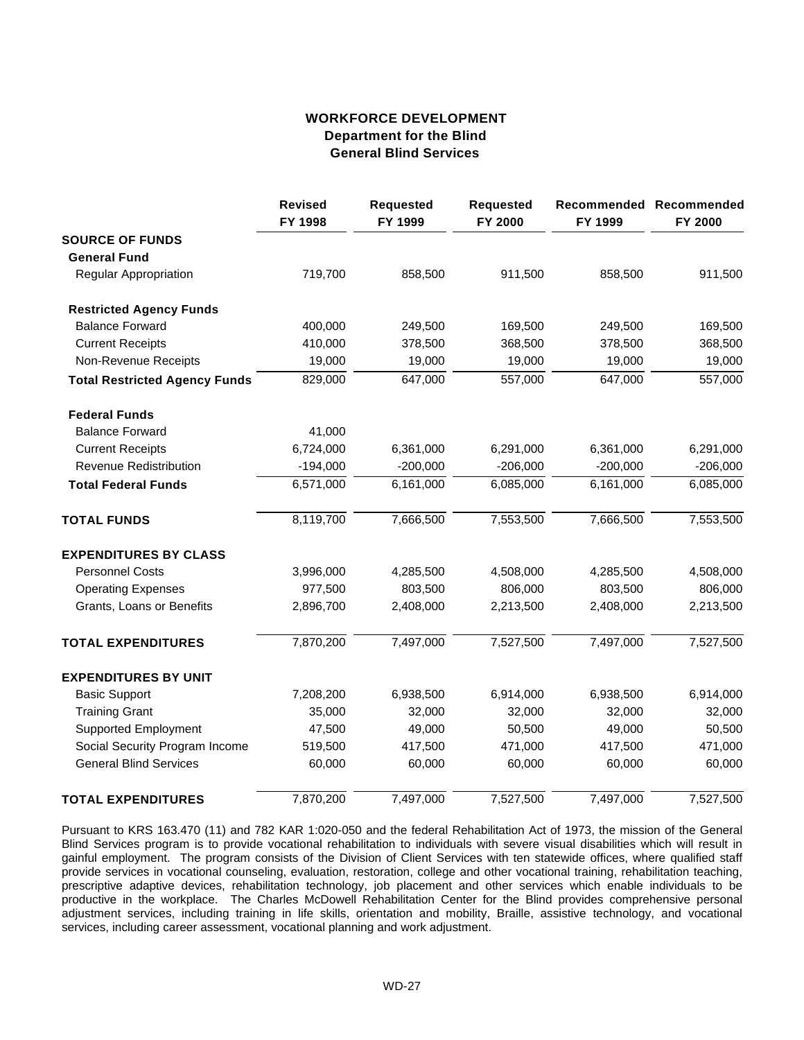**WORKFORCE DEVELOPMENT**
**Department for the Blind**
**General Blind Services**

| | Revised FY 1998 | Requested FY 1999 | Requested FY 2000 | Recommended FY 1999 | Recommended FY 2000 |
|---|---|---|---|---|---|
| **SOURCE OF FUNDS** | | | | | |
| **General Fund** | | | | | |
| Regular Appropriation | 719,700 | 858,500 | 911,500 | 858,500 | 911,500 |
| **Restricted Agency Funds** | | | | | |
| Balance Forward | 400,000 | 249,500 | 169,500 | 249,500 | 169,500 |
| Current Receipts | 410,000 | 378,500 | 368,500 | 378,500 | 368,500 |
| Non-Revenue Receipts | 19,000 | 19,000 | 19,000 | 19,000 | 19,000 |
| **Total Restricted Agency Funds** | 829,000 | 647,000 | 557,000 | 647,000 | 557,000 |
| **Federal Funds** | | | | | |
| Balance Forward | 41,000 | | | | |
| Current Receipts | 6,724,000 | 6,361,000 | 6,291,000 | 6,361,000 | 6,291,000 |
| Revenue Redistribution | -194,000 | -200,000 | -206,000 | -200,000 | -206,000 |
| **Total Federal Funds** | 6,571,000 | 6,161,000 | 6,085,000 | 6,161,000 | 6,085,000 |
| **TOTAL FUNDS** | 8,119,700 | 7,666,500 | 7,553,500 | 7,666,500 | 7,553,500 |
| **EXPENDITURES BY CLASS** | | | | | |
| Personnel Costs | 3,996,000 | 4,285,500 | 4,508,000 | 4,285,500 | 4,508,000 |
| Operating Expenses | 977,500 | 803,500 | 806,000 | 803,500 | 806,000 |
| Grants, Loans or Benefits | 2,896,700 | 2,408,000 | 2,213,500 | 2,408,000 | 2,213,500 |
| **TOTAL EXPENDITURES** | 7,870,200 | 7,497,000 | 7,527,500 | 7,497,000 | 7,527,500 |
| **EXPENDITURES BY UNIT** | | | | | |
| Basic Support | 7,208,200 | 6,938,500 | 6,914,000 | 6,938,500 | 6,914,000 |
| Training Grant | 35,000 | 32,000 | 32,000 | 32,000 | 32,000 |
| Supported Employment | 47,500 | 49,000 | 50,500 | 49,000 | 50,500 |
| Social Security Program Income | 519,500 | 417,500 | 471,000 | 417,500 | 471,000 |
| General Blind Services | 60,000 | 60,000 | 60,000 | 60,000 | 60,000 |
| **TOTAL EXPENDITURES** | 7,870,200 | 7,497,000 | 7,527,500 | 7,497,000 | 7,527,500 |

Pursuant to KRS 163.470 (11) and 782 KAR 1:020-050 and the federal Rehabilitation Act of 1973, the mission of the General Blind Services program is to provide vocational rehabilitation to individuals with severe visual disabilities which will result in gainful employment. The program consists of the Division of Client Services with ten statewide offices, where qualified staff provide services in vocational counseling, evaluation, restoration, college and other vocational training, rehabilitation teaching, prescriptive adaptive devices, rehabilitation technology, job placement and other services which enable individuals to be productive in the workplace. The Charles McDowell Rehabilitation Center for the Blind provides comprehensive personal adjustment services, including training in life skills, orientation and mobility, Braille, assistive technology, and vocational services, including career assessment, vocational planning and work adjustment.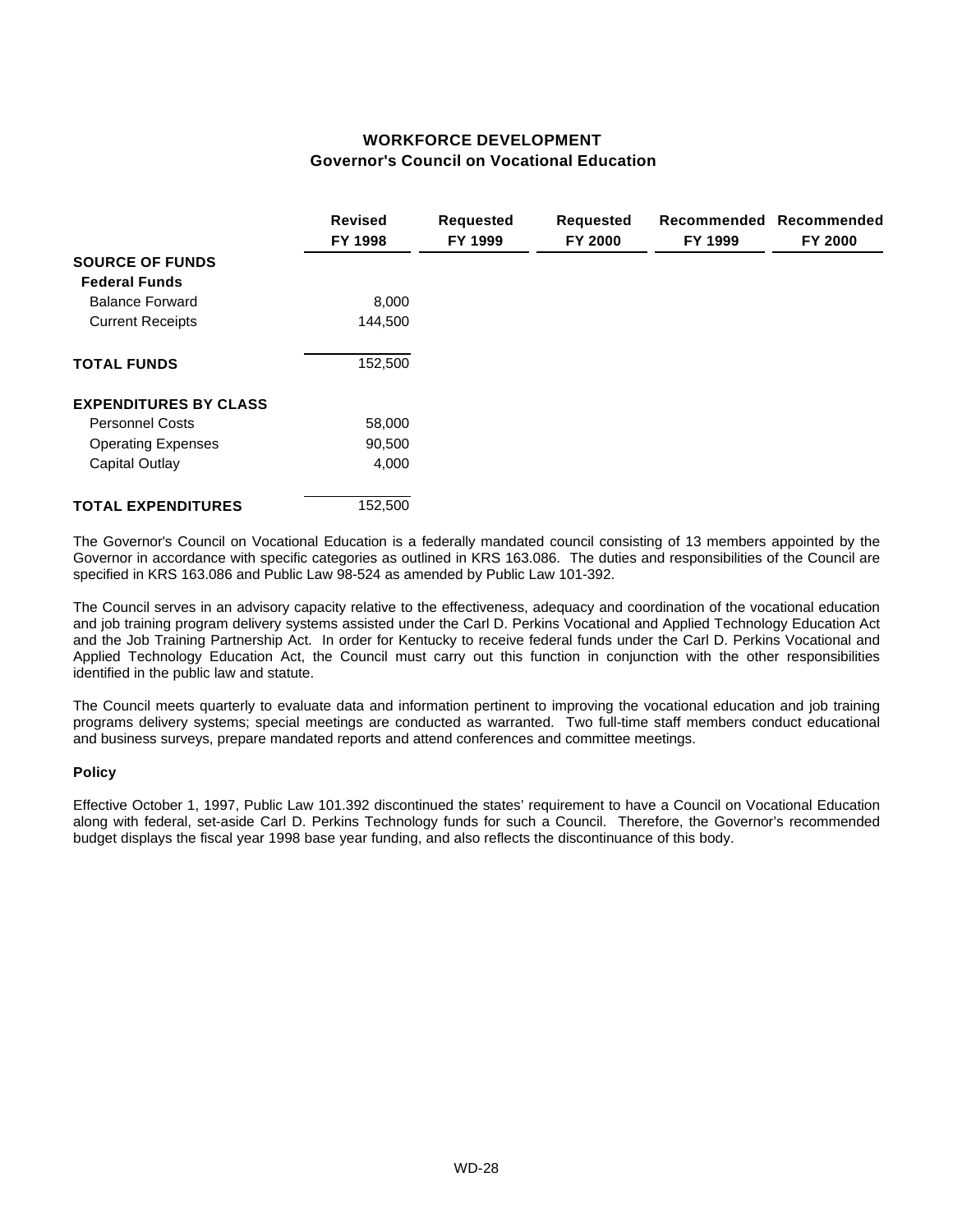# WORKFORCE DEVELOPMENT
## Governor's Council on Vocational Education

| | Revised FY 1998 | Requested FY 1999 | Requested FY 2000 | Recommended FY 1999 | Recommended FY 2000 |
|---|---|---|---|---|---|
| **SOURCE OF FUNDS** | | | | | |
| **Federal Funds** | | | | | |
| Balance Forward | 8,000 | | | | |
| Current Receipts | 144,500 | | | | |
| **TOTAL FUNDS** | 152,500 | | | | |
| **EXPENDITURES BY CLASS** | | | | | |
| Personnel Costs | 58,000 | | | | |
| Operating Expenses | 90,500 | | | | |
| Capital Outlay | 4,000 | | | | |
| **TOTAL EXPENDITURES** | 152,500 | | | | |

The Governor's Council on Vocational Education is a federally mandated council consisting of 13 members appointed by the Governor in accordance with specific categories as outlined in KRS 163.086. The duties and responsibilities of the Council are specified in KRS 163.086 and Public Law 98-524 as amended by Public Law 101-392.

The Council serves in an advisory capacity relative to the effectiveness, adequacy and coordination of the vocational education and job training program delivery systems assisted under the Carl D. Perkins Vocational and Applied Technology Education Act and the Job Training Partnership Act. In order for Kentucky to receive federal funds under the Carl D. Perkins Vocational and Applied Technology Education Act, the Council must carry out this function in conjunction with the other responsibilities identified in the public law and statute.

The Council meets quarterly to evaluate data and information pertinent to improving the vocational education and job training programs delivery systems; special meetings are conducted as warranted. Two full-time staff members conduct educational and business surveys, prepare mandated reports and attend conferences and committee meetings.

### Policy

Effective October 1, 1997, Public Law 101.392 discontinued the states' requirement to have a Council on Vocational Education along with federal, set-aside Carl D. Perkins Technology funds for such a Council. Therefore, the Governor's recommended budget displays the fiscal year 1998 base year funding, and also reflects the discontinuance of this body.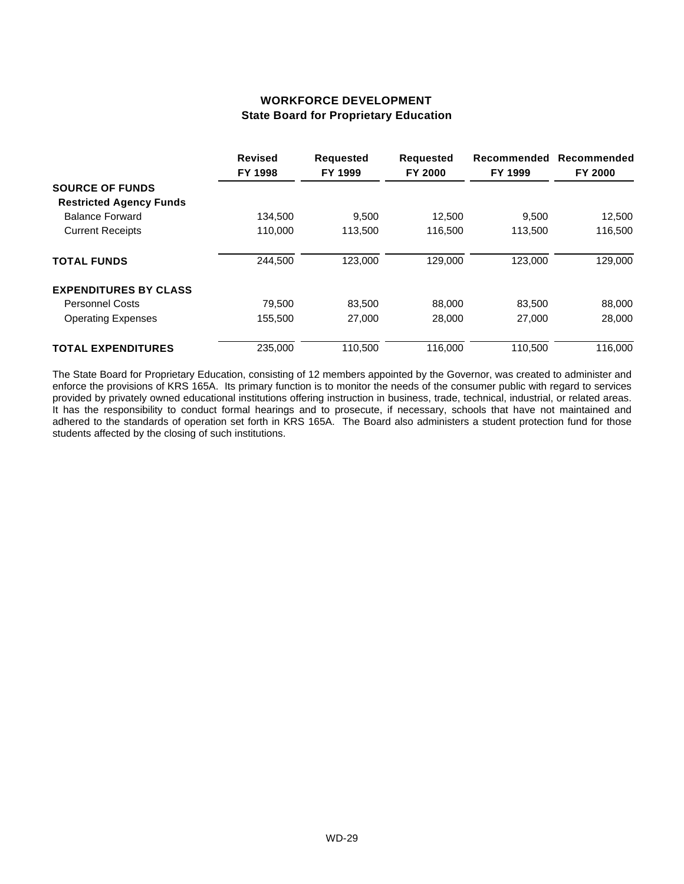# WORKFORCE DEVELOPMENT
## State Board for Proprietary Education

| | Revised FY 1998 | Requested FY 1999 | Requested FY 2000 | Recommended FY 1999 | Recommended FY 2000 |
|---|---|---|---|---|---|
| **SOURCE OF FUNDS** | | | | | |
| **Restricted Agency Funds** | | | | | |
| Balance Forward | 134,500 | 9,500 | 12,500 | 9,500 | 12,500 |
| Current Receipts | 110,000 | 113,500 | 116,500 | 113,500 | 116,500 |
| **TOTAL FUNDS** | 244,500 | 123,000 | 129,000 | 123,000 | 129,000 |
| **EXPENDITURES BY CLASS** | | | | | |
| Personnel Costs | 79,500 | 83,500 | 88,000 | 83,500 | 88,000 |
| Operating Expenses | 155,500 | 27,000 | 28,000 | 27,000 | 28,000 |
| **TOTAL EXPENDITURES** | 235,000 | 110,500 | 116,000 | 110,500 | 116,000 |

The State Board for Proprietary Education, consisting of 12 members appointed by the Governor, was created to administer and enforce the provisions of KRS 165A. Its primary function is to monitor the needs of the consumer public with regard to services provided by privately owned educational institutions offering instruction in business, trade, technical, industrial, or related areas. It has the responsibility to conduct formal hearings and to prosecute, if necessary, schools that have not maintained and adhered to the standards of operation set forth in KRS 165A. The Board also administers a student protection fund for those students affected by the closing of such institutions.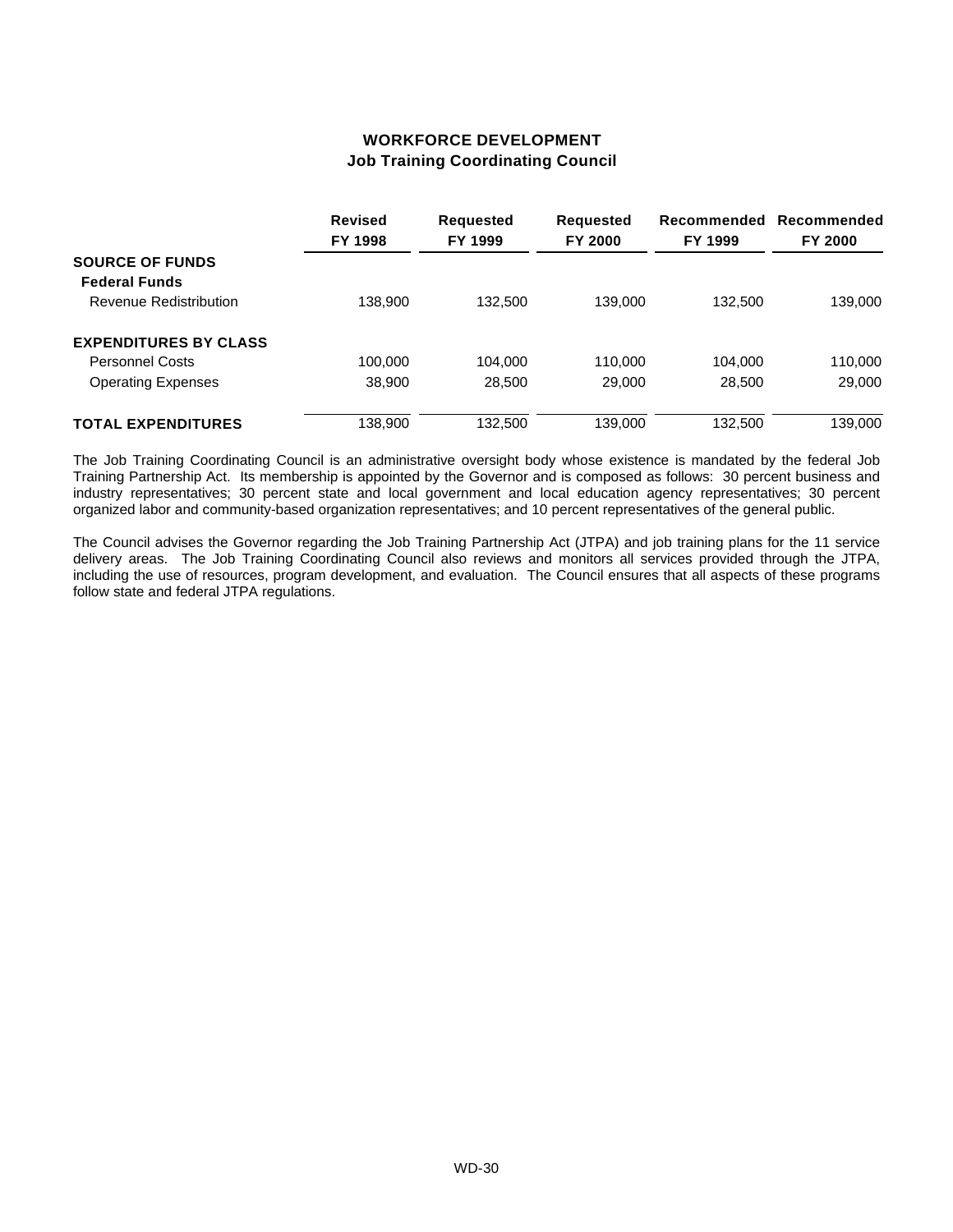## WORKFORCE DEVELOPMENT
### Job Training Coordinating Council

| | Revised FY 1998 | Requested FY 1999 | Requested FY 2000 | Recommended FY 1999 | Recommended FY 2000 |
|---|---|---|---|---|---|
| **SOURCE OF FUNDS** | | | | | |
| **Federal Funds** | | | | | |
| Revenue Redistribution | 138,900 | 132,500 | 139,000 | 132,500 | 139,000 |
| **EXPENDITURES BY CLASS** | | | | | |
| Personnel Costs | 100,000 | 104,000 | 110,000 | 104,000 | 110,000 |
| Operating Expenses | 38,900 | 28,500 | 29,000 | 28,500 | 29,000 |
| **TOTAL EXPENDITURES** | 138,900 | 132,500 | 139,000 | 132,500 | 139,000 |

The Job Training Coordinating Council is an administrative oversight body whose existence is mandated by the federal Job Training Partnership Act. Its membership is appointed by the Governor and is composed as follows: 30 percent business and industry representatives; 30 percent state and local government and local education agency representatives; 30 percent organized labor and community-based organization representatives; and 10 percent representatives of the general public.

The Council advises the Governor regarding the Job Training Partnership Act (JTPA) and job training plans for the 11 service delivery areas. The Job Training Coordinating Council also reviews and monitors all services provided through the JTPA, including the use of resources, program development, and evaluation. The Council ensures that all aspects of these programs follow state and federal JTPA regulations.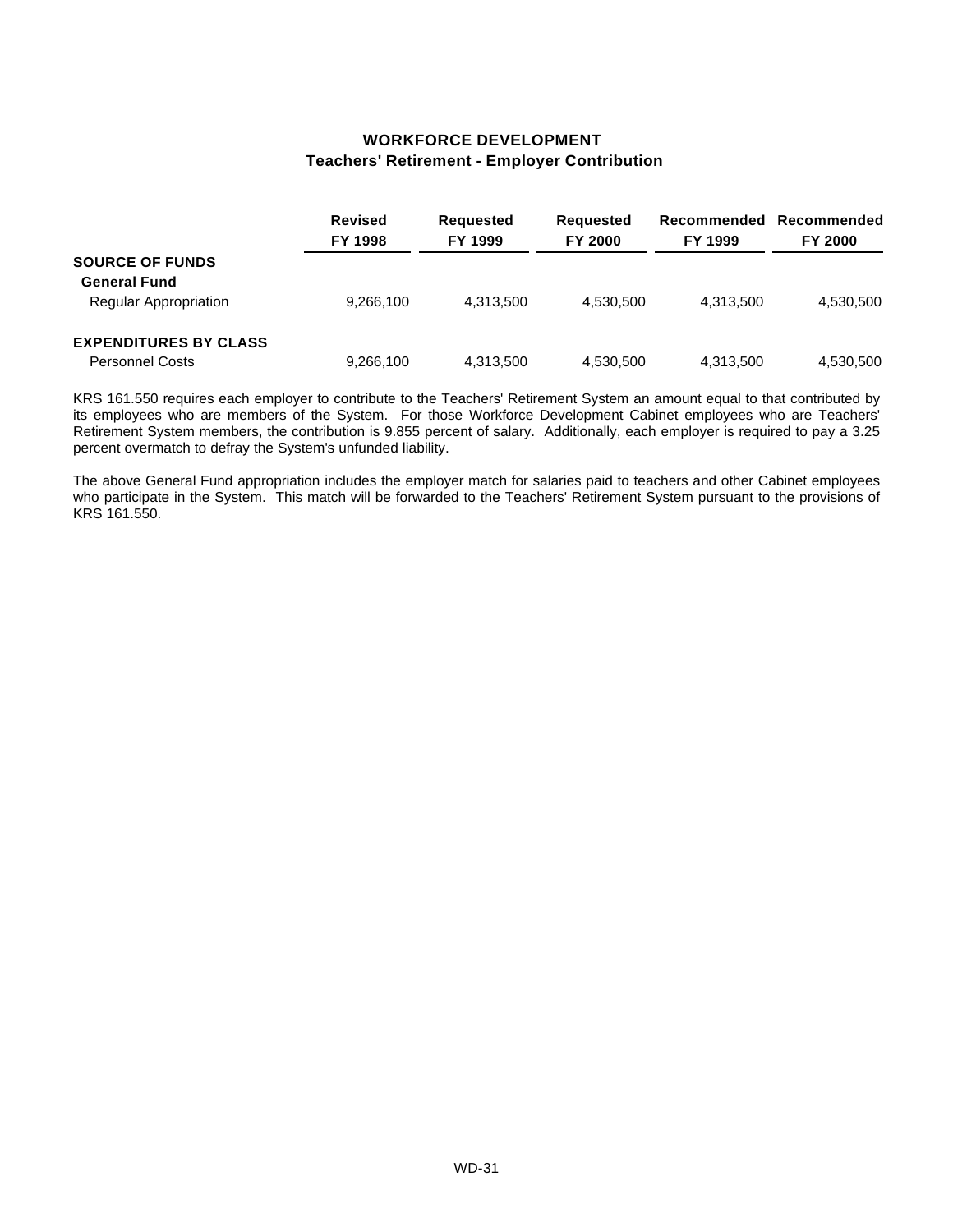## WORKFORCE DEVELOPMENT
### Teachers' Retirement - Employer Contribution

| | Revised FY 1998 | Requested FY 1999 | Requested FY 2000 | Recommended FY 1999 | Recommended FY 2000 |
|---|---|---|---|---|---|
| **SOURCE OF FUNDS** | | | | | |
| **General Fund** | | | | | |
| Regular Appropriation | 9,266,100 | 4,313,500 | 4,530,500 | 4,313,500 | 4,530,500 |
| **EXPENDITURES BY CLASS** | | | | | |
| Personnel Costs | 9,266,100 | 4,313,500 | 4,530,500 | 4,313,500 | 4,530,500 |

KRS 161.550 requires each employer to contribute to the Teachers' Retirement System an amount equal to that contributed by its employees who are members of the System. For those Workforce Development Cabinet employees who are Teachers' Retirement System members, the contribution is 9.855 percent of salary. Additionally, each employer is required to pay a 3.25 percent overmatch to defray the System's unfunded liability.

The above General Fund appropriation includes the employer match for salaries paid to teachers and other Cabinet employees who participate in the System. This match will be forwarded to the Teachers' Retirement System pursuant to the provisions of KRS 161.550.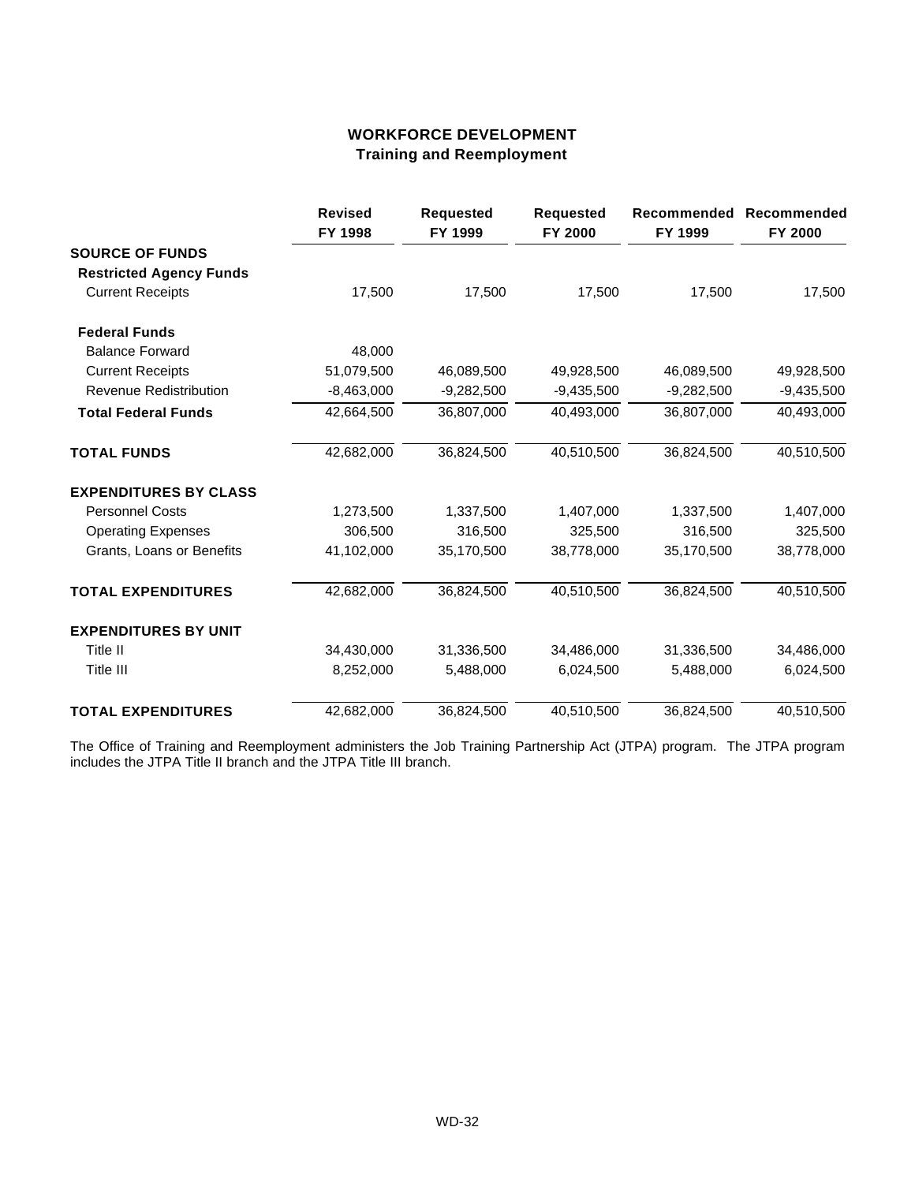# WORKFORCE DEVELOPMENT
## Training and Reemployment

| | Revised FY 1998 | Requested FY 1999 | Requested FY 2000 | Recommended FY 1999 | Recommended FY 2000 |
|---|---|---|---|---|---|
| **SOURCE OF FUNDS** | | | | | |
| **Restricted Agency Funds** | | | | | |
| Current Receipts | 17,500 | 17,500 | 17,500 | 17,500 | 17,500 |
| **Federal Funds** | | | | | |
| Balance Forward | 48,000 | | | | |
| Current Receipts | 51,079,500 | 46,089,500 | 49,928,500 | 46,089,500 | 49,928,500 |
| Revenue Redistribution | -8,463,000 | -9,282,500 | -9,435,500 | -9,282,500 | -9,435,500 |
| **Total Federal Funds** | 42,664,500 | 36,807,000 | 40,493,000 | 36,807,000 | 40,493,000 |
| **TOTAL FUNDS** | 42,682,000 | 36,824,500 | 40,510,500 | 36,824,500 | 40,510,500 |
| **EXPENDITURES BY CLASS** | | | | | |
| Personnel Costs | 1,273,500 | 1,337,500 | 1,407,000 | 1,337,500 | 1,407,000 |
| Operating Expenses | 306,500 | 316,500 | 325,500 | 316,500 | 325,500 |
| Grants, Loans or Benefits | 41,102,000 | 35,170,500 | 38,778,000 | 35,170,500 | 38,778,000 |
| **TOTAL EXPENDITURES** | 42,682,000 | 36,824,500 | 40,510,500 | 36,824,500 | 40,510,500 |
| **EXPENDITURES BY UNIT** | | | | | |
| Title II | 34,430,000 | 31,336,500 | 34,486,000 | 31,336,500 | 34,486,000 |
| Title III | 8,252,000 | 5,488,000 | 6,024,500 | 5,488,000 | 6,024,500 |
| **TOTAL EXPENDITURES** | 42,682,000 | 36,824,500 | 40,510,500 | 36,824,500 | 40,510,500 |

The Office of Training and Reemployment administers the Job Training Partnership Act (JTPA) program. The JTPA program includes the JTPA Title II branch and the JTPA Title III branch.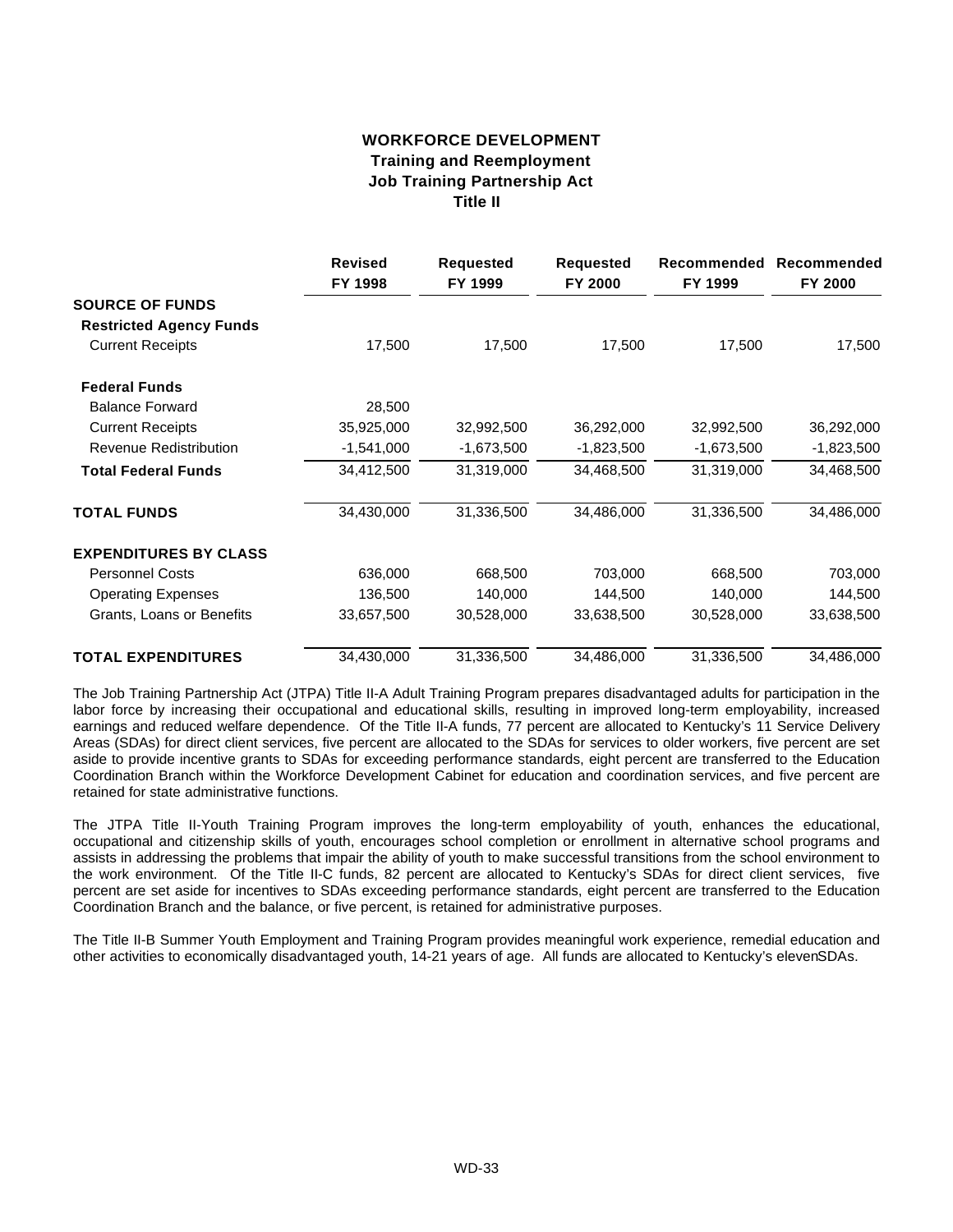# WORKFORCE DEVELOPMENT
## Training and Reemployment
## Job Training Partnership Act
## Title II

| | Revised FY 1998 | Requested FY 1999 | Requested FY 2000 | Recommended FY 1999 | Recommended FY 2000 |
|---|---|---|---|---|---|
| **SOURCE OF FUNDS** | | | | | |
| **Restricted Agency Funds** | | | | | |
| Current Receipts | 17,500 | 17,500 | 17,500 | 17,500 | 17,500 |
| **Federal Funds** | | | | | |
| Balance Forward | 28,500 | | | | |
| Current Receipts | 35,925,000 | 32,992,500 | 36,292,000 | 32,992,500 | 36,292,000 |
| Revenue Redistribution | -1,541,000 | -1,673,500 | -1,823,500 | -1,673,500 | -1,823,500 |
| **Total Federal Funds** | 34,412,500 | 31,319,000 | 34,468,500 | 31,319,000 | 34,468,500 |
| **TOTAL FUNDS** | 34,430,000 | 31,336,500 | 34,486,000 | 31,336,500 | 34,486,000 |
| **EXPENDITURES BY CLASS** | | | | | |
| Personnel Costs | 636,000 | 668,500 | 703,000 | 668,500 | 703,000 |
| Operating Expenses | 136,500 | 140,000 | 144,500 | 140,000 | 144,500 |
| Grants, Loans or Benefits | 33,657,500 | 30,528,000 | 33,638,500 | 30,528,000 | 33,638,500 |
| **TOTAL EXPENDITURES** | 34,430,000 | 31,336,500 | 34,486,000 | 31,336,500 | 34,486,000 |

The Job Training Partnership Act (JTPA) Title II-A Adult Training Program prepares disadvantaged adults for participation in the labor force by increasing their occupational and educational skills, resulting in improved long-term employability, increased earnings and reduced welfare dependence. Of the Title II-A funds, 77 percent are allocated to Kentucky's 11 Service Delivery Areas (SDAs) for direct client services, five percent are allocated to the SDAs for services to older workers, five percent are set aside to provide incentive grants to SDAs for exceeding performance standards, eight percent are transferred to the Education Coordination Branch within the Workforce Development Cabinet for education and coordination services, and five percent are retained for state administrative functions.

The JTPA Title II-Youth Training Program improves the long-term employability of youth, enhances the educational, occupational and citizenship skills of youth, encourages school completion or enrollment in alternative school programs and assists in addressing the problems that impair the ability of youth to make successful transitions from the school environment to the work environment. Of the Title II-C funds, 82 percent are allocated to Kentucky's SDAs for direct client services, five percent are set aside for incentives to SDAs exceeding performance standards, eight percent are transferred to the Education Coordination Branch and the balance, or five percent, is retained for administrative purposes.

The Title II-B Summer Youth Employment and Training Program provides meaningful work experience, remedial education and other activities to economically disadvantaged youth, 14-21 years of age. All funds are allocated to Kentucky's elevenSDAs.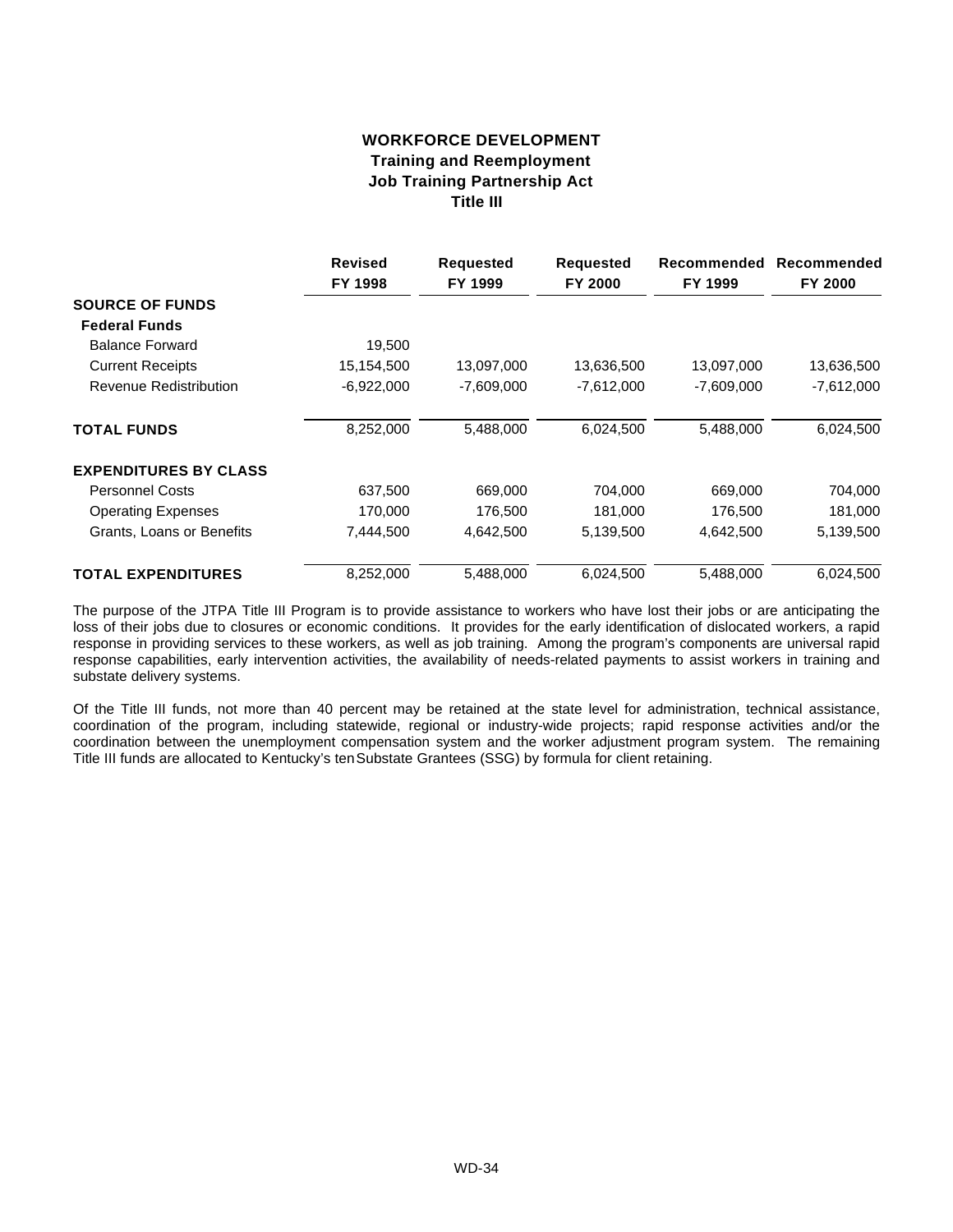# WORKFORCE DEVELOPMENT
## Training and Reemployment
## Job Training Partnership Act
## Title III

| | Revised FY 1998 | Requested FY 1999 | Requested FY 2000 | Recommended FY 1999 | Recommended FY 2000 |
|---|---|---|---|---|---|
| **SOURCE OF FUNDS** | | | | | |
| **Federal Funds** | | | | | |
| Balance Forward | 19,500 | | | | |
| Current Receipts | 15,154,500 | 13,097,000 | 13,636,500 | 13,097,000 | 13,636,500 |
| Revenue Redistribution | -6,922,000 | -7,609,000 | -7,612,000 | -7,609,000 | -7,612,000 |
| **TOTAL FUNDS** | 8,252,000 | 5,488,000 | 6,024,500 | 5,488,000 | 6,024,500 |
| **EXPENDITURES BY CLASS** | | | | | |
| Personnel Costs | 637,500 | 669,000 | 704,000 | 669,000 | 704,000 |
| Operating Expenses | 170,000 | 176,500 | 181,000 | 176,500 | 181,000 |
| Grants, Loans or Benefits | 7,444,500 | 4,642,500 | 5,139,500 | 4,642,500 | 5,139,500 |
| **TOTAL EXPENDITURES** | 8,252,000 | 5,488,000 | 6,024,500 | 5,488,000 | 6,024,500 |

The purpose of the JTPA Title III Program is to provide assistance to workers who have lost their jobs or are anticipating the loss of their jobs due to closures or economic conditions. It provides for the early identification of dislocated workers, a rapid response in providing services to these workers, as well as job training. Among the program's components are universal rapid response capabilities, early intervention activities, the availability of needs-related payments to assist workers in training and substate delivery systems.

Of the Title III funds, not more than 40 percent may be retained at the state level for administration, technical assistance, coordination of the program, including statewide, regional or industry-wide projects; rapid response activities and/or the coordination between the unemployment compensation system and the worker adjustment program system. The remaining Title III funds are allocated to Kentucky's ten Substate Grantees (SSG) by formula for client retaining.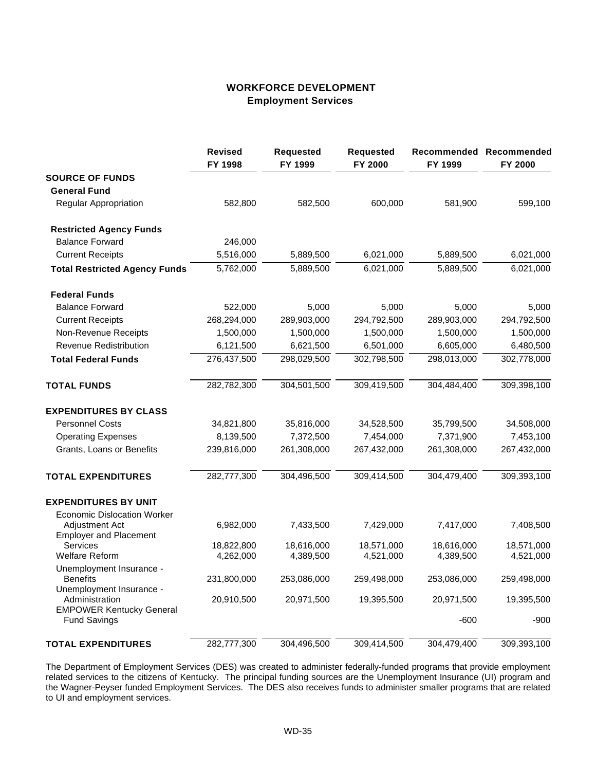## WORKFORCE DEVELOPMENT
### Employment Services

| | Revised FY 1998 | Requested FY 1999 | Requested FY 2000 | Recommended FY 1999 | Recommended FY 2000 |
|---|---|---|---|---|---|
| **SOURCE OF FUNDS** | | | | | |
| **General Fund** | | | | | |
| Regular Appropriation | 582,800 | 582,500 | 600,000 | 581,900 | 599,100 |
| **Restricted Agency Funds** | | | | | |
| Balance Forward | 246,000 | | | | |
| Current Receipts | 5,516,000 | 5,889,500 | 6,021,000 | 5,889,500 | 6,021,000 |
| **Total Restricted Agency Funds** | 5,762,000 | 5,889,500 | 6,021,000 | 5,889,500 | 6,021,000 |
| **Federal Funds** | | | | | |
| Balance Forward | 522,000 | 5,000 | 5,000 | 5,000 | 5,000 |
| Current Receipts | 268,294,000 | 289,903,000 | 294,792,500 | 289,903,000 | 294,792,500 |
| Non-Revenue Receipts | 1,500,000 | 1,500,000 | 1,500,000 | 1,500,000 | 1,500,000 |
| Revenue Redistribution | 6,121,500 | 6,621,500 | 6,501,000 | 6,605,000 | 6,480,500 |
| **Total Federal Funds** | 276,437,500 | 298,029,500 | 302,798,500 | 298,013,000 | 302,778,000 |
| **TOTAL FUNDS** | 282,782,300 | 304,501,500 | 309,419,500 | 304,484,400 | 309,398,100 |
| **EXPENDITURES BY CLASS** | | | | | |
| Personnel Costs | 34,821,800 | 35,816,000 | 34,528,500 | 35,799,500 | 34,508,000 |
| Operating Expenses | 8,139,500 | 7,372,500 | 7,454,000 | 7,371,900 | 7,453,100 |
| Grants, Loans or Benefits | 239,816,000 | 261,308,000 | 267,432,000 | 261,308,000 | 267,432,000 |
| **TOTAL EXPENDITURES** | 282,777,300 | 304,496,500 | 309,414,500 | 304,479,400 | 309,393,100 |
| **EXPENDITURES BY UNIT** | | | | | |
| Economic Dislocation Worker Adjustment Act | 6,982,000 | 7,433,500 | 7,429,000 | 7,417,000 | 7,408,500 |
| Employer and Placement Services | 18,822,800 | 18,616,000 | 18,571,000 | 18,616,000 | 18,571,000 |
| Welfare Reform | 4,262,000 | 4,389,500 | 4,521,000 | 4,389,500 | 4,521,000 |
| Unemployment Insurance - Benefits | 231,800,000 | 253,086,000 | 259,498,000 | 253,086,000 | 259,498,000 |
| Unemployment Insurance - Administration | 20,910,500 | 20,971,500 | 19,395,500 | 20,971,500 | 19,395,500 |
| EMPOWER Kentucky General Fund Savings | | | | -600 | -900 |
| **TOTAL EXPENDITURES** | 282,777,300 | 304,496,500 | 309,414,500 | 304,479,400 | 309,393,100 |

The Department of Employment Services (DES) was created to administer federally-funded programs that provide employment related services to the citizens of Kentucky. The principal funding sources are the Unemployment Insurance (UI) program and the Wagner-Peyser funded Employment Services. The DES also receives funds to administer smaller programs that are related to UI and employment services.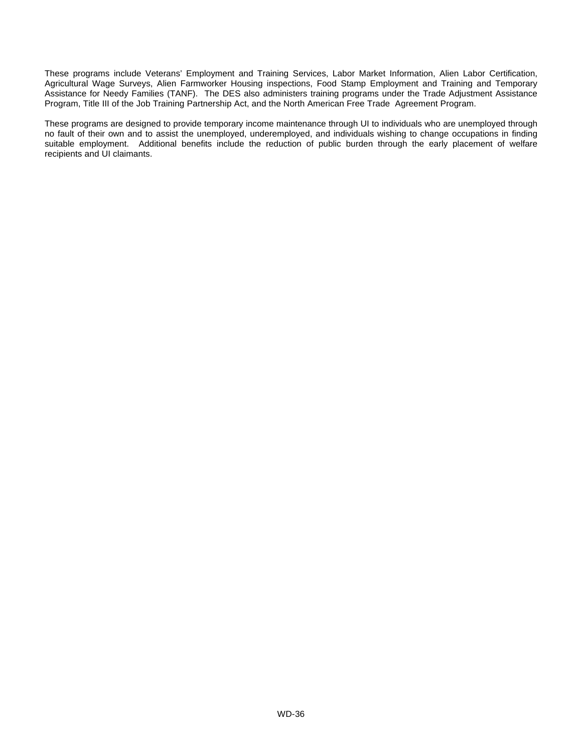These programs include Veterans' Employment and Training Services, Labor Market Information, Alien Labor Certification, Agricultural Wage Surveys, Alien Farmworker Housing inspections, Food Stamp Employment and Training and Temporary Assistance for Needy Families (TANF). The DES also administers training programs under the Trade Adjustment Assistance Program, Title III of the Job Training Partnership Act, and the North American Free Trade Agreement Program.

These programs are designed to provide temporary income maintenance through UI to individuals who are unemployed through no fault of their own and to assist the unemployed, underemployed, and individuals wishing to change occupations in finding suitable employment. Additional benefits include the reduction of public burden through the early placement of welfare recipients and UI claimants.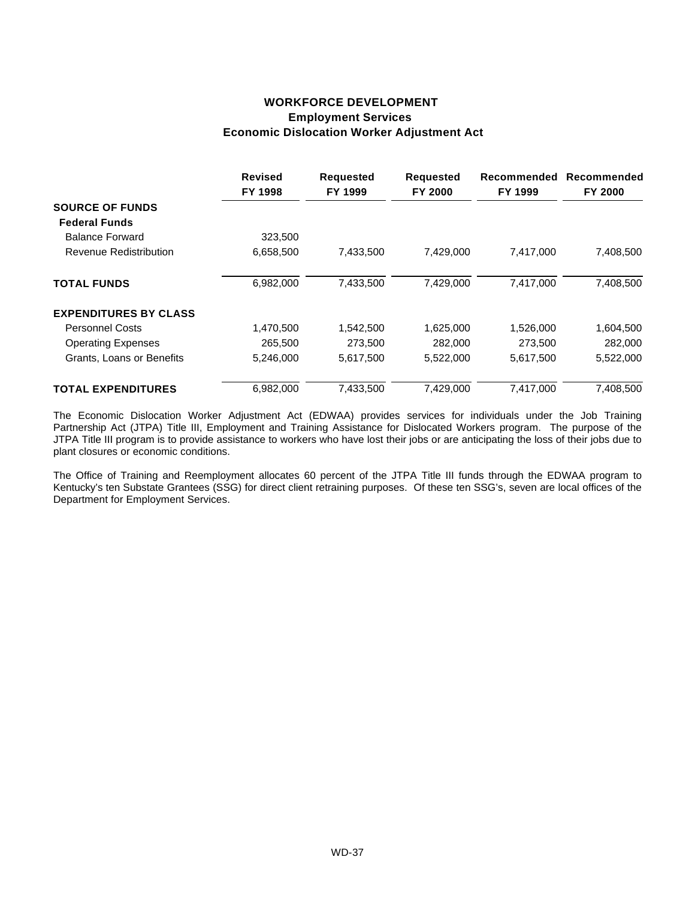# WORKFORCE DEVELOPMENT
## Employment Services
## Economic Dislocation Worker Adjustment Act

| | Revised FY 1998 | Requested FY 1999 | Requested FY 2000 | Recommended FY 1999 | Recommended FY 2000 |
|---|---|---|---|---|---|
| **SOURCE OF FUNDS** | | | | | |
| **Federal Funds** | | | | | |
| Balance Forward | 323,500 | | | | |
| Revenue Redistribution | 6,658,500 | 7,433,500 | 7,429,000 | 7,417,000 | 7,408,500 |
| **TOTAL FUNDS** | 6,982,000 | 7,433,500 | 7,429,000 | 7,417,000 | 7,408,500 |
| **EXPENDITURES BY CLASS** | | | | | |
| Personnel Costs | 1,470,500 | 1,542,500 | 1,625,000 | 1,526,000 | 1,604,500 |
| Operating Expenses | 265,500 | 273,500 | 282,000 | 273,500 | 282,000 |
| Grants, Loans or Benefits | 5,246,000 | 5,617,500 | 5,522,000 | 5,617,500 | 5,522,000 |
| **TOTAL EXPENDITURES** | 6,982,000 | 7,433,500 | 7,429,000 | 7,417,000 | 7,408,500 |

The Economic Dislocation Worker Adjustment Act (EDWAA) provides services for individuals under the Job Training Partnership Act (JTPA) Title III, Employment and Training Assistance for Dislocated Workers program. The purpose of the JTPA Title III program is to provide assistance to workers who have lost their jobs or are anticipating the loss of their jobs due to plant closures or economic conditions.

The Office of Training and Reemployment allocates 60 percent of the JTPA Title III funds through the EDWAA program to Kentucky's ten Substate Grantees (SSG) for direct client retraining purposes. Of these ten SSG's, seven are local offices of the Department for Employment Services.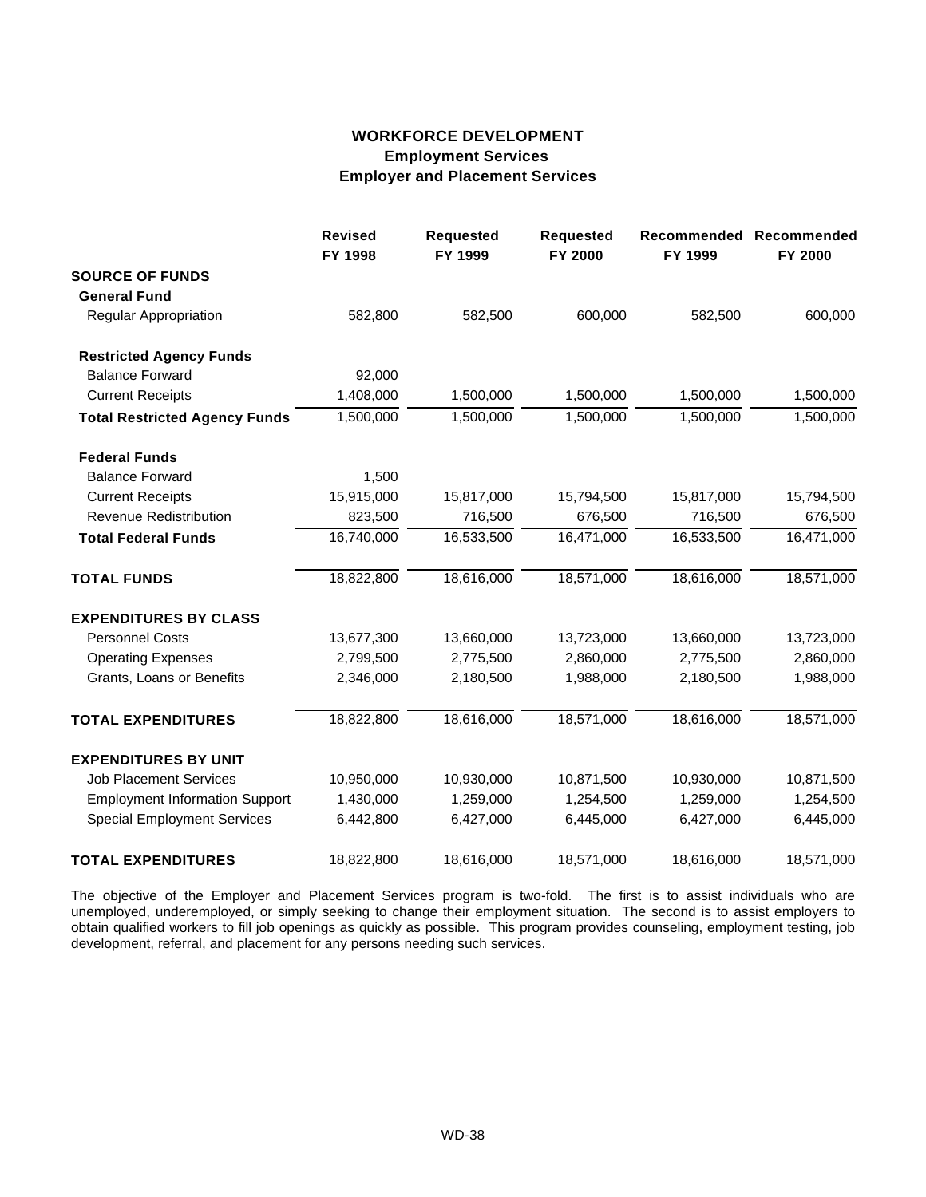# WORKFORCE DEVELOPMENT
## Employment Services
### Employer and Placement Services

| | Revised FY 1998 | Requested FY 1999 | Requested FY 2000 | Recommended FY 1999 | Recommended FY 2000 |
|---|---|---|---|---|---|
| **SOURCE OF FUNDS** | | | | | |
| **General Fund** | | | | | |
| Regular Appropriation | 582,800 | 582,500 | 600,000 | 582,500 | 600,000 |
| **Restricted Agency Funds** | | | | | |
| Balance Forward | 92,000 | | | | |
| Current Receipts | 1,408,000 | 1,500,000 | 1,500,000 | 1,500,000 | 1,500,000 |
| **Total Restricted Agency Funds** | 1,500,000 | 1,500,000 | 1,500,000 | 1,500,000 | 1,500,000 |
| **Federal Funds** | | | | | |
| Balance Forward | 1,500 | | | | |
| Current Receipts | 15,915,000 | 15,817,000 | 15,794,500 | 15,817,000 | 15,794,500 |
| Revenue Redistribution | 823,500 | 716,500 | 676,500 | 716,500 | 676,500 |
| **Total Federal Funds** | 16,740,000 | 16,533,500 | 16,471,000 | 16,533,500 | 16,471,000 |
| **TOTAL FUNDS** | 18,822,800 | 18,616,000 | 18,571,000 | 18,616,000 | 18,571,000 |
| **EXPENDITURES BY CLASS** | | | | | |
| Personnel Costs | 13,677,300 | 13,660,000 | 13,723,000 | 13,660,000 | 13,723,000 |
| Operating Expenses | 2,799,500 | 2,775,500 | 2,860,000 | 2,775,500 | 2,860,000 |
| Grants, Loans or Benefits | 2,346,000 | 2,180,500 | 1,988,000 | 2,180,500 | 1,988,000 |
| **TOTAL EXPENDITURES** | 18,822,800 | 18,616,000 | 18,571,000 | 18,616,000 | 18,571,000 |
| **EXPENDITURES BY UNIT** | | | | | |
| Job Placement Services | 10,950,000 | 10,930,000 | 10,871,500 | 10,930,000 | 10,871,500 |
| Employment Information Support | 1,430,000 | 1,259,000 | 1,254,500 | 1,259,000 | 1,254,500 |
| Special Employment Services | 6,442,800 | 6,427,000 | 6,445,000 | 6,427,000 | 6,445,000 |
| **TOTAL EXPENDITURES** | 18,822,800 | 18,616,000 | 18,571,000 | 18,616,000 | 18,571,000 |

The objective of the Employer and Placement Services program is two-fold. The first is to assist individuals who are unemployed, underemployed, or simply seeking to change their employment situation. The second is to assist employers to obtain qualified workers to fill job openings as quickly as possible. This program provides counseling, employment testing, job development, referral, and placement for any persons needing such services.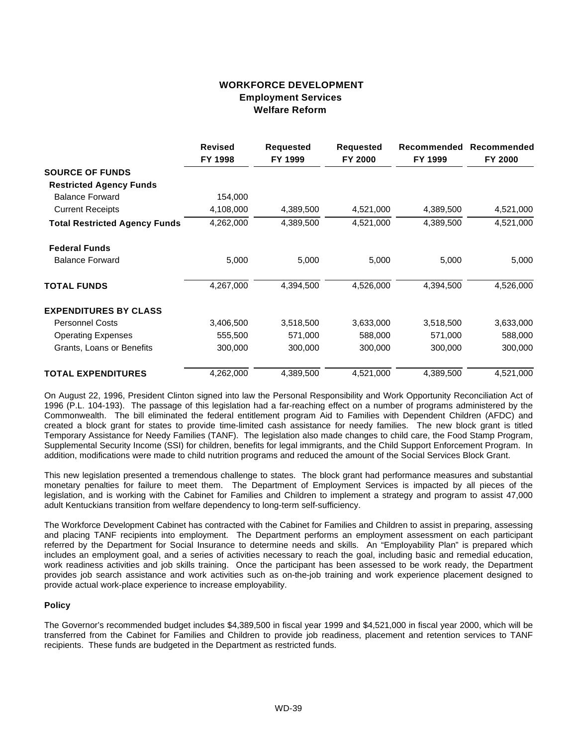# WORKFORCE DEVELOPMENT
## Employment Services
## Welfare Reform

| | Revised FY 1998 | Requested FY 1999 | Requested FY 2000 | Recommended FY 1999 | Recommended FY 2000 |
|---|---|---|---|---|---|
| **SOURCE OF FUNDS** | | | | | |
| **Restricted Agency Funds** | | | | | |
| Balance Forward | 154,000 | | | | |
| Current Receipts | 4,108,000 | 4,389,500 | 4,521,000 | 4,389,500 | 4,521,000 |
| **Total Restricted Agency Funds** | 4,262,000 | 4,389,500 | 4,521,000 | 4,389,500 | 4,521,000 |
| **Federal Funds** | | | | | |
| Balance Forward | 5,000 | 5,000 | 5,000 | 5,000 | 5,000 |
| **TOTAL FUNDS** | 4,267,000 | 4,394,500 | 4,526,000 | 4,394,500 | 4,526,000 |
| **EXPENDITURES BY CLASS** | | | | | |
| Personnel Costs | 3,406,500 | 3,518,500 | 3,633,000 | 3,518,500 | 3,633,000 |
| Operating Expenses | 555,500 | 571,000 | 588,000 | 571,000 | 588,000 |
| Grants, Loans or Benefits | 300,000 | 300,000 | 300,000 | 300,000 | 300,000 |
| **TOTAL EXPENDITURES** | 4,262,000 | 4,389,500 | 4,521,000 | 4,389,500 | 4,521,000 |

On August 22, 1996, President Clinton signed into law the Personal Responsibility and Work Opportunity Reconciliation Act of 1996 (P.L. 104-193). The passage of this legislation had a far-reaching effect on a number of programs administered by the Commonwealth. The bill eliminated the federal entitlement program Aid to Families with Dependent Children (AFDC) and created a block grant for states to provide time-limited cash assistance for needy families. The new block grant is titled Temporary Assistance for Needy Families (TANF). The legislation also made changes to child care, the Food Stamp Program, Supplemental Security Income (SSI) for children, benefits for legal immigrants, and the Child Support Enforcement Program. In addition, modifications were made to child nutrition programs and reduced the amount of the Social Services Block Grant.

This new legislation presented a tremendous challenge to states. The block grant had performance measures and substantial monetary penalties for failure to meet them. The Department of Employment Services is impacted by all pieces of the legislation, and is working with the Cabinet for Families and Children to implement a strategy and program to assist 47,000 adult Kentuckians transition from welfare dependency to long-term self-sufficiency.

The Workforce Development Cabinet has contracted with the Cabinet for Families and Children to assist in preparing, assessing and placing TANF recipients into employment. The Department performs an employment assessment on each participant referred by the Department for Social Insurance to determine needs and skills. An "Employability Plan" is prepared which includes an employment goal, and a series of activities necessary to reach the goal, including basic and remedial education, work readiness activities and job skills training. Once the participant has been assessed to be work ready, the Department provides job search assistance and work activities such as on-the-job training and work experience placement designed to provide actual work-place experience to increase employability.

**Policy**

The Governor's recommended budget includes $4,389,500 in fiscal year 1999 and $4,521,000 in fiscal year 2000, which will be transferred from the Cabinet for Families and Children to provide job readiness, placement and retention services to TANF recipients. These funds are budgeted in the Department as restricted funds.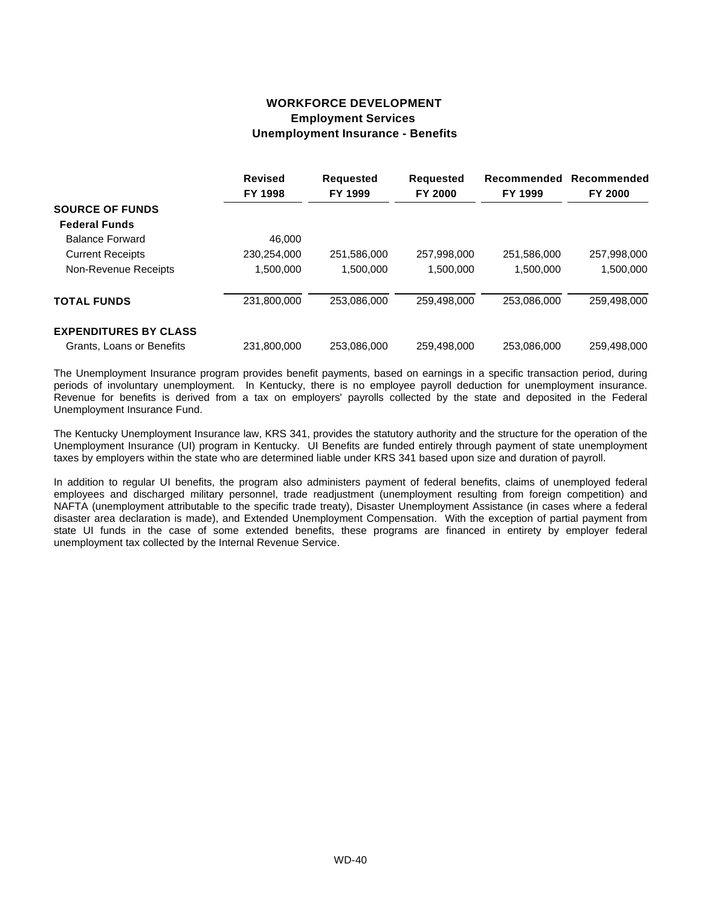# WORKFORCE DEVELOPMENT
## Employment Services
### Unemployment Insurance - Benefits

| | Revised FY 1998 | Requested FY 1999 | Requested FY 2000 | Recommended FY 1999 | Recommended FY 2000 |
|---|---|---|---|---|---|
| **SOURCE OF FUNDS** | | | | | |
| **Federal Funds** | | | | | |
| Balance Forward | 46,000 | | | | |
| Current Receipts | 230,254,000 | 251,586,000 | 257,998,000 | 251,586,000 | 257,998,000 |
| Non-Revenue Receipts | 1,500,000 | 1,500,000 | 1,500,000 | 1,500,000 | 1,500,000 |
| **TOTAL FUNDS** | 231,800,000 | 253,086,000 | 259,498,000 | 253,086,000 | 259,498,000 |
| **EXPENDITURES BY CLASS** | | | | | |
| Grants, Loans or Benefits | 231,800,000 | 253,086,000 | 259,498,000 | 253,086,000 | 259,498,000 |

The Unemployment Insurance program provides benefit payments, based on earnings in a specific transaction period, during periods of involuntary unemployment. In Kentucky, there is no employee payroll deduction for unemployment insurance. Revenue for benefits is derived from a tax on employers' payrolls collected by the state and deposited in the Federal Unemployment Insurance Fund.

The Kentucky Unemployment Insurance law, KRS 341, provides the statutory authority and the structure for the operation of the Unemployment Insurance (UI) program in Kentucky. UI Benefits are funded entirely through payment of state unemployment taxes by employers within the state who are determined liable under KRS 341 based upon size and duration of payroll.

In addition to regular UI benefits, the program also administers payment of federal benefits, claims of unemployed federal employees and discharged military personnel, trade readjustment (unemployment resulting from foreign competition) and NAFTA (unemployment attributable to the specific trade treaty), Disaster Unemployment Assistance (in cases where a federal disaster area declaration is made), and Extended Unemployment Compensation. With the exception of partial payment from state UI funds in the case of some extended benefits, these programs are financed in entirety by employer federal unemployment tax collected by the Internal Revenue Service.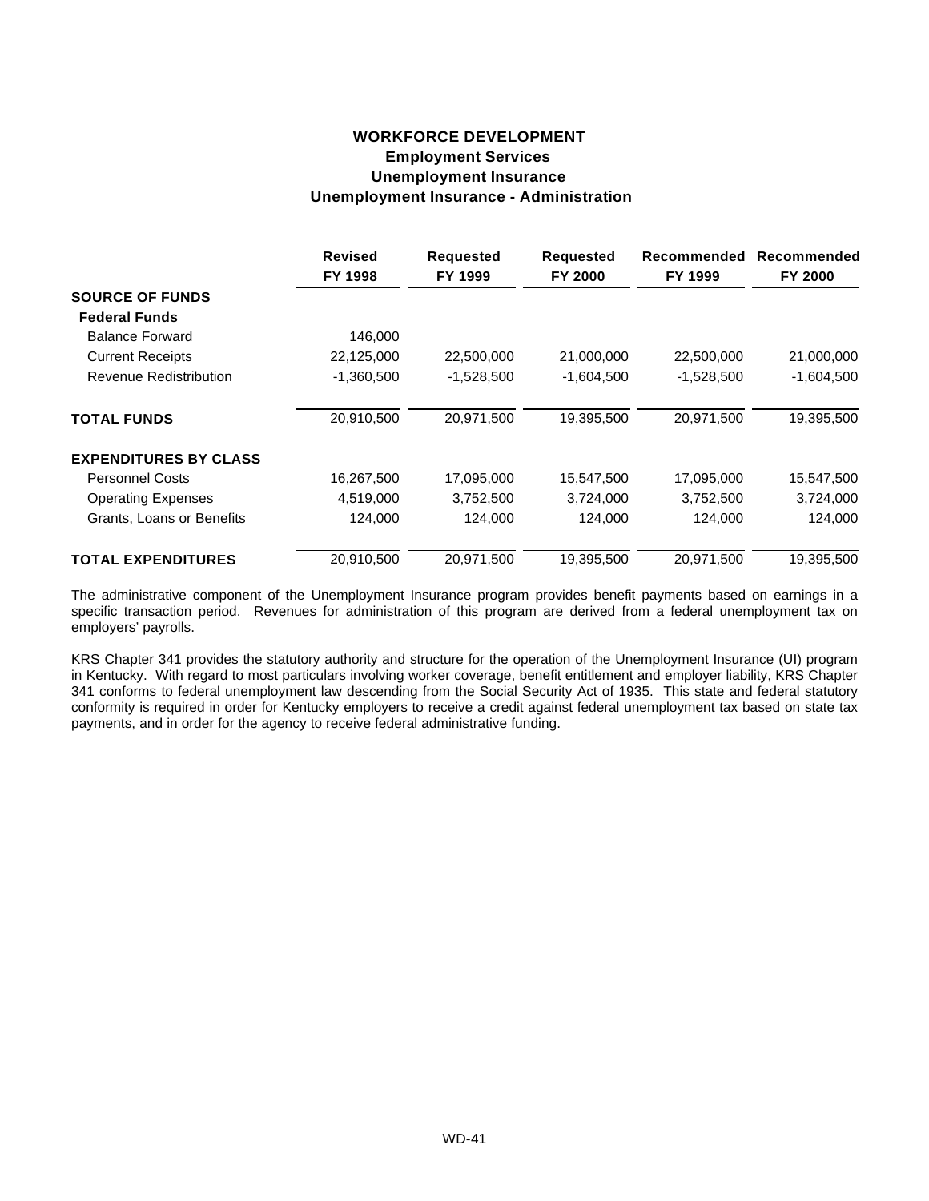# WORKFORCE DEVELOPMENT
## Employment Services
## Unemployment Insurance
## Unemployment Insurance - Administration

| | Revised FY 1998 | Requested FY 1999 | Requested FY 2000 | Recommended FY 1999 | Recommended FY 2000 |
|---|---|---|---|---|---|
| **SOURCE OF FUNDS** | | | | | |
| **Federal Funds** | | | | | |
| Balance Forward | 146,000 | | | | |
| Current Receipts | 22,125,000 | 22,500,000 | 21,000,000 | 22,500,000 | 21,000,000 |
| Revenue Redistribution | -1,360,500 | -1,528,500 | -1,604,500 | -1,528,500 | -1,604,500 |
| **TOTAL FUNDS** | 20,910,500 | 20,971,500 | 19,395,500 | 20,971,500 | 19,395,500 |
| **EXPENDITURES BY CLASS** | | | | | |
| Personnel Costs | 16,267,500 | 17,095,000 | 15,547,500 | 17,095,000 | 15,547,500 |
| Operating Expenses | 4,519,000 | 3,752,500 | 3,724,000 | 3,752,500 | 3,724,000 |
| Grants, Loans or Benefits | 124,000 | 124,000 | 124,000 | 124,000 | 124,000 |
| **TOTAL EXPENDITURES** | 20,910,500 | 20,971,500 | 19,395,500 | 20,971,500 | 19,395,500 |

The administrative component of the Unemployment Insurance program provides benefit payments based on earnings in a specific transaction period. Revenues for administration of this program are derived from a federal unemployment tax on employers' payrolls.

KRS Chapter 341 provides the statutory authority and structure for the operation of the Unemployment Insurance (UI) program in Kentucky. With regard to most particulars involving worker coverage, benefit entitlement and employer liability, KRS Chapter 341 conforms to federal unemployment law descending from the Social Security Act of 1935. This state and federal statutory conformity is required in order for Kentucky employers to receive a credit against federal unemployment tax based on state tax payments, and in order for the agency to receive federal administrative funding.